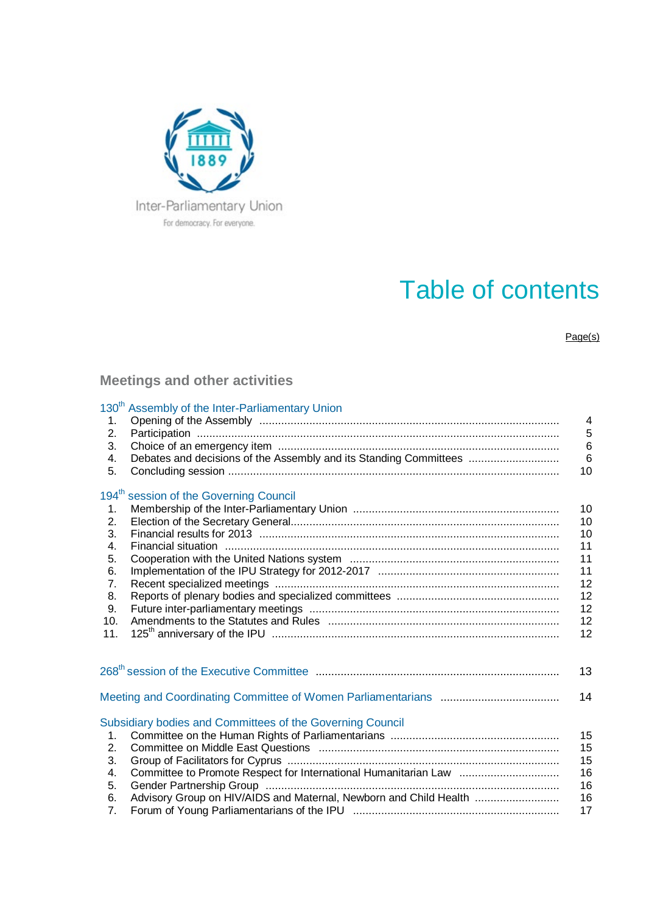Inter-Parliamentary Union

For democracy. For everyone.

# Table of contents

Page(s)

## Meetings and other activities

### 130th Assembly of the Inter-Parliamentary Union

| | | |
|---|---|---|
| 1. | Opening of the Assembly | 4 |
| 2. | Participation | 5 |
| 3. | Choice of an emergency item | 6 |
| 4. | Debates and decisions of the Assembly and its Standing Committees | 6 |
| 5. | Concluding session | 10 |

### 194th session of the Governing Council

| | | |
|---|---|---|
| 1. | Membership of the Inter-Parliamentary Union | 10 |
| 2. | Election of the Secretary General | 10 |
| 3. | Financial results for 2013 | 10 |
| 4. | Financial situation | 11 |
| 5. | Cooperation with the United Nations system | 11 |
| 6. | Implementation of the IPU Strategy for 2012-2017 | 11 |
| 7. | Recent specialized meetings | 12 |
| 8. | Reports of plenary bodies and specialized committees | 12 |
| 9. | Future inter-parliamentary meetings | 12 |
| 10. | Amendments to the Statutes and Rules | 12 |
| 11. | 125th anniversary of the IPU | 12 |

### 268th session of the Executive Committee ... 13

### Meeting and Coordinating Committee of Women Parliamentarians ... 14

### Subsidiary bodies and Committees of the Governing Council

| | | |
|---|---|---|
| 1. | Committee on the Human Rights of Parliamentarians | 15 |
| 2. | Committee on Middle East Questions | 15 |
| 3. | Group of Facilitators for Cyprus | 15 |
| 4. | Committee to Promote Respect for International Humanitarian Law | 16 |
| 5. | Gender Partnership Group | 16 |
| 6. | Advisory Group on HIV/AIDS and Maternal, Newborn and Child Health | 16 |
| 7. | Forum of Young Parliamentarians of the IPU | 17 |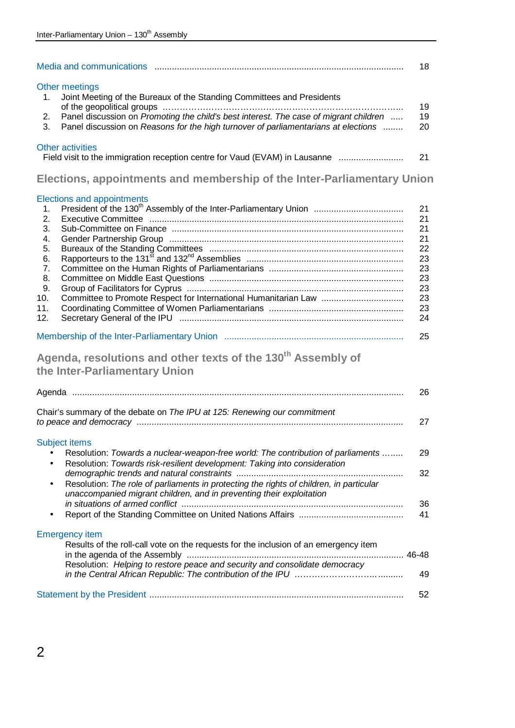Media and communications .................................................................................................... 18

Other meetings

1. Joint Meeting of the Bureaux of the Standing Committees and Presidents of the geopolitical groups ………………………………………………………………………….. 19
2. Panel discussion on *Promoting the child's best interest. The case of migrant children* ..... 19
3. Panel discussion on *Reasons for the high turnover of parliamentarians at elections* ........ 20

Other activities

Field visit to the immigration reception centre for Vaud (EVAM) in Lausanne .......................... 21

## Elections, appointments and membership of the Inter-Parliamentary Union

Elections and appointments

1. President of the 130th Assembly of the Inter-Parliamentary Union .................................... 21
2. Executive Committee ..................................................................................................... 21
3. Sub-Committee on Finance ............................................................................................ 21
4. Gender Partnership Group ............................................................................................. 21
5. Bureaux of the Standing Committees ............................................................................. 22
6. Rapporteurs to the 131st and 132nd Assemblies ............................................................... 23
7. Committee on the Human Rights of Parliamentarians ...................................................... 23
8. Committee on Middle East Questions ............................................................................. 23
9. Group of Facilitators for Cyprus ...................................................................................... 23
10. Committee to Promote Respect for International Humanitarian Law ................................. 23
11. Coordinating Committee of Women Parliamentarians ...................................................... 23
12. Secretary General of the IPU ......................................................................................... 24

Membership of the Inter-Parliamentary Union ........................................................................ 25

## Agenda, resolutions and other texts of the 130th Assembly of the Inter-Parliamentary Union

Agenda .................................................................................................................................... 26

Chair's summary of the debate on *The IPU at 125: Renewing our commitment to peace and democracy* ......................................................................................................... 27

Subject items

- Resolution: *Towards a nuclear-weapon-free world: The contribution of parliaments* …..... 29
- Resolution: *Towards risk-resilient development: Taking into consideration demographic trends and natural constraints* ................................................................... 32
- Resolution: *The role of parliaments in protecting the rights of children, in particular unaccompanied migrant children, and in preventing their exploitation in situations of armed conflict* ......................................................................................... 36
- Report of the Standing Committee on United Nations Affairs .......................................... 41

Emergency item

Results of the roll-call vote on the requests for the inclusion of an emergency item in the agenda of the Assembly ...................................................................................... 46-48

Resolution: *Helping to restore peace and security and consolidate democracy in the Central African Republic: The contribution of the IPU* …………………….…......... 49

Statement by the President ..................................................................................................... 52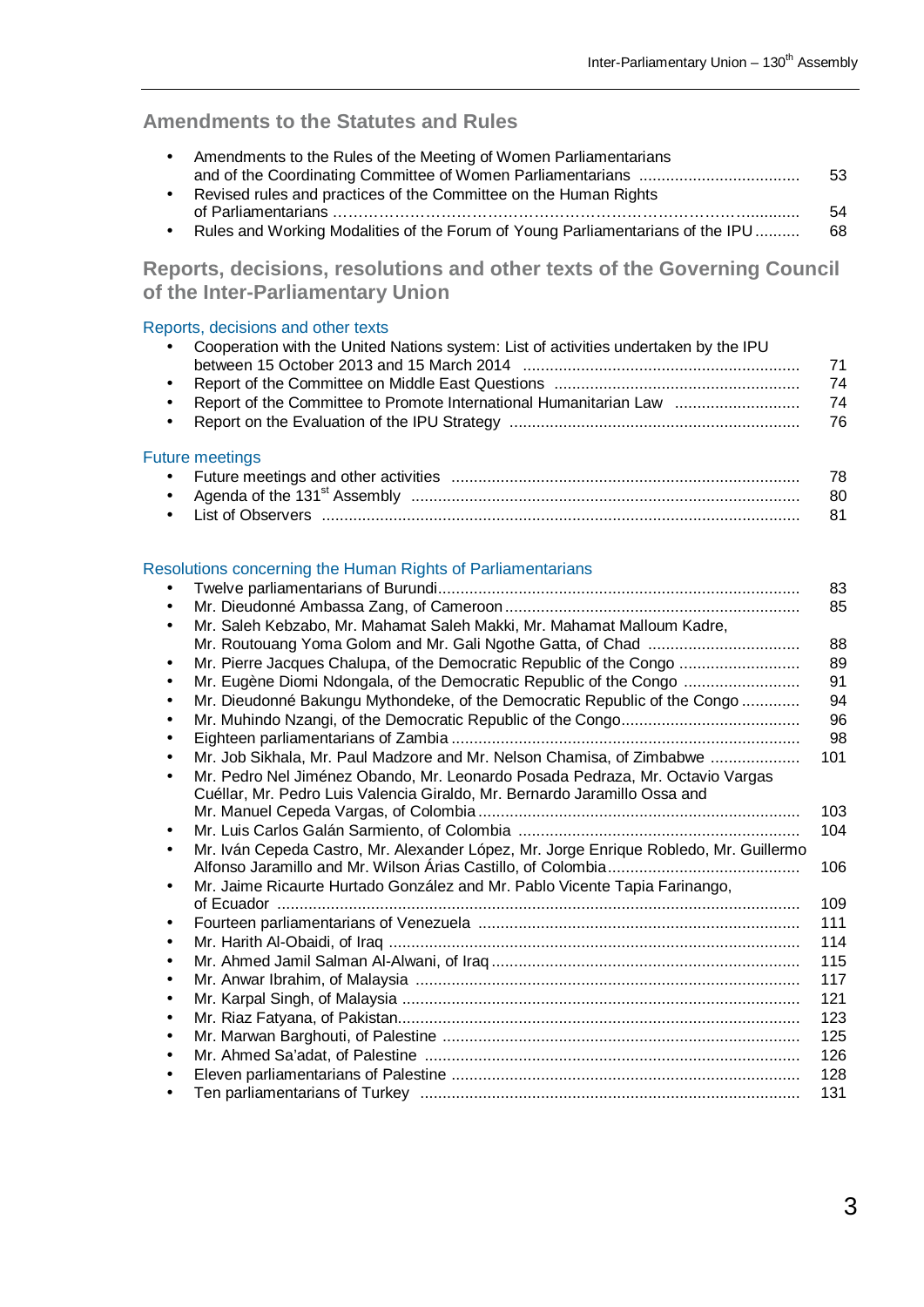## Amendments to the Statutes and Rules

- Amendments to the Rules of the Meeting of Women Parliamentarians and of the Coordinating Committee of Women Parliamentarians ..... 53
- Revised rules and practices of the Committee on the Human Rights of Parliamentarians ..... 54
- Rules and Working Modalities of the Forum of Young Parliamentarians of the IPU ..... 68

## Reports, decisions, resolutions and other texts of the Governing Council of the Inter-Parliamentary Union

### Reports, decisions and other texts

- Cooperation with the United Nations system: List of activities undertaken by the IPU between 15 October 2013 and 15 March 2014 ..... 71
- Report of the Committee on Middle East Questions ..... 74
- Report of the Committee to Promote International Humanitarian Law ..... 74
- Report on the Evaluation of the IPU Strategy ..... 76

### Future meetings

- Future meetings and other activities ..... 78
- Agenda of the 131st Assembly ..... 80
- List of Observers ..... 81

### Resolutions concerning the Human Rights of Parliamentarians

- Twelve parliamentarians of Burundi ..... 83
- Mr. Dieudonné Ambassa Zang, of Cameroon ..... 85
- Mr. Saleh Kebzabo, Mr. Mahamat Saleh Makki, Mr. Mahamat Malloum Kadre, Mr. Routouang Yoma Golom and Mr. Gali Ngothe Gatta, of Chad ..... 88
- Mr. Pierre Jacques Chalupa, of the Democratic Republic of the Congo ..... 89
- Mr. Eugène Diomi Ndongala, of the Democratic Republic of the Congo ..... 91
- Mr. Dieudonné Bakungu Mythondeke, of the Democratic Republic of the Congo ..... 94
- Mr. Muhindo Nzangi, of the Democratic Republic of the Congo ..... 96
- Eighteen parliamentarians of Zambia ..... 98
- Mr. Job Sikhala, Mr. Paul Madzore and Mr. Nelson Chamisa, of Zimbabwe ..... 101
- Mr. Pedro Nel Jiménez Obando, Mr. Leonardo Posada Pedraza, Mr. Octavio Vargas Cuéllar, Mr. Pedro Luis Valencia Giraldo, Mr. Bernardo Jaramillo Ossa and Mr. Manuel Cepeda Vargas, of Colombia ..... 103
- Mr. Luis Carlos Galán Sarmiento, of Colombia ..... 104
- Mr. Iván Cepeda Castro, Mr. Alexander López, Mr. Jorge Enrique Robledo, Mr. Guillermo Alfonso Jaramillo and Mr. Wilson Árias Castillo, of Colombia ..... 106
- Mr. Jaime Ricaurte Hurtado González and Mr. Pablo Vicente Tapia Farinango, of Ecuador ..... 109
- Fourteen parliamentarians of Venezuela ..... 111
- Mr. Harith Al-Obaidi, of Iraq ..... 114
- Mr. Ahmed Jamil Salman Al-Alwani, of Iraq ..... 115
- Mr. Anwar Ibrahim, of Malaysia ..... 117
- Mr. Karpal Singh, of Malaysia ..... 121
- Mr. Riaz Fatyana, of Pakistan ..... 123
- Mr. Marwan Barghouti, of Palestine ..... 125
- Mr. Ahmed Sa'adat, of Palestine ..... 126
- Eleven parliamentarians of Palestine ..... 128
- Ten parliamentarians of Turkey ..... 131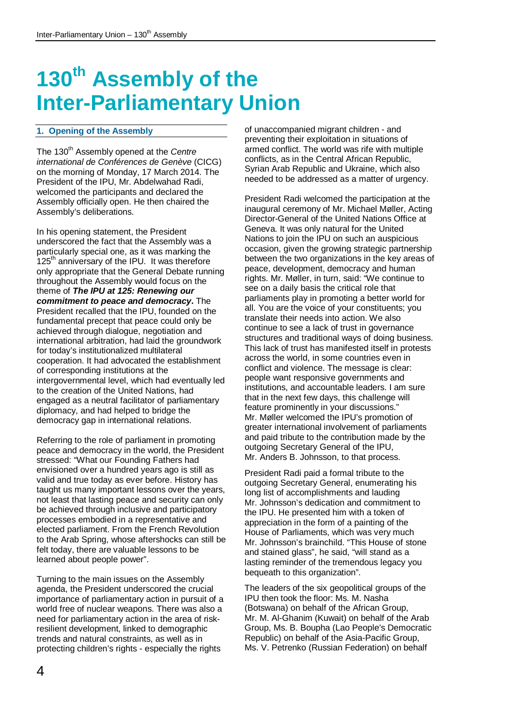# 130th Assembly of the Inter-Parliamentary Union

## 1. Opening of the Assembly

The 130th Assembly opened at the *Centre international de Conférences de Genève* (CICG) on the morning of Monday, 17 March 2014. The President of the IPU, Mr. Abdelwahad Radi, welcomed the participants and declared the Assembly officially open. He then chaired the Assembly's deliberations.

In his opening statement, the President underscored the fact that the Assembly was a particularly special one, as it was marking the 125th anniversary of the IPU. It was therefore only appropriate that the General Debate running throughout the Assembly would focus on the theme of ***The IPU at 125: Renewing our commitment to peace and democracy***. The President recalled that the IPU, founded on the fundamental precept that peace could only be achieved through dialogue, negotiation and international arbitration, had laid the groundwork for today's institutionalized multilateral cooperation. It had advocated the establishment of corresponding institutions at the intergovernmental level, which had eventually led to the creation of the United Nations, had engaged as a neutral facilitator of parliamentary diplomacy, and had helped to bridge the democracy gap in international relations.

Referring to the role of parliament in promoting peace and democracy in the world, the President stressed: "What our Founding Fathers had envisioned over a hundred years ago is still as valid and true today as ever before. History has taught us many important lessons over the years, not least that lasting peace and security can only be achieved through inclusive and participatory processes embodied in a representative and elected parliament. From the French Revolution to the Arab Spring, whose aftershocks can still be felt today, there are valuable lessons to be learned about people power".

Turning to the main issues on the Assembly agenda, the President underscored the crucial importance of parliamentary action in pursuit of a world free of nuclear weapons. There was also a need for parliamentary action in the area of risk-resilient development, linked to demographic trends and natural constraints, as well as in protecting children's rights - especially the rights of unaccompanied migrant children - and preventing their exploitation in situations of armed conflict. The world was rife with multiple conflicts, as in the Central African Republic, Syrian Arab Republic and Ukraine, which also needed to be addressed as a matter of urgency.

President Radi welcomed the participation at the inaugural ceremony of Mr. Michael Møller, Acting Director-General of the United Nations Office at Geneva. It was only natural for the United Nations to join the IPU on such an auspicious occasion, given the growing strategic partnership between the two organizations in the key areas of peace, development, democracy and human rights. Mr. Møller, in turn, said: "We continue to see on a daily basis the critical role that parliaments play in promoting a better world for all. You are the voice of your constituents; you translate their needs into action. We also continue to see a lack of trust in governance structures and traditional ways of doing business. This lack of trust has manifested itself in protests across the world, in some countries even in conflict and violence. The message is clear: people want responsive governments and institutions, and accountable leaders. I am sure that in the next few days, this challenge will feature prominently in your discussions." Mr. Møller welcomed the IPU's promotion of greater international involvement of parliaments and paid tribute to the contribution made by the outgoing Secretary General of the IPU, Mr. Anders B. Johnsson, to that process.

President Radi paid a formal tribute to the outgoing Secretary General, enumerating his long list of accomplishments and lauding Mr. Johnsson's dedication and commitment to the IPU. He presented him with a token of appreciation in the form of a painting of the House of Parliaments, which was very much Mr. Johnsson's brainchild. "This House of stone and stained glass", he said, "will stand as a lasting reminder of the tremendous legacy you bequeath to this organization".

The leaders of the six geopolitical groups of the IPU then took the floor: Ms. M. Nasha (Botswana) on behalf of the African Group, Mr. M. Al-Ghanim (Kuwait) on behalf of the Arab Group, Ms. B. Boupha (Lao People's Democratic Republic) on behalf of the Asia-Pacific Group, Ms. V. Petrenko (Russian Federation) on behalf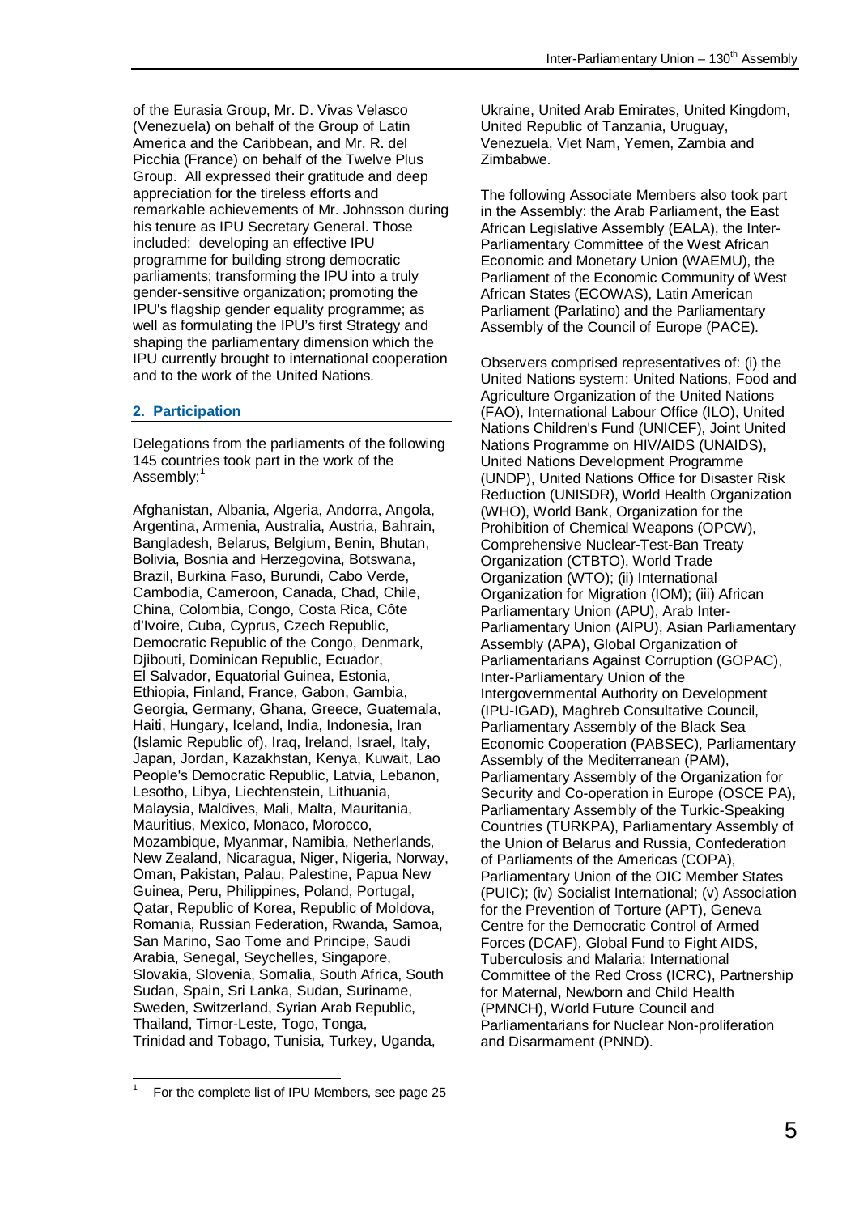of the Eurasia Group, Mr. D. Vivas Velasco (Venezuela) on behalf of the Group of Latin America and the Caribbean, and Mr. R. del Picchia (France) on behalf of the Twelve Plus Group. All expressed their gratitude and deep appreciation for the tireless efforts and remarkable achievements of Mr. Johnsson during his tenure as IPU Secretary General. Those included: developing an effective IPU programme for building strong democratic parliaments; transforming the IPU into a truly gender-sensitive organization; promoting the IPU's flagship gender equality programme; as well as formulating the IPU's first Strategy and shaping the parliamentary dimension which the IPU currently brought to international cooperation and to the work of the United Nations.

## 2. Participation

Delegations from the parliaments of the following 145 countries took part in the work of the Assembly:[1]

Afghanistan, Albania, Algeria, Andorra, Angola, Argentina, Armenia, Australia, Austria, Bahrain, Bangladesh, Belarus, Belgium, Benin, Bhutan, Bolivia, Bosnia and Herzegovina, Botswana, Brazil, Burkina Faso, Burundi, Cabo Verde, Cambodia, Cameroon, Canada, Chad, Chile, China, Colombia, Congo, Costa Rica, Côte d'Ivoire, Cuba, Cyprus, Czech Republic, Democratic Republic of the Congo, Denmark, Djibouti, Dominican Republic, Ecuador, El Salvador, Equatorial Guinea, Estonia, Ethiopia, Finland, France, Gabon, Gambia, Georgia, Germany, Ghana, Greece, Guatemala, Haiti, Hungary, Iceland, India, Indonesia, Iran (Islamic Republic of), Iraq, Ireland, Israel, Italy, Japan, Jordan, Kazakhstan, Kenya, Kuwait, Lao People's Democratic Republic, Latvia, Lebanon, Lesotho, Libya, Liechtenstein, Lithuania, Malaysia, Maldives, Mali, Malta, Mauritania, Mauritius, Mexico, Monaco, Morocco, Mozambique, Myanmar, Namibia, Netherlands, New Zealand, Nicaragua, Niger, Nigeria, Norway, Oman, Pakistan, Palau, Palestine, Papua New Guinea, Peru, Philippines, Poland, Portugal, Qatar, Republic of Korea, Republic of Moldova, Romania, Russian Federation, Rwanda, Samoa, San Marino, Sao Tome and Principe, Saudi Arabia, Senegal, Seychelles, Singapore, Slovakia, Slovenia, Somalia, South Africa, South Sudan, Spain, Sri Lanka, Sudan, Suriname, Sweden, Switzerland, Syrian Arab Republic, Thailand, Timor-Leste, Togo, Tonga, Trinidad and Tobago, Tunisia, Turkey, Uganda, Ukraine, United Arab Emirates, United Kingdom, United Republic of Tanzania, Uruguay, Venezuela, Viet Nam, Yemen, Zambia and Zimbabwe.

The following Associate Members also took part in the Assembly: the Arab Parliament, the East African Legislative Assembly (EALA), the Inter-Parliamentary Committee of the West African Economic and Monetary Union (WAEMU), the Parliament of the Economic Community of West African States (ECOWAS), Latin American Parliament (Parlatino) and the Parliamentary Assembly of the Council of Europe (PACE).

Observers comprised representatives of: (i) the United Nations system: United Nations, Food and Agriculture Organization of the United Nations (FAO), International Labour Office (ILO), United Nations Children's Fund (UNICEF), Joint United Nations Programme on HIV/AIDS (UNAIDS), United Nations Development Programme (UNDP), United Nations Office for Disaster Risk Reduction (UNISDR), World Health Organization (WHO), World Bank, Organization for the Prohibition of Chemical Weapons (OPCW), Comprehensive Nuclear-Test-Ban Treaty Organization (CTBTO), World Trade Organization (WTO); (ii) International Organization for Migration (IOM); (iii) African Parliamentary Union (APU), Arab Inter-Parliamentary Union (AIPU), Asian Parliamentary Assembly (APA), Global Organization of Parliamentarians Against Corruption (GOPAC), Inter-Parliamentary Union of the Intergovernmental Authority on Development (IPU-IGAD), Maghreb Consultative Council, Parliamentary Assembly of the Black Sea Economic Cooperation (PABSEC), Parliamentary Assembly of the Mediterranean (PAM), Parliamentary Assembly of the Organization for Security and Co-operation in Europe (OSCE PA), Parliamentary Assembly of the Turkic-Speaking Countries (TURKPA), Parliamentary Assembly of the Union of Belarus and Russia, Confederation of Parliaments of the Americas (COPA), Parliamentary Union of the OIC Member States (PUIC); (iv) Socialist International; (v) Association for the Prevention of Torture (APT), Geneva Centre for the Democratic Control of Armed Forces (DCAF), Global Fund to Fight AIDS, Tuberculosis and Malaria; International Committee of the Red Cross (ICRC), Partnership for Maternal, Newborn and Child Health (PMNCH), World Future Council and Parliamentarians for Nuclear Non-proliferation and Disarmament (PNND).

---

[1] For the complete list of IPU Members, see page 25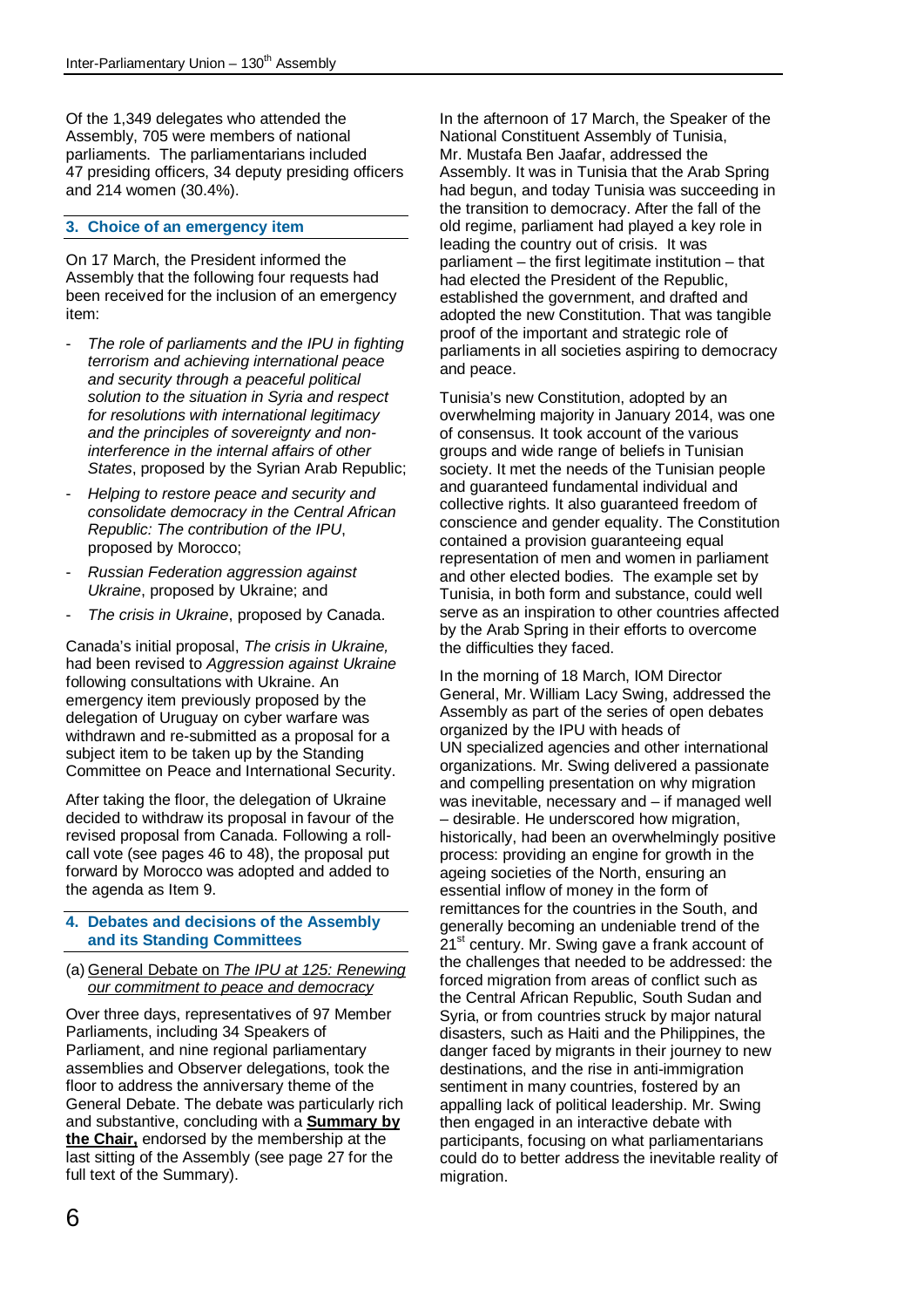Of the 1,349 delegates who attended the Assembly, 705 were members of national parliaments. The parliamentarians included 47 presiding officers, 34 deputy presiding officers and 214 women (30.4%).

## 3. Choice of an emergency item

On 17 March, the President informed the Assembly that the following four requests had been received for the inclusion of an emergency item:

- *The role of parliaments and the IPU in fighting terrorism and achieving international peace and security through a peaceful political solution to the situation in Syria and respect for resolutions with international legitimacy and the principles of sovereignty and non-interference in the internal affairs of other States*, proposed by the Syrian Arab Republic;
- *Helping to restore peace and security and consolidate democracy in the Central African Republic: The contribution of the IPU*, proposed by Morocco;
- *Russian Federation aggression against Ukraine*, proposed by Ukraine; and
- *The crisis in Ukraine*, proposed by Canada.

Canada's initial proposal, *The crisis in Ukraine,* had been revised to *Aggression against Ukraine* following consultations with Ukraine. An emergency item previously proposed by the delegation of Uruguay on cyber warfare was withdrawn and re-submitted as a proposal for a subject item to be taken up by the Standing Committee on Peace and International Security.

After taking the floor, the delegation of Ukraine decided to withdraw its proposal in favour of the revised proposal from Canada. Following a roll-call vote (see pages 46 to 48), the proposal put forward by Morocco was adopted and added to the agenda as Item 9.

## 4. Debates and decisions of the Assembly and its Standing Committees

### (a) General Debate on *The IPU at 125: Renewing our commitment to peace and democracy*

Over three days, representatives of 97 Member Parliaments, including 34 Speakers of Parliament, and nine regional parliamentary assemblies and Observer delegations, took the floor to address the anniversary theme of the General Debate. The debate was particularly rich and substantive, concluding with a **Summary by the Chair,** endorsed by the membership at the last sitting of the Assembly (see page 27 for the full text of the Summary).

In the afternoon of 17 March, the Speaker of the National Constituent Assembly of Tunisia, Mr. Mustafa Ben Jaafar, addressed the Assembly. It was in Tunisia that the Arab Spring had begun, and today Tunisia was succeeding in the transition to democracy. After the fall of the old regime, parliament had played a key role in leading the country out of crisis. It was parliament – the first legitimate institution – that had elected the President of the Republic, established the government, and drafted and adopted the new Constitution. That was tangible proof of the important and strategic role of parliaments in all societies aspiring to democracy and peace.

Tunisia's new Constitution, adopted by an overwhelming majority in January 2014, was one of consensus. It took account of the various groups and wide range of beliefs in Tunisian society. It met the needs of the Tunisian people and guaranteed fundamental individual and collective rights. It also guaranteed freedom of conscience and gender equality. The Constitution contained a provision guaranteeing equal representation of men and women in parliament and other elected bodies. The example set by Tunisia, in both form and substance, could well serve as an inspiration to other countries affected by the Arab Spring in their efforts to overcome the difficulties they faced.

In the morning of 18 March, IOM Director General, Mr. William Lacy Swing, addressed the Assembly as part of the series of open debates organized by the IPU with heads of UN specialized agencies and other international organizations. Mr. Swing delivered a passionate and compelling presentation on why migration was inevitable, necessary and – if managed well – desirable. He underscored how migration, historically, had been an overwhelmingly positive process: providing an engine for growth in the ageing societies of the North, ensuring an essential inflow of money in the form of remittances for the countries in the South, and generally becoming an undeniable trend of the 21st century. Mr. Swing gave a frank account of the challenges that needed to be addressed: the forced migration from areas of conflict such as the Central African Republic, South Sudan and Syria, or from countries struck by major natural disasters, such as Haiti and the Philippines, the danger faced by migrants in their journey to new destinations, and the rise in anti-immigration sentiment in many countries, fostered by an appalling lack of political leadership. Mr. Swing then engaged in an interactive debate with participants, focusing on what parliamentarians could do to better address the inevitable reality of migration.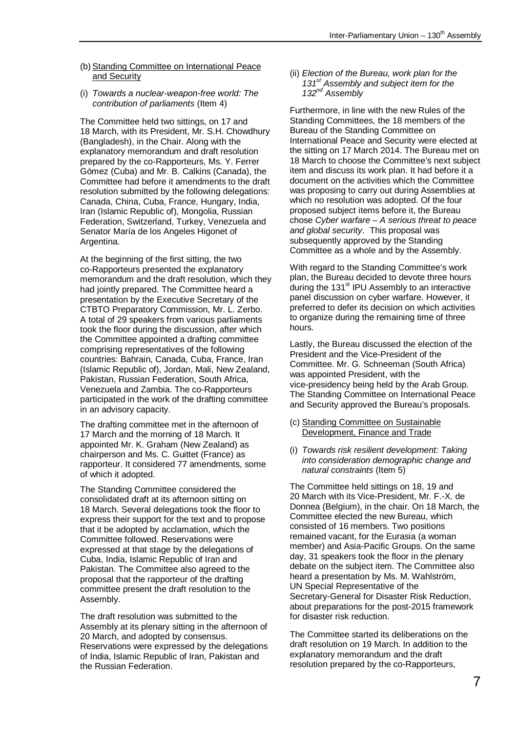(b) Standing Committee on International Peace and Security

(i) *Towards a nuclear-weapon-free world: The contribution of parliaments* (Item 4)

The Committee held two sittings, on 17 and 18 March, with its President, Mr. S.H. Chowdhury (Bangladesh), in the Chair. Along with the explanatory memorandum and draft resolution prepared by the co-Rapporteurs, Ms. Y. Ferrer Gómez (Cuba) and Mr. B. Calkins (Canada), the Committee had before it amendments to the draft resolution submitted by the following delegations: Canada, China, Cuba, France, Hungary, India, Iran (Islamic Republic of), Mongolia, Russian Federation, Switzerland, Turkey, Venezuela and Senator María de los Angeles Higonet of Argentina.

At the beginning of the first sitting, the two co-Rapporteurs presented the explanatory memorandum and the draft resolution, which they had jointly prepared. The Committee heard a presentation by the Executive Secretary of the CTBTO Preparatory Commission, Mr. L. Zerbo. A total of 29 speakers from various parliaments took the floor during the discussion, after which the Committee appointed a drafting committee comprising representatives of the following countries: Bahrain, Canada, Cuba, France, Iran (Islamic Republic of), Jordan, Mali, New Zealand, Pakistan, Russian Federation, South Africa, Venezuela and Zambia. The co-Rapporteurs participated in the work of the drafting committee in an advisory capacity.

The drafting committee met in the afternoon of 17 March and the morning of 18 March. It appointed Mr. K. Graham (New Zealand) as chairperson and Ms. C. Guittet (France) as rapporteur. It considered 77 amendments, some of which it adopted.

The Standing Committee considered the consolidated draft at its afternoon sitting on 18 March. Several delegations took the floor to express their support for the text and to propose that it be adopted by acclamation, which the Committee followed. Reservations were expressed at that stage by the delegations of Cuba, India, Islamic Republic of Iran and Pakistan. The Committee also agreed to the proposal that the rapporteur of the drafting committee present the draft resolution to the Assembly.

The draft resolution was submitted to the Assembly at its plenary sitting in the afternoon of 20 March, and adopted by consensus. Reservations were expressed by the delegations of India, Islamic Republic of Iran, Pakistan and the Russian Federation.

(ii) *Election of the Bureau, work plan for the 131st Assembly and subject item for the 132nd Assembly*

Furthermore, in line with the new Rules of the Standing Committees, the 18 members of the Bureau of the Standing Committee on International Peace and Security were elected at the sitting on 17 March 2014. The Bureau met on 18 March to choose the Committee's next subject item and discuss its work plan. It had before it a document on the activities which the Committee was proposing to carry out during Assemblies at which no resolution was adopted. Of the four proposed subject items before it, the Bureau chose *Cyber warfare – A serious threat to peace and global security*. This proposal was subsequently approved by the Standing Committee as a whole and by the Assembly.

With regard to the Standing Committee's work plan, the Bureau decided to devote three hours during the 131st IPU Assembly to an interactive panel discussion on cyber warfare. However, it preferred to defer its decision on which activities to organize during the remaining time of three hours.

Lastly, the Bureau discussed the election of the President and the Vice-President of the Committee. Mr. G. Schneeman (South Africa) was appointed President, with the vice-presidency being held by the Arab Group. The Standing Committee on International Peace and Security approved the Bureau's proposals.

(c) Standing Committee on Sustainable Development, Finance and Trade

(i) *Towards risk resilient development: Taking into consideration demographic change and natural constraints* (Item 5)

The Committee held sittings on 18, 19 and 20 March with its Vice-President, Mr. F.-X. de Donnea (Belgium), in the chair. On 18 March, the Committee elected the new Bureau, which consisted of 16 members. Two positions remained vacant, for the Eurasia (a woman member) and Asia-Pacific Groups. On the same day, 31 speakers took the floor in the plenary debate on the subject item. The Committee also heard a presentation by Ms. M. Wahlström, UN Special Representative of the Secretary-General for Disaster Risk Reduction, about preparations for the post-2015 framework for disaster risk reduction.

The Committee started its deliberations on the draft resolution on 19 March. In addition to the explanatory memorandum and the draft resolution prepared by the co-Rapporteurs,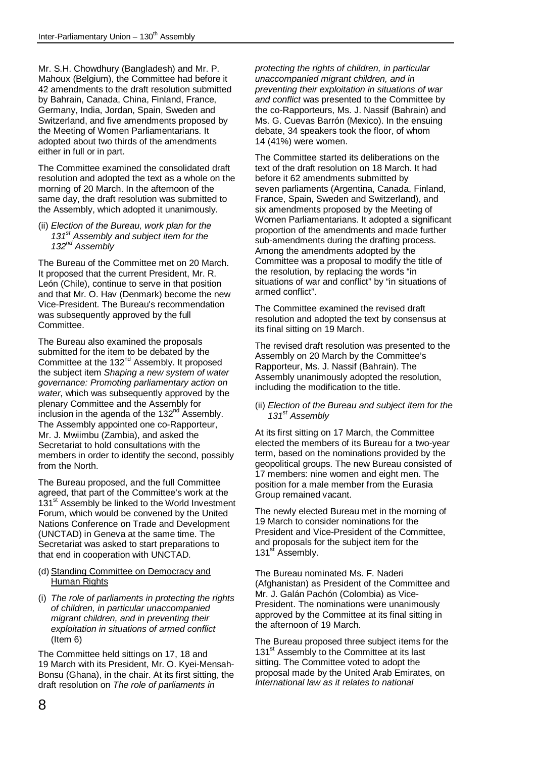Mr. S.H. Chowdhury (Bangladesh) and Mr. P. Mahoux (Belgium), the Committee had before it 42 amendments to the draft resolution submitted by Bahrain, Canada, China, Finland, France, Germany, India, Jordan, Spain, Sweden and Switzerland, and five amendments proposed by the Meeting of Women Parliamentarians. It adopted about two thirds of the amendments either in full or in part.

The Committee examined the consolidated draft resolution and adopted the text as a whole on the morning of 20 March. In the afternoon of the same day, the draft resolution was submitted to the Assembly, which adopted it unanimously.

(ii) *Election of the Bureau, work plan for the 131st Assembly and subject item for the 132nd Assembly*

The Bureau of the Committee met on 20 March. It proposed that the current President, Mr. R. León (Chile), continue to serve in that position and that Mr. O. Hav (Denmark) become the new Vice-President. The Bureau's recommendation was subsequently approved by the full Committee.

The Bureau also examined the proposals submitted for the item to be debated by the Committee at the 132nd Assembly. It proposed the subject item *Shaping a new system of water governance: Promoting parliamentary action on water*, which was subsequently approved by the plenary Committee and the Assembly for inclusion in the agenda of the 132nd Assembly. The Assembly appointed one co-Rapporteur, Mr. J. Mwiimbu (Zambia), and asked the Secretariat to hold consultations with the members in order to identify the second, possibly from the North.

The Bureau proposed, and the full Committee agreed, that part of the Committee's work at the 131st Assembly be linked to the World Investment Forum, which would be convened by the United Nations Conference on Trade and Development (UNCTAD) in Geneva at the same time. The Secretariat was asked to start preparations to that end in cooperation with UNCTAD.

(d) Standing Committee on Democracy and Human Rights

(i) *The role of parliaments in protecting the rights of children, in particular unaccompanied migrant children, and in preventing their exploitation in situations of armed conflict* (Item 6)

The Committee held sittings on 17, 18 and 19 March with its President, Mr. O. Kyei-Mensah-Bonsu (Ghana), in the chair. At its first sitting, the draft resolution on *The role of parliaments in protecting the rights of children, in particular unaccompanied migrant children, and in preventing their exploitation in situations of war and conflict* was presented to the Committee by the co-Rapporteurs, Ms. J. Nassif (Bahrain) and Ms. G. Cuevas Barrón (Mexico). In the ensuing debate, 34 speakers took the floor, of whom 14 (41%) were women.

The Committee started its deliberations on the text of the draft resolution on 18 March. It had before it 62 amendments submitted by seven parliaments (Argentina, Canada, Finland, France, Spain, Sweden and Switzerland), and six amendments proposed by the Meeting of Women Parliamentarians. It adopted a significant proportion of the amendments and made further sub-amendments during the drafting process. Among the amendments adopted by the Committee was a proposal to modify the title of the resolution, by replacing the words "in situations of war and conflict" by "in situations of armed conflict".

The Committee examined the revised draft resolution and adopted the text by consensus at its final sitting on 19 March.

The revised draft resolution was presented to the Assembly on 20 March by the Committee's Rapporteur, Ms. J. Nassif (Bahrain). The Assembly unanimously adopted the resolution, including the modification to the title.

(ii) *Election of the Bureau and subject item for the 131st Assembly*

At its first sitting on 17 March, the Committee elected the members of its Bureau for a two-year term, based on the nominations provided by the geopolitical groups. The new Bureau consisted of 17 members: nine women and eight men. The position for a male member from the Eurasia Group remained vacant.

The newly elected Bureau met in the morning of 19 March to consider nominations for the President and Vice-President of the Committee, and proposals for the subject item for the 131st Assembly.

The Bureau nominated Ms. F. Naderi (Afghanistan) as President of the Committee and Mr. J. Galán Pachón (Colombia) as Vice-President. The nominations were unanimously approved by the Committee at its final sitting in the afternoon of 19 March.

The Bureau proposed three subject items for the 131st Assembly to the Committee at its last sitting. The Committee voted to adopt the proposal made by the United Arab Emirates, on *International law as it relates to national*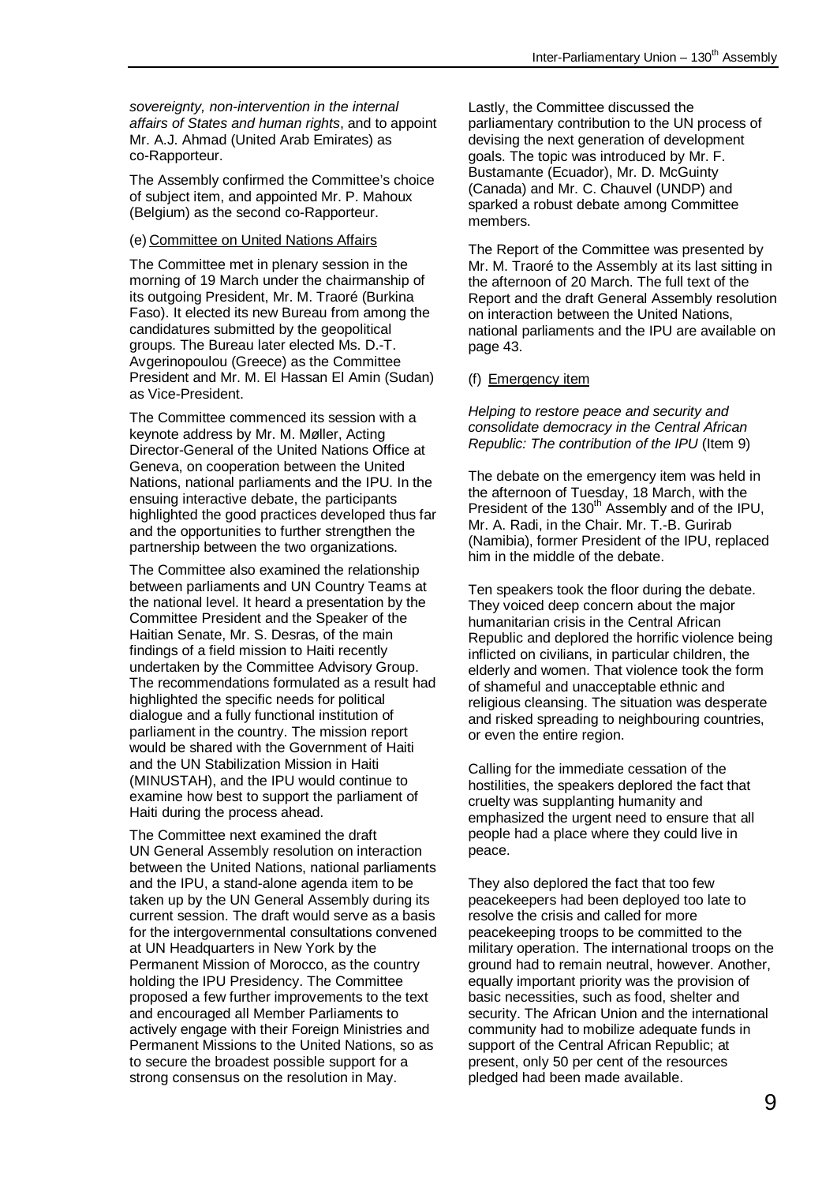*sovereignty, non-intervention in the internal affairs of States and human rights*, and to appoint Mr. A.J. Ahmad (United Arab Emirates) as co-Rapporteur.

The Assembly confirmed the Committee's choice of subject item, and appointed Mr. P. Mahoux (Belgium) as the second co-Rapporteur.

(e) Committee on United Nations Affairs

The Committee met in plenary session in the morning of 19 March under the chairmanship of its outgoing President, Mr. M. Traoré (Burkina Faso). It elected its new Bureau from among the candidatures submitted by the geopolitical groups. The Bureau later elected Ms. D.-T. Avgerinopoulou (Greece) as the Committee President and Mr. M. El Hassan El Amin (Sudan) as Vice-President.

The Committee commenced its session with a keynote address by Mr. M. Møller, Acting Director-General of the United Nations Office at Geneva, on cooperation between the United Nations, national parliaments and the IPU. In the ensuing interactive debate, the participants highlighted the good practices developed thus far and the opportunities to further strengthen the partnership between the two organizations.

The Committee also examined the relationship between parliaments and UN Country Teams at the national level. It heard a presentation by the Committee President and the Speaker of the Haitian Senate, Mr. S. Desras, of the main findings of a field mission to Haiti recently undertaken by the Committee Advisory Group. The recommendations formulated as a result had highlighted the specific needs for political dialogue and a fully functional institution of parliament in the country. The mission report would be shared with the Government of Haiti and the UN Stabilization Mission in Haiti (MINUSTAH), and the IPU would continue to examine how best to support the parliament of Haiti during the process ahead.

The Committee next examined the draft UN General Assembly resolution on interaction between the United Nations, national parliaments and the IPU, a stand-alone agenda item to be taken up by the UN General Assembly during its current session. The draft would serve as a basis for the intergovernmental consultations convened at UN Headquarters in New York by the Permanent Mission of Morocco, as the country holding the IPU Presidency. The Committee proposed a few further improvements to the text and encouraged all Member Parliaments to actively engage with their Foreign Ministries and Permanent Missions to the United Nations, so as to secure the broadest possible support for a strong consensus on the resolution in May.

Lastly, the Committee discussed the parliamentary contribution to the UN process of devising the next generation of development goals. The topic was introduced by Mr. F. Bustamante (Ecuador), Mr. D. McGuinty (Canada) and Mr. C. Chauvel (UNDP) and sparked a robust debate among Committee members.

The Report of the Committee was presented by Mr. M. Traoré to the Assembly at its last sitting in the afternoon of 20 March. The full text of the Report and the draft General Assembly resolution on interaction between the United Nations, national parliaments and the IPU are available on page 43.

(f) Emergency item

*Helping to restore peace and security and consolidate democracy in the Central African Republic: The contribution of the IPU* (Item 9)

The debate on the emergency item was held in the afternoon of Tuesday, 18 March, with the President of the 130th Assembly and of the IPU, Mr. A. Radi, in the Chair. Mr. T.-B. Gurirab (Namibia), former President of the IPU, replaced him in the middle of the debate.

Ten speakers took the floor during the debate. They voiced deep concern about the major humanitarian crisis in the Central African Republic and deplored the horrific violence being inflicted on civilians, in particular children, the elderly and women. That violence took the form of shameful and unacceptable ethnic and religious cleansing. The situation was desperate and risked spreading to neighbouring countries, or even the entire region.

Calling for the immediate cessation of the hostilities, the speakers deplored the fact that cruelty was supplanting humanity and emphasized the urgent need to ensure that all people had a place where they could live in peace.

They also deplored the fact that too few peacekeepers had been deployed too late to resolve the crisis and called for more peacekeeping troops to be committed to the military operation. The international troops on the ground had to remain neutral, however. Another, equally important priority was the provision of basic necessities, such as food, shelter and security. The African Union and the international community had to mobilize adequate funds in support of the Central African Republic; at present, only 50 per cent of the resources pledged had been made available.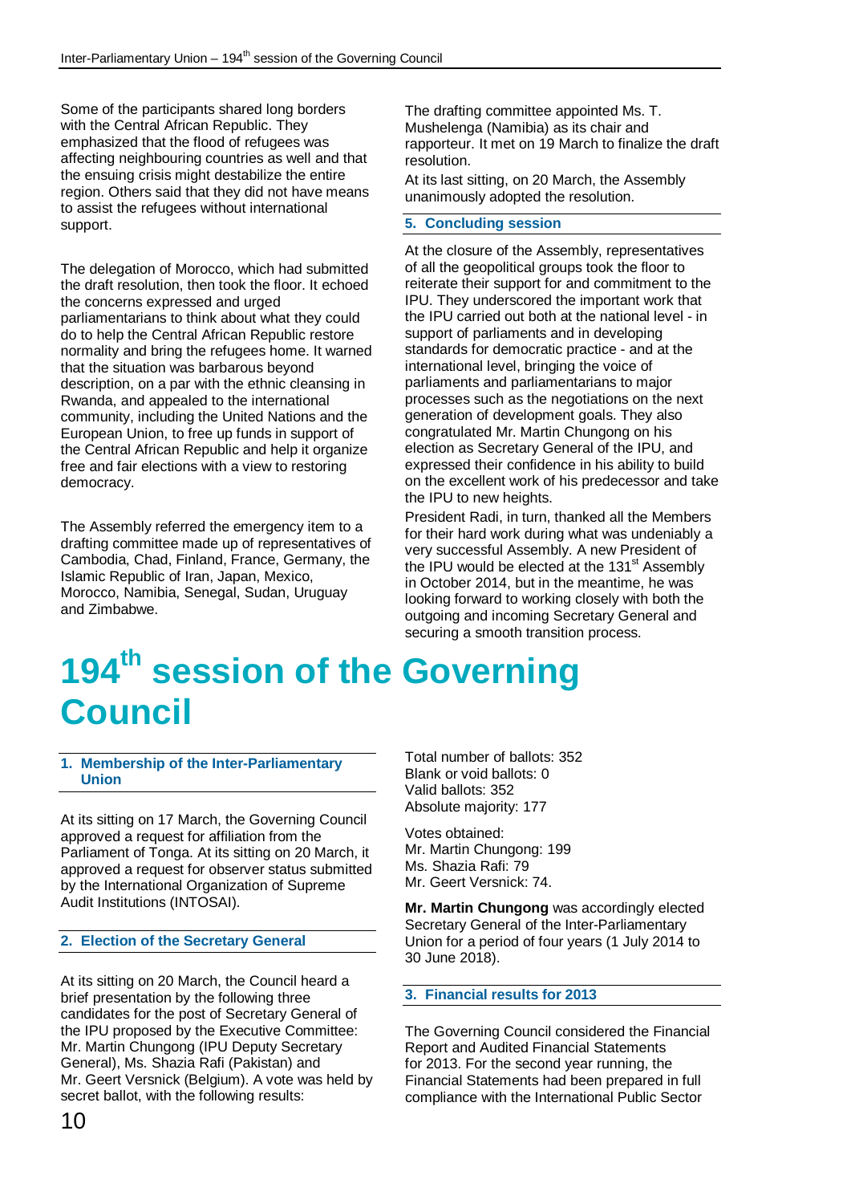Some of the participants shared long borders with the Central African Republic. They emphasized that the flood of refugees was affecting neighbouring countries as well and that the ensuing crisis might destabilize the entire region. Others said that they did not have means to assist the refugees without international support.

The delegation of Morocco, which had submitted the draft resolution, then took the floor. It echoed the concerns expressed and urged parliamentarians to think about what they could do to help the Central African Republic restore normality and bring the refugees home. It warned that the situation was barbarous beyond description, on a par with the ethnic cleansing in Rwanda, and appealed to the international community, including the United Nations and the European Union, to free up funds in support of the Central African Republic and help it organize free and fair elections with a view to restoring democracy.

The Assembly referred the emergency item to a drafting committee made up of representatives of Cambodia, Chad, Finland, France, Germany, the Islamic Republic of Iran, Japan, Mexico, Morocco, Namibia, Senegal, Sudan, Uruguay and Zimbabwe.

The drafting committee appointed Ms. T. Mushelenga (Namibia) as its chair and rapporteur. It met on 19 March to finalize the draft resolution.

At its last sitting, on 20 March, the Assembly unanimously adopted the resolution.

### 5. Concluding session

At the closure of the Assembly, representatives of all the geopolitical groups took the floor to reiterate their support for and commitment to the IPU. They underscored the important work that the IPU carried out both at the national level - in support of parliaments and in developing standards for democratic practice - and at the international level, bringing the voice of parliaments and parliamentarians to major processes such as the negotiations on the next generation of development goals. They also congratulated Mr. Martin Chungong on his election as Secretary General of the IPU, and expressed their confidence in his ability to build on the excellent work of his predecessor and take the IPU to new heights.

President Radi, in turn, thanked all the Members for their hard work during what was undeniably a very successful Assembly. A new President of the IPU would be elected at the 131st Assembly in October 2014, but in the meantime, he was looking forward to working closely with both the outgoing and incoming Secretary General and securing a smooth transition process.

# 194th session of the Governing Council

### 1. Membership of the Inter-Parliamentary Union

At its sitting on 17 March, the Governing Council approved a request for affiliation from the Parliament of Tonga. At its sitting on 20 March, it approved a request for observer status submitted by the International Organization of Supreme Audit Institutions (INTOSAI).

### 2. Election of the Secretary General

At its sitting on 20 March, the Council heard a brief presentation by the following three candidates for the post of Secretary General of the IPU proposed by the Executive Committee: Mr. Martin Chungong (IPU Deputy Secretary General), Ms. Shazia Rafi (Pakistan) and Mr. Geert Versnick (Belgium). A vote was held by secret ballot, with the following results:

Total number of ballots: 352
Blank or void ballots: 0
Valid ballots: 352
Absolute majority: 177

Votes obtained:
Mr. Martin Chungong: 199
Ms. Shazia Rafi: 79
Mr. Geert Versnick: 74.

**Mr. Martin Chungong** was accordingly elected Secretary General of the Inter-Parliamentary Union for a period of four years (1 July 2014 to 30 June 2018).

### 3. Financial results for 2013

The Governing Council considered the Financial Report and Audited Financial Statements for 2013. For the second year running, the Financial Statements had been prepared in full compliance with the International Public Sector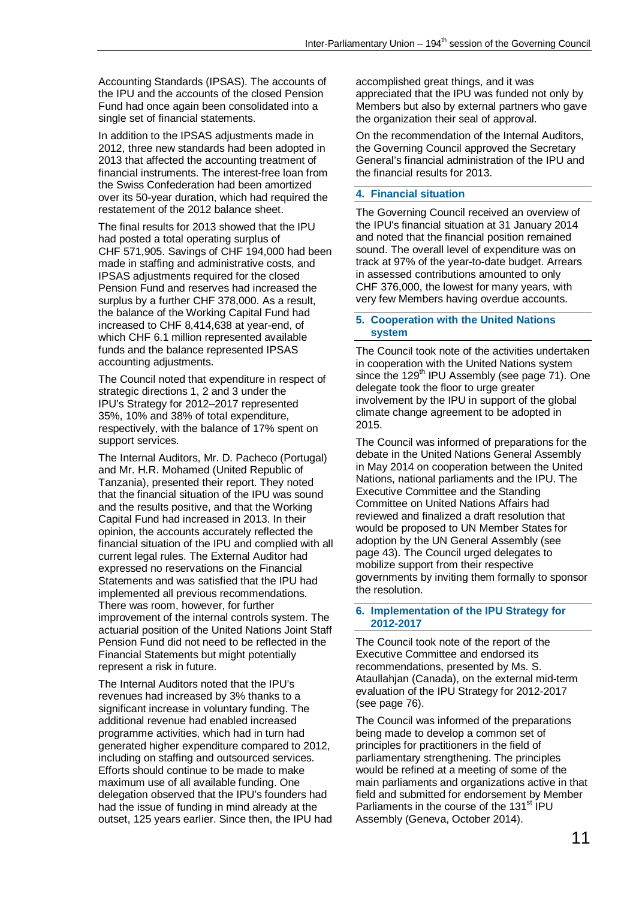Accounting Standards (IPSAS). The accounts of the IPU and the accounts of the closed Pension Fund had once again been consolidated into a single set of financial statements.

In addition to the IPSAS adjustments made in 2012, three new standards had been adopted in 2013 that affected the accounting treatment of financial instruments. The interest-free loan from the Swiss Confederation had been amortized over its 50-year duration, which had required the restatement of the 2012 balance sheet.

The final results for 2013 showed that the IPU had posted a total operating surplus of CHF 571,905. Savings of CHF 194,000 had been made in staffing and administrative costs, and IPSAS adjustments required for the closed Pension Fund and reserves had increased the surplus by a further CHF 378,000. As a result, the balance of the Working Capital Fund had increased to CHF 8,414,638 at year-end, of which CHF 6.1 million represented available funds and the balance represented IPSAS accounting adjustments.

The Council noted that expenditure in respect of strategic directions 1, 2 and 3 under the IPU's Strategy for 2012–2017 represented 35%, 10% and 38% of total expenditure, respectively, with the balance of 17% spent on support services.

The Internal Auditors, Mr. D. Pacheco (Portugal) and Mr. H.R. Mohamed (United Republic of Tanzania), presented their report. They noted that the financial situation of the IPU was sound and the results positive, and that the Working Capital Fund had increased in 2013. In their opinion, the accounts accurately reflected the financial situation of the IPU and complied with all current legal rules. The External Auditor had expressed no reservations on the Financial Statements and was satisfied that the IPU had implemented all previous recommendations. There was room, however, for further improvement of the internal controls system. The actuarial position of the United Nations Joint Staff Pension Fund did not need to be reflected in the Financial Statements but might potentially represent a risk in future.

The Internal Auditors noted that the IPU's revenues had increased by 3% thanks to a significant increase in voluntary funding. The additional revenue had enabled increased programme activities, which had in turn had generated higher expenditure compared to 2012, including on staffing and outsourced services. Efforts should continue to be made to make maximum use of all available funding. One delegation observed that the IPU's founders had had the issue of funding in mind already at the outset, 125 years earlier. Since then, the IPU had accomplished great things, and it was appreciated that the IPU was funded not only by Members but also by external partners who gave the organization their seal of approval.

On the recommendation of the Internal Auditors, the Governing Council approved the Secretary General's financial administration of the IPU and the financial results for 2013.

## 4. Financial situation

The Governing Council received an overview of the IPU's financial situation at 31 January 2014 and noted that the financial position remained sound. The overall level of expenditure was on track at 97% of the year-to-date budget. Arrears in assessed contributions amounted to only CHF 376,000, the lowest for many years, with very few Members having overdue accounts.

## 5. Cooperation with the United Nations system

The Council took note of the activities undertaken in cooperation with the United Nations system since the 129th IPU Assembly (see page 71). One delegate took the floor to urge greater involvement by the IPU in support of the global climate change agreement to be adopted in 2015.

The Council was informed of preparations for the debate in the United Nations General Assembly in May 2014 on cooperation between the United Nations, national parliaments and the IPU. The Executive Committee and the Standing Committee on United Nations Affairs had reviewed and finalized a draft resolution that would be proposed to UN Member States for adoption by the UN General Assembly (see page 43). The Council urged delegates to mobilize support from their respective governments by inviting them formally to sponsor the resolution.

## 6. Implementation of the IPU Strategy for 2012-2017

The Council took note of the report of the Executive Committee and endorsed its recommendations, presented by Ms. S. Ataullahjan (Canada), on the external mid-term evaluation of the IPU Strategy for 2012-2017 (see page 76).

The Council was informed of the preparations being made to develop a common set of principles for practitioners in the field of parliamentary strengthening. The principles would be refined at a meeting of some of the main parliaments and organizations active in that field and submitted for endorsement by Member Parliaments in the course of the 131st IPU Assembly (Geneva, October 2014).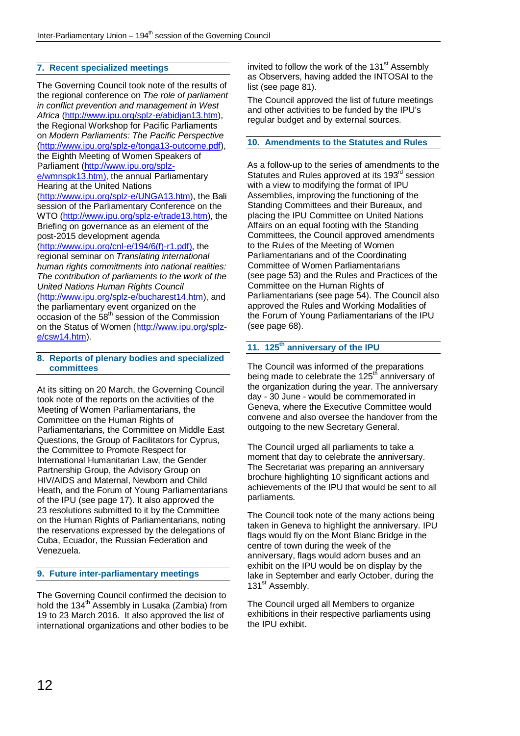## 7. Recent specialized meetings

The Governing Council took note of the results of the regional conference on *The role of parliament in conflict prevention and management in West Africa* (http://www.ipu.org/splz-e/abidjan13.htm), the Regional Workshop for Pacific Parliaments on *Modern Parliaments: The Pacific Perspective* (http://www.ipu.org/splz-e/tonga13-outcome.pdf), the Eighth Meeting of Women Speakers of Parliament (http://www.ipu.org/splz-e/wmnspk13.htm), the annual Parliamentary Hearing at the United Nations (http://www.ipu.org/splz-e/UNGA13.htm), the Bali session of the Parliamentary Conference on the WTO (http://www.ipu.org/splz-e/trade13.htm), the Briefing on governance as an element of the post-2015 development agenda (http://www.ipu.org/cnl-e/194/6(f)-r1.pdf), the regional seminar on *Translating international human rights commitments into national realities: The contribution of parliaments to the work of the United Nations Human Rights Council* (http://www.ipu.org/splz-e/bucharest14.htm), and the parliamentary event organized on the occasion of the 58th session of the Commission on the Status of Women (http://www.ipu.org/splz-e/csw14.htm).

## 8. Reports of plenary bodies and specialized committees

At its sitting on 20 March, the Governing Council took note of the reports on the activities of the Meeting of Women Parliamentarians, the Committee on the Human Rights of Parliamentarians, the Committee on Middle East Questions, the Group of Facilitators for Cyprus, the Committee to Promote Respect for International Humanitarian Law, the Gender Partnership Group, the Advisory Group on HIV/AIDS and Maternal, Newborn and Child Heath, and the Forum of Young Parliamentarians of the IPU (see page 17). It also approved the 23 resolutions submitted to it by the Committee on the Human Rights of Parliamentarians, noting the reservations expressed by the delegations of Cuba, Ecuador, the Russian Federation and Venezuela.

## 9. Future inter-parliamentary meetings

The Governing Council confirmed the decision to hold the 134th Assembly in Lusaka (Zambia) from 19 to 23 March 2016. It also approved the list of international organizations and other bodies to be invited to follow the work of the 131st Assembly as Observers, having added the INTOSAI to the list (see page 81).

The Council approved the list of future meetings and other activities to be funded by the IPU's regular budget and by external sources.

## 10. Amendments to the Statutes and Rules

As a follow-up to the series of amendments to the Statutes and Rules approved at its 193rd session with a view to modifying the format of IPU Assemblies, improving the functioning of the Standing Committees and their Bureaux, and placing the IPU Committee on United Nations Affairs on an equal footing with the Standing Committees, the Council approved amendments to the Rules of the Meeting of Women Parliamentarians and of the Coordinating Committee of Women Parliamentarians (see page 53) and the Rules and Practices of the Committee on the Human Rights of Parliamentarians (see page 54). The Council also approved the Rules and Working Modalities of the Forum of Young Parliamentarians of the IPU (see page 68).

## 11. 125th anniversary of the IPU

The Council was informed of the preparations being made to celebrate the 125th anniversary of the organization during the year. The anniversary day - 30 June - would be commemorated in Geneva, where the Executive Committee would convene and also oversee the handover from the outgoing to the new Secretary General.

The Council urged all parliaments to take a moment that day to celebrate the anniversary. The Secretariat was preparing an anniversary brochure highlighting 10 significant actions and achievements of the IPU that would be sent to all parliaments.

The Council took note of the many actions being taken in Geneva to highlight the anniversary. IPU flags would fly on the Mont Blanc Bridge in the centre of town during the week of the anniversary, flags would adorn buses and an exhibit on the IPU would be on display by the lake in September and early October, during the 131st Assembly.

The Council urged all Members to organize exhibitions in their respective parliaments using the IPU exhibit.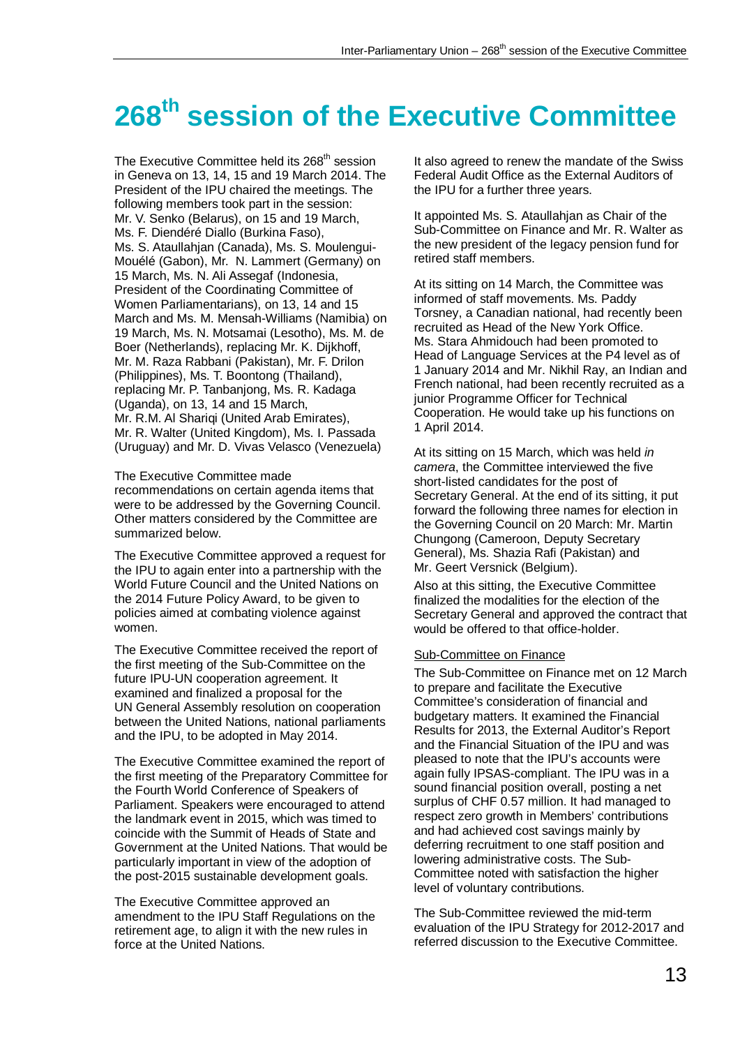# 268th session of the Executive Committee

The Executive Committee held its 268th session in Geneva on 13, 14, 15 and 19 March 2014. The President of the IPU chaired the meetings. The following members took part in the session: Mr. V. Senko (Belarus), on 15 and 19 March, Ms. F. Diendéré Diallo (Burkina Faso), Ms. S. Ataullahjan (Canada), Ms. S. Moulengui-Mouélé (Gabon), Mr. N. Lammert (Germany) on 15 March, Ms. N. Ali Assegaf (Indonesia, President of the Coordinating Committee of Women Parliamentarians), on 13, 14 and 15 March and Ms. M. Mensah-Williams (Namibia) on 19 March, Ms. N. Motsamai (Lesotho), Ms. M. de Boer (Netherlands), replacing Mr. K. Dijkhoff, Mr. M. Raza Rabbani (Pakistan), Mr. F. Drilon (Philippines), Ms. T. Boontong (Thailand), replacing Mr. P. Tanbanjong, Ms. R. Kadaga (Uganda), on 13, 14 and 15 March, Mr. R.M. Al Shariqi (United Arab Emirates), Mr. R. Walter (United Kingdom), Ms. I. Passada (Uruguay) and Mr. D. Vivas Velasco (Venezuela)

The Executive Committee made recommendations on certain agenda items that were to be addressed by the Governing Council. Other matters considered by the Committee are summarized below.

The Executive Committee approved a request for the IPU to again enter into a partnership with the World Future Council and the United Nations on the 2014 Future Policy Award, to be given to policies aimed at combating violence against women.

The Executive Committee received the report of the first meeting of the Sub-Committee on the future IPU-UN cooperation agreement. It examined and finalized a proposal for the UN General Assembly resolution on cooperation between the United Nations, national parliaments and the IPU, to be adopted in May 2014.

The Executive Committee examined the report of the first meeting of the Preparatory Committee for the Fourth World Conference of Speakers of Parliament. Speakers were encouraged to attend the landmark event in 2015, which was timed to coincide with the Summit of Heads of State and Government at the United Nations. That would be particularly important in view of the adoption of the post-2015 sustainable development goals.

The Executive Committee approved an amendment to the IPU Staff Regulations on the retirement age, to align it with the new rules in force at the United Nations.

It also agreed to renew the mandate of the Swiss Federal Audit Office as the External Auditors of the IPU for a further three years.

It appointed Ms. S. Ataullahjan as Chair of the Sub-Committee on Finance and Mr. R. Walter as the new president of the legacy pension fund for retired staff members.

At its sitting on 14 March, the Committee was informed of staff movements. Ms. Paddy Torsney, a Canadian national, had recently been recruited as Head of the New York Office. Ms. Stara Ahmidouch had been promoted to Head of Language Services at the P4 level as of 1 January 2014 and Mr. Nikhil Ray, an Indian and French national, had been recently recruited as a junior Programme Officer for Technical Cooperation. He would take up his functions on 1 April 2014.

At its sitting on 15 March, which was held *in camera*, the Committee interviewed the five short-listed candidates for the post of Secretary General. At the end of its sitting, it put forward the following three names for election in the Governing Council on 20 March: Mr. Martin Chungong (Cameroon, Deputy Secretary General), Ms. Shazia Rafi (Pakistan) and Mr. Geert Versnick (Belgium).

Also at this sitting, the Executive Committee finalized the modalities for the election of the Secretary General and approved the contract that would be offered to that office-holder.

## Sub-Committee on Finance

The Sub-Committee on Finance met on 12 March to prepare and facilitate the Executive Committee's consideration of financial and budgetary matters. It examined the Financial Results for 2013, the External Auditor's Report and the Financial Situation of the IPU and was pleased to note that the IPU's accounts were again fully IPSAS-compliant. The IPU was in a sound financial position overall, posting a net surplus of CHF 0.57 million. It had managed to respect zero growth in Members' contributions and had achieved cost savings mainly by deferring recruitment to one staff position and lowering administrative costs. The Sub-Committee noted with satisfaction the higher level of voluntary contributions.

The Sub-Committee reviewed the mid-term evaluation of the IPU Strategy for 2012-2017 and referred discussion to the Executive Committee.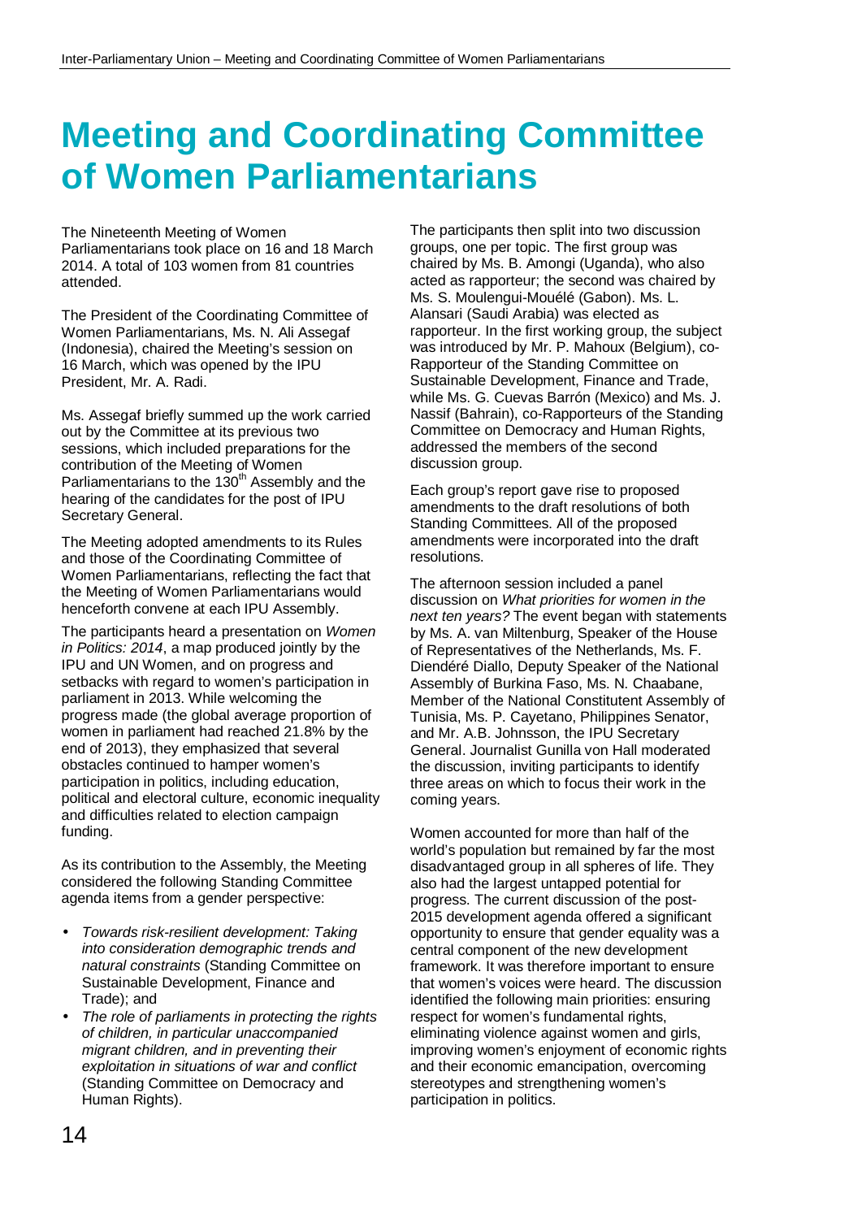# Meeting and Coordinating Committee of Women Parliamentarians

The Nineteenth Meeting of Women Parliamentarians took place on 16 and 18 March 2014. A total of 103 women from 81 countries attended.

The President of the Coordinating Committee of Women Parliamentarians, Ms. N. Ali Assegaf (Indonesia), chaired the Meeting's session on 16 March, which was opened by the IPU President, Mr. A. Radi.

Ms. Assegaf briefly summed up the work carried out by the Committee at its previous two sessions, which included preparations for the contribution of the Meeting of Women Parliamentarians to the 130th Assembly and the hearing of the candidates for the post of IPU Secretary General.

The Meeting adopted amendments to its Rules and those of the Coordinating Committee of Women Parliamentarians, reflecting the fact that the Meeting of Women Parliamentarians would henceforth convene at each IPU Assembly.

The participants heard a presentation on *Women in Politics: 2014*, a map produced jointly by the IPU and UN Women, and on progress and setbacks with regard to women's participation in parliament in 2013. While welcoming the progress made (the global average proportion of women in parliament had reached 21.8% by the end of 2013), they emphasized that several obstacles continued to hamper women's participation in politics, including education, political and electoral culture, economic inequality and difficulties related to election campaign funding.

As its contribution to the Assembly, the Meeting considered the following Standing Committee agenda items from a gender perspective:

- *Towards risk-resilient development: Taking into consideration demographic trends and natural constraints* (Standing Committee on Sustainable Development, Finance and Trade); and
- *The role of parliaments in protecting the rights of children, in particular unaccompanied migrant children, and in preventing their exploitation in situations of war and conflict* (Standing Committee on Democracy and Human Rights).

The participants then split into two discussion groups, one per topic. The first group was chaired by Ms. B. Amongi (Uganda), who also acted as rapporteur; the second was chaired by Ms. S. Moulengui-Mouélé (Gabon). Ms. L. Alansari (Saudi Arabia) was elected as rapporteur. In the first working group, the subject was introduced by Mr. P. Mahoux (Belgium), co-Rapporteur of the Standing Committee on Sustainable Development, Finance and Trade, while Ms. G. Cuevas Barrón (Mexico) and Ms. J. Nassif (Bahrain), co-Rapporteurs of the Standing Committee on Democracy and Human Rights, addressed the members of the second discussion group.

Each group's report gave rise to proposed amendments to the draft resolutions of both Standing Committees. All of the proposed amendments were incorporated into the draft resolutions.

The afternoon session included a panel discussion on *What priorities for women in the next ten years?* The event began with statements by Ms. A. van Miltenburg, Speaker of the House of Representatives of the Netherlands, Ms. F. Diendéré Diallo, Deputy Speaker of the National Assembly of Burkina Faso, Ms. N. Chaabane, Member of the National Constitutent Assembly of Tunisia, Ms. P. Cayetano, Philippines Senator, and Mr. A.B. Johnsson, the IPU Secretary General. Journalist Gunilla von Hall moderated the discussion, inviting participants to identify three areas on which to focus their work in the coming years.

Women accounted for more than half of the world's population but remained by far the most disadvantaged group in all spheres of life. They also had the largest untapped potential for progress. The current discussion of the post-2015 development agenda offered a significant opportunity to ensure that gender equality was a central component of the new development framework. It was therefore important to ensure that women's voices were heard. The discussion identified the following main priorities: ensuring respect for women's fundamental rights, eliminating violence against women and girls, improving women's enjoyment of economic rights and their economic emancipation, overcoming stereotypes and strengthening women's participation in politics.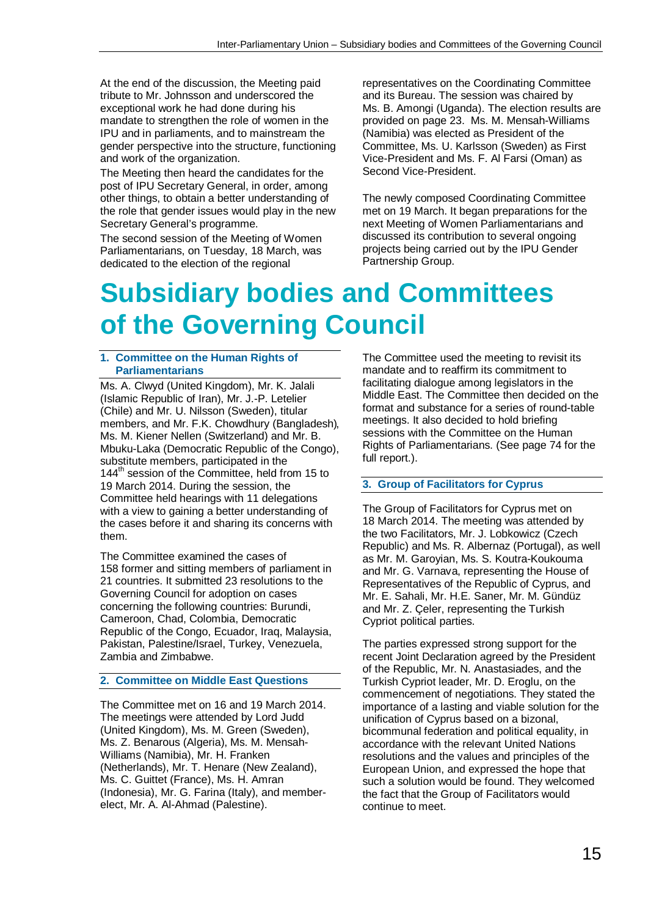At the end of the discussion, the Meeting paid tribute to Mr. Johnsson and underscored the exceptional work he had done during his mandate to strengthen the role of women in the IPU and in parliaments, and to mainstream the gender perspective into the structure, functioning and work of the organization.

The Meeting then heard the candidates for the post of IPU Secretary General, in order, among other things, to obtain a better understanding of the role that gender issues would play in the new Secretary General's programme.

The second session of the Meeting of Women Parliamentarians, on Tuesday, 18 March, was dedicated to the election of the regional representatives on the Coordinating Committee and its Bureau. The session was chaired by Ms. B. Amongi (Uganda). The election results are provided on page 23. Ms. M. Mensah-Williams (Namibia) was elected as President of the Committee, Ms. U. Karlsson (Sweden) as First Vice-President and Ms. F. Al Farsi (Oman) as Second Vice-President.

The newly composed Coordinating Committee met on 19 March. It began preparations for the next Meeting of Women Parliamentarians and discussed its contribution to several ongoing projects being carried out by the IPU Gender Partnership Group.

# Subsidiary bodies and Committees of the Governing Council

### 1. Committee on the Human Rights of Parliamentarians

Ms. A. Clwyd (United Kingdom), Mr. K. Jalali (Islamic Republic of Iran), Mr. J.-P. Letelier (Chile) and Mr. U. Nilsson (Sweden), titular members, and Mr. F.K. Chowdhury (Bangladesh), Ms. M. Kiener Nellen (Switzerland) and Mr. B. Mbuku-Laka (Democratic Republic of the Congo), substitute members, participated in the 144th session of the Committee, held from 15 to 19 March 2014. During the session, the Committee held hearings with 11 delegations with a view to gaining a better understanding of the cases before it and sharing its concerns with them.

The Committee examined the cases of 158 former and sitting members of parliament in 21 countries. It submitted 23 resolutions to the Governing Council for adoption on cases concerning the following countries: Burundi, Cameroon, Chad, Colombia, Democratic Republic of the Congo, Ecuador, Iraq, Malaysia, Pakistan, Palestine/Israel, Turkey, Venezuela, Zambia and Zimbabwe.

### 2. Committee on Middle East Questions

The Committee met on 16 and 19 March 2014. The meetings were attended by Lord Judd (United Kingdom), Ms. Green (Sweden), Ms. Z. Benarous (Algeria), Ms. M. Mensah-Williams (Namibia), Mr. H. Franken (Netherlands), Mr. T. Henare (New Zealand), Ms. C. Guittet (France), Ms. H. Amran (Indonesia), Mr. G. Farina (Italy), and member-elect, Mr. A. Al-Ahmad (Palestine).

The Committee used the meeting to revisit its mandate and to reaffirm its commitment to facilitating dialogue among legislators in the Middle East. The Committee then decided on the format and substance for a series of round-table meetings. It also decided to hold briefing sessions with the Committee on the Human Rights of Parliamentarians. (See page 74 for the full report.).

### 3. Group of Facilitators for Cyprus

The Group of Facilitators for Cyprus met on 18 March 2014. The meeting was attended by the two Facilitators, Mr. J. Lobkowicz (Czech Republic) and Ms. R. Albernaz (Portugal), as well as Mr. M. Garoyian, Ms. S. Koutra-Koukouma and Mr. G. Varnava, representing the House of Representatives of the Republic of Cyprus, and Mr. E. Sahali, Mr. H.E. Saner, Mr. M. Gündüz and Mr. Z. Çeler, representing the Turkish Cypriot political parties.

The parties expressed strong support for the recent Joint Declaration agreed by the President of the Republic, Mr. N. Anastasiades, and the Turkish Cypriot leader, Mr. D. Eroglu, on the commencement of negotiations. They stated the importance of a lasting and viable solution for the unification of Cyprus based on a bizonal, bicommunal federation and political equality, in accordance with the relevant United Nations resolutions and the values and principles of the European Union, and expressed the hope that such a solution would be found. They welcomed the fact that the Group of Facilitators would continue to meet.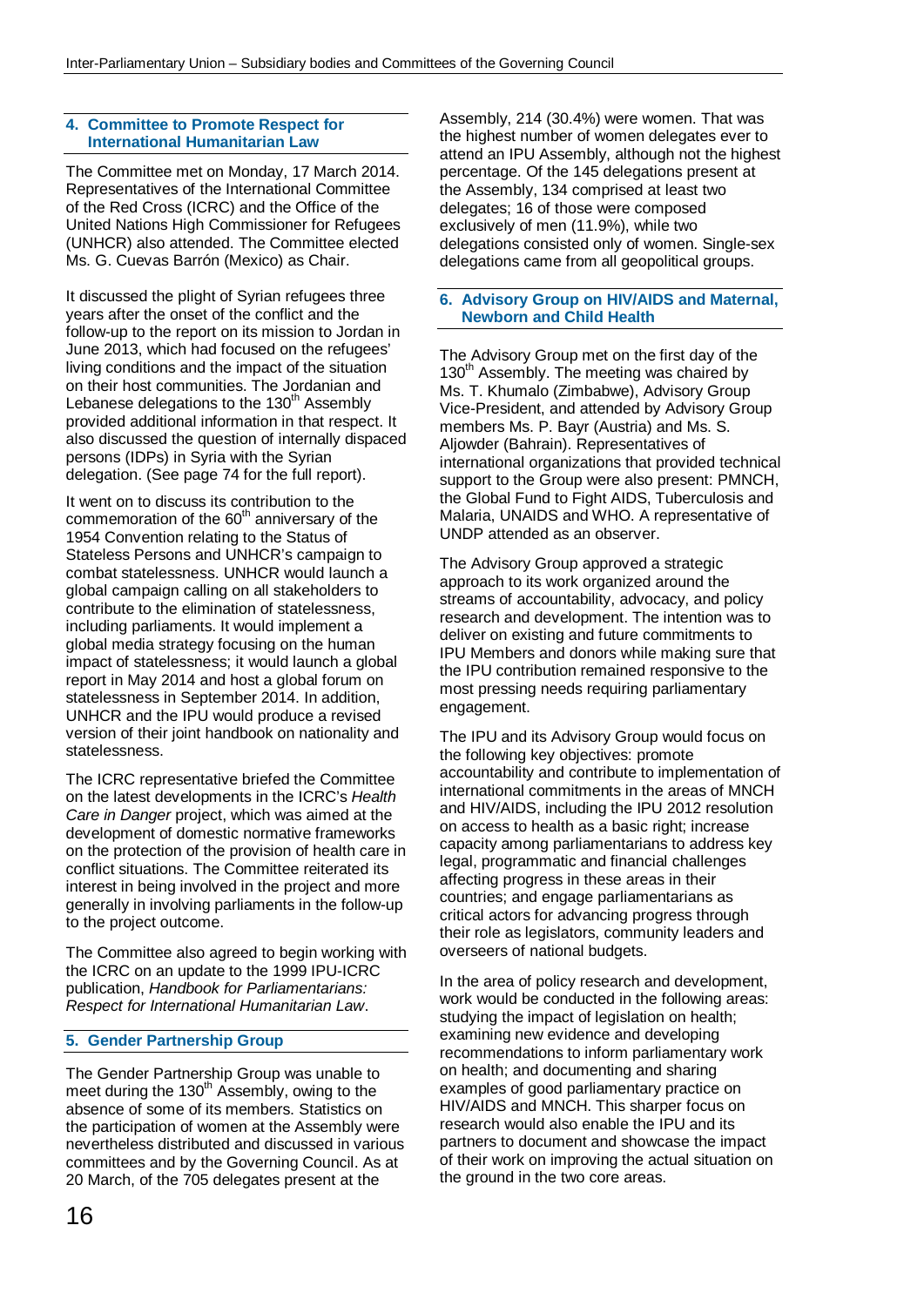### 4. Committee to Promote Respect for International Humanitarian Law

The Committee met on Monday, 17 March 2014. Representatives of the International Committee of the Red Cross (ICRC) and the Office of the United Nations High Commissioner for Refugees (UNHCR) also attended. The Committee elected Ms. G. Cuevas Barrón (Mexico) as Chair.

It discussed the plight of Syrian refugees three years after the onset of the conflict and the follow-up to the report on its mission to Jordan in June 2013, which had focused on the refugees' living conditions and the impact of the situation on their host communities. The Jordanian and Lebanese delegations to the 130th Assembly provided additional information in that respect. It also discussed the question of internally dispaced persons (IDPs) in Syria with the Syrian delegation. (See page 74 for the full report).

It went on to discuss its contribution to the commemoration of the 60th anniversary of the 1954 Convention relating to the Status of Stateless Persons and UNHCR's campaign to combat statelessness. UNHCR would launch a global campaign calling on all stakeholders to contribute to the elimination of statelessness, including parliaments. It would implement a global media strategy focusing on the human impact of statelessness; it would launch a global report in May 2014 and host a global forum on statelessness in September 2014. In addition, UNHCR and the IPU would produce a revised version of their joint handbook on nationality and statelessness.

The ICRC representative briefed the Committee on the latest developments in the ICRC's *Health Care in Danger* project, which was aimed at the development of domestic normative frameworks on the protection of the provision of health care in conflict situations. The Committee reiterated its interest in being involved in the project and more generally in involving parliaments in the follow-up to the project outcome.

The Committee also agreed to begin working with the ICRC on an update to the 1999 IPU-ICRC publication, *Handbook for Parliamentarians: Respect for International Humanitarian Law*.

### 5. Gender Partnership Group

The Gender Partnership Group was unable to meet during the 130th Assembly, owing to the absence of some of its members. Statistics on the participation of women at the Assembly were nevertheless distributed and discussed in various committees and by the Governing Council. As at 20 March, of the 705 delegates present at the Assembly, 214 (30.4%) were women. That was the highest number of women delegates ever to attend an IPU Assembly, although not the highest percentage. Of the 145 delegations present at the Assembly, 134 comprised at least two delegates; 16 of those were composed exclusively of men (11.9%), while two delegations consisted only of women. Single-sex delegations came from all geopolitical groups.

### 6. Advisory Group on HIV/AIDS and Maternal, Newborn and Child Health

The Advisory Group met on the first day of the 130th Assembly. The meeting was chaired by Ms. T. Khumalo (Zimbabwe), Advisory Group Vice-President, and attended by Advisory Group members Ms. P. Bayr (Austria) and Ms. S. Aljowder (Bahrain). Representatives of international organizations that provided technical support to the Group were also present: PMNCH, the Global Fund to Fight AIDS, Tuberculosis and Malaria, UNAIDS and WHO. A representative of UNDP attended as an observer.

The Advisory Group approved a strategic approach to its work organized around the streams of accountability, advocacy, and policy research and development. The intention was to deliver on existing and future commitments to IPU Members and donors while making sure that the IPU contribution remained responsive to the most pressing needs requiring parliamentary engagement.

The IPU and its Advisory Group would focus on the following key objectives: promote accountability and contribute to implementation of international commitments in the areas of MNCH and HIV/AIDS, including the IPU 2012 resolution on access to health as a basic right; increase capacity among parliamentarians to address key legal, programmatic and financial challenges affecting progress in these areas in their countries; and engage parliamentarians as critical actors for advancing progress through their role as legislators, community leaders and overseers of national budgets.

In the area of policy research and development, work would be conducted in the following areas: studying the impact of legislation on health; examining new evidence and developing recommendations to inform parliamentary work on health; and documenting and sharing examples of good parliamentary practice on HIV/AIDS and MNCH. This sharper focus on research would also enable the IPU and its partners to document and showcase the impact of their work on improving the actual situation on the ground in the two core areas.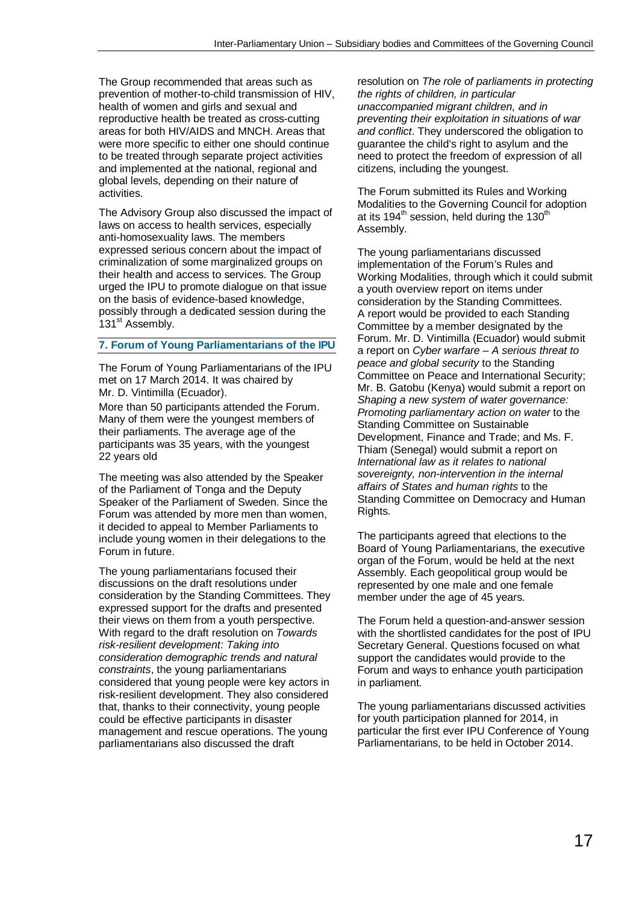The Group recommended that areas such as prevention of mother-to-child transmission of HIV, health of women and girls and sexual and reproductive health be treated as cross-cutting areas for both HIV/AIDS and MNCH. Areas that were more specific to either one should continue to be treated through separate project activities and implemented at the national, regional and global levels, depending on their nature of activities.

The Advisory Group also discussed the impact of laws on access to health services, especially anti-homosexuality laws. The members expressed serious concern about the impact of criminalization of some marginalized groups on their health and access to services. The Group urged the IPU to promote dialogue on that issue on the basis of evidence-based knowledge, possibly through a dedicated session during the 131st Assembly.

### 7. Forum of Young Parliamentarians of the IPU

The Forum of Young Parliamentarians of the IPU met on 17 March 2014. It was chaired by Mr. D. Vintimilla (Ecuador).

More than 50 participants attended the Forum. Many of them were the youngest members of their parliaments. The average age of the participants was 35 years, with the youngest 22 years old

The meeting was also attended by the Speaker of the Parliament of Tonga and the Deputy Speaker of the Parliament of Sweden. Since the Forum was attended by more men than women, it decided to appeal to Member Parliaments to include young women in their delegations to the Forum in future.

The young parliamentarians focused their discussions on the draft resolutions under consideration by the Standing Committees. They expressed support for the drafts and presented their views on them from a youth perspective. With regard to the draft resolution on *Towards risk-resilient development: Taking into consideration demographic trends and natural constraints*, the young parliamentarians considered that young people were key actors in risk-resilient development. They also considered that, thanks to their connectivity, young people could be effective participants in disaster management and rescue operations. The young parliamentarians also discussed the draft resolution on *The role of parliaments in protecting the rights of children, in particular unaccompanied migrant children, and in preventing their exploitation in situations of war and conflict*. They underscored the obligation to guarantee the child's right to asylum and the need to protect the freedom of expression of all citizens, including the youngest.

The Forum submitted its Rules and Working Modalities to the Governing Council for adoption at its 194th session, held during the 130th Assembly.

The young parliamentarians discussed implementation of the Forum's Rules and Working Modalities, through which it could submit a youth overview report on items under consideration by the Standing Committees. A report would be provided to each Standing Committee by a member designated by the Forum. Mr. D. Vintimilla (Ecuador) would submit a report on *Cyber warfare – A serious threat to peace and global security* to the Standing Committee on Peace and International Security; Mr. B. Gatobu (Kenya) would submit a report on *Shaping a new system of water governance: Promoting parliamentary action on water* to the Standing Committee on Sustainable Development, Finance and Trade; and Ms. F. Thiam (Senegal) would submit a report on *International law as it relates to national sovereignty, non-intervention in the internal affairs of States and human rights* to the Standing Committee on Democracy and Human Rights.

The participants agreed that elections to the Board of Young Parliamentarians, the executive organ of the Forum, would be held at the next Assembly. Each geopolitical group would be represented by one male and one female member under the age of 45 years.

The Forum held a question-and-answer session with the shortlisted candidates for the post of IPU Secretary General. Questions focused on what support the candidates would provide to the Forum and ways to enhance youth participation in parliament.

The young parliamentarians discussed activities for youth participation planned for 2014, in particular the first ever IPU Conference of Young Parliamentarians, to be held in October 2014.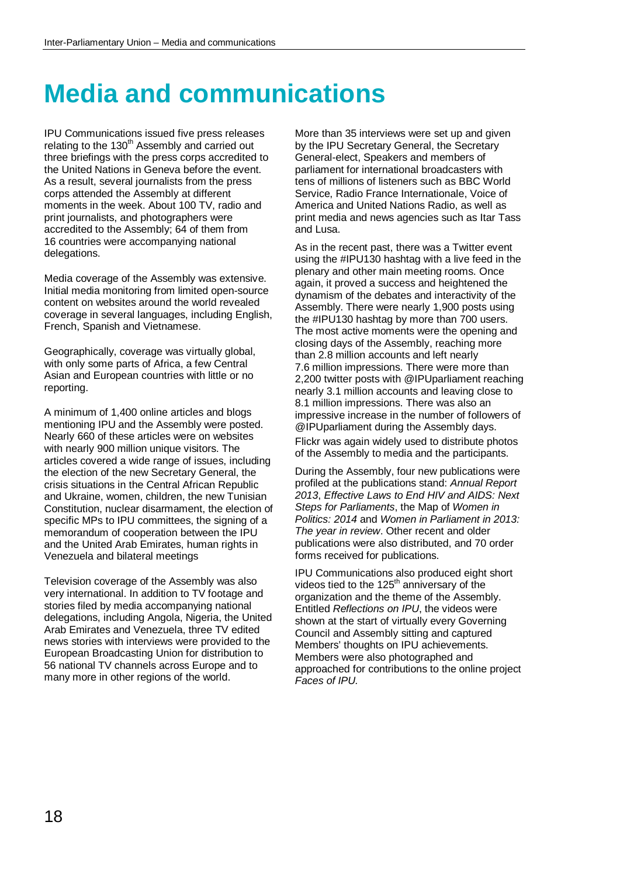# Media and communications

IPU Communications issued five press releases relating to the 130th Assembly and carried out three briefings with the press corps accredited to the United Nations in Geneva before the event. As a result, several journalists from the press corps attended the Assembly at different moments in the week. About 100 TV, radio and print journalists, and photographers were accredited to the Assembly; 64 of them from 16 countries were accompanying national delegations.

Media coverage of the Assembly was extensive. Initial media monitoring from limited open-source content on websites around the world revealed coverage in several languages, including English, French, Spanish and Vietnamese.

Geographically, coverage was virtually global, with only some parts of Africa, a few Central Asian and European countries with little or no reporting.

A minimum of 1,400 online articles and blogs mentioning IPU and the Assembly were posted. Nearly 660 of these articles were on websites with nearly 900 million unique visitors. The articles covered a wide range of issues, including the election of the new Secretary General, the crisis situations in the Central African Republic and Ukraine, women, children, the new Tunisian Constitution, nuclear disarmament, the election of specific MPs to IPU committees, the signing of a memorandum of cooperation between the IPU and the United Arab Emirates, human rights in Venezuela and bilateral meetings

Television coverage of the Assembly was also very international. In addition to TV footage and stories filed by media accompanying national delegations, including Angola, Nigeria, the United Arab Emirates and Venezuela, three TV edited news stories with interviews were provided to the European Broadcasting Union for distribution to 56 national TV channels across Europe and to many more in other regions of the world.

More than 35 interviews were set up and given by the IPU Secretary General, the Secretary General-elect, Speakers and members of parliament for international broadcasters with tens of millions of listeners such as BBC World Service, Radio France Internationale, Voice of America and United Nations Radio, as well as print media and news agencies such as Itar Tass and Lusa.

As in the recent past, there was a Twitter event using the #IPU130 hashtag with a live feed in the plenary and other main meeting rooms. Once again, it proved a success and heightened the dynamism of the debates and interactivity of the Assembly. There were nearly 1,900 posts using the #IPU130 hashtag by more than 700 users. The most active moments were the opening and closing days of the Assembly, reaching more than 2.8 million accounts and left nearly 7.6 million impressions. There were more than 2,200 twitter posts with @IPUparliament reaching nearly 3.1 million accounts and leaving close to 8.1 million impressions. There was also an impressive increase in the number of followers of @IPUparliament during the Assembly days.

Flickr was again widely used to distribute photos of the Assembly to media and the participants.

During the Assembly, four new publications were profiled at the publications stand: *Annual Report 2013*, *Effective Laws to End HIV and AIDS: Next Steps for Parliaments*, the Map of *Women in Politics: 2014* and *Women in Parliament in 2013: The year in review*. Other recent and older publications were also distributed, and 70 order forms received for publications.

IPU Communications also produced eight short videos tied to the 125th anniversary of the organization and the theme of the Assembly. Entitled *Reflections on IPU*, the videos were shown at the start of virtually every Governing Council and Assembly sitting and captured Members' thoughts on IPU achievements. Members were also photographed and approached for contributions to the online project *Faces of IPU.*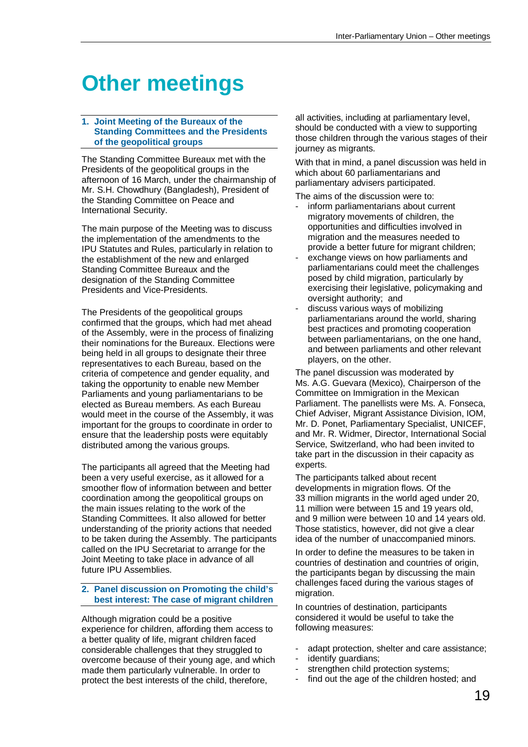# Other meetings

## 1. Joint Meeting of the Bureaux of the Standing Committees and the Presidents of the geopolitical groups

The Standing Committee Bureaux met with the Presidents of the geopolitical groups in the afternoon of 16 March, under the chairmanship of Mr. S.H. Chowdhury (Bangladesh), President of the Standing Committee on Peace and International Security.

The main purpose of the Meeting was to discuss the implementation of the amendments to the IPU Statutes and Rules, particularly in relation to the establishment of the new and enlarged Standing Committee Bureaux and the designation of the Standing Committee Presidents and Vice-Presidents.

The Presidents of the geopolitical groups confirmed that the groups, which had met ahead of the Assembly, were in the process of finalizing their nominations for the Bureaux. Elections were being held in all groups to designate their three representatives to each Bureau, based on the criteria of competence and gender equality, and taking the opportunity to enable new Member Parliaments and young parliamentarians to be elected as Bureau members. As each Bureau would meet in the course of the Assembly, it was important for the groups to coordinate in order to ensure that the leadership posts were equitably distributed among the various groups.

The participants all agreed that the Meeting had been a very useful exercise, as it allowed for a smoother flow of information between and better coordination among the geopolitical groups on the main issues relating to the work of the Standing Committees. It also allowed for better understanding of the priority actions that needed to be taken during the Assembly. The participants called on the IPU Secretariat to arrange for the Joint Meeting to take place in advance of all future IPU Assemblies.

## 2. Panel discussion on Promoting the child's best interest: The case of migrant children

Although migration could be a positive experience for children, affording them access to a better quality of life, migrant children faced considerable challenges that they struggled to overcome because of their young age, and which made them particularly vulnerable. In order to protect the best interests of the child, therefore, all activities, including at parliamentary level, should be conducted with a view to supporting those children through the various stages of their journey as migrants.

With that in mind, a panel discussion was held in which about 60 parliamentarians and parliamentary advisers participated.

The aims of the discussion were to:

- inform parliamentarians about current migratory movements of children, the opportunities and difficulties involved in migration and the measures needed to provide a better future for migrant children;
- exchange views on how parliaments and parliamentarians could meet the challenges posed by child migration, particularly by exercising their legislative, policymaking and oversight authority; and
- discuss various ways of mobilizing parliamentarians around the world, sharing best practices and promoting cooperation between parliamentarians, on the one hand, and between parliaments and other relevant players, on the other.

The panel discussion was moderated by Ms. A.G. Guevara (Mexico), Chairperson of the Committee on Immigration in the Mexican Parliament. The panellists were Ms. A. Fonseca, Chief Adviser, Migrant Assistance Division, IOM, Mr. D. Ponet, Parliamentary Specialist, UNICEF, and Mr. R. Widmer, Director, International Social Service, Switzerland, who had been invited to take part in the discussion in their capacity as experts.

The participants talked about recent developments in migration flows. Of the 33 million migrants in the world aged under 20, 11 million were between 15 and 19 years old, and 9 million were between 10 and 14 years old. Those statistics, however, did not give a clear idea of the number of unaccompanied minors.

In order to define the measures to be taken in countries of destination and countries of origin, the participants began by discussing the main challenges faced during the various stages of migration.

In countries of destination, participants considered it would be useful to take the following measures:

- adapt protection, shelter and care assistance;
- identify guardians;
- strengthen child protection systems;
- find out the age of the children hosted; and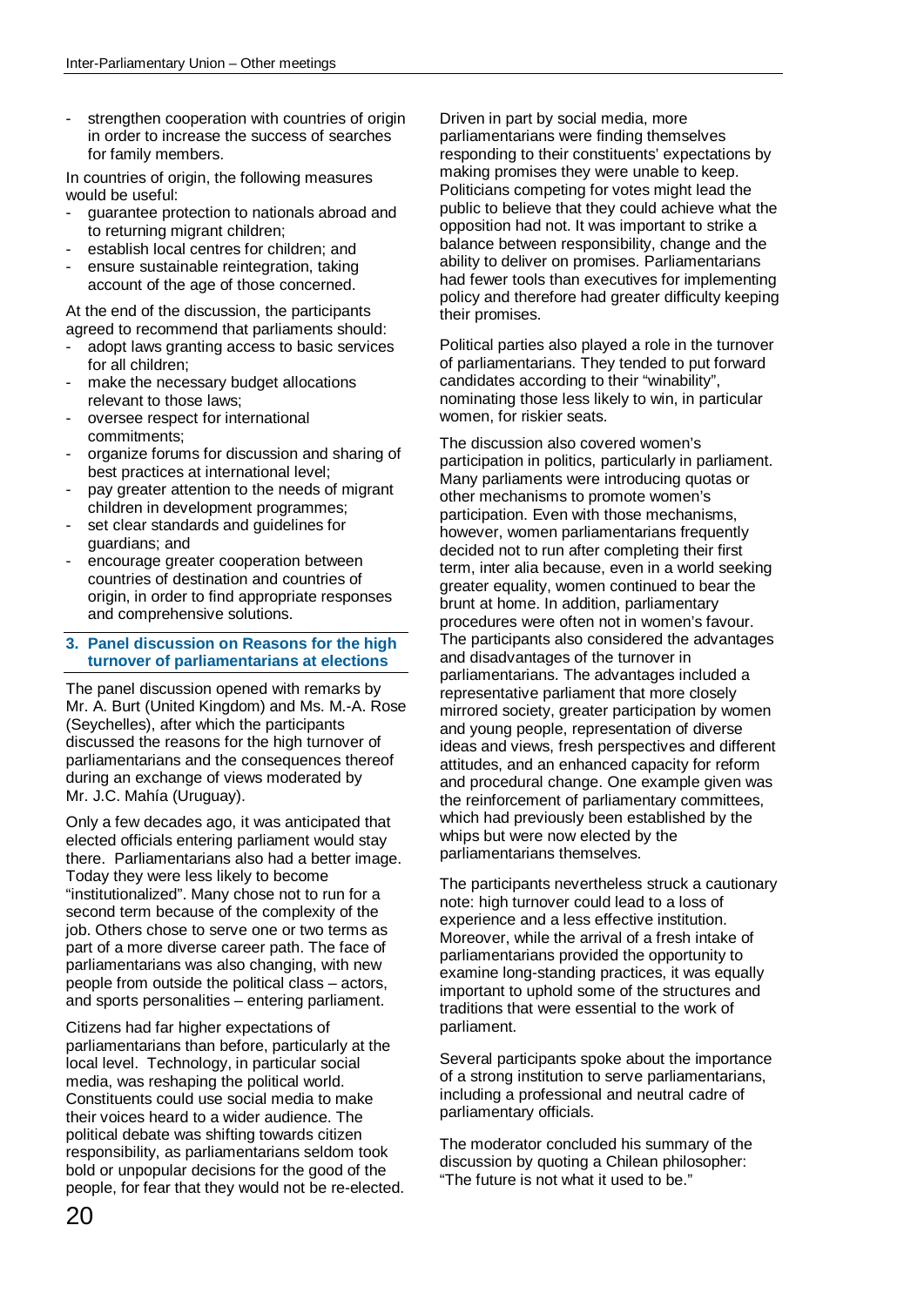- strengthen cooperation with countries of origin in order to increase the success of searches for family members.

In countries of origin, the following measures would be useful:

- guarantee protection to nationals abroad and to returning migrant children;
- establish local centres for children; and
- ensure sustainable reintegration, taking account of the age of those concerned.

At the end of the discussion, the participants agreed to recommend that parliaments should:

- adopt laws granting access to basic services for all children;
- make the necessary budget allocations relevant to those laws;
- oversee respect for international commitments;
- organize forums for discussion and sharing of best practices at international level;
- pay greater attention to the needs of migrant children in development programmes;
- set clear standards and guidelines for guardians; and
- encourage greater cooperation between countries of destination and countries of origin, in order to find appropriate responses and comprehensive solutions.

### 3. Panel discussion on Reasons for the high turnover of parliamentarians at elections

The panel discussion opened with remarks by Mr. A. Burt (United Kingdom) and Ms. M.-A. Rose (Seychelles), after which the participants discussed the reasons for the high turnover of parliamentarians and the consequences thereof during an exchange of views moderated by Mr. J.C. Mahía (Uruguay).

Only a few decades ago, it was anticipated that elected officials entering parliament would stay there. Parliamentarians also had a better image. Today they were less likely to become "institutionalized". Many chose not to run for a second term because of the complexity of the job. Others chose to serve one or two terms as part of a more diverse career path. The face of parliamentarians was also changing, with new people from outside the political class – actors, and sports personalities – entering parliament.

Citizens had far higher expectations of parliamentarians than before, particularly at the local level. Technology, in particular social media, was reshaping the political world. Constituents could use social media to make their voices heard to a wider audience. The political debate was shifting towards citizen responsibility, as parliamentarians seldom took bold or unpopular decisions for the good of the people, for fear that they would not be re-elected.

Driven in part by social media, more parliamentarians were finding themselves responding to their constituents' expectations by making promises they were unable to keep. Politicians competing for votes might lead the public to believe that they could achieve what the opposition had not. It was important to strike a balance between responsibility, change and the ability to deliver on promises. Parliamentarians had fewer tools than executives for implementing policy and therefore had greater difficulty keeping their promises.

Political parties also played a role in the turnover of parliamentarians. They tended to put forward candidates according to their "winability", nominating those less likely to win, in particular women, for riskier seats.

The discussion also covered women's participation in politics, particularly in parliament. Many parliaments were introducing quotas or other mechanisms to promote women's participation. Even with those mechanisms, however, women parliamentarians frequently decided not to run after completing their first term, inter alia because, even in a world seeking greater equality, women continued to bear the brunt at home. In addition, parliamentary procedures were often not in women's favour. The participants also considered the advantages and disadvantages of the turnover in parliamentarians. The advantages included a representative parliament that more closely mirrored society, greater participation by women and young people, representation of diverse ideas and views, fresh perspectives and different attitudes, and an enhanced capacity for reform and procedural change. One example given was the reinforcement of parliamentary committees, which had previously been established by the whips but were now elected by the parliamentarians themselves.

The participants nevertheless struck a cautionary note: high turnover could lead to a loss of experience and a less effective institution. Moreover, while the arrival of a fresh intake of parliamentarians provided the opportunity to examine long-standing practices, it was equally important to uphold some of the structures and traditions that were essential to the work of parliament.

Several participants spoke about the importance of a strong institution to serve parliamentarians, including a professional and neutral cadre of parliamentary officials.

The moderator concluded his summary of the discussion by quoting a Chilean philosopher: "The future is not what it used to be."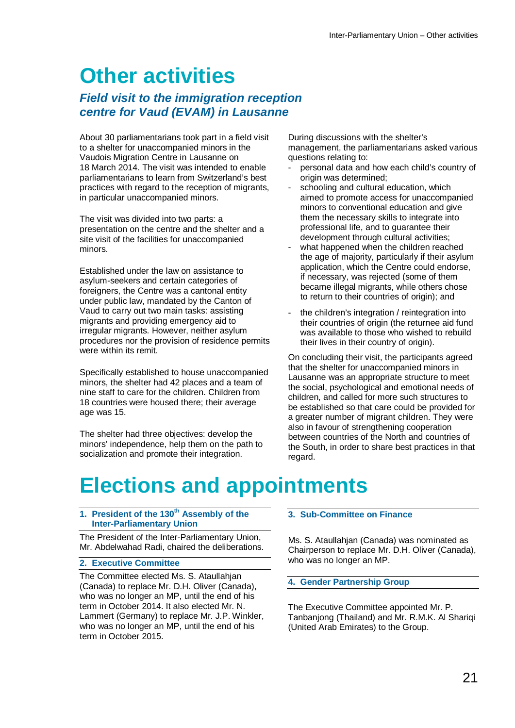# Other activities

## *Field visit to the immigration reception centre for Vaud (EVAM) in Lausanne*

About 30 parliamentarians took part in a field visit to a shelter for unaccompanied minors in the Vaudois Migration Centre in Lausanne on 18 March 2014. The visit was intended to enable parliamentarians to learn from Switzerland's best practices with regard to the reception of migrants, in particular unaccompanied minors.

The visit was divided into two parts: a presentation on the centre and the shelter and a site visit of the facilities for unaccompanied minors.

Established under the law on assistance to asylum-seekers and certain categories of foreigners, the Centre was a cantonal entity under public law, mandated by the Canton of Vaud to carry out two main tasks: assisting migrants and providing emergency aid to irregular migrants. However, neither asylum procedures nor the provision of residence permits were within its remit.

Specifically established to house unaccompanied minors, the shelter had 42 places and a team of nine staff to care for the children. Children from 18 countries were housed there; their average age was 15.

The shelter had three objectives: develop the minors' independence, help them on the path to socialization and promote their integration.

During discussions with the shelter's management, the parliamentarians asked various questions relating to:

- personal data and how each child's country of origin was determined;
- schooling and cultural education, which aimed to promote access for unaccompanied minors to conventional education and give them the necessary skills to integrate into professional life, and to guarantee their development through cultural activities;
- what happened when the children reached the age of majority, particularly if their asylum application, which the Centre could endorse, if necessary, was rejected (some of them became illegal migrants, while others chose to return to their countries of origin); and
- the children's integration / reintegration into their countries of origin (the returnee aid fund was available to those who wished to rebuild their lives in their country of origin).

On concluding their visit, the participants agreed that the shelter for unaccompanied minors in Lausanne was an appropriate structure to meet the social, psychological and emotional needs of children, and called for more such structures to be established so that care could be provided for a greater number of migrant children. They were also in favour of strengthening cooperation between countries of the North and countries of the South, in order to share best practices in that regard.

# Elections and appointments

### 1. President of the 130th Assembly of the Inter-Parliamentary Union

The President of the Inter-Parliamentary Union, Mr. Abdelwahad Radi, chaired the deliberations.

### 2. Executive Committee

The Committee elected Ms. S. Ataullahjan (Canada) to replace Mr. D.H. Oliver (Canada), who was no longer an MP, until the end of his term in October 2014. It also elected Mr. N. Lammert (Germany) to replace Mr. J.P. Winkler, who was no longer an MP, until the end of his term in October 2015.

### 3. Sub-Committee on Finance

Ms. S. Ataullahjan (Canada) was nominated as Chairperson to replace Mr. D.H. Oliver (Canada), who was no longer an MP.

### 4. Gender Partnership Group

The Executive Committee appointed Mr. P. Tanbanjong (Thailand) and Mr. R.M.K. Al Shariqi (United Arab Emirates) to the Group.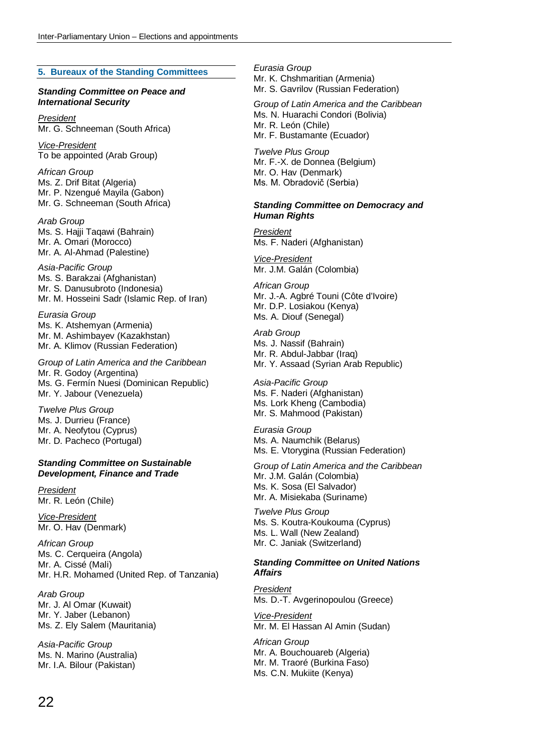## 5. Bureaux of the Standing Committees

### *Standing Committee on Peace and International Security*

President
Mr. G. Schneeman (South Africa)

Vice-President
To be appointed (Arab Group)

*African Group*
Ms. Z. Drif Bitat (Algeria)
Mr. P. Nzengué Mayila (Gabon)
Mr. G. Schneeman (South Africa)

*Arab Group*
Ms. S. Hajji Taqawi (Bahrain)
Mr. A. Omari (Morocco)
Mr. A. Al-Ahmad (Palestine)

*Asia-Pacific Group*
Ms. S. Barakzai (Afghanistan)
Mr. S. Danusubroto (Indonesia)
Mr. M. Hosseini Sadr (Islamic Rep. of Iran)

*Eurasia Group*
Ms. K. Atshemyan (Armenia)
Mr. M. Ashimbayev (Kazakhstan)
Mr. A. Klimov (Russian Federation)

*Group of Latin America and the Caribbean*
Mr. R. Godoy (Argentina)
Ms. G. Fermín Nuesi (Dominican Republic)
Mr. Y. Jabour (Venezuela)

*Twelve Plus Group*
Ms. J. Durrieu (France)
Mr. A. Neofytou (Cyprus)
Mr. D. Pacheco (Portugal)

### *Standing Committee on Sustainable Development, Finance and Trade*

President
Mr. R. León (Chile)

Vice-President
Mr. O. Hav (Denmark)

*African Group*
Ms. C. Cerqueira (Angola)
Mr. A. Cissé (Mali)
Mr. H.R. Mohamed (United Rep. of Tanzania)

*Arab Group*
Mr. J. Al Omar (Kuwait)
Mr. Y. Jaber (Lebanon)
Ms. Z. Ely Salem (Mauritania)

*Asia-Pacific Group*
Ms. N. Marino (Australia)
Mr. I.A. Bilour (Pakistan)

*Eurasia Group*
Mr. K. Chshmaritian (Armenia)
Mr. S. Gavrilov (Russian Federation)

*Group of Latin America and the Caribbean*
Ms. N. Huarachi Condori (Bolivia)
Mr. R. León (Chile)
Mr. F. Bustamante (Ecuador)

*Twelve Plus Group*
Mr. F.-X. de Donnea (Belgium)
Mr. O. Hav (Denmark)
Ms. M. Obradovič (Serbia)

### *Standing Committee on Democracy and Human Rights*

President
Ms. F. Naderi (Afghanistan)

Vice-President
Mr. J.M. Galán (Colombia)

*African Group*
Mr. J.-A. Agbré Touni (Côte d'Ivoire)
Mr. D.P. Losiakou (Kenya)
Ms. A. Diouf (Senegal)

*Arab Group*
Ms. J. Nassif (Bahrain)
Mr. R. Abdul-Jabbar (Iraq)
Mr. Y. Assaad (Syrian Arab Republic)

*Asia-Pacific Group*
Ms. F. Naderi (Afghanistan)
Ms. Lork Kheng (Cambodia)
Mr. S. Mahmood (Pakistan)

*Eurasia Group*
Ms. A. Naumchik (Belarus)
Ms. E. Vtorygina (Russian Federation)

*Group of Latin America and the Caribbean*
Mr. J.M. Galán (Colombia)
Ms. K. Sosa (El Salvador)
Mr. A. Misiekaba (Suriname)

*Twelve Plus Group*
Ms. S. Koutra-Koukouma (Cyprus)
Ms. L. Wall (New Zealand)
Mr. C. Janiak (Switzerland)

### *Standing Committee on United Nations Affairs*

President
Ms. D.-T. Avgerinopoulou (Greece)

Vice-President
Mr. M. El Hassan Al Amin (Sudan)

*African Group*
Mr. A. Bouchouareb (Algeria)
Mr. M. Traoré (Burkina Faso)
Ms. C.N. Mukiite (Kenya)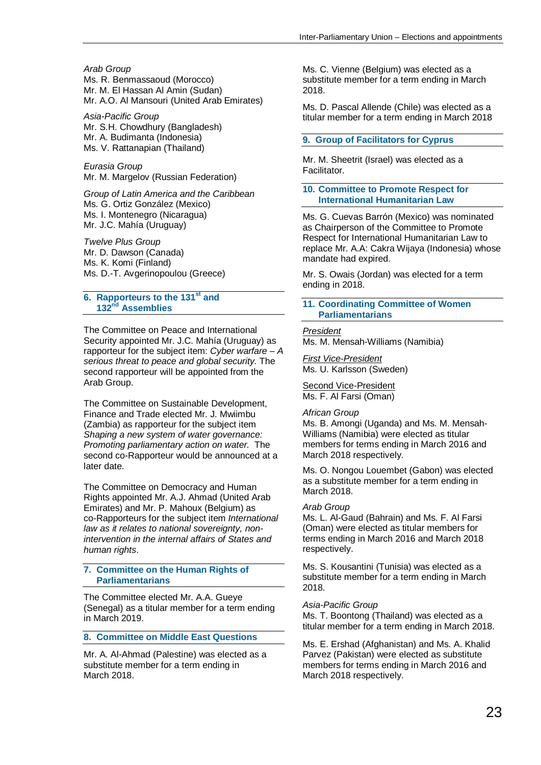*Arab Group*
Ms. R. Benmassaoud (Morocco)
Mr. M. El Hassan Al Amin (Sudan)
Mr. A.O. Al Mansouri (United Arab Emirates)

*Asia-Pacific Group*
Mr. S.H. Chowdhury (Bangladesh)
Mr. A. Budimanta (Indonesia)
Ms. V. Rattanapian (Thailand)

*Eurasia Group*
Mr. M. Margelov (Russian Federation)

*Group of Latin America and the Caribbean*
Ms. G. Ortiz González (Mexico)
Ms. I. Montenegro (Nicaragua)
Mr. J.C. Mahía (Uruguay)

*Twelve Plus Group*
Mr. D. Dawson (Canada)
Ms. K. Komi (Finland)
Ms. D.-T. Avgerinopoulou (Greece)

## 6. Rapporteurs to the 131st and 132nd Assemblies

The Committee on Peace and International Security appointed Mr. J.C. Mahía (Uruguay) as rapporteur for the subject item: *Cyber warfare – A serious threat to peace and global security.* The second rapporteur will be appointed from the Arab Group.

The Committee on Sustainable Development, Finance and Trade elected Mr. J. Mwiimbu (Zambia) as rapporteur for the subject item *Shaping a new system of water governance: Promoting parliamentary action on water.* The second co-Rapporteur would be announced at a later date.

The Committee on Democracy and Human Rights appointed Mr. A.J. Ahmad (United Arab Emirates) and Mr. P. Mahoux (Belgium) as co-Rapporteurs for the subject item *International law as it relates to national sovereignty, non-intervention in the internal affairs of States and human rights*.

## 7. Committee on the Human Rights of Parliamentarians

The Committee elected Mr. A.A. Gueye (Senegal) as a titular member for a term ending in March 2019.

## 8. Committee on Middle East Questions

Mr. A. Al-Ahmad (Palestine) was elected as a substitute member for a term ending in March 2018.

Ms. C. Vienne (Belgium) was elected as a substitute member for a term ending in March 2018.

Ms. D. Pascal Allende (Chile) was elected as a titular member for a term ending in March 2018

## 9. Group of Facilitators for Cyprus

Mr. M. Sheetrit (Israel) was elected as a Facilitator.

## 10. Committee to Promote Respect for International Humanitarian Law

Ms. G. Cuevas Barrón (Mexico) was nominated as Chairperson of the Committee to Promote Respect for International Humanitarian Law to replace Mr. A.A: Cakra Wijaya (Indonesia) whose mandate had expired.

Mr. S. Owais (Jordan) was elected for a term ending in 2018.

## 11. Coordinating Committee of Women Parliamentarians

President
Ms. M. Mensah-Williams (Namibia)

First Vice-President
Ms. U. Karlsson (Sweden)

Second Vice-President
Ms. F. Al Farsi (Oman)

*African Group*
Ms. B. Amongi (Uganda) and Ms. M. Mensah-Williams (Namibia) were elected as titular members for terms ending in March 2016 and March 2018 respectively.

Ms. O. Nongou Louembet (Gabon) was elected as a substitute member for a term ending in March 2018.

*Arab Group*
Ms. L. Al-Gaud (Bahrain) and Ms. F. Al Farsi (Oman) were elected as titular members for terms ending in March 2016 and March 2018 respectively.

Ms. S. Kousantini (Tunisia) was elected as a substitute member for a term ending in March 2018.

*Asia-Pacific Group*
Ms. T. Boontong (Thailand) was elected as a titular member for a term ending in March 2018.

Ms. E. Ershad (Afghanistan) and Ms. A. Khalid Parvez (Pakistan) were elected as substitute members for terms ending in March 2016 and March 2018 respectively.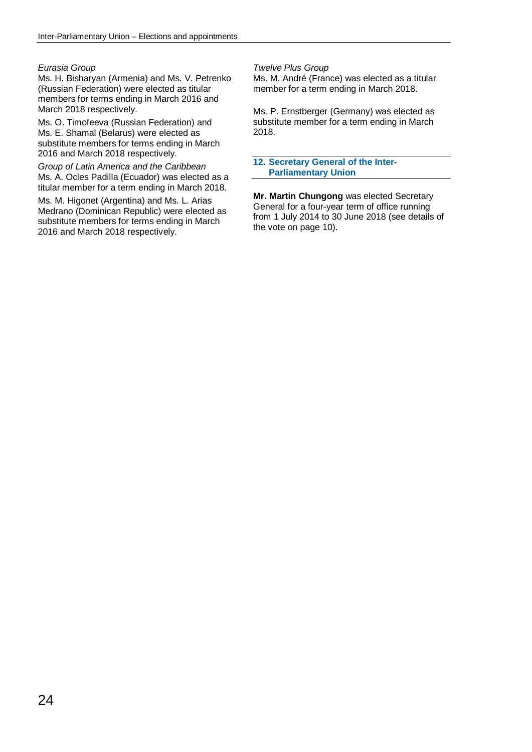*Eurasia Group*

Ms. H. Bisharyan (Armenia) and Ms. V. Petrenko (Russian Federation) were elected as titular members for terms ending in March 2016 and March 2018 respectively.

Ms. O. Timofeeva (Russian Federation) and Ms. E. Shamal (Belarus) were elected as substitute members for terms ending in March 2016 and March 2018 respectively.

*Group of Latin America and the Caribbean*

Ms. A. Ocles Padilla (Ecuador) was elected as a titular member for a term ending in March 2018.

Ms. M. Higonet (Argentina) and Ms. L. Arias Medrano (Dominican Republic) were elected as substitute members for terms ending in March 2016 and March 2018 respectively.

*Twelve Plus Group*

Ms. M. André (France) was elected as a titular member for a term ending in March 2018.

Ms. P. Ernstberger (Germany) was elected as substitute member for a term ending in March 2018.

## 12. Secretary General of the Inter-Parliamentary Union

**Mr. Martin Chungong** was elected Secretary General for a four-year term of office running from 1 July 2014 to 30 June 2018 (see details of the vote on page 10).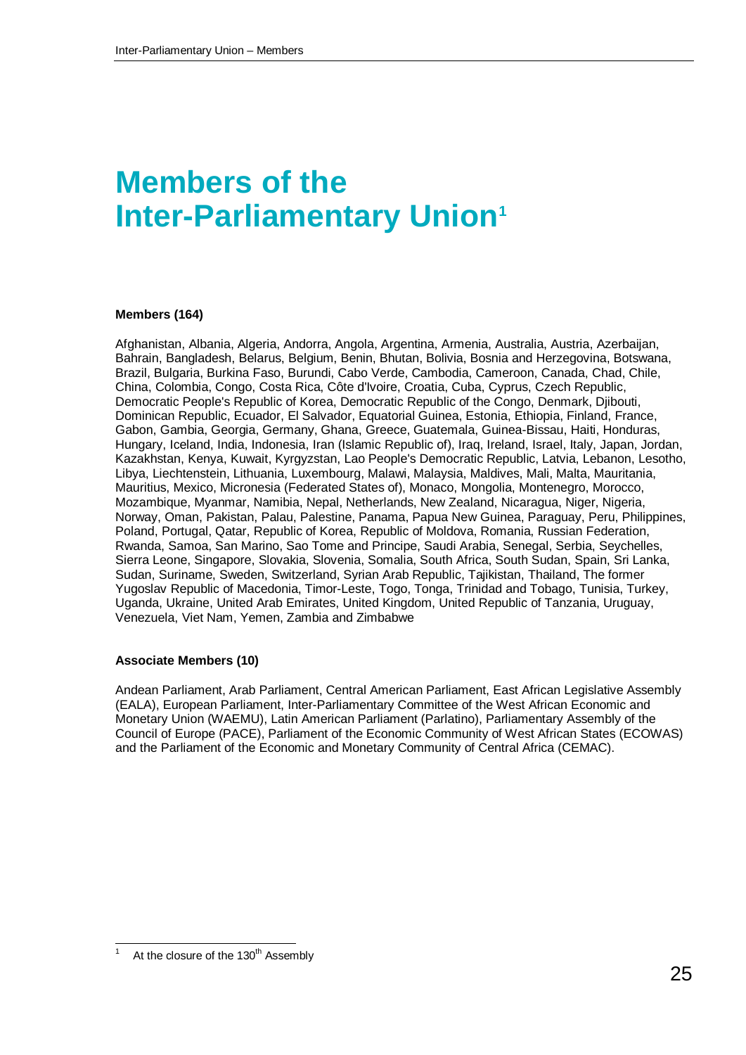# Members of the Inter-Parliamentary Union[1]

**Members (164)**

Afghanistan, Albania, Algeria, Andorra, Angola, Argentina, Armenia, Australia, Austria, Azerbaijan, Bahrain, Bangladesh, Belarus, Belgium, Benin, Bhutan, Bolivia, Bosnia and Herzegovina, Botswana, Brazil, Bulgaria, Burkina Faso, Burundi, Cabo Verde, Cambodia, Cameroon, Canada, Chad, Chile, China, Colombia, Congo, Costa Rica, Côte d'Ivoire, Croatia, Cuba, Cyprus, Czech Republic, Democratic People's Republic of Korea, Democratic Republic of the Congo, Denmark, Djibouti, Dominican Republic, Ecuador, El Salvador, Equatorial Guinea, Estonia, Ethiopia, Finland, France, Gabon, Gambia, Georgia, Germany, Ghana, Greece, Guatemala, Guinea-Bissau, Haiti, Honduras, Hungary, Iceland, India, Indonesia, Iran (Islamic Republic of), Iraq, Ireland, Israel, Italy, Japan, Jordan, Kazakhstan, Kenya, Kuwait, Kyrgyzstan, Lao People's Democratic Republic, Latvia, Lebanon, Lesotho, Libya, Liechtenstein, Lithuania, Luxembourg, Malawi, Malaysia, Maldives, Mali, Malta, Mauritania, Mauritius, Mexico, Micronesia (Federated States of), Monaco, Mongolia, Montenegro, Morocco, Mozambique, Myanmar, Namibia, Nepal, Netherlands, New Zealand, Nicaragua, Niger, Nigeria, Norway, Oman, Pakistan, Palau, Palestine, Panama, Papua New Guinea, Paraguay, Peru, Philippines, Poland, Portugal, Qatar, Republic of Korea, Republic of Moldova, Romania, Russian Federation, Rwanda, Samoa, San Marino, Sao Tome and Principe, Saudi Arabia, Senegal, Serbia, Seychelles, Sierra Leone, Singapore, Slovakia, Slovenia, Somalia, South Africa, South Sudan, Spain, Sri Lanka, Sudan, Suriname, Sweden, Switzerland, Syrian Arab Republic, Tajikistan, Thailand, The former Yugoslav Republic of Macedonia, Timor-Leste, Togo, Tonga, Trinidad and Tobago, Tunisia, Turkey, Uganda, Ukraine, United Arab Emirates, United Kingdom, United Republic of Tanzania, Uruguay, Venezuela, Viet Nam, Yemen, Zambia and Zimbabwe

**Associate Members (10)**

Andean Parliament, Arab Parliament, Central American Parliament, East African Legislative Assembly (EALA), European Parliament, Inter-Parliamentary Committee of the West African Economic and Monetary Union (WAEMU), Latin American Parliament (Parlatino), Parliamentary Assembly of the Council of Europe (PACE), Parliament of the Economic Community of West African States (ECOWAS) and the Parliament of the Economic and Monetary Community of Central Africa (CEMAC).

---

[1] At the closure of the 130th Assembly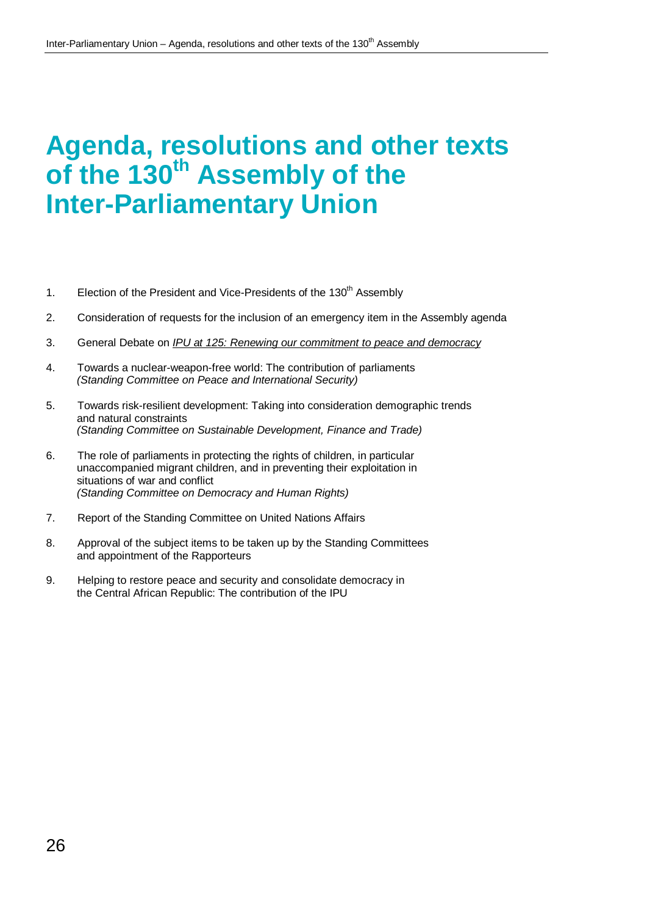# Agenda, resolutions and other texts of the 130th Assembly of the Inter-Parliamentary Union

1. Election of the President and Vice-Presidents of the 130th Assembly

2. Consideration of requests for the inclusion of an emergency item in the Assembly agenda

3. General Debate on *IPU at 125: Renewing our commitment to peace and democracy*

4. Towards a nuclear-weapon-free world: The contribution of parliaments
   *(Standing Committee on Peace and International Security)*

5. Towards risk-resilient development: Taking into consideration demographic trends and natural constraints
   *(Standing Committee on Sustainable Development, Finance and Trade)*

6. The role of parliaments in protecting the rights of children, in particular unaccompanied migrant children, and in preventing their exploitation in situations of war and conflict
   *(Standing Committee on Democracy and Human Rights)*

7. Report of the Standing Committee on United Nations Affairs

8. Approval of the subject items to be taken up by the Standing Committees and appointment of the Rapporteurs

9. Helping to restore peace and security and consolidate democracy in the Central African Republic: The contribution of the IPU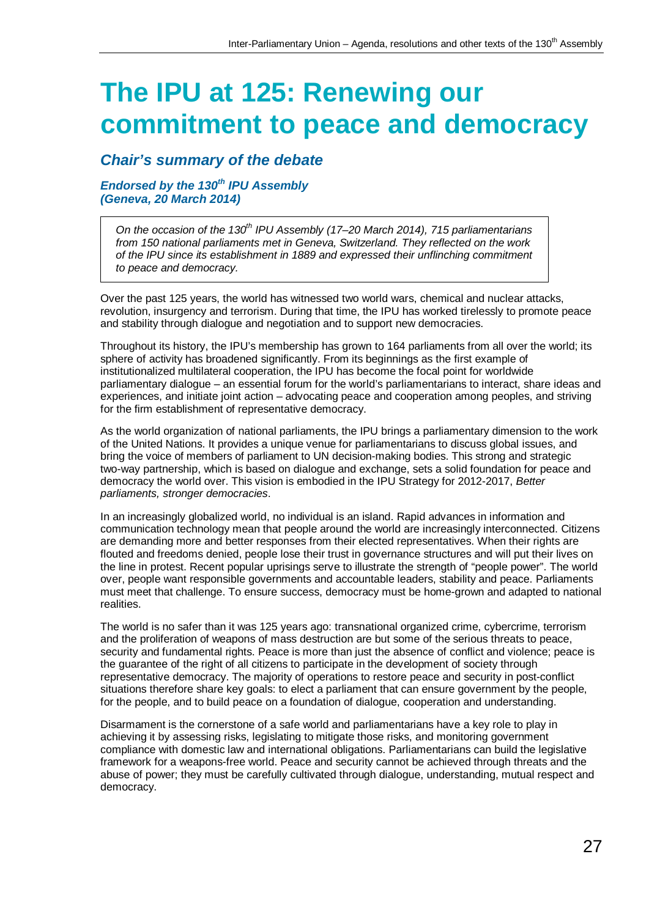# The IPU at 125: Renewing our commitment to peace and democracy

## *Chair's summary of the debate*

***Endorsed by the 130th IPU Assembly (Geneva, 20 March 2014)***

> *On the occasion of the 130th IPU Assembly (17–20 March 2014), 715 parliamentarians from 150 national parliaments met in Geneva, Switzerland. They reflected on the work of the IPU since its establishment in 1889 and expressed their unflinching commitment to peace and democracy.*

Over the past 125 years, the world has witnessed two world wars, chemical and nuclear attacks, revolution, insurgency and terrorism. During that time, the IPU has worked tirelessly to promote peace and stability through dialogue and negotiation and to support new democracies.

Throughout its history, the IPU's membership has grown to 164 parliaments from all over the world; its sphere of activity has broadened significantly. From its beginnings as the first example of institutionalized multilateral cooperation, the IPU has become the focal point for worldwide parliamentary dialogue – an essential forum for the world's parliamentarians to interact, share ideas and experiences, and initiate joint action – advocating peace and cooperation among peoples, and striving for the firm establishment of representative democracy.

As the world organization of national parliaments, the IPU brings a parliamentary dimension to the work of the United Nations. It provides a unique venue for parliamentarians to discuss global issues, and bring the voice of members of parliament to UN decision-making bodies. This strong and strategic two-way partnership, which is based on dialogue and exchange, sets a solid foundation for peace and democracy the world over. This vision is embodied in the IPU Strategy for 2012-2017, *Better parliaments, stronger democracies*.

In an increasingly globalized world, no individual is an island. Rapid advances in information and communication technology mean that people around the world are increasingly interconnected. Citizens are demanding more and better responses from their elected representatives. When their rights are flouted and freedoms denied, people lose their trust in governance structures and will put their lives on the line in protest. Recent popular uprisings serve to illustrate the strength of "people power". The world over, people want responsible governments and accountable leaders, stability and peace. Parliaments must meet that challenge. To ensure success, democracy must be home-grown and adapted to national realities.

The world is no safer than it was 125 years ago: transnational organized crime, cybercrime, terrorism and the proliferation of weapons of mass destruction are but some of the serious threats to peace, security and fundamental rights. Peace is more than just the absence of conflict and violence; peace is the guarantee of the right of all citizens to participate in the development of society through representative democracy. The majority of operations to restore peace and security in post-conflict situations therefore share key goals: to elect a parliament that can ensure government by the people, for the people, and to build peace on a foundation of dialogue, cooperation and understanding.

Disarmament is the cornerstone of a safe world and parliamentarians have a key role to play in achieving it by assessing risks, legislating to mitigate those risks, and monitoring government compliance with domestic law and international obligations. Parliamentarians can build the legislative framework for a weapons-free world. Peace and security cannot be achieved through threats and the abuse of power; they must be carefully cultivated through dialogue, understanding, mutual respect and democracy.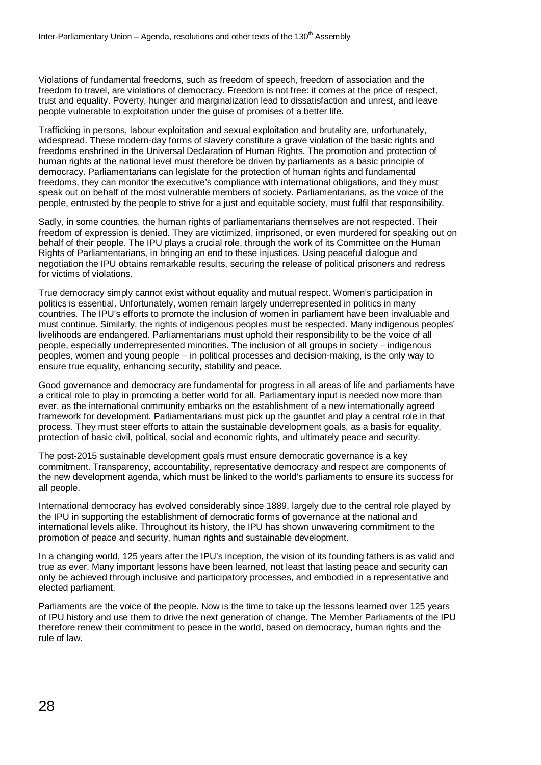Violations of fundamental freedoms, such as freedom of speech, freedom of association and the freedom to travel, are violations of democracy. Freedom is not free: it comes at the price of respect, trust and equality. Poverty, hunger and marginalization lead to dissatisfaction and unrest, and leave people vulnerable to exploitation under the guise of promises of a better life.

Trafficking in persons, labour exploitation and sexual exploitation and brutality are, unfortunately, widespread. These modern-day forms of slavery constitute a grave violation of the basic rights and freedoms enshrined in the Universal Declaration of Human Rights. The promotion and protection of human rights at the national level must therefore be driven by parliaments as a basic principle of democracy. Parliamentarians can legislate for the protection of human rights and fundamental freedoms, they can monitor the executive's compliance with international obligations, and they must speak out on behalf of the most vulnerable members of society. Parliamentarians, as the voice of the people, entrusted by the people to strive for a just and equitable society, must fulfil that responsibility.

Sadly, in some countries, the human rights of parliamentarians themselves are not respected. Their freedom of expression is denied. They are victimized, imprisoned, or even murdered for speaking out on behalf of their people. The IPU plays a crucial role, through the work of its Committee on the Human Rights of Parliamentarians, in bringing an end to these injustices. Using peaceful dialogue and negotiation the IPU obtains remarkable results, securing the release of political prisoners and redress for victims of violations.

True democracy simply cannot exist without equality and mutual respect. Women's participation in politics is essential. Unfortunately, women remain largely underrepresented in politics in many countries. The IPU's efforts to promote the inclusion of women in parliament have been invaluable and must continue. Similarly, the rights of indigenous peoples must be respected. Many indigenous peoples' livelihoods are endangered. Parliamentarians must uphold their responsibility to be the voice of all people, especially underrepresented minorities. The inclusion of all groups in society – indigenous peoples, women and young people – in political processes and decision-making, is the only way to ensure true equality, enhancing security, stability and peace.

Good governance and democracy are fundamental for progress in all areas of life and parliaments have a critical role to play in promoting a better world for all. Parliamentary input is needed now more than ever, as the international community embarks on the establishment of a new internationally agreed framework for development. Parliamentarians must pick up the gauntlet and play a central role in that process. They must steer efforts to attain the sustainable development goals, as a basis for equality, protection of basic civil, political, social and economic rights, and ultimately peace and security.

The post-2015 sustainable development goals must ensure democratic governance is a key commitment. Transparency, accountability, representative democracy and respect are components of the new development agenda, which must be linked to the world's parliaments to ensure its success for all people.

International democracy has evolved considerably since 1889, largely due to the central role played by the IPU in supporting the establishment of democratic forms of governance at the national and international levels alike. Throughout its history, the IPU has shown unwavering commitment to the promotion of peace and security, human rights and sustainable development.

In a changing world, 125 years after the IPU's inception, the vision of its founding fathers is as valid and true as ever. Many important lessons have been learned, not least that lasting peace and security can only be achieved through inclusive and participatory processes, and embodied in a representative and elected parliament.

Parliaments are the voice of the people. Now is the time to take up the lessons learned over 125 years of IPU history and use them to drive the next generation of change. The Member Parliaments of the IPU therefore renew their commitment to peace in the world, based on democracy, human rights and the rule of law.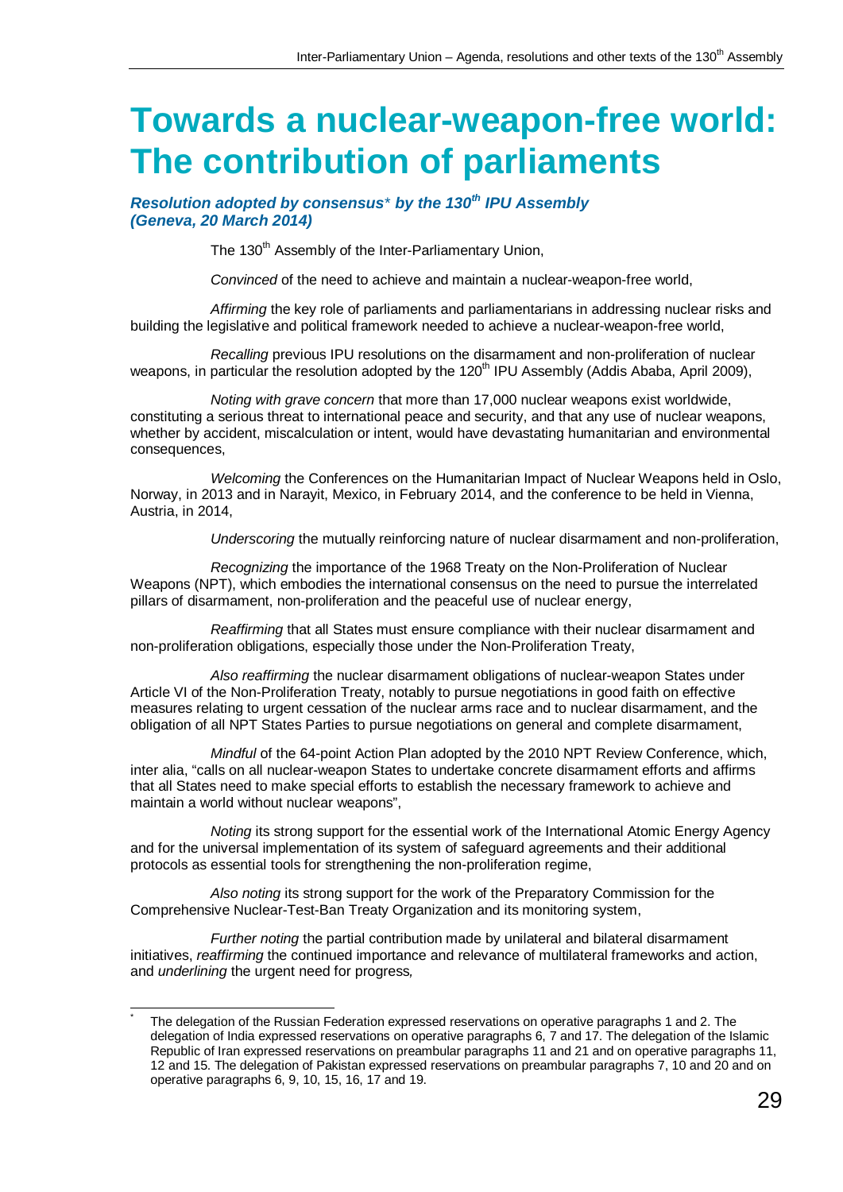# Towards a nuclear-weapon-free world: The contribution of parliaments

***Resolution adopted by consensus\* by the 130th IPU Assembly (Geneva, 20 March 2014)***

The 130th Assembly of the Inter-Parliamentary Union,

*Convinced* of the need to achieve and maintain a nuclear-weapon-free world,

*Affirming* the key role of parliaments and parliamentarians in addressing nuclear risks and building the legislative and political framework needed to achieve a nuclear-weapon-free world,

*Recalling* previous IPU resolutions on the disarmament and non-proliferation of nuclear weapons, in particular the resolution adopted by the 120th IPU Assembly (Addis Ababa, April 2009),

*Noting with grave concern* that more than 17,000 nuclear weapons exist worldwide, constituting a serious threat to international peace and security, and that any use of nuclear weapons, whether by accident, miscalculation or intent, would have devastating humanitarian and environmental consequences,

*Welcoming* the Conferences on the Humanitarian Impact of Nuclear Weapons held in Oslo, Norway, in 2013 and in Narayit, Mexico, in February 2014, and the conference to be held in Vienna, Austria, in 2014,

*Underscoring* the mutually reinforcing nature of nuclear disarmament and non-proliferation,

*Recognizing* the importance of the 1968 Treaty on the Non-Proliferation of Nuclear Weapons (NPT), which embodies the international consensus on the need to pursue the interrelated pillars of disarmament, non-proliferation and the peaceful use of nuclear energy,

*Reaffirming* that all States must ensure compliance with their nuclear disarmament and non-proliferation obligations, especially those under the Non-Proliferation Treaty,

*Also reaffirming* the nuclear disarmament obligations of nuclear-weapon States under Article VI of the Non-Proliferation Treaty, notably to pursue negotiations in good faith on effective measures relating to urgent cessation of the nuclear arms race and to nuclear disarmament, and the obligation of all NPT States Parties to pursue negotiations on general and complete disarmament,

*Mindful* of the 64-point Action Plan adopted by the 2010 NPT Review Conference, which, inter alia, "calls on all nuclear-weapon States to undertake concrete disarmament efforts and affirms that all States need to make special efforts to establish the necessary framework to achieve and maintain a world without nuclear weapons",

*Noting* its strong support for the essential work of the International Atomic Energy Agency and for the universal implementation of its system of safeguard agreements and their additional protocols as essential tools for strengthening the non-proliferation regime,

*Also noting* its strong support for the work of the Preparatory Commission for the Comprehensive Nuclear-Test-Ban Treaty Organization and its monitoring system,

*Further noting* the partial contribution made by unilateral and bilateral disarmament initiatives, *reaffirming* the continued importance and relevance of multilateral frameworks and action, and *underlining* the urgent need for progress,

---

\* The delegation of the Russian Federation expressed reservations on operative paragraphs 1 and 2. The delegation of India expressed reservations on operative paragraphs 6, 7 and 17. The delegation of the Islamic Republic of Iran expressed reservations on preambular paragraphs 11 and 21 and on operative paragraphs 11, 12 and 15. The delegation of Pakistan expressed reservations on preambular paragraphs 7, 10 and 20 and on operative paragraphs 6, 9, 10, 15, 16, 17 and 19.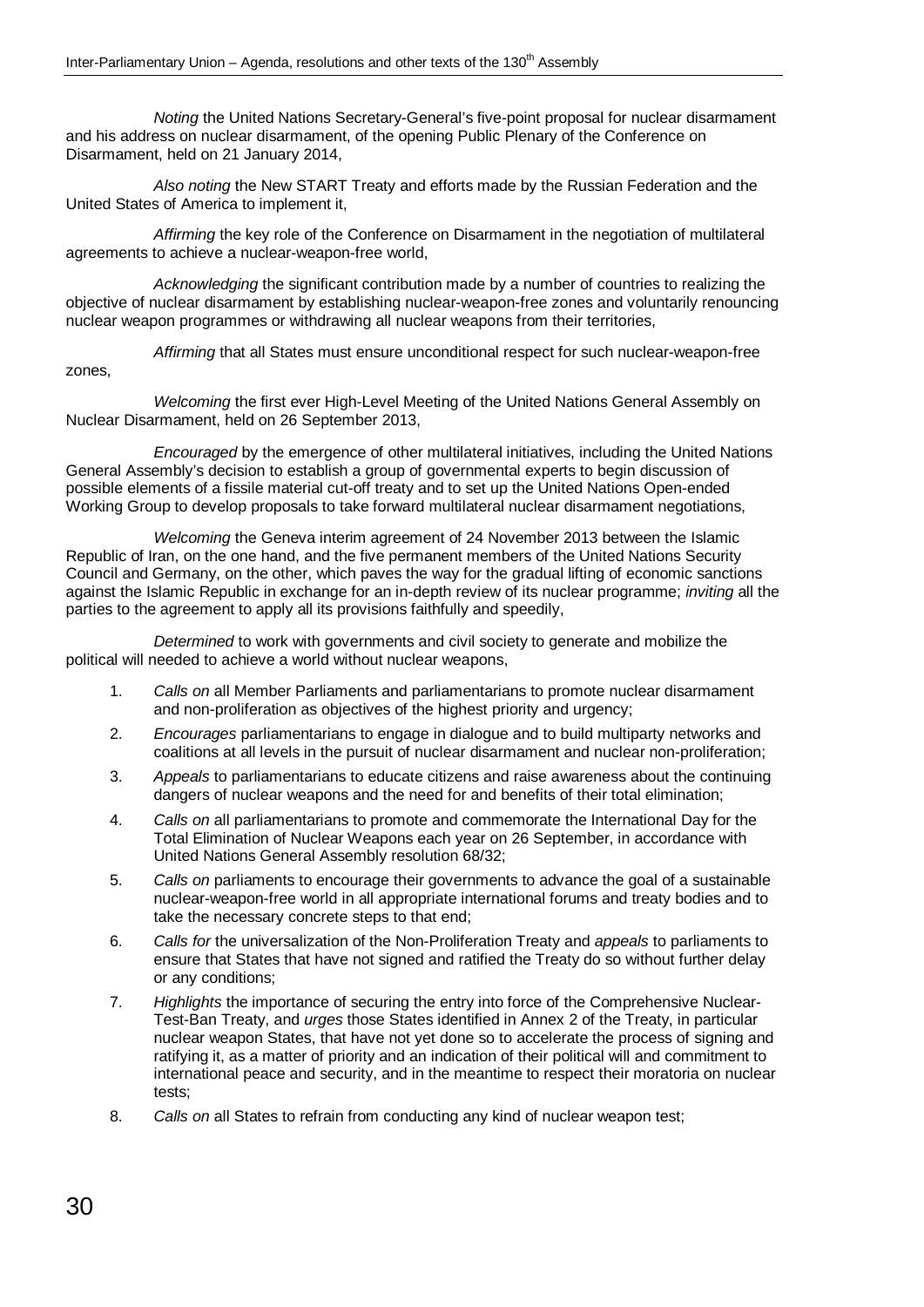*Noting* the United Nations Secretary-General's five-point proposal for nuclear disarmament and his address on nuclear disarmament, of the opening Public Plenary of the Conference on Disarmament, held on 21 January 2014,

*Also noting* the New START Treaty and efforts made by the Russian Federation and the United States of America to implement it,

*Affirming* the key role of the Conference on Disarmament in the negotiation of multilateral agreements to achieve a nuclear-weapon-free world,

*Acknowledging* the significant contribution made by a number of countries to realizing the objective of nuclear disarmament by establishing nuclear-weapon-free zones and voluntarily renouncing nuclear weapon programmes or withdrawing all nuclear weapons from their territories,

*Affirming* that all States must ensure unconditional respect for such nuclear-weapon-free zones,

*Welcoming* the first ever High-Level Meeting of the United Nations General Assembly on Nuclear Disarmament, held on 26 September 2013,

*Encouraged* by the emergence of other multilateral initiatives, including the United Nations General Assembly's decision to establish a group of governmental experts to begin discussion of possible elements of a fissile material cut-off treaty and to set up the United Nations Open-ended Working Group to develop proposals to take forward multilateral nuclear disarmament negotiations,

*Welcoming* the Geneva interim agreement of 24 November 2013 between the Islamic Republic of Iran, on the one hand, and the five permanent members of the United Nations Security Council and Germany, on the other, which paves the way for the gradual lifting of economic sanctions against the Islamic Republic in exchange for an in-depth review of its nuclear programme; *inviting* all the parties to the agreement to apply all its provisions faithfully and speedily,

*Determined* to work with governments and civil society to generate and mobilize the political will needed to achieve a world without nuclear weapons,

1. *Calls on* all Member Parliaments and parliamentarians to promote nuclear disarmament and non-proliferation as objectives of the highest priority and urgency;
2. *Encourages* parliamentarians to engage in dialogue and to build multiparty networks and coalitions at all levels in the pursuit of nuclear disarmament and nuclear non-proliferation;
3. *Appeals* to parliamentarians to educate citizens and raise awareness about the continuing dangers of nuclear weapons and the need for and benefits of their total elimination;
4. *Calls on* all parliamentarians to promote and commemorate the International Day for the Total Elimination of Nuclear Weapons each year on 26 September, in accordance with United Nations General Assembly resolution 68/32;
5. *Calls on* parliaments to encourage their governments to advance the goal of a sustainable nuclear-weapon-free world in all appropriate international forums and treaty bodies and to take the necessary concrete steps to that end;
6. *Calls for* the universalization of the Non-Proliferation Treaty and *appeals* to parliaments to ensure that States that have not signed and ratified the Treaty do so without further delay or any conditions;
7. *Highlights* the importance of securing the entry into force of the Comprehensive Nuclear-Test-Ban Treaty, and *urges* those States identified in Annex 2 of the Treaty, in particular nuclear weapon States, that have not yet done so to accelerate the process of signing and ratifying it, as a matter of priority and an indication of their political will and commitment to international peace and security, and in the meantime to respect their moratoria on nuclear tests;
8. *Calls on* all States to refrain from conducting any kind of nuclear weapon test;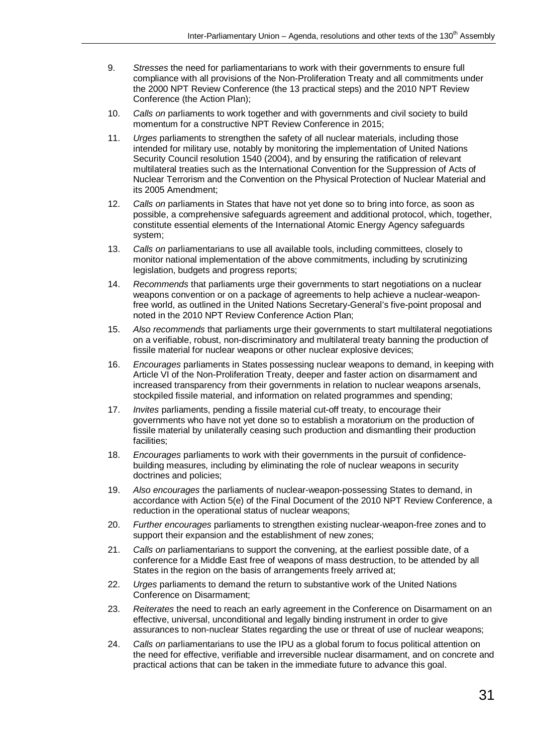9. *Stresses* the need for parliamentarians to work with their governments to ensure full compliance with all provisions of the Non-Proliferation Treaty and all commitments under the 2000 NPT Review Conference (the 13 practical steps) and the 2010 NPT Review Conference (the Action Plan);

10. *Calls on* parliaments to work together and with governments and civil society to build momentum for a constructive NPT Review Conference in 2015;

11. *Urges* parliaments to strengthen the safety of all nuclear materials, including those intended for military use, notably by monitoring the implementation of United Nations Security Council resolution 1540 (2004), and by ensuring the ratification of relevant multilateral treaties such as the International Convention for the Suppression of Acts of Nuclear Terrorism and the Convention on the Physical Protection of Nuclear Material and its 2005 Amendment;

12. *Calls on* parliaments in States that have not yet done so to bring into force, as soon as possible, a comprehensive safeguards agreement and additional protocol, which, together, constitute essential elements of the International Atomic Energy Agency safeguards system;

13. *Calls on* parliamentarians to use all available tools, including committees, closely to monitor national implementation of the above commitments, including by scrutinizing legislation, budgets and progress reports;

14. *Recommends* that parliaments urge their governments to start negotiations on a nuclear weapons convention or on a package of agreements to help achieve a nuclear-weapon-free world, as outlined in the United Nations Secretary-General's five-point proposal and noted in the 2010 NPT Review Conference Action Plan;

15. *Also recommends* that parliaments urge their governments to start multilateral negotiations on a verifiable, robust, non-discriminatory and multilateral treaty banning the production of fissile material for nuclear weapons or other nuclear explosive devices;

16. *Encourages* parliaments in States possessing nuclear weapons to demand, in keeping with Article VI of the Non-Proliferation Treaty, deeper and faster action on disarmament and increased transparency from their governments in relation to nuclear weapons arsenals, stockpiled fissile material, and information on related programmes and spending;

17. *Invites* parliaments, pending a fissile material cut-off treaty, to encourage their governments who have not yet done so to establish a moratorium on the production of fissile material by unilaterally ceasing such production and dismantling their production facilities;

18. *Encourages* parliaments to work with their governments in the pursuit of confidence-building measures, including by eliminating the role of nuclear weapons in security doctrines and policies;

19. *Also encourages* the parliaments of nuclear-weapon-possessing States to demand, in accordance with Action 5(e) of the Final Document of the 2010 NPT Review Conference, a reduction in the operational status of nuclear weapons;

20. *Further encourages* parliaments to strengthen existing nuclear-weapon-free zones and to support their expansion and the establishment of new zones;

21. *Calls on* parliamentarians to support the convening, at the earliest possible date, of a conference for a Middle East free of weapons of mass destruction, to be attended by all States in the region on the basis of arrangements freely arrived at;

22. *Urges* parliaments to demand the return to substantive work of the United Nations Conference on Disarmament;

23. *Reiterates* the need to reach an early agreement in the Conference on Disarmament on an effective, universal, unconditional and legally binding instrument in order to give assurances to non-nuclear States regarding the use or threat of use of nuclear weapons;

24. *Calls on* parliamentarians to use the IPU as a global forum to focus political attention on the need for effective, verifiable and irreversible nuclear disarmament, and on concrete and practical actions that can be taken in the immediate future to advance this goal.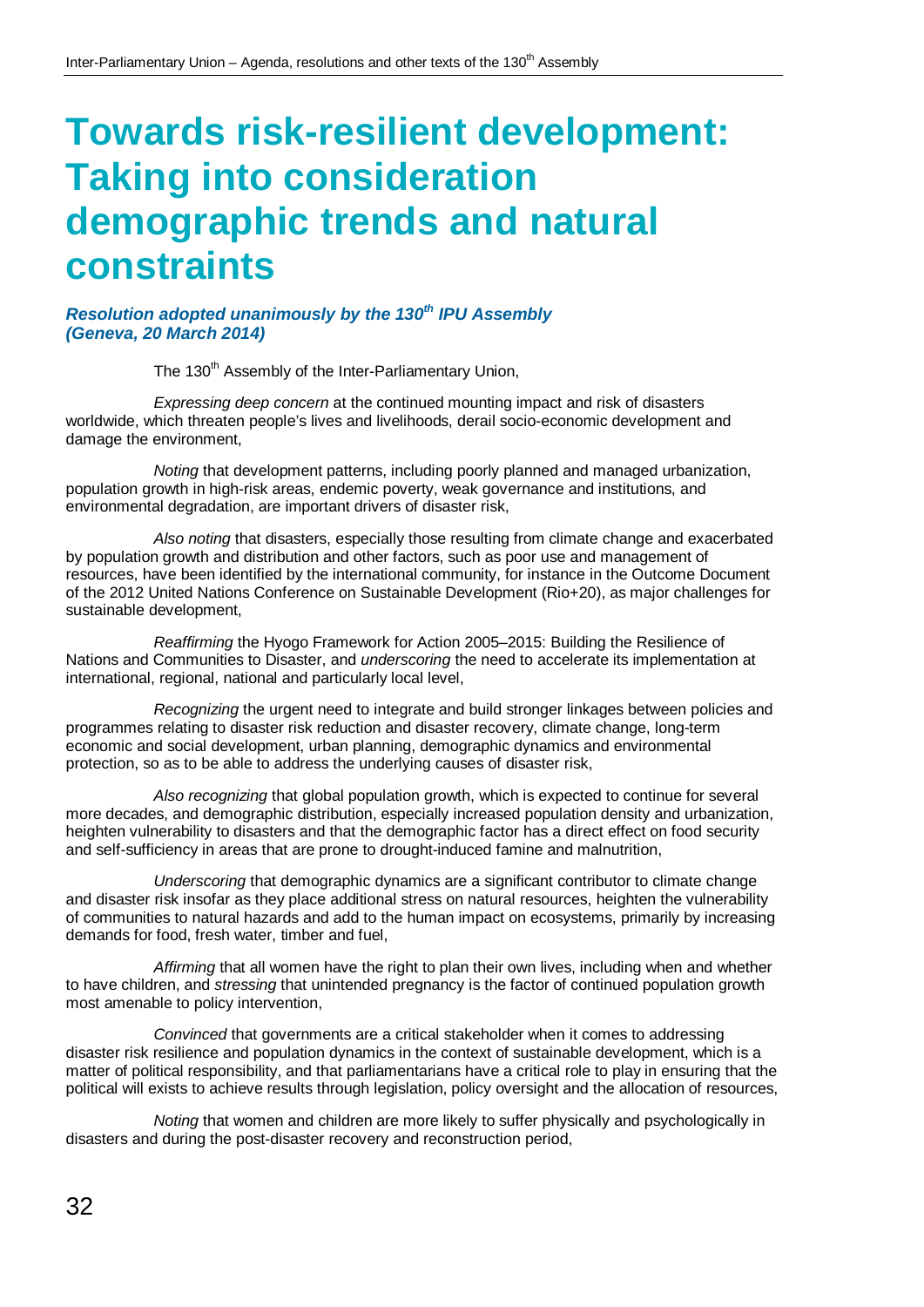# Towards risk-resilient development: Taking into consideration demographic trends and natural constraints

***Resolution adopted unanimously by the 130th IPU Assembly (Geneva, 20 March 2014)***

The 130th Assembly of the Inter-Parliamentary Union,

*Expressing deep concern* at the continued mounting impact and risk of disasters worldwide, which threaten people's lives and livelihoods, derail socio-economic development and damage the environment,

*Noting* that development patterns, including poorly planned and managed urbanization, population growth in high-risk areas, endemic poverty, weak governance and institutions, and environmental degradation, are important drivers of disaster risk,

*Also noting* that disasters, especially those resulting from climate change and exacerbated by population growth and distribution and other factors, such as poor use and management of resources, have been identified by the international community, for instance in the Outcome Document of the 2012 United Nations Conference on Sustainable Development (Rio+20), as major challenges for sustainable development,

*Reaffirming* the Hyogo Framework for Action 2005–2015: Building the Resilience of Nations and Communities to Disaster, and *underscoring* the need to accelerate its implementation at international, regional, national and particularly local level,

*Recognizing* the urgent need to integrate and build stronger linkages between policies and programmes relating to disaster risk reduction and disaster recovery, climate change, long-term economic and social development, urban planning, demographic dynamics and environmental protection, so as to be able to address the underlying causes of disaster risk,

*Also recognizing* that global population growth, which is expected to continue for several more decades, and demographic distribution, especially increased population density and urbanization, heighten vulnerability to disasters and that the demographic factor has a direct effect on food security and self-sufficiency in areas that are prone to drought-induced famine and malnutrition,

*Underscoring* that demographic dynamics are a significant contributor to climate change and disaster risk insofar as they place additional stress on natural resources, heighten the vulnerability of communities to natural hazards and add to the human impact on ecosystems, primarily by increasing demands for food, fresh water, timber and fuel,

*Affirming* that all women have the right to plan their own lives, including when and whether to have children, and *stressing* that unintended pregnancy is the factor of continued population growth most amenable to policy intervention,

*Convinced* that governments are a critical stakeholder when it comes to addressing disaster risk resilience and population dynamics in the context of sustainable development, which is a matter of political responsibility, and that parliamentarians have a critical role to play in ensuring that the political will exists to achieve results through legislation, policy oversight and the allocation of resources,

*Noting* that women and children are more likely to suffer physically and psychologically in disasters and during the post-disaster recovery and reconstruction period,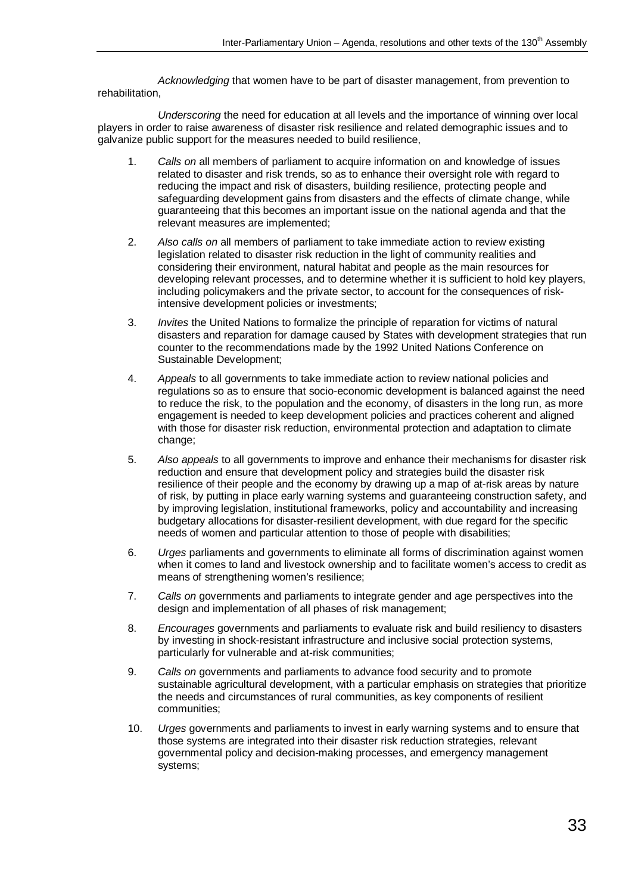*Acknowledging* that women have to be part of disaster management, from prevention to rehabilitation,

*Underscoring* the need for education at all levels and the importance of winning over local players in order to raise awareness of disaster risk resilience and related demographic issues and to galvanize public support for the measures needed to build resilience,

1. *Calls on* all members of parliament to acquire information on and knowledge of issues related to disaster and risk trends, so as to enhance their oversight role with regard to reducing the impact and risk of disasters, building resilience, protecting people and safeguarding development gains from disasters and the effects of climate change, while guaranteeing that this becomes an important issue on the national agenda and that the relevant measures are implemented;

2. *Also calls on* all members of parliament to take immediate action to review existing legislation related to disaster risk reduction in the light of community realities and considering their environment, natural habitat and people as the main resources for developing relevant processes, and to determine whether it is sufficient to hold key players, including policymakers and the private sector, to account for the consequences of risk-intensive development policies or investments;

3. *Invites* the United Nations to formalize the principle of reparation for victims of natural disasters and reparation for damage caused by States with development strategies that run counter to the recommendations made by the 1992 United Nations Conference on Sustainable Development;

4. *Appeals* to all governments to take immediate action to review national policies and regulations so as to ensure that socio-economic development is balanced against the need to reduce the risk, to the population and the economy, of disasters in the long run, as more engagement is needed to keep development policies and practices coherent and aligned with those for disaster risk reduction, environmental protection and adaptation to climate change;

5. *Also appeals* to all governments to improve and enhance their mechanisms for disaster risk reduction and ensure that development policy and strategies build the disaster risk resilience of their people and the economy by drawing up a map of at-risk areas by nature of risk, by putting in place early warning systems and guaranteeing construction safety, and by improving legislation, institutional frameworks, policy and accountability and increasing budgetary allocations for disaster-resilient development, with due regard for the specific needs of women and particular attention to those of people with disabilities;

6. *Urges* parliaments and governments to eliminate all forms of discrimination against women when it comes to land and livestock ownership and to facilitate women's access to credit as means of strengthening women's resilience;

7. *Calls on* governments and parliaments to integrate gender and age perspectives into the design and implementation of all phases of risk management;

8. *Encourages* governments and parliaments to evaluate risk and build resiliency to disasters by investing in shock-resistant infrastructure and inclusive social protection systems, particularly for vulnerable and at-risk communities;

9. *Calls on* governments and parliaments to advance food security and to promote sustainable agricultural development, with a particular emphasis on strategies that prioritize the needs and circumstances of rural communities, as key components of resilient communities;

10. *Urges* governments and parliaments to invest in early warning systems and to ensure that those systems are integrated into their disaster risk reduction strategies, relevant governmental policy and decision-making processes, and emergency management systems;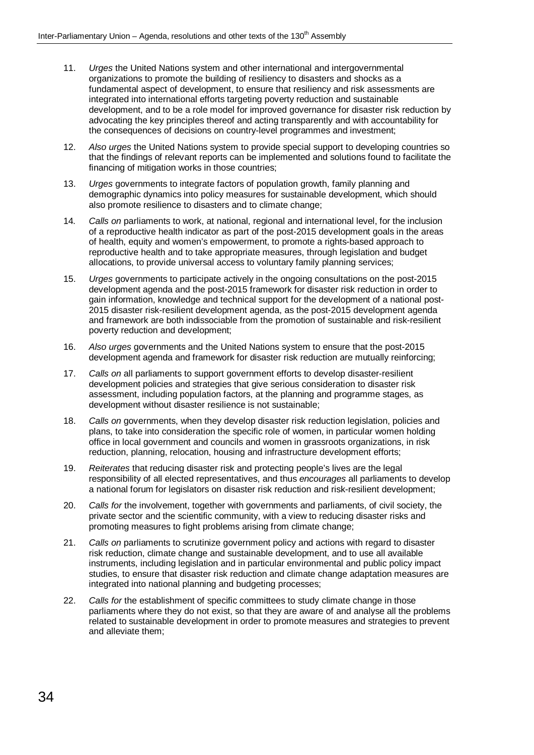11. *Urges* the United Nations system and other international and intergovernmental organizations to promote the building of resiliency to disasters and shocks as a fundamental aspect of development, to ensure that resiliency and risk assessments are integrated into international efforts targeting poverty reduction and sustainable development, and to be a role model for improved governance for disaster risk reduction by advocating the key principles thereof and acting transparently and with accountability for the consequences of decisions on country-level programmes and investment;

12. *Also urges* the United Nations system to provide special support to developing countries so that the findings of relevant reports can be implemented and solutions found to facilitate the financing of mitigation works in those countries;

13. *Urges* governments to integrate factors of population growth, family planning and demographic dynamics into policy measures for sustainable development, which should also promote resilience to disasters and to climate change;

14. *Calls on* parliaments to work, at national, regional and international level, for the inclusion of a reproductive health indicator as part of the post-2015 development goals in the areas of health, equity and women's empowerment, to promote a rights-based approach to reproductive health and to take appropriate measures, through legislation and budget allocations, to provide universal access to voluntary family planning services;

15. *Urges* governments to participate actively in the ongoing consultations on the post-2015 development agenda and the post-2015 framework for disaster risk reduction in order to gain information, knowledge and technical support for the development of a national post-2015 disaster risk-resilient development agenda, as the post-2015 development agenda and framework are both indissociable from the promotion of sustainable and risk-resilient poverty reduction and development;

16. *Also urges* governments and the United Nations system to ensure that the post-2015 development agenda and framework for disaster risk reduction are mutually reinforcing;

17. *Calls on* all parliaments to support government efforts to develop disaster-resilient development policies and strategies that give serious consideration to disaster risk assessment, including population factors, at the planning and programme stages, as development without disaster resilience is not sustainable;

18. *Calls on* governments, when they develop disaster risk reduction legislation, policies and plans, to take into consideration the specific role of women, in particular women holding office in local government and councils and women in grassroots organizations, in risk reduction, planning, relocation, housing and infrastructure development efforts;

19. *Reiterates* that reducing disaster risk and protecting people's lives are the legal responsibility of all elected representatives, and thus *encourages* all parliaments to develop a national forum for legislators on disaster risk reduction and risk-resilient development;

20. *Calls for* the involvement, together with governments and parliaments, of civil society, the private sector and the scientific community, with a view to reducing disaster risks and promoting measures to fight problems arising from climate change;

21. *Calls on* parliaments to scrutinize government policy and actions with regard to disaster risk reduction, climate change and sustainable development, and to use all available instruments, including legislation and in particular environmental and public policy impact studies, to ensure that disaster risk reduction and climate change adaptation measures are integrated into national planning and budgeting processes;

22. *Calls for* the establishment of specific committees to study climate change in those parliaments where they do not exist, so that they are aware of and analyse all the problems related to sustainable development in order to promote measures and strategies to prevent and alleviate them;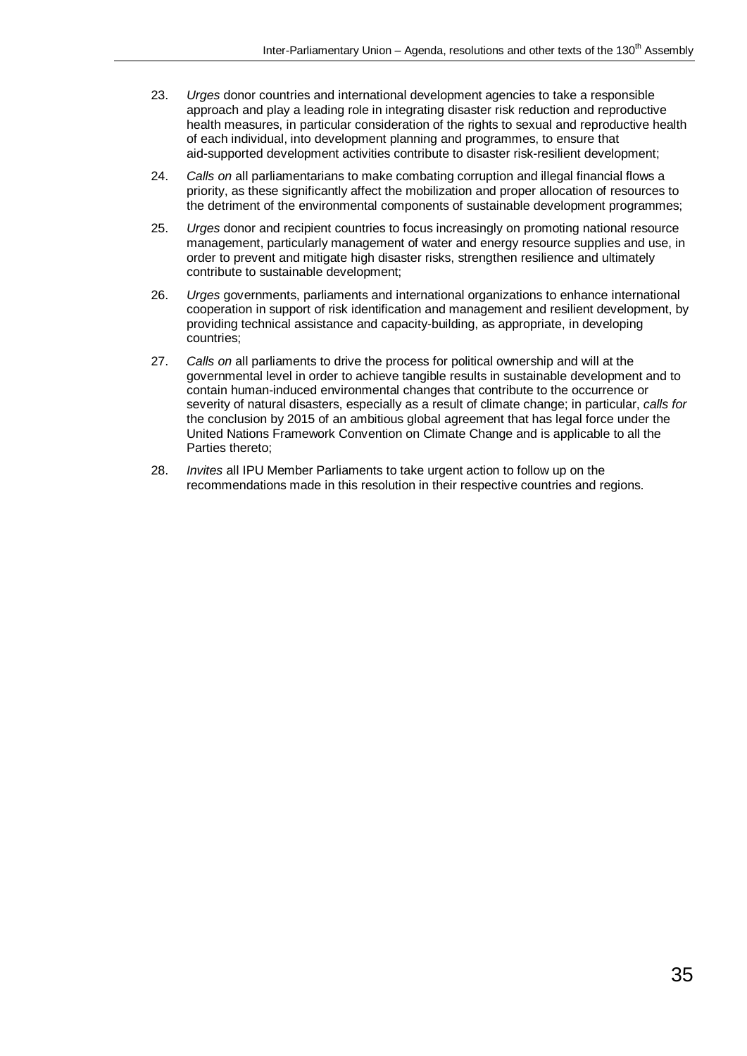23. *Urges* donor countries and international development agencies to take a responsible approach and play a leading role in integrating disaster risk reduction and reproductive health measures, in particular consideration of the rights to sexual and reproductive health of each individual, into development planning and programmes, to ensure that aid-supported development activities contribute to disaster risk-resilient development;

24. *Calls on* all parliamentarians to make combating corruption and illegal financial flows a priority, as these significantly affect the mobilization and proper allocation of resources to the detriment of the environmental components of sustainable development programmes;

25. *Urges* donor and recipient countries to focus increasingly on promoting national resource management, particularly management of water and energy resource supplies and use, in order to prevent and mitigate high disaster risks, strengthen resilience and ultimately contribute to sustainable development;

26. *Urges* governments, parliaments and international organizations to enhance international cooperation in support of risk identification and management and resilient development, by providing technical assistance and capacity-building, as appropriate, in developing countries;

27. *Calls on* all parliaments to drive the process for political ownership and will at the governmental level in order to achieve tangible results in sustainable development and to contain human-induced environmental changes that contribute to the occurrence or severity of natural disasters, especially as a result of climate change; in particular, *calls for* the conclusion by 2015 of an ambitious global agreement that has legal force under the United Nations Framework Convention on Climate Change and is applicable to all the Parties thereto;

28. *Invites* all IPU Member Parliaments to take urgent action to follow up on the recommendations made in this resolution in their respective countries and regions.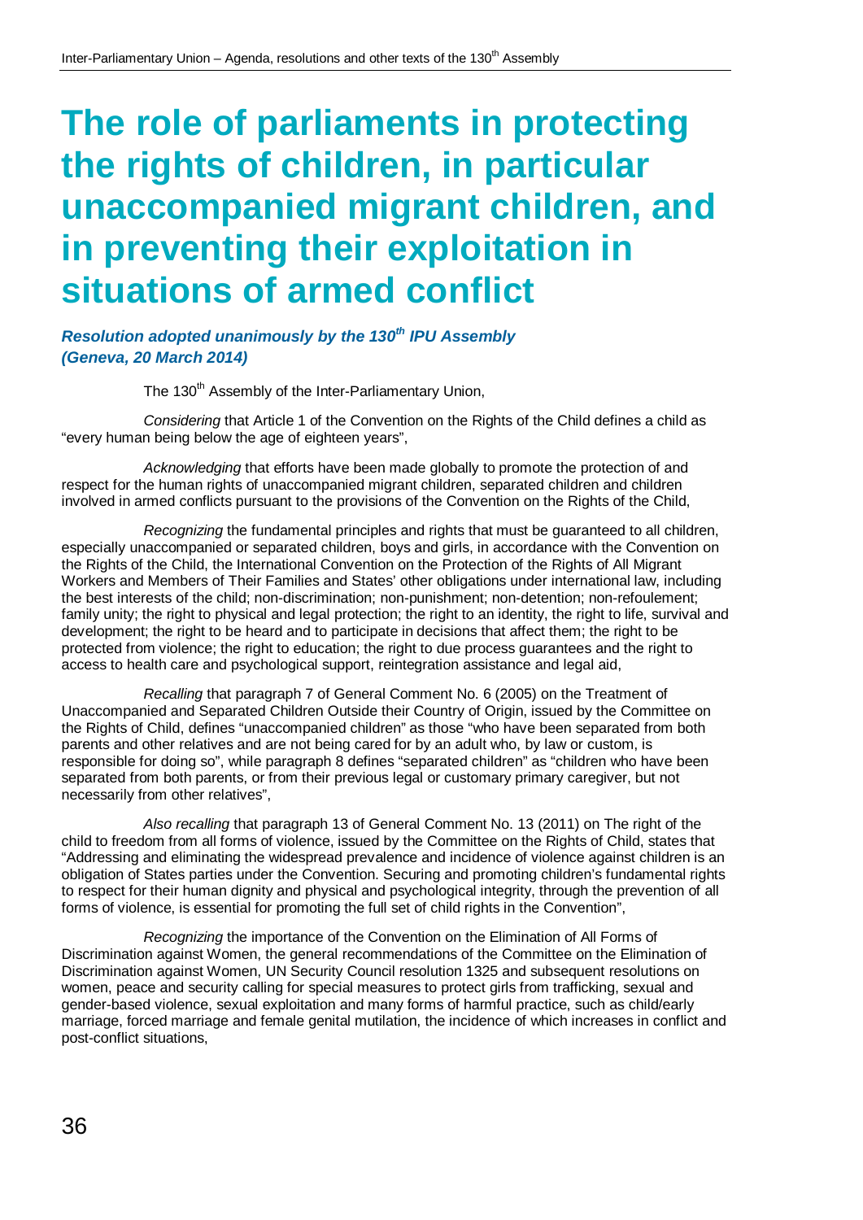# The role of parliaments in protecting the rights of children, in particular unaccompanied migrant children, and in preventing their exploitation in situations of armed conflict

***Resolution adopted unanimously by the 130th IPU Assembly (Geneva, 20 March 2014)***

The 130th Assembly of the Inter-Parliamentary Union,

*Considering* that Article 1 of the Convention on the Rights of the Child defines a child as "every human being below the age of eighteen years",

*Acknowledging* that efforts have been made globally to promote the protection of and respect for the human rights of unaccompanied migrant children, separated children and children involved in armed conflicts pursuant to the provisions of the Convention on the Rights of the Child,

*Recognizing* the fundamental principles and rights that must be guaranteed to all children, especially unaccompanied or separated children, boys and girls, in accordance with the Convention on the Rights of the Child, the International Convention on the Protection of the Rights of All Migrant Workers and Members of Their Families and States' other obligations under international law, including the best interests of the child; non-discrimination; non-punishment; non-detention; non-refoulement; family unity; the right to physical and legal protection; the right to an identity, the right to life, survival and development; the right to be heard and to participate in decisions that affect them; the right to be protected from violence; the right to education; the right to due process guarantees and the right to access to health care and psychological support, reintegration assistance and legal aid,

*Recalling* that paragraph 7 of General Comment No. 6 (2005) on the Treatment of Unaccompanied and Separated Children Outside their Country of Origin, issued by the Committee on the Rights of Child, defines "unaccompanied children" as those "who have been separated from both parents and other relatives and are not being cared for by an adult who, by law or custom, is responsible for doing so", while paragraph 8 defines "separated children" as "children who have been separated from both parents, or from their previous legal or customary primary caregiver, but not necessarily from other relatives",

*Also recalling* that paragraph 13 of General Comment No. 13 (2011) on The right of the child to freedom from all forms of violence, issued by the Committee on the Rights of Child, states that "Addressing and eliminating the widespread prevalence and incidence of violence against children is an obligation of States parties under the Convention. Securing and promoting children's fundamental rights to respect for their human dignity and physical and psychological integrity, through the prevention of all forms of violence, is essential for promoting the full set of child rights in the Convention",

*Recognizing* the importance of the Convention on the Elimination of All Forms of Discrimination against Women, the general recommendations of the Committee on the Elimination of Discrimination against Women, UN Security Council resolution 1325 and subsequent resolutions on women, peace and security calling for special measures to protect girls from trafficking, sexual and gender-based violence, sexual exploitation and many forms of harmful practice, such as child/early marriage, forced marriage and female genital mutilation, the incidence of which increases in conflict and post-conflict situations,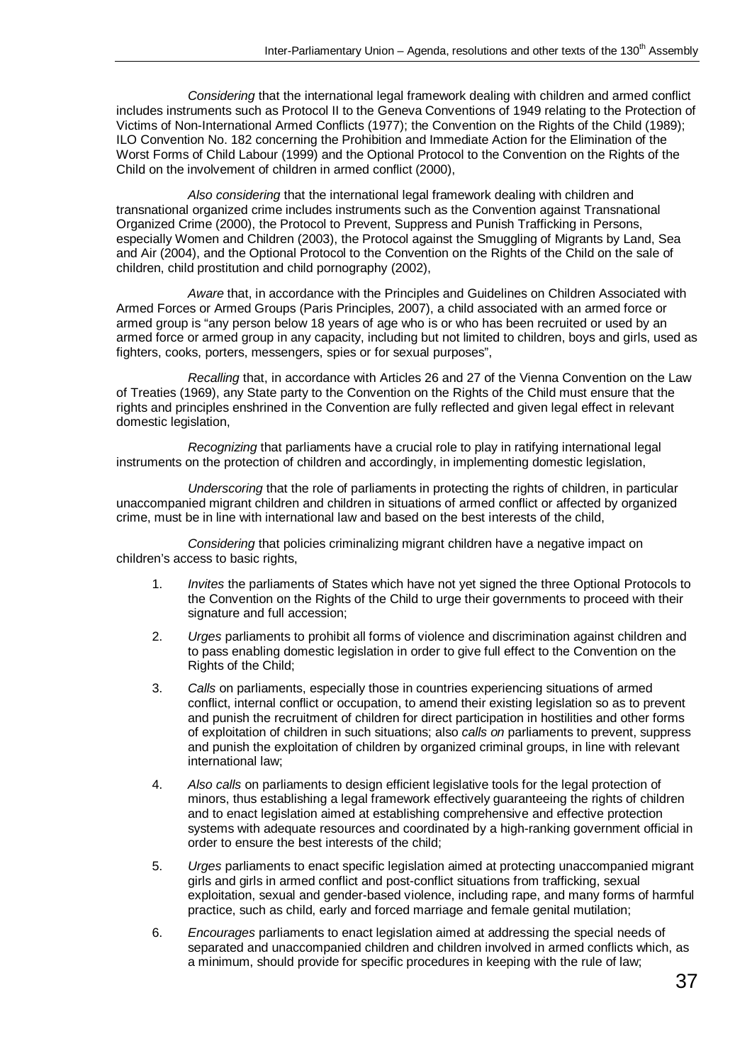*Considering* that the international legal framework dealing with children and armed conflict includes instruments such as Protocol II to the Geneva Conventions of 1949 relating to the Protection of Victims of Non-International Armed Conflicts (1977); the Convention on the Rights of the Child (1989); ILO Convention No. 182 concerning the Prohibition and Immediate Action for the Elimination of the Worst Forms of Child Labour (1999) and the Optional Protocol to the Convention on the Rights of the Child on the involvement of children in armed conflict (2000),

*Also considering* that the international legal framework dealing with children and transnational organized crime includes instruments such as the Convention against Transnational Organized Crime (2000), the Protocol to Prevent, Suppress and Punish Trafficking in Persons, especially Women and Children (2003), the Protocol against the Smuggling of Migrants by Land, Sea and Air (2004), and the Optional Protocol to the Convention on the Rights of the Child on the sale of children, child prostitution and child pornography (2002),

*Aware* that, in accordance with the Principles and Guidelines on Children Associated with Armed Forces or Armed Groups (Paris Principles, 2007), a child associated with an armed force or armed group is "any person below 18 years of age who is or who has been recruited or used by an armed force or armed group in any capacity, including but not limited to children, boys and girls, used as fighters, cooks, porters, messengers, spies or for sexual purposes",

*Recalling* that, in accordance with Articles 26 and 27 of the Vienna Convention on the Law of Treaties (1969), any State party to the Convention on the Rights of the Child must ensure that the rights and principles enshrined in the Convention are fully reflected and given legal effect in relevant domestic legislation,

*Recognizing* that parliaments have a crucial role to play in ratifying international legal instruments on the protection of children and accordingly, in implementing domestic legislation,

*Underscoring* that the role of parliaments in protecting the rights of children, in particular unaccompanied migrant children and children in situations of armed conflict or affected by organized crime, must be in line with international law and based on the best interests of the child,

*Considering* that policies criminalizing migrant children have a negative impact on children's access to basic rights,

1. *Invites* the parliaments of States which have not yet signed the three Optional Protocols to the Convention on the Rights of the Child to urge their governments to proceed with their signature and full accession;

2. *Urges* parliaments to prohibit all forms of violence and discrimination against children and to pass enabling domestic legislation in order to give full effect to the Convention on the Rights of the Child;

3. *Calls* on parliaments, especially those in countries experiencing situations of armed conflict, internal conflict or occupation, to amend their existing legislation so as to prevent and punish the recruitment of children for direct participation in hostilities and other forms of exploitation of children in such situations; also *calls on* parliaments to prevent, suppress and punish the exploitation of children by organized criminal groups, in line with relevant international law;

4. *Also calls* on parliaments to design efficient legislative tools for the legal protection of minors, thus establishing a legal framework effectively guaranteeing the rights of children and to enact legislation aimed at establishing comprehensive and effective protection systems with adequate resources and coordinated by a high-ranking government official in order to ensure the best interests of the child;

5. *Urges* parliaments to enact specific legislation aimed at protecting unaccompanied migrant girls and girls in armed conflict and post-conflict situations from trafficking, sexual exploitation, sexual and gender-based violence, including rape, and many forms of harmful practice, such as child, early and forced marriage and female genital mutilation;

6. *Encourages* parliaments to enact legislation aimed at addressing the special needs of separated and unaccompanied children and children involved in armed conflicts which, as a minimum, should provide for specific procedures in keeping with the rule of law;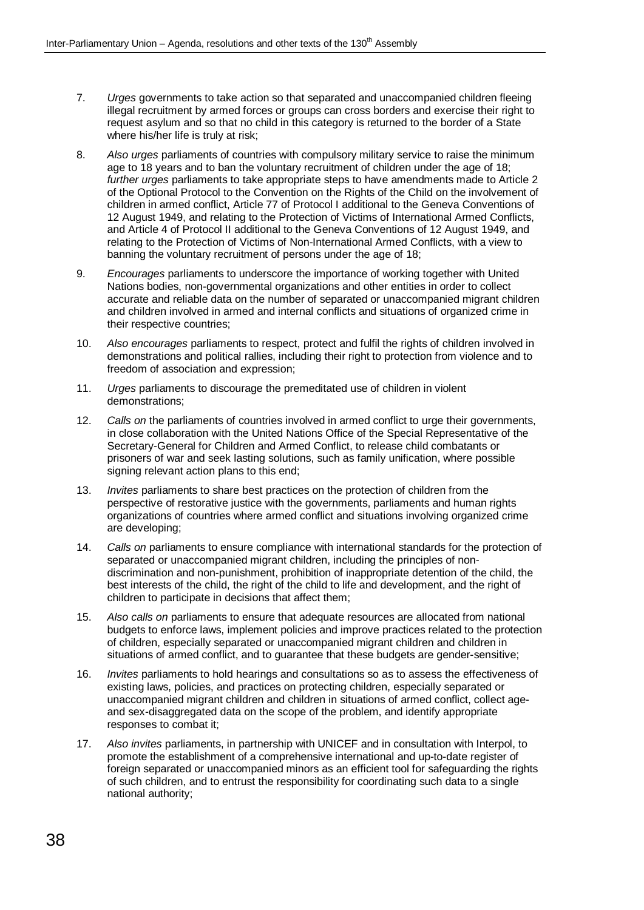7. *Urges* governments to take action so that separated and unaccompanied children fleeing illegal recruitment by armed forces or groups can cross borders and exercise their right to request asylum and so that no child in this category is returned to the border of a State where his/her life is truly at risk;

8. *Also urges* parliaments of countries with compulsory military service to raise the minimum age to 18 years and to ban the voluntary recruitment of children under the age of 18; *further urges* parliaments to take appropriate steps to have amendments made to Article 2 of the Optional Protocol to the Convention on the Rights of the Child on the involvement of children in armed conflict, Article 77 of Protocol I additional to the Geneva Conventions of 12 August 1949, and relating to the Protection of Victims of International Armed Conflicts, and Article 4 of Protocol II additional to the Geneva Conventions of 12 August 1949, and relating to the Protection of Victims of Non-International Armed Conflicts, with a view to banning the voluntary recruitment of persons under the age of 18;

9. *Encourages* parliaments to underscore the importance of working together with United Nations bodies, non-governmental organizations and other entities in order to collect accurate and reliable data on the number of separated or unaccompanied migrant children and children involved in armed and internal conflicts and situations of organized crime in their respective countries;

10. *Also encourages* parliaments to respect, protect and fulfil the rights of children involved in demonstrations and political rallies, including their right to protection from violence and to freedom of association and expression;

11. *Urges* parliaments to discourage the premeditated use of children in violent demonstrations;

12. *Calls on* the parliaments of countries involved in armed conflict to urge their governments, in close collaboration with the United Nations Office of the Special Representative of the Secretary-General for Children and Armed Conflict, to release child combatants or prisoners of war and seek lasting solutions, such as family unification, where possible signing relevant action plans to this end;

13. *Invites* parliaments to share best practices on the protection of children from the perspective of restorative justice with the governments, parliaments and human rights organizations of countries where armed conflict and situations involving organized crime are developing;

14. *Calls on* parliaments to ensure compliance with international standards for the protection of separated or unaccompanied migrant children, including the principles of non-discrimination and non-punishment, prohibition of inappropriate detention of the child, the best interests of the child, the right of the child to life and development, and the right of children to participate in decisions that affect them;

15. *Also calls on* parliaments to ensure that adequate resources are allocated from national budgets to enforce laws, implement policies and improve practices related to the protection of children, especially separated or unaccompanied migrant children and children in situations of armed conflict, and to guarantee that these budgets are gender-sensitive;

16. *Invites* parliaments to hold hearings and consultations so as to assess the effectiveness of existing laws, policies, and practices on protecting children, especially separated or unaccompanied migrant children and children in situations of armed conflict, collect age- and sex-disaggregated data on the scope of the problem, and identify appropriate responses to combat it;

17. *Also invites* parliaments, in partnership with UNICEF and in consultation with Interpol, to promote the establishment of a comprehensive international and up-to-date register of foreign separated or unaccompanied minors as an efficient tool for safeguarding the rights of such children, and to entrust the responsibility for coordinating such data to a single national authority;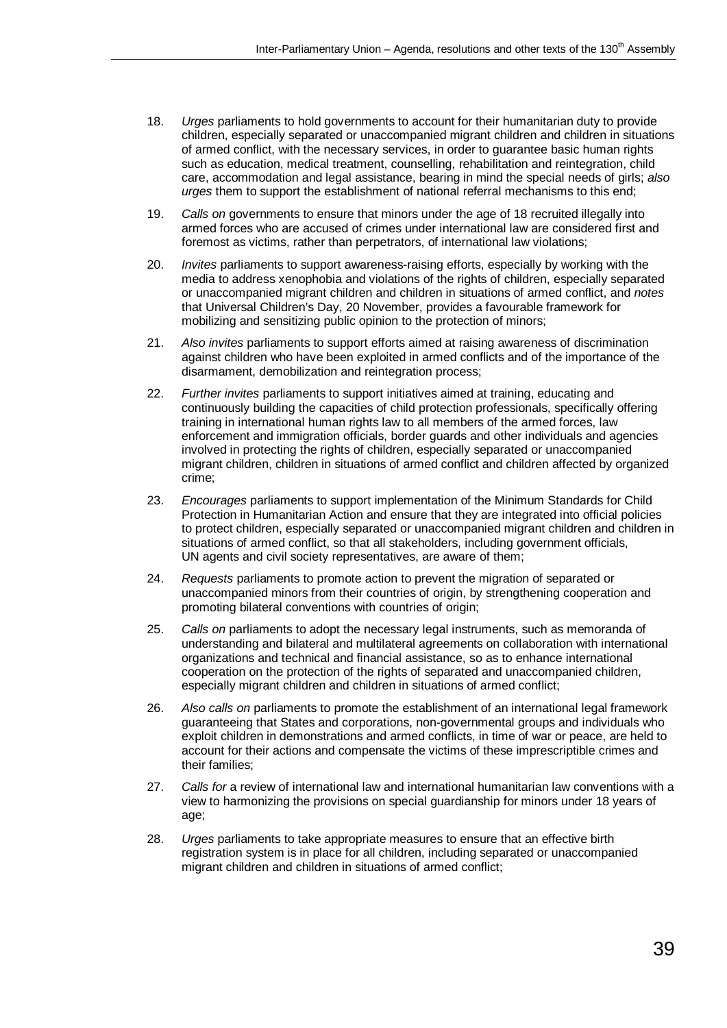18. *Urges* parliaments to hold governments to account for their humanitarian duty to provide children, especially separated or unaccompanied migrant children and children in situations of armed conflict, with the necessary services, in order to guarantee basic human rights such as education, medical treatment, counselling, rehabilitation and reintegration, child care, accommodation and legal assistance, bearing in mind the special needs of girls; *also urges* them to support the establishment of national referral mechanisms to this end;

19. *Calls on* governments to ensure that minors under the age of 18 recruited illegally into armed forces who are accused of crimes under international law are considered first and foremost as victims, rather than perpetrators, of international law violations;

20. *Invites* parliaments to support awareness-raising efforts, especially by working with the media to address xenophobia and violations of the rights of children, especially separated or unaccompanied migrant children and children in situations of armed conflict, and *notes* that Universal Children's Day, 20 November, provides a favourable framework for mobilizing and sensitizing public opinion to the protection of minors;

21. *Also invites* parliaments to support efforts aimed at raising awareness of discrimination against children who have been exploited in armed conflicts and of the importance of the disarmament, demobilization and reintegration process;

22. *Further invites* parliaments to support initiatives aimed at training, educating and continuously building the capacities of child protection professionals, specifically offering training in international human rights law to all members of the armed forces, law enforcement and immigration officials, border guards and other individuals and agencies involved in protecting the rights of children, especially separated or unaccompanied migrant children, children in situations of armed conflict and children affected by organized crime;

23. *Encourages* parliaments to support implementation of the Minimum Standards for Child Protection in Humanitarian Action and ensure that they are integrated into official policies to protect children, especially separated or unaccompanied migrant children and children in situations of armed conflict, so that all stakeholders, including government officials, UN agents and civil society representatives, are aware of them;

24. *Requests* parliaments to promote action to prevent the migration of separated or unaccompanied minors from their countries of origin, by strengthening cooperation and promoting bilateral conventions with countries of origin;

25. *Calls on* parliaments to adopt the necessary legal instruments, such as memoranda of understanding and bilateral and multilateral agreements on collaboration with international organizations and technical and financial assistance, so as to enhance international cooperation on the protection of the rights of separated and unaccompanied children, especially migrant children and children in situations of armed conflict;

26. *Also calls on* parliaments to promote the establishment of an international legal framework guaranteeing that States and corporations, non-governmental groups and individuals who exploit children in demonstrations and armed conflicts, in time of war or peace, are held to account for their actions and compensate the victims of these imprescriptible crimes and their families;

27. *Calls for* a review of international law and international humanitarian law conventions with a view to harmonizing the provisions on special guardianship for minors under 18 years of age;

28. *Urges* parliaments to take appropriate measures to ensure that an effective birth registration system is in place for all children, including separated or unaccompanied migrant children and children in situations of armed conflict;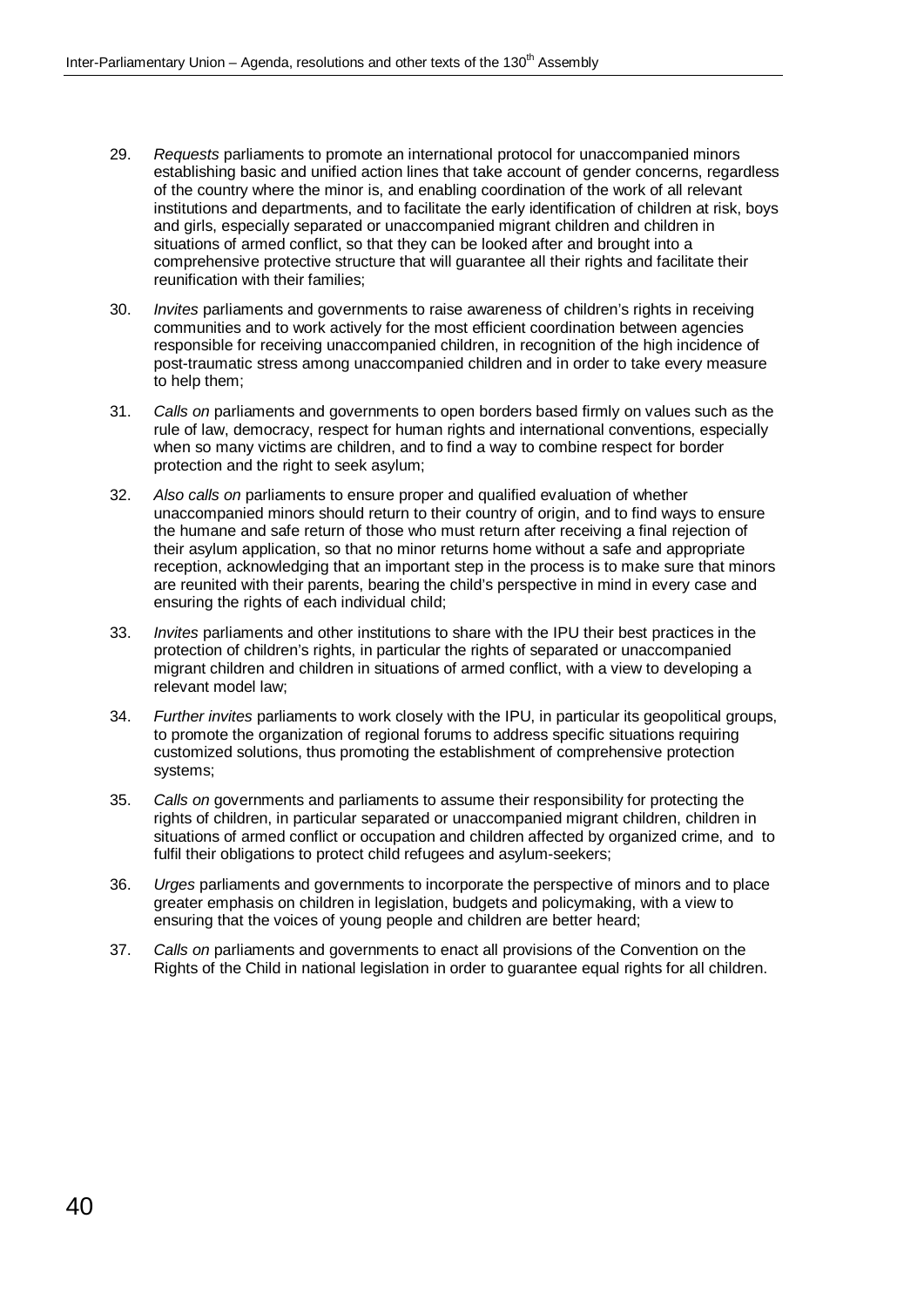29. *Requests* parliaments to promote an international protocol for unaccompanied minors establishing basic and unified action lines that take account of gender concerns, regardless of the country where the minor is, and enabling coordination of the work of all relevant institutions and departments, and to facilitate the early identification of children at risk, boys and girls, especially separated or unaccompanied migrant children and children in situations of armed conflict, so that they can be looked after and brought into a comprehensive protective structure that will guarantee all their rights and facilitate their reunification with their families;

30. *Invites* parliaments and governments to raise awareness of children's rights in receiving communities and to work actively for the most efficient coordination between agencies responsible for receiving unaccompanied children, in recognition of the high incidence of post-traumatic stress among unaccompanied children and in order to take every measure to help them;

31. *Calls on* parliaments and governments to open borders based firmly on values such as the rule of law, democracy, respect for human rights and international conventions, especially when so many victims are children, and to find a way to combine respect for border protection and the right to seek asylum;

32. *Also calls on* parliaments to ensure proper and qualified evaluation of whether unaccompanied minors should return to their country of origin, and to find ways to ensure the humane and safe return of those who must return after receiving a final rejection of their asylum application, so that no minor returns home without a safe and appropriate reception, acknowledging that an important step in the process is to make sure that minors are reunited with their parents, bearing the child's perspective in mind in every case and ensuring the rights of each individual child;

33. *Invites* parliaments and other institutions to share with the IPU their best practices in the protection of children's rights, in particular the rights of separated or unaccompanied migrant children and children in situations of armed conflict, with a view to developing a relevant model law;

34. *Further invites* parliaments to work closely with the IPU, in particular its geopolitical groups, to promote the organization of regional forums to address specific situations requiring customized solutions, thus promoting the establishment of comprehensive protection systems;

35. *Calls on* governments and parliaments to assume their responsibility for protecting the rights of children, in particular separated or unaccompanied migrant children, children in situations of armed conflict or occupation and children affected by organized crime, and to fulfil their obligations to protect child refugees and asylum-seekers;

36. *Urges* parliaments and governments to incorporate the perspective of minors and to place greater emphasis on children in legislation, budgets and policymaking, with a view to ensuring that the voices of young people and children are better heard;

37. *Calls on* parliaments and governments to enact all provisions of the Convention on the Rights of the Child in national legislation in order to guarantee equal rights for all children.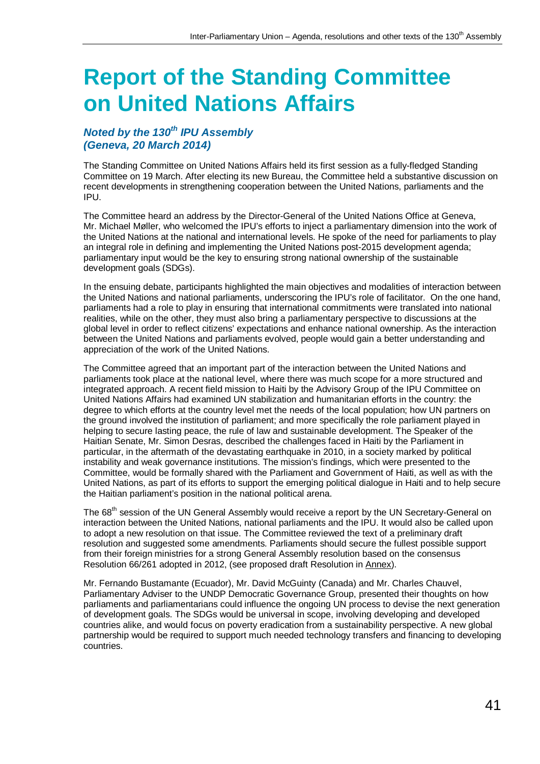# Report of the Standing Committee on United Nations Affairs

***Noted by the 130th IPU Assembly (Geneva, 20 March 2014)***

The Standing Committee on United Nations Affairs held its first session as a fully-fledged Standing Committee on 19 March. After electing its new Bureau, the Committee held a substantive discussion on recent developments in strengthening cooperation between the United Nations, parliaments and the IPU.

The Committee heard an address by the Director-General of the United Nations Office at Geneva, Mr. Michael Møller, who welcomed the IPU's efforts to inject a parliamentary dimension into the work of the United Nations at the national and international levels. He spoke of the need for parliaments to play an integral role in defining and implementing the United Nations post-2015 development agenda; parliamentary input would be the key to ensuring strong national ownership of the sustainable development goals (SDGs).

In the ensuing debate, participants highlighted the main objectives and modalities of interaction between the United Nations and national parliaments, underscoring the IPU's role of facilitator. On the one hand, parliaments had a role to play in ensuring that international commitments were translated into national realities, while on the other, they must also bring a parliamentary perspective to discussions at the global level in order to reflect citizens' expectations and enhance national ownership. As the interaction between the United Nations and parliaments evolved, people would gain a better understanding and appreciation of the work of the United Nations.

The Committee agreed that an important part of the interaction between the United Nations and parliaments took place at the national level, where there was much scope for a more structured and integrated approach. A recent field mission to Haiti by the Advisory Group of the IPU Committee on United Nations Affairs had examined UN stabilization and humanitarian efforts in the country: the degree to which efforts at the country level met the needs of the local population; how UN partners on the ground involved the institution of parliament; and more specifically the role parliament played in helping to secure lasting peace, the rule of law and sustainable development. The Speaker of the Haitian Senate, Mr. Simon Desras, described the challenges faced in Haiti by the Parliament in particular, in the aftermath of the devastating earthquake in 2010, in a society marked by political instability and weak governance institutions. The mission's findings, which were presented to the Committee, would be formally shared with the Parliament and Government of Haiti, as well as with the United Nations, as part of its efforts to support the emerging political dialogue in Haiti and to help secure the Haitian parliament's position in the national political arena.

The 68th session of the UN General Assembly would receive a report by the UN Secretary-General on interaction between the United Nations, national parliaments and the IPU. It would also be called upon to adopt a new resolution on that issue. The Committee reviewed the text of a preliminary draft resolution and suggested some amendments. Parliaments should secure the fullest possible support from their foreign ministries for a strong General Assembly resolution based on the consensus Resolution 66/261 adopted in 2012, (see proposed draft Resolution in Annex).

Mr. Fernando Bustamante (Ecuador), Mr. David McGuinty (Canada) and Mr. Charles Chauvel, Parliamentary Adviser to the UNDP Democratic Governance Group, presented their thoughts on how parliaments and parliamentarians could influence the ongoing UN process to devise the next generation of development goals. The SDGs would be universal in scope, involving developing and developed countries alike, and would focus on poverty eradication from a sustainability perspective. A new global partnership would be required to support much needed technology transfers and financing to developing countries.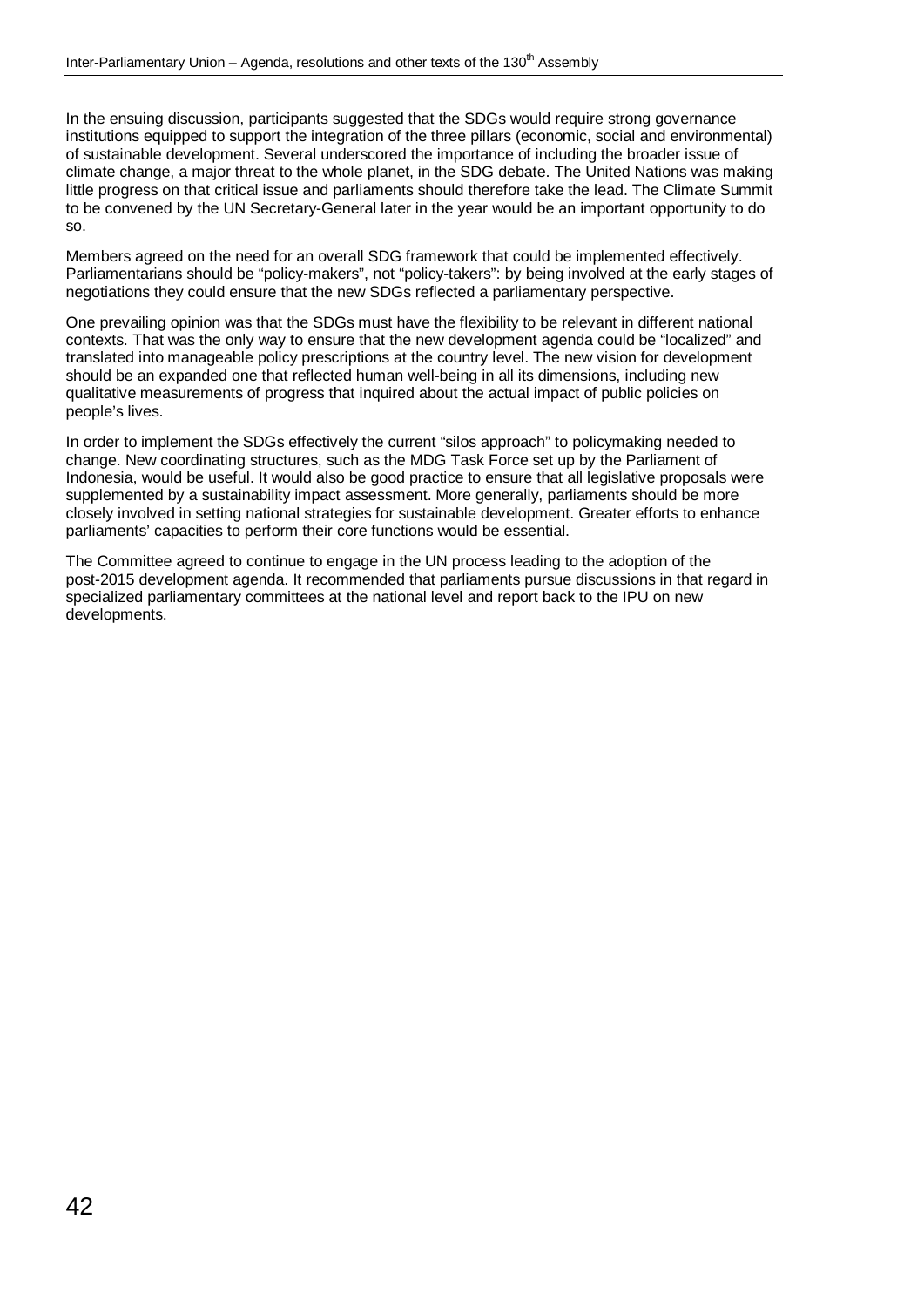In the ensuing discussion, participants suggested that the SDGs would require strong governance institutions equipped to support the integration of the three pillars (economic, social and environmental) of sustainable development. Several underscored the importance of including the broader issue of climate change, a major threat to the whole planet, in the SDG debate. The United Nations was making little progress on that critical issue and parliaments should therefore take the lead. The Climate Summit to be convened by the UN Secretary-General later in the year would be an important opportunity to do so.

Members agreed on the need for an overall SDG framework that could be implemented effectively. Parliamentarians should be "policy-makers", not "policy-takers": by being involved at the early stages of negotiations they could ensure that the new SDGs reflected a parliamentary perspective.

One prevailing opinion was that the SDGs must have the flexibility to be relevant in different national contexts. That was the only way to ensure that the new development agenda could be "localized" and translated into manageable policy prescriptions at the country level. The new vision for development should be an expanded one that reflected human well-being in all its dimensions, including new qualitative measurements of progress that inquired about the actual impact of public policies on people's lives.

In order to implement the SDGs effectively the current "silos approach" to policymaking needed to change. New coordinating structures, such as the MDG Task Force set up by the Parliament of Indonesia, would be useful. It would also be good practice to ensure that all legislative proposals were supplemented by a sustainability impact assessment. More generally, parliaments should be more closely involved in setting national strategies for sustainable development. Greater efforts to enhance parliaments' capacities to perform their core functions would be essential.

The Committee agreed to continue to engage in the UN process leading to the adoption of the post-2015 development agenda. It recommended that parliaments pursue discussions in that regard in specialized parliamentary committees at the national level and report back to the IPU on new developments.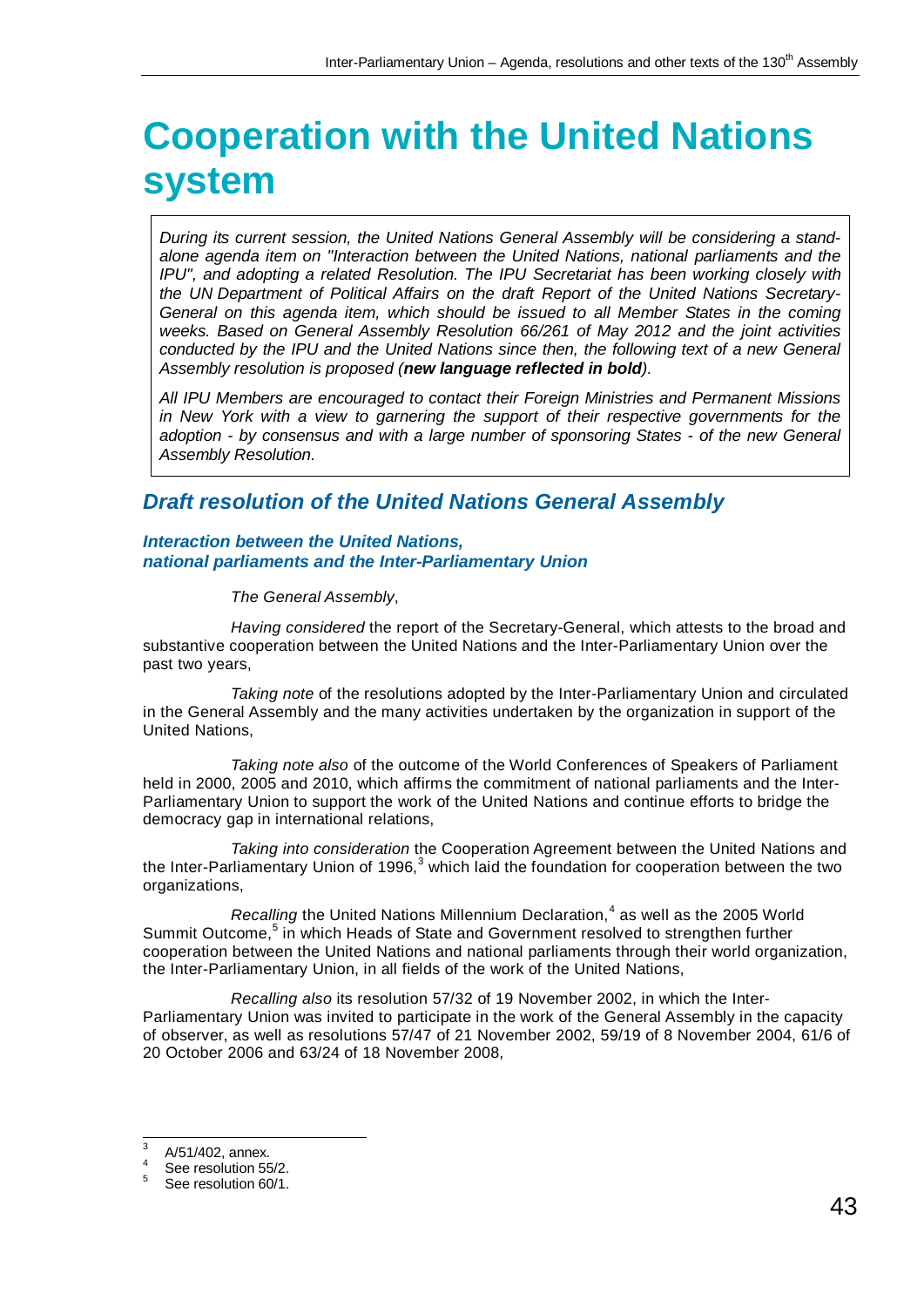# Cooperation with the United Nations system

*During its current session, the United Nations General Assembly will be considering a stand-alone agenda item on "Interaction between the United Nations, national parliaments and the IPU", and adopting a related Resolution. The IPU Secretariat has been working closely with the UN Department of Political Affairs on the draft Report of the United Nations Secretary-General on this agenda item, which should be issued to all Member States in the coming weeks. Based on General Assembly Resolution 66/261 of May 2012 and the joint activities conducted by the IPU and the United Nations since then, the following text of a new General Assembly resolution is proposed (**new language reflected in bold**).*

*All IPU Members are encouraged to contact their Foreign Ministries and Permanent Missions in New York with a view to garnering the support of their respective governments for the adoption - by consensus and with a large number of sponsoring States - of the new General Assembly Resolution.*

## Draft resolution of the United Nations General Assembly

### Interaction between the United Nations, national parliaments and the Inter-Parliamentary Union

*The General Assembly*,

*Having considered* the report of the Secretary-General, which attests to the broad and substantive cooperation between the United Nations and the Inter-Parliamentary Union over the past two years,

*Taking note* of the resolutions adopted by the Inter-Parliamentary Union and circulated in the General Assembly and the many activities undertaken by the organization in support of the United Nations,

*Taking note also* of the outcome of the World Conferences of Speakers of Parliament held in 2000, 2005 and 2010, which affirms the commitment of national parliaments and the Inter-Parliamentary Union to support the work of the United Nations and continue efforts to bridge the democracy gap in international relations,

*Taking into consideration* the Cooperation Agreement between the United Nations and the Inter-Parliamentary Union of 1996,[3] which laid the foundation for cooperation between the two organizations,

*Recalling* the United Nations Millennium Declaration,[4] as well as the 2005 World Summit Outcome,[5] in which Heads of State and Government resolved to strengthen further cooperation between the United Nations and national parliaments through their world organization, the Inter-Parliamentary Union, in all fields of the work of the United Nations,

*Recalling also* its resolution 57/32 of 19 November 2002, in which the Inter-Parliamentary Union was invited to participate in the work of the General Assembly in the capacity of observer, as well as resolutions 57/47 of 21 November 2002, 59/19 of 8 November 2004, 61/6 of 20 October 2006 and 63/24 of 18 November 2008,

---

[3] A/51/402, annex.
[4] See resolution 55/2.
[5] See resolution 60/1.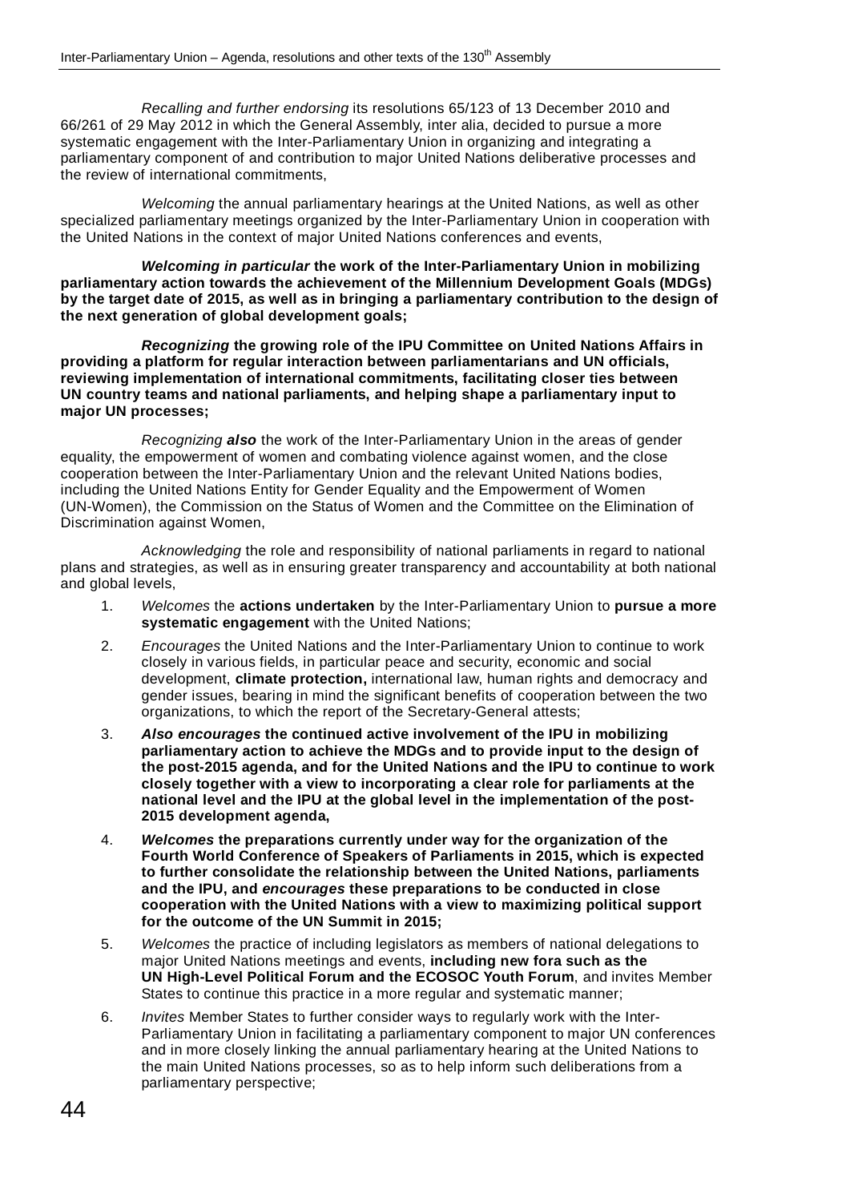*Recalling and further endorsing* its resolutions 65/123 of 13 December 2010 and 66/261 of 29 May 2012 in which the General Assembly, inter alia, decided to pursue a more systematic engagement with the Inter-Parliamentary Union in organizing and integrating a parliamentary component of and contribution to major United Nations deliberative processes and the review of international commitments,

*Welcoming* the annual parliamentary hearings at the United Nations, as well as other specialized parliamentary meetings organized by the Inter-Parliamentary Union in cooperation with the United Nations in the context of major United Nations conferences and events,

***Welcoming in particular* the work of the Inter-Parliamentary Union in mobilizing parliamentary action towards the achievement of the Millennium Development Goals (MDGs) by the target date of 2015, as well as in bringing a parliamentary contribution to the design of the next generation of global development goals;**

***Recognizing* the growing role of the IPU Committee on United Nations Affairs in providing a platform for regular interaction between parliamentarians and UN officials, reviewing implementation of international commitments, facilitating closer ties between UN country teams and national parliaments, and helping shape a parliamentary input to major UN processes;**

*Recognizing* ***also*** the work of the Inter-Parliamentary Union in the areas of gender equality, the empowerment of women and combating violence against women, and the close cooperation between the Inter-Parliamentary Union and the relevant United Nations bodies, including the United Nations Entity for Gender Equality and the Empowerment of Women (UN-Women), the Commission on the Status of Women and the Committee on the Elimination of Discrimination against Women,

*Acknowledging* the role and responsibility of national parliaments in regard to national plans and strategies, as well as in ensuring greater transparency and accountability at both national and global levels,

1. *Welcomes* the **actions undertaken** by the Inter-Parliamentary Union to **pursue a more systematic engagement** with the United Nations;

2. *Encourages* the United Nations and the Inter-Parliamentary Union to continue to work closely in various fields, in particular peace and security, economic and social development, **climate protection,** international law, human rights and democracy and gender issues, bearing in mind the significant benefits of cooperation between the two organizations, to which the report of the Secretary-General attests;

3. ***Also encourages* the continued active involvement of the IPU in mobilizing parliamentary action to achieve the MDGs and to provide input to the design of the post-2015 agenda, and for the United Nations and the IPU to continue to work closely together with a view to incorporating a clear role for parliaments at the national level and the IPU at the global level in the implementation of the post-2015 development agenda,**

4. ***Welcomes* the preparations currently under way for the organization of the Fourth World Conference of Speakers of Parliaments in 2015, which is expected to further consolidate the relationship between the United Nations, parliaments and the IPU, and *encourages* these preparations to be conducted in close cooperation with the United Nations with a view to maximizing political support for the outcome of the UN Summit in 2015;**

5. *Welcomes* the practice of including legislators as members of national delegations to major United Nations meetings and events, **including new fora such as the UN High-Level Political Forum and the ECOSOC Youth Forum**, and invites Member States to continue this practice in a more regular and systematic manner;

6. *Invites* Member States to further consider ways to regularly work with the Inter-Parliamentary Union in facilitating a parliamentary component to major UN conferences and in more closely linking the annual parliamentary hearing at the United Nations to the main United Nations processes, so as to help inform such deliberations from a parliamentary perspective;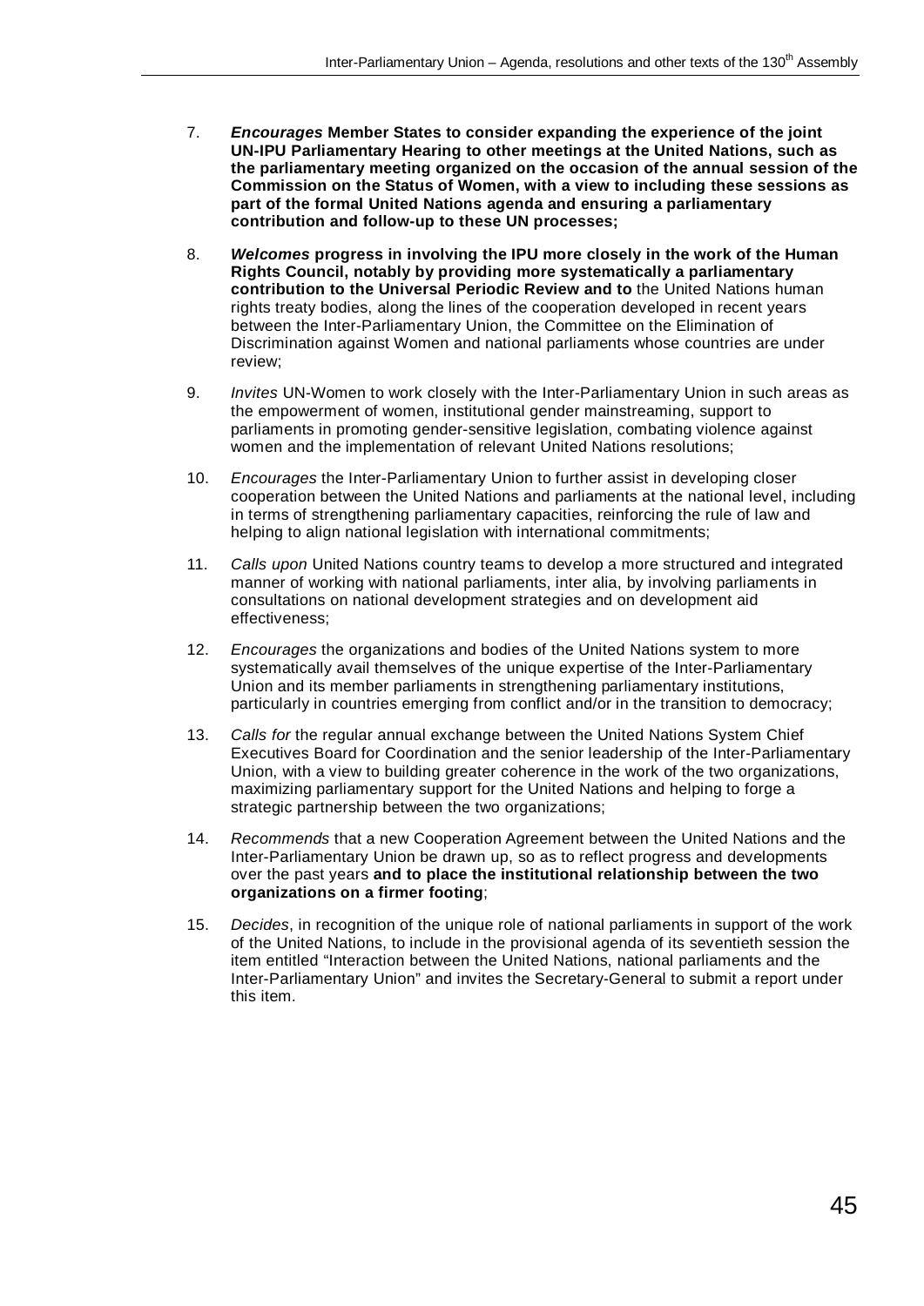7. ***Encourages* Member States to consider expanding the experience of the joint UN-IPU Parliamentary Hearing to other meetings at the United Nations, such as the parliamentary meeting organized on the occasion of the annual session of the Commission on the Status of Women, with a view to including these sessions as part of the formal United Nations agenda and ensuring a parliamentary contribution and follow-up to these UN processes;**

8. ***Welcomes* progress in involving the IPU more closely in the work of the Human Rights Council, notably by providing more systematically a parliamentary contribution to the Universal Periodic Review and to** the United Nations human rights treaty bodies, along the lines of the cooperation developed in recent years between the Inter-Parliamentary Union, the Committee on the Elimination of Discrimination against Women and national parliaments whose countries are under review;

9. *Invites* UN-Women to work closely with the Inter-Parliamentary Union in such areas as the empowerment of women, institutional gender mainstreaming, support to parliaments in promoting gender-sensitive legislation, combating violence against women and the implementation of relevant United Nations resolutions;

10. *Encourages* the Inter-Parliamentary Union to further assist in developing closer cooperation between the United Nations and parliaments at the national level, including in terms of strengthening parliamentary capacities, reinforcing the rule of law and helping to align national legislation with international commitments;

11. *Calls upon* United Nations country teams to develop a more structured and integrated manner of working with national parliaments, inter alia, by involving parliaments in consultations on national development strategies and on development aid effectiveness;

12. *Encourages* the organizations and bodies of the United Nations system to more systematically avail themselves of the unique expertise of the Inter-Parliamentary Union and its member parliaments in strengthening parliamentary institutions, particularly in countries emerging from conflict and/or in the transition to democracy;

13. *Calls for* the regular annual exchange between the United Nations System Chief Executives Board for Coordination and the senior leadership of the Inter-Parliamentary Union, with a view to building greater coherence in the work of the two organizations, maximizing parliamentary support for the United Nations and helping to forge a strategic partnership between the two organizations;

14. *Recommends* that a new Cooperation Agreement between the United Nations and the Inter-Parliamentary Union be drawn up, so as to reflect progress and developments over the past years **and to place the institutional relationship between the two organizations on a firmer footing**;

15. *Decides*, in recognition of the unique role of national parliaments in support of the work of the United Nations, to include in the provisional agenda of its seventieth session the item entitled "Interaction between the United Nations, national parliaments and the Inter-Parliamentary Union" and invites the Secretary-General to submit a report under this item.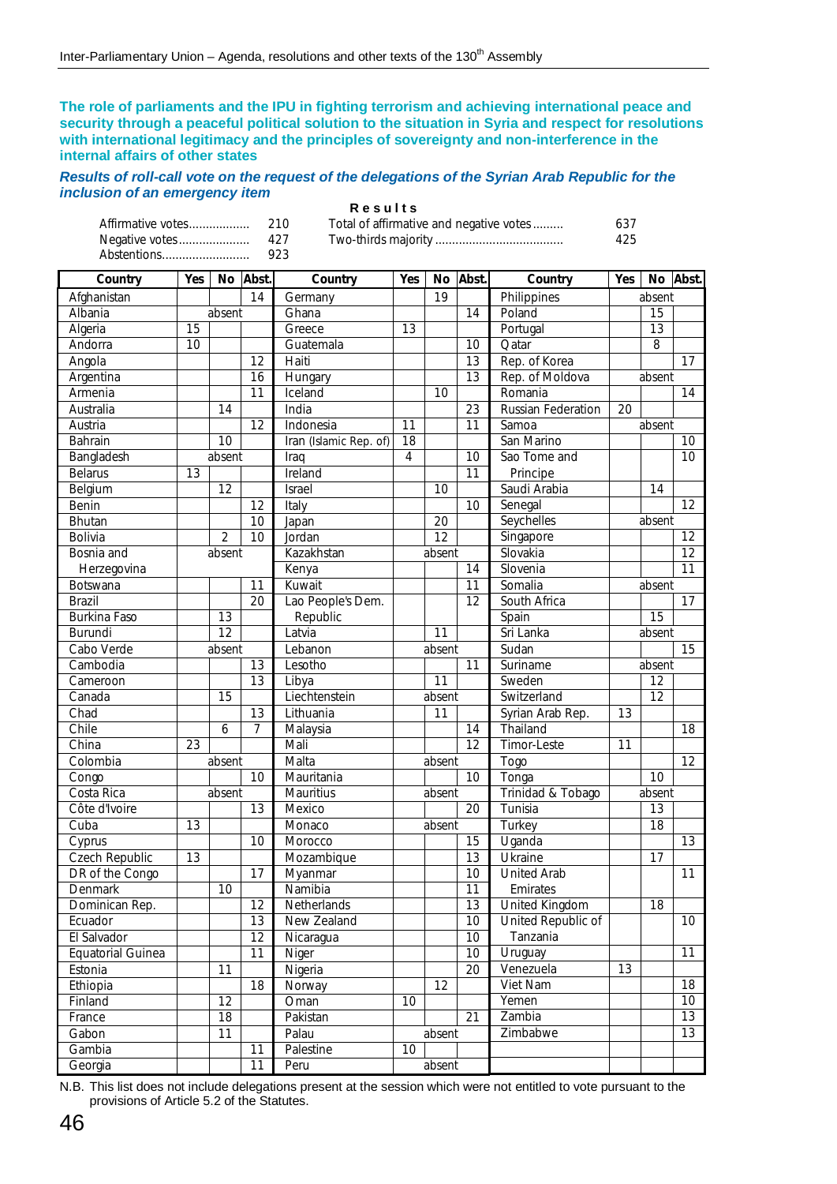**The role of parliaments and the IPU in fighting terrorism and achieving international peace and security through a peaceful political solution to the situation in Syria and respect for resolutions with international legitimacy and the principles of sovereignty and non-interference in the internal affairs of other states**

***Results of roll-call vote on the request of the delegations of the Syrian Arab Republic for the inclusion of an emergency item***

**Results**

| | | | |
|---|---|---|---|
| Affirmative votes | 210 | Total of affirmative and negative votes | 637 |
| Negative votes | 427 | Two-thirds majority | 425 |
| Abstentions | 923 | | |

| Country | Yes | No | Abst. | Country | Yes | No | Abst. | Country | Yes | No | Abst. |
|---|---|---|---|---|---|---|---|---|---|---|---|
| Afghanistan | | | 14 | Germany | | 19 | | Philippines | | absent | |
| Albania | | absent | | Ghana | | | 14 | Poland | | 15 | |
| Algeria | 15 | | | Greece | 13 | | | Portugal | | 13 | |
| Andorra | 10 | | | Guatemala | | | 10 | Qatar | | 8 | |
| Angola | | | 12 | Haiti | | | 13 | Rep. of Korea | | | 17 |
| Argentina | | | 16 | Hungary | | | 13 | Rep. of Moldova | | absent | |
| Armenia | | | 11 | Iceland | | 10 | | Romania | | | 14 |
| Australia | | 14 | | India | | | 23 | Russian Federation | 20 | | |
| Austria | | | 12 | Indonesia | 11 | | 11 | Samoa | | absent | |
| Bahrain | | 10 | | Iran (Islamic Rep. of) | 18 | | | San Marino | | | 10 |
| Bangladesh | | absent | | Iraq | 4 | | 10 | Sao Tome and Principe | | | 10 |
| Belarus | 13 | | | Ireland | | | 11 | | | | |
| Belgium | | 12 | | Israel | | 10 | | Saudi Arabia | | 14 | |
| Benin | | | 12 | Italy | | | 10 | Senegal | | | 12 |
| Bhutan | | | 10 | Japan | | 20 | | Seychelles | | absent | |
| Bolivia | | 2 | 10 | Jordan | | 12 | | Singapore | | | 12 |
| Bosnia and Herzegovina | | absent | | Kazakhstan | | absent | | Slovakia | | | 12 |
| | | | | Kenya | | | 14 | Slovenia | | | 11 |
| Botswana | | | 11 | Kuwait | | | 11 | Somalia | | absent | |
| Brazil | | | 20 | Lao People's Dem. Republic | | | 12 | South Africa | | | 17 |
| Burkina Faso | | 13 | | | | | | Spain | | 15 | |
| Burundi | | 12 | | Latvia | | 11 | | Sri Lanka | | absent | |
| Cabo Verde | | absent | | Lebanon | | absent | | Sudan | | | 15 |
| Cambodia | | | 13 | Lesotho | | | 11 | Suriname | | absent | |
| Cameroon | | | 13 | Libya | | 11 | | Sweden | | 12 | |
| Canada | | 15 | | Liechtenstein | | absent | | Switzerland | | 12 | |
| Chad | | | 13 | Lithuania | | 11 | | Syrian Arab Rep. | 13 | | |
| Chile | | 6 | 7 | Malaysia | | | 14 | Thailand | | | 18 |
| China | 23 | | | Mali | | | 12 | Timor-Leste | 11 | | |
| Colombia | | absent | | Malta | | absent | | Togo | | | 12 |
| Congo | | | 10 | Mauritania | | | 10 | Tonga | | 10 | |
| Costa Rica | | absent | | Mauritius | | absent | | Trinidad & Tobago | | absent | |
| Côte d'Ivoire | | | 13 | Mexico | | | 20 | Tunisia | | 13 | |
| Cuba | 13 | | | Monaco | | absent | | Turkey | | 18 | |
| Cyprus | | | 10 | Morocco | | | 15 | Uganda | | | 13 |
| Czech Republic | 13 | | | Mozambique | | | 13 | Ukraine | | 17 | |
| DR of the Congo | | | 17 | Myanmar | | | 10 | United Arab Emirates | | | 11 |
| Denmark | | 10 | | Namibia | | | 11 | | | | |
| Dominican Rep. | | | 12 | Netherlands | | | 13 | United Kingdom | | 18 | |
| Ecuador | | | 13 | New Zealand | | | 10 | United Republic of Tanzania | | | 10 |
| El Salvador | | | 12 | Nicaragua | | | 10 | | | | |
| Equatorial Guinea | | | 11 | Niger | | | 10 | Uruguay | | | 11 |
| Estonia | | 11 | | Nigeria | | | 20 | Venezuela | 13 | | |
| Ethiopia | | | 18 | Norway | | 12 | | Viet Nam | | | 18 |
| Finland | | 12 | | Oman | 10 | | | Yemen | | | 10 |
| France | | 18 | | Pakistan | | | 21 | Zambia | | | 13 |
| Gabon | | 11 | | Palau | | absent | | Zimbabwe | | | 13 |
| Gambia | | | 11 | Palestine | 10 | | | | | | |
| Georgia | | | 11 | Peru | | absent | | | | | |

N.B. This list does not include delegations present at the session which were not entitled to vote pursuant to the provisions of Article 5.2 of the Statutes.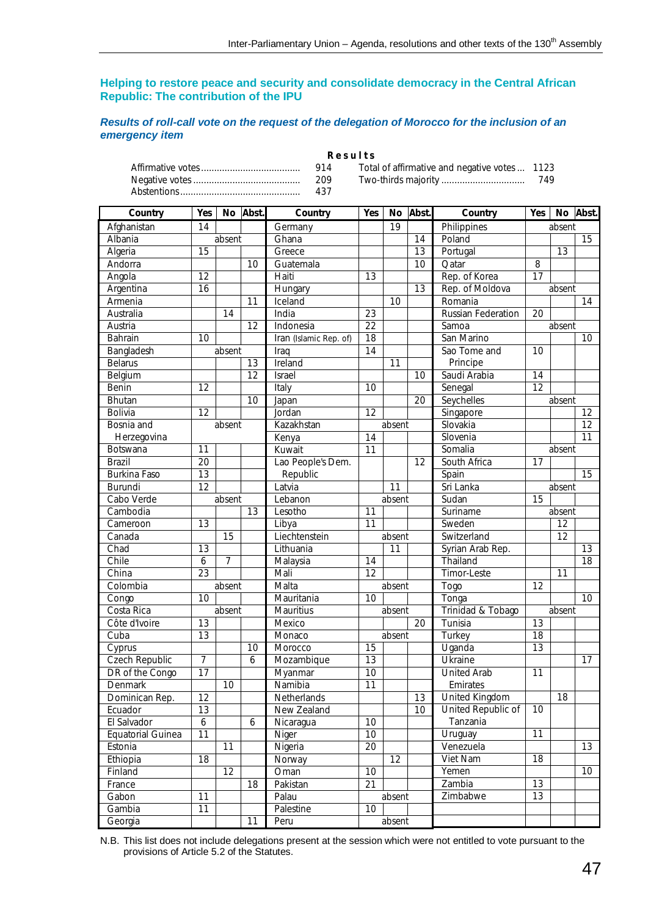## Helping to restore peace and security and consolidate democracy in the Central African Republic: The contribution of the IPU

### *Results of roll-call vote on the request of the delegation of Morocco for the inclusion of an emergency item*

**Results**

| | | | |
|---|---|---|---|
| Affirmative votes | 914 | Total of affirmative and negative votes | 1123 |
| Negative votes | 209 | Two-thirds majority | 749 |
| Abstentions | 437 | | |

| Country | Yes | No | Abst. | Country | Yes | No | Abst. | Country | Yes | No | Abst. |
|---|---|---|---|---|---|---|---|---|---|---|---|
| Afghanistan | 14 | | | Germany | | 19 | | Philippines | | absent | |
| Albania | | absent | | Ghana | | | 14 | Poland | | | 15 |
| Algeria | 15 | | | Greece | | | 13 | Portugal | | 13 | |
| Andorra | | | 10 | Guatemala | | | 10 | Qatar | 8 | | |
| Angola | 12 | | | Haiti | 13 | | | Rep. of Korea | 17 | | |
| Argentina | 16 | | | Hungary | | | 13 | Rep. of Moldova | | absent | |
| Armenia | | | 11 | Iceland | | 10 | | Romania | | | 14 |
| Australia | | 14 | | India | 23 | | | Russian Federation | 20 | | |
| Austria | | | 12 | Indonesia | 22 | | | Samoa | | absent | |
| Bahrain | 10 | | | Iran (Islamic Rep. of) | 18 | | | San Marino | | | 10 |
| Bangladesh | | absent | | Iraq | 14 | | | Sao Tome and Principe | 10 | | |
| Belarus | | | 13 | Ireland | | 11 | | Saudi Arabia | 14 | | |
| Belgium | | | 12 | Israel | | | 10 | Senegal | 12 | | |
| Benin | 12 | | | Italy | 10 | | | Seychelles | | absent | |
| Bhutan | | | 10 | Japan | | | 20 | Singapore | | | 12 |
| Bolivia | 12 | | | Jordan | 12 | | | Slovakia | | | 12 |
| Bosnia and Herzegovina | | absent | | Kazakhstan | | absent | | Slovenia | | | 11 |
| | | | | Kenya | 14 | | | Somalia | | absent | |
| Botswana | 11 | | | Kuwait | 11 | | | South Africa | 17 | | |
| Brazil | 20 | | | Lao People's Dem. Republic | | | 12 | Spain | | | 15 |
| Burkina Faso | 13 | | | | | | | Sri Lanka | | absent | |
| Burundi | 12 | | | Latvia | | 11 | | Sudan | 15 | | |
| Cabo Verde | | absent | | Lebanon | | absent | | Suriname | | absent | |
| Cambodia | | | 13 | Lesotho | 11 | | | Sweden | | 12 | |
| Cameroon | 13 | | | Libya | 11 | | | Switzerland | | 12 | |
| Canada | | 15 | | Liechtenstein | | absent | | Syrian Arab Rep. | | | 13 |
| Chad | 13 | | | Lithuania | | 11 | | Thailand | | | 18 |
| Chile | 6 | 7 | | Malaysia | 14 | | | Timor-Leste | | 11 | |
| China | 23 | | | Mali | 12 | | | Togo | 12 | | |
| Colombia | | absent | | Malta | | absent | | Tonga | | | 10 |
| Congo | 10 | | | Mauritania | 10 | | | Trinidad & Tobago | | absent | |
| Costa Rica | | absent | | Mauritius | | absent | | Tunisia | 13 | | |
| Côte d'Ivoire | 13 | | | Mexico | | | 20 | Turkey | 18 | | |
| Cuba | 13 | | | Monaco | | absent | | Uganda | 13 | | |
| Cyprus | | | 10 | Morocco | 15 | | | Ukraine | | | 17 |
| Czech Republic | 7 | | 6 | Mozambique | 13 | | | United Arab Emirates | 11 | | |
| DR of the Congo | 17 | | | Myanmar | 10 | | | | | | |
| Denmark | | 10 | | Namibia | 11 | | | United Kingdom | | 18 | |
| Dominican Rep. | 12 | | | Netherlands | | | 13 | United Republic of Tanzania | 10 | | |
| Ecuador | 13 | | | New Zealand | | | 10 | | | | |
| El Salvador | 6 | | 6 | Nicaragua | 10 | | | Uruguay | 11 | | |
| Equatorial Guinea | 11 | | | Niger | 10 | | | Venezuela | | | 13 |
| Estonia | | 11 | | Nigeria | 20 | | | Viet Nam | 18 | | |
| Ethiopia | 18 | | | Norway | | 12 | | Yemen | | | 10 |
| Finland | | 12 | | Oman | 10 | | | Zambia | 13 | | |
| France | | | 18 | Pakistan | 21 | | | Zimbabwe | 13 | | |
| Gabon | 11 | | | Palau | | absent | | | | | |
| Gambia | 11 | | | Palestine | 10 | | | | | | |
| Georgia | | | 11 | Peru | | absent | | | | | |

N.B. This list does not include delegations present at the session which were not entitled to vote pursuant to the provisions of Article 5.2 of the Statutes.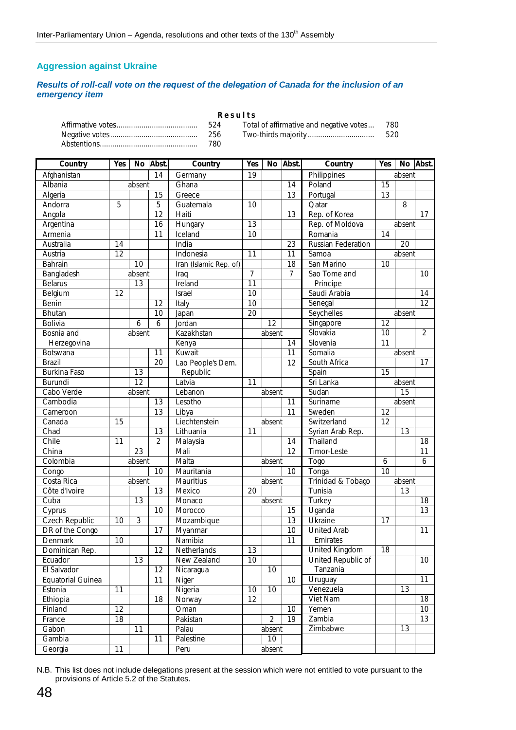## Aggression against Ukraine

### *Results of roll-call vote on the request of the delegation of Canada for the inclusion of an emergency item*

**Results**

| | | | |
|---|---|---|---|
| Affirmative votes | 524 | Total of affirmative and negative votes | 780 |
| Negative votes | 256 | Two-thirds majority | 520 |
| Abstentions | 780 | | |

| Country | Yes | No | Abst. | Country | Yes | No | Abst. | Country | Yes | No | Abst. |
|---|---|---|---|---|---|---|---|---|---|---|---|
| Afghanistan | | | 14 | Germany | 19 | | | Philippines | | absent | |
| Albania | | absent | | Ghana | | | 14 | Poland | 15 | | |
| Algeria | | | 15 | Greece | | | 13 | Portugal | 13 | | |
| Andorra | 5 | | 5 | Guatemala | 10 | | | Qatar | | 8 | |
| Angola | | | 12 | Haiti | | | 13 | Rep. of Korea | | | 17 |
| Argentina | | | 16 | Hungary | 13 | | | Rep. of Moldova | | absent | |
| Armenia | | | 11 | Iceland | 10 | | | Romania | 14 | | |
| Australia | 14 | | | India | | | 23 | Russian Federation | | 20 | |
| Austria | 12 | | | Indonesia | 11 | | 11 | Samoa | | absent | |
| Bahrain | | 10 | | Iran (Islamic Rep. of) | | | 18 | San Marino | 10 | | |
| Bangladesh | | absent | | Iraq | 7 | | 7 | Sao Tome and Principe | | | 10 |
| Belarus | | 13 | | Ireland | 11 | | | Saudi Arabia | | | 14 |
| Belgium | 12 | | | Israel | 10 | | | Senegal | | | 12 |
| Benin | | | 12 | Italy | 10 | | | Seychelles | | absent | |
| Bhutan | | | 10 | Japan | 20 | | | Singapore | 12 | | |
| Bolivia | | 6 | 6 | Jordan | | 12 | | Slovakia | 10 | | 2 |
| Bosnia and Herzegovina | | absent | | Kazakhstan | | absent | | Slovenia | 11 | | |
| Botswana | | | 11 | Kenya | | | 14 | Somalia | | absent | |
| Brazil | | | 20 | Kuwait | | | 11 | South Africa | | | 17 |
| Burkina Faso | | 13 | | Lao People's Dem. Republic | | | 12 | Spain | 15 | | |
| Burundi | | 12 | | Latvia | 11 | | | Sri Lanka | | absent | |
| Cabo Verde | | absent | | Lebanon | | absent | | Sudan | | 15 | |
| Cambodia | | | 13 | Lesotho | | | 11 | Suriname | | absent | |
| Cameroon | | | 13 | Libya | | | 11 | Sweden | 12 | | |
| Canada | 15 | | | Liechtenstein | | absent | | Switzerland | 12 | | |
| Chad | | | 13 | Lithuania | 11 | | | Syrian Arab Rep. | | 13 | |
| Chile | 11 | | 2 | Malaysia | | | 14 | Thailand | | | 18 |
| China | | 23 | | Mali | | | 12 | Timor-Leste | | | 11 |
| Colombia | | absent | | Malta | | absent | | Togo | 6 | | 6 |
| Congo | | | 10 | Mauritania | | | 10 | Tonga | 10 | | |
| Costa Rica | | absent | | Mauritius | | absent | | Trinidad & Tobago | | absent | |
| Côte d'Ivoire | | | 13 | Mexico | 20 | | | Tunisia | | 13 | |
| Cuba | | 13 | | Monaco | | absent | | Turkey | | | 18 |
| Cyprus | | | 10 | Morocco | | | 15 | Uganda | | | 13 |
| Czech Republic | 10 | 3 | | Mozambique | | | 13 | Ukraine | 17 | | |
| DR of the Congo | | | 17 | Myanmar | | | 10 | United Arab Emirates | | | 11 |
| Denmark | 10 | | | Namibia | | | 11 | United Kingdom | 18 | | |
| Dominican Rep. | | | 12 | Netherlands | 13 | | | United Republic of Tanzania | | | 10 |
| Ecuador | | 13 | | New Zealand | 10 | | | Uruguay | | | 11 |
| El Salvador | | | 12 | Nicaragua | | 10 | | Venezuela | | 13 | |
| Equatorial Guinea | | | 11 | Niger | | | 10 | Viet Nam | | | 18 |
| Estonia | 11 | | | Nigeria | 10 | 10 | | Yemen | | | 10 |
| Ethiopia | | | 18 | Norway | 12 | | | Zambia | | | 13 |
| Finland | 12 | | | Oman | | | 10 | Zimbabwe | | 13 | |
| France | 18 | | | Pakistan | | 2 | 19 | | | | |
| Gabon | | 11 | | Palau | | absent | | | | | |
| Gambia | | | 11 | Palestine | | 10 | | | | | |
| Georgia | 11 | | | Peru | | absent | | | | | |

N.B. This list does not include delegations present at the session which were not entitled to vote pursuant to the provisions of Article 5.2 of the Statutes.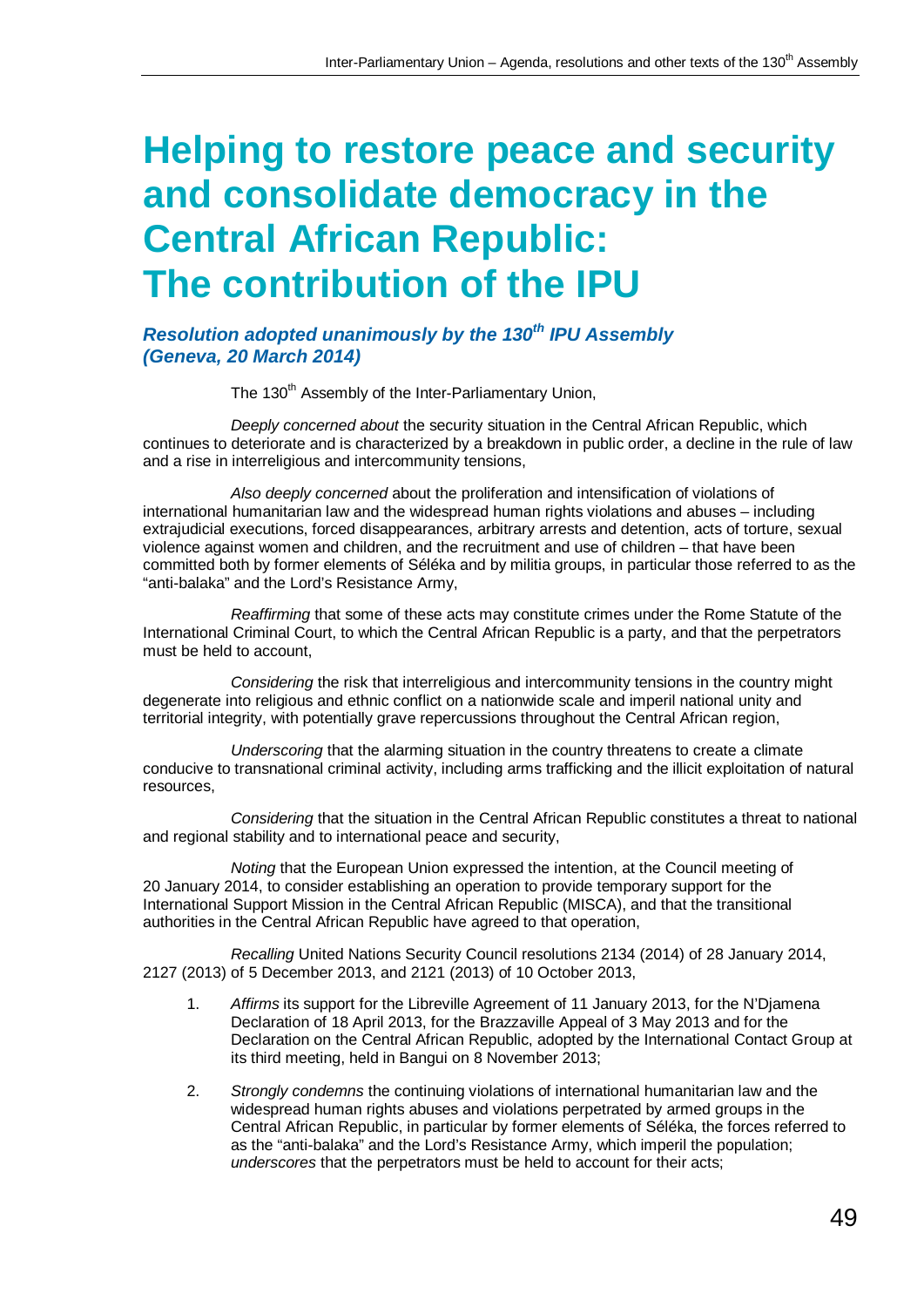# Helping to restore peace and security and consolidate democracy in the Central African Republic: The contribution of the IPU

***Resolution adopted unanimously by the 130th IPU Assembly (Geneva, 20 March 2014)***

The 130th Assembly of the Inter-Parliamentary Union,

*Deeply concerned about* the security situation in the Central African Republic, which continues to deteriorate and is characterized by a breakdown in public order, a decline in the rule of law and a rise in interreligious and intercommunity tensions,

*Also deeply concerned* about the proliferation and intensification of violations of international humanitarian law and the widespread human rights violations and abuses – including extrajudicial executions, forced disappearances, arbitrary arrests and detention, acts of torture, sexual violence against women and children, and the recruitment and use of children – that have been committed both by former elements of Séléka and by militia groups, in particular those referred to as the "anti-balaka" and the Lord's Resistance Army,

*Reaffirming* that some of these acts may constitute crimes under the Rome Statute of the International Criminal Court, to which the Central African Republic is a party, and that the perpetrators must be held to account,

*Considering* the risk that interreligious and intercommunity tensions in the country might degenerate into religious and ethnic conflict on a nationwide scale and imperil national unity and territorial integrity, with potentially grave repercussions throughout the Central African region,

*Underscoring* that the alarming situation in the country threatens to create a climate conducive to transnational criminal activity, including arms trafficking and the illicit exploitation of natural resources,

*Considering* that the situation in the Central African Republic constitutes a threat to national and regional stability and to international peace and security,

*Noting* that the European Union expressed the intention, at the Council meeting of 20 January 2014, to consider establishing an operation to provide temporary support for the International Support Mission in the Central African Republic (MISCA), and that the transitional authorities in the Central African Republic have agreed to that operation,

*Recalling* United Nations Security Council resolutions 2134 (2014) of 28 January 2014, 2127 (2013) of 5 December 2013, and 2121 (2013) of 10 October 2013,

1. *Affirms* its support for the Libreville Agreement of 11 January 2013, for the N'Djamena Declaration of 18 April 2013, for the Brazzaville Appeal of 3 May 2013 and for the Declaration on the Central African Republic, adopted by the International Contact Group at its third meeting, held in Bangui on 8 November 2013;

2. *Strongly condemns* the continuing violations of international humanitarian law and the widespread human rights abuses and violations perpetrated by armed groups in the Central African Republic, in particular by former elements of Séléka, the forces referred to as the "anti-balaka" and the Lord's Resistance Army, which imperil the population; *underscores* that the perpetrators must be held to account for their acts;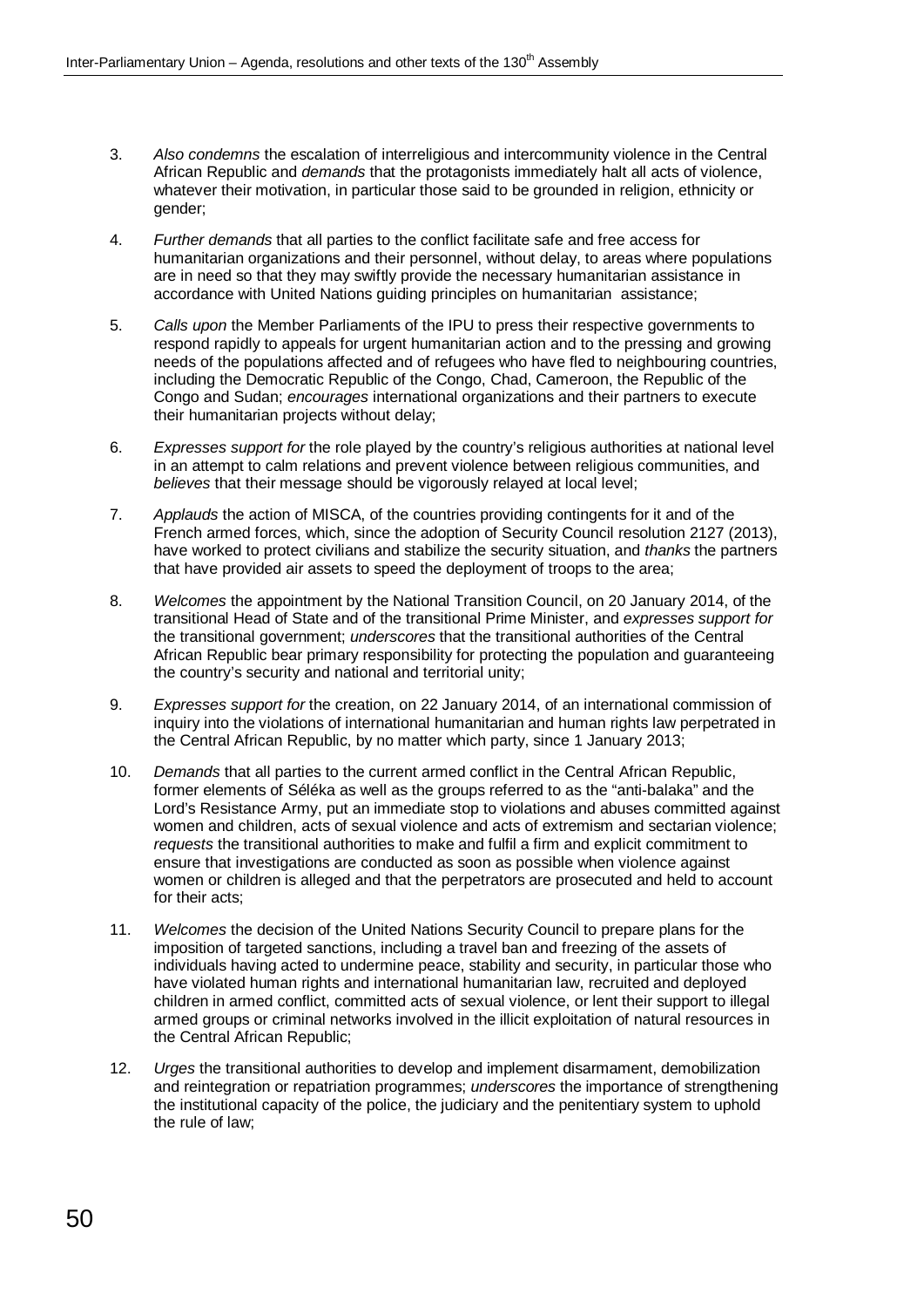3. *Also condemns* the escalation of interreligious and intercommunity violence in the Central African Republic and *demands* that the protagonists immediately halt all acts of violence, whatever their motivation, in particular those said to be grounded in religion, ethnicity or gender;

4. *Further demands* that all parties to the conflict facilitate safe and free access for humanitarian organizations and their personnel, without delay, to areas where populations are in need so that they may swiftly provide the necessary humanitarian assistance in accordance with United Nations guiding principles on humanitarian assistance;

5. *Calls upon* the Member Parliaments of the IPU to press their respective governments to respond rapidly to appeals for urgent humanitarian action and to the pressing and growing needs of the populations affected and of refugees who have fled to neighbouring countries, including the Democratic Republic of the Congo, Chad, Cameroon, the Republic of the Congo and Sudan; *encourages* international organizations and their partners to execute their humanitarian projects without delay;

6. *Expresses support for* the role played by the country's religious authorities at national level in an attempt to calm relations and prevent violence between religious communities, and *believes* that their message should be vigorously relayed at local level;

7. *Applauds* the action of MISCA, of the countries providing contingents for it and of the French armed forces, which, since the adoption of Security Council resolution 2127 (2013), have worked to protect civilians and stabilize the security situation, and *thanks* the partners that have provided air assets to speed the deployment of troops to the area;

8. *Welcomes* the appointment by the National Transition Council, on 20 January 2014, of the transitional Head of State and of the transitional Prime Minister, and *expresses support for* the transitional government; *underscores* that the transitional authorities of the Central African Republic bear primary responsibility for protecting the population and guaranteeing the country's security and national and territorial unity;

9. *Expresses support for* the creation, on 22 January 2014, of an international commission of inquiry into the violations of international humanitarian and human rights law perpetrated in the Central African Republic, by no matter which party, since 1 January 2013;

10. *Demands* that all parties to the current armed conflict in the Central African Republic, former elements of Séléka as well as the groups referred to as the "anti-balaka" and the Lord's Resistance Army, put an immediate stop to violations and abuses committed against women and children, acts of sexual violence and acts of extremism and sectarian violence; *requests* the transitional authorities to make and fulfil a firm and explicit commitment to ensure that investigations are conducted as soon as possible when violence against women or children is alleged and that the perpetrators are prosecuted and held to account for their acts;

11. *Welcomes* the decision of the United Nations Security Council to prepare plans for the imposition of targeted sanctions, including a travel ban and freezing of the assets of individuals having acted to undermine peace, stability and security, in particular those who have violated human rights and international humanitarian law, recruited and deployed children in armed conflict, committed acts of sexual violence, or lent their support to illegal armed groups or criminal networks involved in the illicit exploitation of natural resources in the Central African Republic;

12. *Urges* the transitional authorities to develop and implement disarmament, demobilization and reintegration or repatriation programmes; *underscores* the importance of strengthening the institutional capacity of the police, the judiciary and the penitentiary system to uphold the rule of law;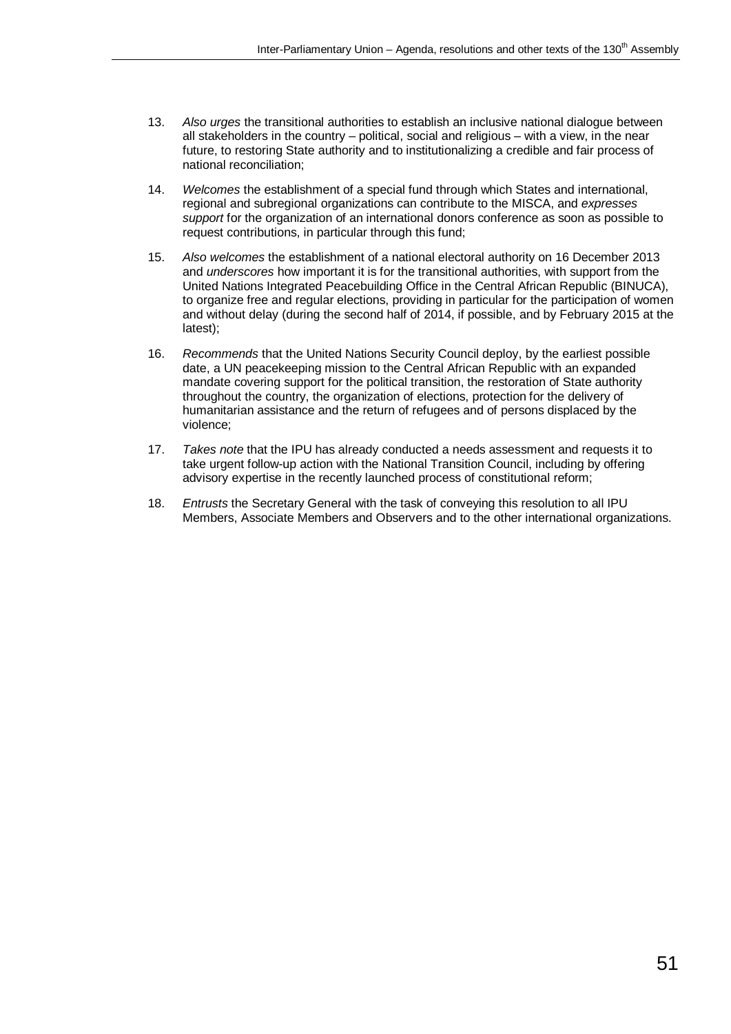13. *Also urges* the transitional authorities to establish an inclusive national dialogue between all stakeholders in the country – political, social and religious – with a view, in the near future, to restoring State authority and to institutionalizing a credible and fair process of national reconciliation;

14. *Welcomes* the establishment of a special fund through which States and international, regional and subregional organizations can contribute to the MISCA, and *expresses support* for the organization of an international donors conference as soon as possible to request contributions, in particular through this fund;

15. *Also welcomes* the establishment of a national electoral authority on 16 December 2013 and *underscores* how important it is for the transitional authorities, with support from the United Nations Integrated Peacebuilding Office in the Central African Republic (BINUCA), to organize free and regular elections, providing in particular for the participation of women and without delay (during the second half of 2014, if possible, and by February 2015 at the latest);

16. *Recommends* that the United Nations Security Council deploy, by the earliest possible date, a UN peacekeeping mission to the Central African Republic with an expanded mandate covering support for the political transition, the restoration of State authority throughout the country, the organization of elections, protection for the delivery of humanitarian assistance and the return of refugees and of persons displaced by the violence;

17. *Takes note* that the IPU has already conducted a needs assessment and requests it to take urgent follow-up action with the National Transition Council, including by offering advisory expertise in the recently launched process of constitutional reform;

18. *Entrusts* the Secretary General with the task of conveying this resolution to all IPU Members, Associate Members and Observers and to the other international organizations.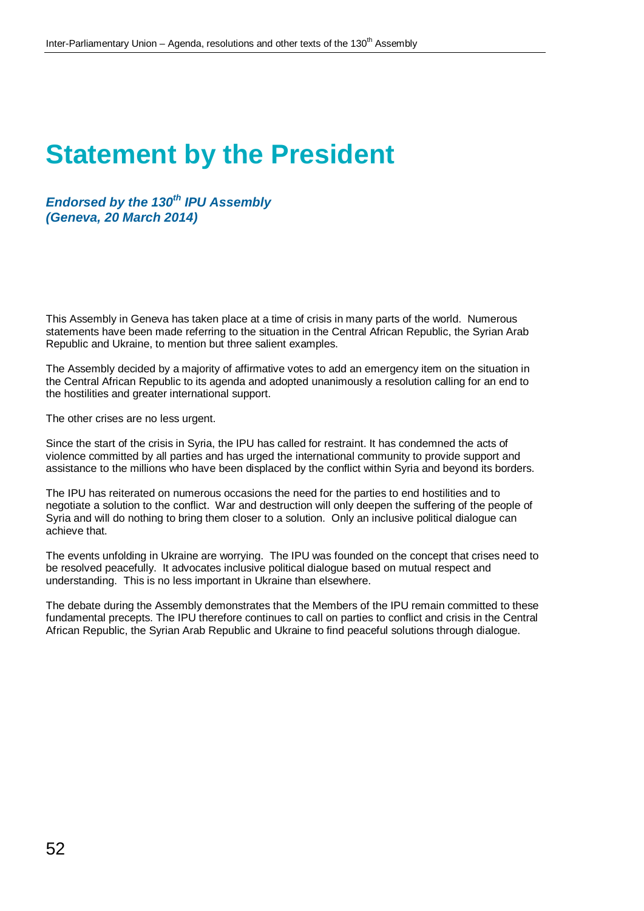# Statement by the President

***Endorsed by the 130th IPU Assembly (Geneva, 20 March 2014)***

This Assembly in Geneva has taken place at a time of crisis in many parts of the world. Numerous statements have been made referring to the situation in the Central African Republic, the Syrian Arab Republic and Ukraine, to mention but three salient examples.

The Assembly decided by a majority of affirmative votes to add an emergency item on the situation in the Central African Republic to its agenda and adopted unanimously a resolution calling for an end to the hostilities and greater international support.

The other crises are no less urgent.

Since the start of the crisis in Syria, the IPU has called for restraint. It has condemned the acts of violence committed by all parties and has urged the international community to provide support and assistance to the millions who have been displaced by the conflict within Syria and beyond its borders.

The IPU has reiterated on numerous occasions the need for the parties to end hostilities and to negotiate a solution to the conflict. War and destruction will only deepen the suffering of the people of Syria and will do nothing to bring them closer to a solution. Only an inclusive political dialogue can achieve that.

The events unfolding in Ukraine are worrying. The IPU was founded on the concept that crises need to be resolved peacefully. It advocates inclusive political dialogue based on mutual respect and understanding. This is no less important in Ukraine than elsewhere.

The debate during the Assembly demonstrates that the Members of the IPU remain committed to these fundamental precepts. The IPU therefore continues to call on parties to conflict and crisis in the Central African Republic, the Syrian Arab Republic and Ukraine to find peaceful solutions through dialogue.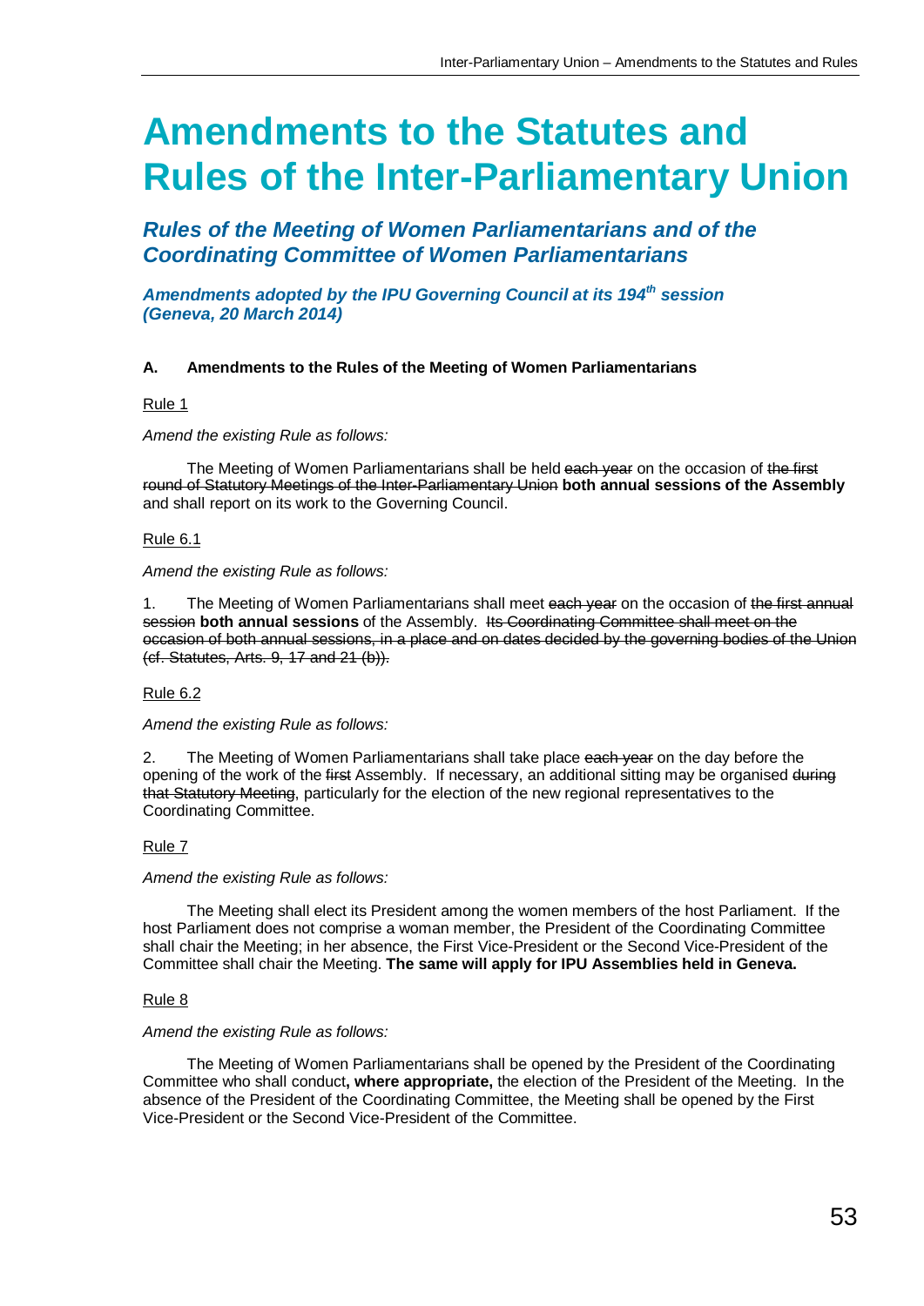# Amendments to the Statutes and Rules of the Inter-Parliamentary Union

## *Rules of the Meeting of Women Parliamentarians and of the Coordinating Committee of Women Parliamentarians*

***Amendments adopted by the IPU Governing Council at its 194th session (Geneva, 20 March 2014)***

**A. Amendments to the Rules of the Meeting of Women Parliamentarians**

Rule 1

*Amend the existing Rule as follows:*

The Meeting of Women Parliamentarians shall be held ~~each year~~ on the occasion of ~~the first round of Statutory Meetings of the Inter-Parliamentary Union~~ **both annual sessions of the Assembly** and shall report on its work to the Governing Council.

Rule 6.1

*Amend the existing Rule as follows:*

1. The Meeting of Women Parliamentarians shall meet ~~each year~~ on the occasion of ~~the first annual session~~ **both annual sessions** of the Assembly. ~~Its Coordinating Committee shall meet on the occasion of both annual sessions, in a place and on dates decided by the governing bodies of the Union (cf. Statutes, Arts. 9, 17 and 21 (b)).~~

Rule 6.2

*Amend the existing Rule as follows:*

2. The Meeting of Women Parliamentarians shall take place ~~each year~~ on the day before the opening of the work of the ~~first~~ Assembly. If necessary, an additional sitting may be organised ~~during that Statutory Meeting~~, particularly for the election of the new regional representatives to the Coordinating Committee.

Rule 7

*Amend the existing Rule as follows:*

The Meeting shall elect its President among the women members of the host Parliament. If the host Parliament does not comprise a woman member, the President of the Coordinating Committee shall chair the Meeting; in her absence, the First Vice-President or the Second Vice-President of the Committee shall chair the Meeting. **The same will apply for IPU Assemblies held in Geneva.**

Rule 8

*Amend the existing Rule as follows:*

The Meeting of Women Parliamentarians shall be opened by the President of the Coordinating Committee who shall conduct**, where appropriate,** the election of the President of the Meeting. In the absence of the President of the Coordinating Committee, the Meeting shall be opened by the First Vice-President or the Second Vice-President of the Committee.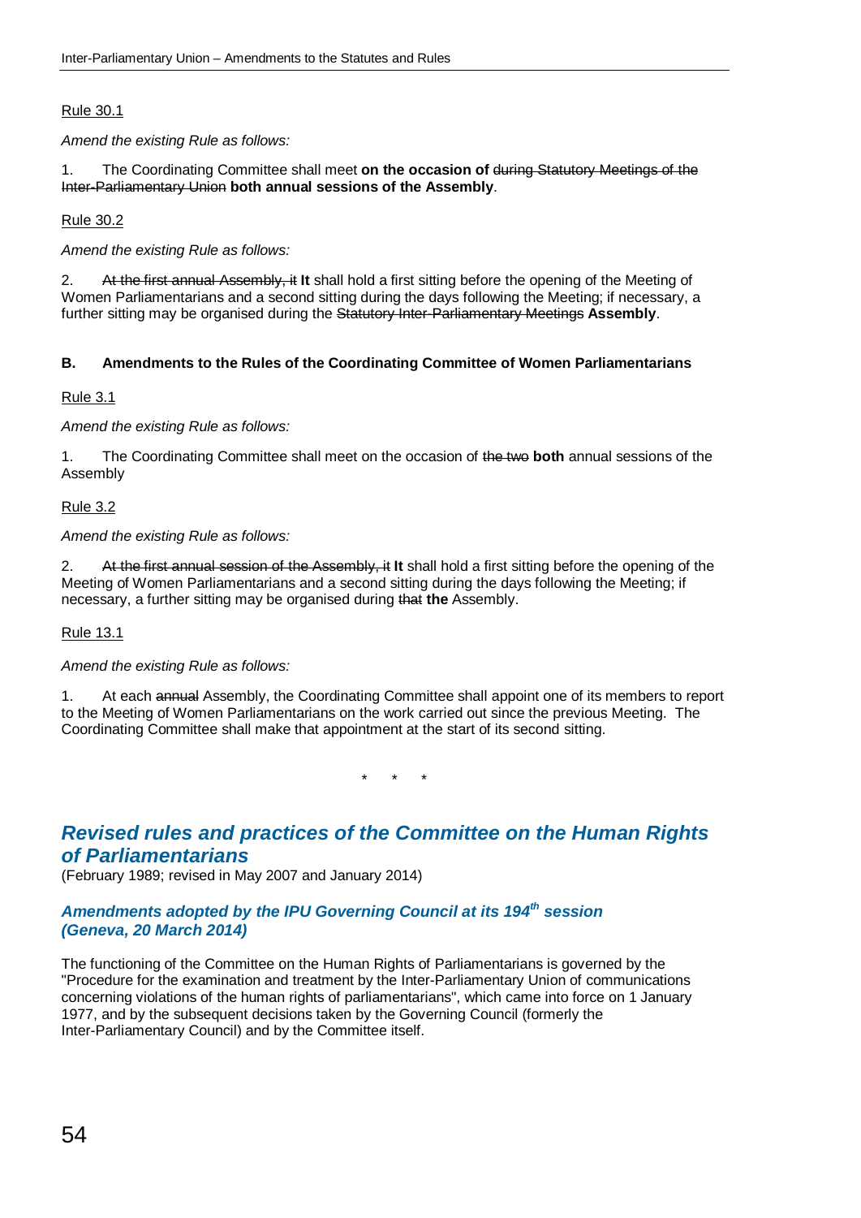Rule 30.1

*Amend the existing Rule as follows:*

1. The Coordinating Committee shall meet **on the occasion of** ~~during Statutory Meetings of the Inter-Parliamentary Union~~ **both annual sessions of the Assembly**.

Rule 30.2

*Amend the existing Rule as follows:*

2. ~~At the first annual Assembly, it~~ **It** shall hold a first sitting before the opening of the Meeting of Women Parliamentarians and a second sitting during the days following the Meeting; if necessary, a further sitting may be organised during the ~~Statutory Inter-Parliamentary Meetings~~ **Assembly**.

**B. Amendments to the Rules of the Coordinating Committee of Women Parliamentarians**

Rule 3.1

*Amend the existing Rule as follows:*

1. The Coordinating Committee shall meet on the occasion of ~~the two~~ **both** annual sessions of the Assembly

Rule 3.2

*Amend the existing Rule as follows:*

2. ~~At the first annual session of the Assembly, it~~ **It** shall hold a first sitting before the opening of the Meeting of Women Parliamentarians and a second sitting during the days following the Meeting; if necessary, a further sitting may be organised during ~~that~~ **the** Assembly.

Rule 13.1

*Amend the existing Rule as follows:*

1. At each ~~annual~~ Assembly, the Coordinating Committee shall appoint one of its members to report to the Meeting of Women Parliamentarians on the work carried out since the previous Meeting. The Coordinating Committee shall make that appointment at the start of its second sitting.

\* \* \*

## *Revised rules and practices of the Committee on the Human Rights of Parliamentarians*

(February 1989; revised in May 2007 and January 2014)

### *Amendments adopted by the IPU Governing Council at its 194th session (Geneva, 20 March 2014)*

The functioning of the Committee on the Human Rights of Parliamentarians is governed by the "Procedure for the examination and treatment by the Inter-Parliamentary Union of communications concerning violations of the human rights of parliamentarians", which came into force on 1 January 1977, and by the subsequent decisions taken by the Governing Council (formerly the Inter-Parliamentary Council) and by the Committee itself.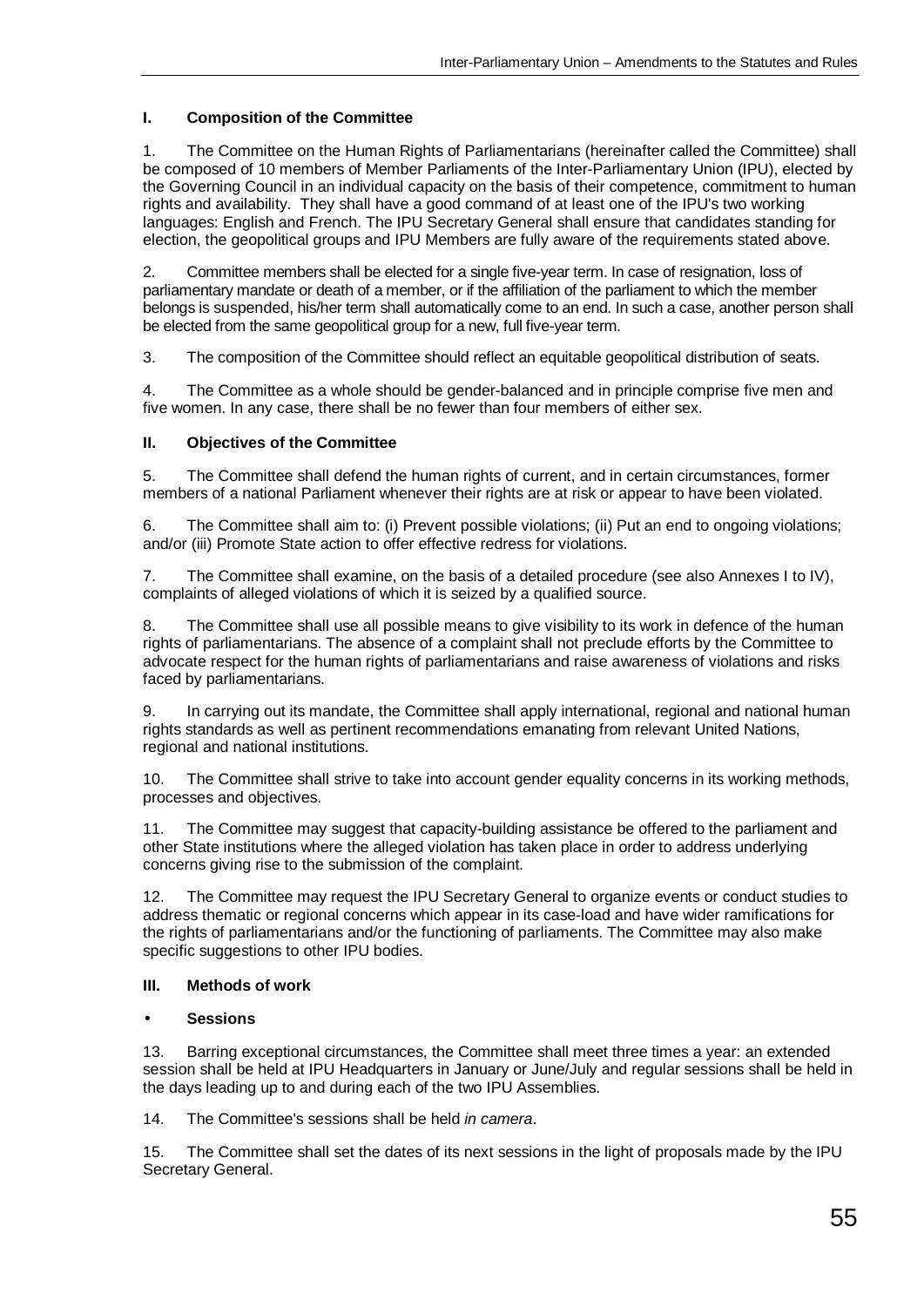## I. Composition of the Committee

1. The Committee on the Human Rights of Parliamentarians (hereinafter called the Committee) shall be composed of 10 members of Member Parliaments of the Inter-Parliamentary Union (IPU), elected by the Governing Council in an individual capacity on the basis of their competence, commitment to human rights and availability. They shall have a good command of at least one of the IPU's two working languages: English and French. The IPU Secretary General shall ensure that candidates standing for election, the geopolitical groups and IPU Members are fully aware of the requirements stated above.

2. Committee members shall be elected for a single five-year term. In case of resignation, loss of parliamentary mandate or death of a member, or if the affiliation of the parliament to which the member belongs is suspended, his/her term shall automatically come to an end. In such a case, another person shall be elected from the same geopolitical group for a new, full five-year term.

3. The composition of the Committee should reflect an equitable geopolitical distribution of seats.

4. The Committee as a whole should be gender-balanced and in principle comprise five men and five women. In any case, there shall be no fewer than four members of either sex.

## II. Objectives of the Committee

5. The Committee shall defend the human rights of current, and in certain circumstances, former members of a national Parliament whenever their rights are at risk or appear to have been violated.

6. The Committee shall aim to: (i) Prevent possible violations; (ii) Put an end to ongoing violations; and/or (iii) Promote State action to offer effective redress for violations.

7. The Committee shall examine, on the basis of a detailed procedure (see also Annexes I to IV), complaints of alleged violations of which it is seized by a qualified source.

8. The Committee shall use all possible means to give visibility to its work in defence of the human rights of parliamentarians. The absence of a complaint shall not preclude efforts by the Committee to advocate respect for the human rights of parliamentarians and raise awareness of violations and risks faced by parliamentarians.

9. In carrying out its mandate, the Committee shall apply international, regional and national human rights standards as well as pertinent recommendations emanating from relevant United Nations, regional and national institutions.

10. The Committee shall strive to take into account gender equality concerns in its working methods, processes and objectives.

11. The Committee may suggest that capacity-building assistance be offered to the parliament and other State institutions where the alleged violation has taken place in order to address underlying concerns giving rise to the submission of the complaint.

12. The Committee may request the IPU Secretary General to organize events or conduct studies to address thematic or regional concerns which appear in its case-load and have wider ramifications for the rights of parliamentarians and/or the functioning of parliaments. The Committee may also make specific suggestions to other IPU bodies.

## III. Methods of work

- **Sessions**

13. Barring exceptional circumstances, the Committee shall meet three times a year: an extended session shall be held at IPU Headquarters in January or June/July and regular sessions shall be held in the days leading up to and during each of the two IPU Assemblies.

14. The Committee's sessions shall be held *in camera*.

15. The Committee shall set the dates of its next sessions in the light of proposals made by the IPU Secretary General.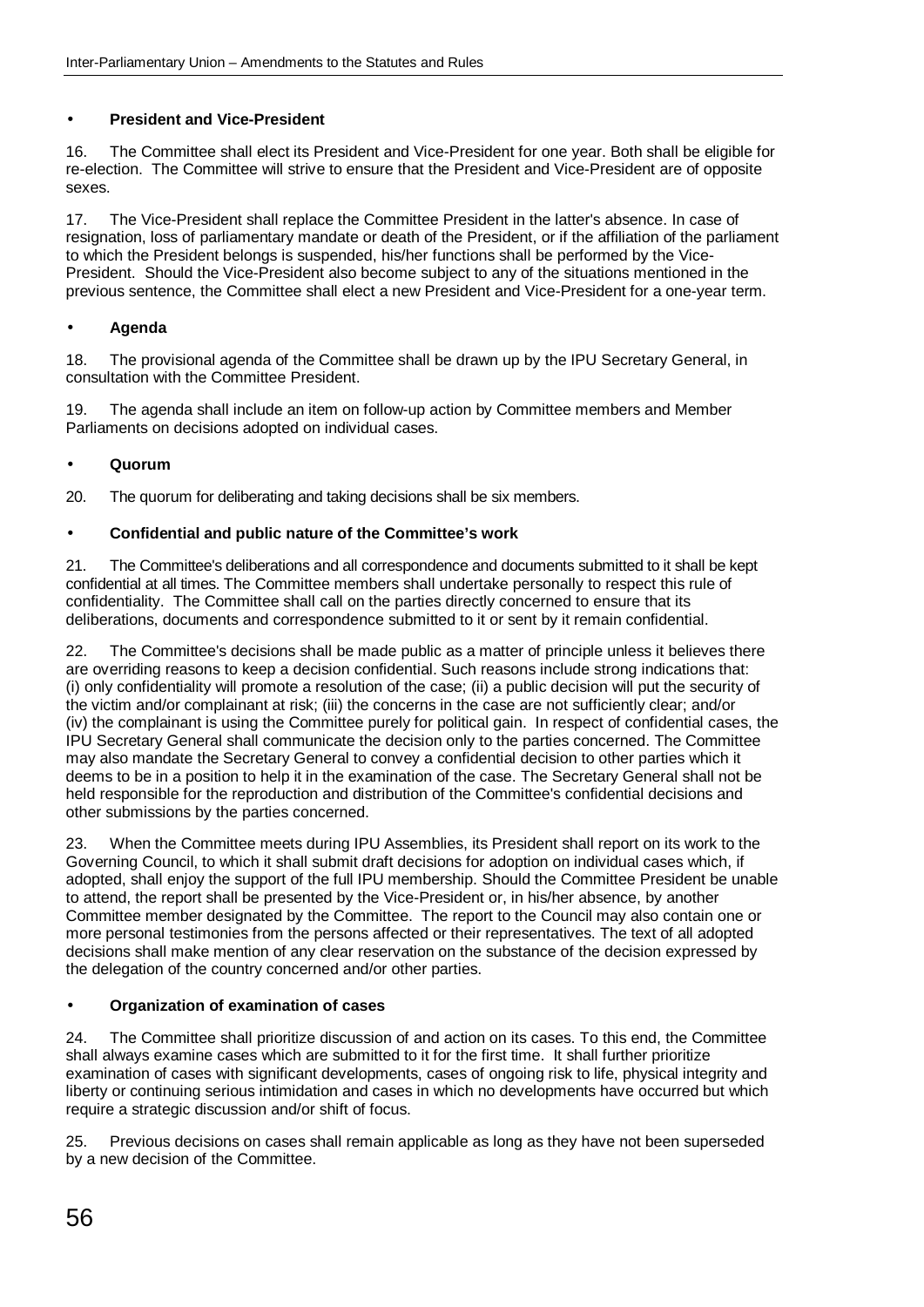- **President and Vice-President**

16. The Committee shall elect its President and Vice-President for one year. Both shall be eligible for re-election. The Committee will strive to ensure that the President and Vice-President are of opposite sexes.

17. The Vice-President shall replace the Committee President in the latter's absence. In case of resignation, loss of parliamentary mandate or death of the President, or if the affiliation of the parliament to which the President belongs is suspended, his/her functions shall be performed by the Vice-President. Should the Vice-President also become subject to any of the situations mentioned in the previous sentence, the Committee shall elect a new President and Vice-President for a one-year term.

- **Agenda**

18. The provisional agenda of the Committee shall be drawn up by the IPU Secretary General, in consultation with the Committee President.

19. The agenda shall include an item on follow-up action by Committee members and Member Parliaments on decisions adopted on individual cases.

- **Quorum**

20. The quorum for deliberating and taking decisions shall be six members.

- **Confidential and public nature of the Committee's work**

21. The Committee's deliberations and all correspondence and documents submitted to it shall be kept confidential at all times. The Committee members shall undertake personally to respect this rule of confidentiality. The Committee shall call on the parties directly concerned to ensure that its deliberations, documents and correspondence submitted to it or sent by it remain confidential.

22. The Committee's decisions shall be made public as a matter of principle unless it believes there are overriding reasons to keep a decision confidential. Such reasons include strong indications that: (i) only confidentiality will promote a resolution of the case; (ii) a public decision will put the security of the victim and/or complainant at risk; (iii) the concerns in the case are not sufficiently clear; and/or (iv) the complainant is using the Committee purely for political gain. In respect of confidential cases, the IPU Secretary General shall communicate the decision only to the parties concerned. The Committee may also mandate the Secretary General to convey a confidential decision to other parties which it deems to be in a position to help it in the examination of the case. The Secretary General shall not be held responsible for the reproduction and distribution of the Committee's confidential decisions and other submissions by the parties concerned.

23. When the Committee meets during IPU Assemblies, its President shall report on its work to the Governing Council, to which it shall submit draft decisions for adoption on individual cases which, if adopted, shall enjoy the support of the full IPU membership. Should the Committee President be unable to attend, the report shall be presented by the Vice-President or, in his/her absence, by another Committee member designated by the Committee. The report to the Council may also contain one or more personal testimonies from the persons affected or their representatives. The text of all adopted decisions shall make mention of any clear reservation on the substance of the decision expressed by the delegation of the country concerned and/or other parties.

- **Organization of examination of cases**

24. The Committee shall prioritize discussion of and action on its cases. To this end, the Committee shall always examine cases which are submitted to it for the first time. It shall further prioritize examination of cases with significant developments, cases of ongoing risk to life, physical integrity and liberty or continuing serious intimidation and cases in which no developments have occurred but which require a strategic discussion and/or shift of focus.

25. Previous decisions on cases shall remain applicable as long as they have not been superseded by a new decision of the Committee.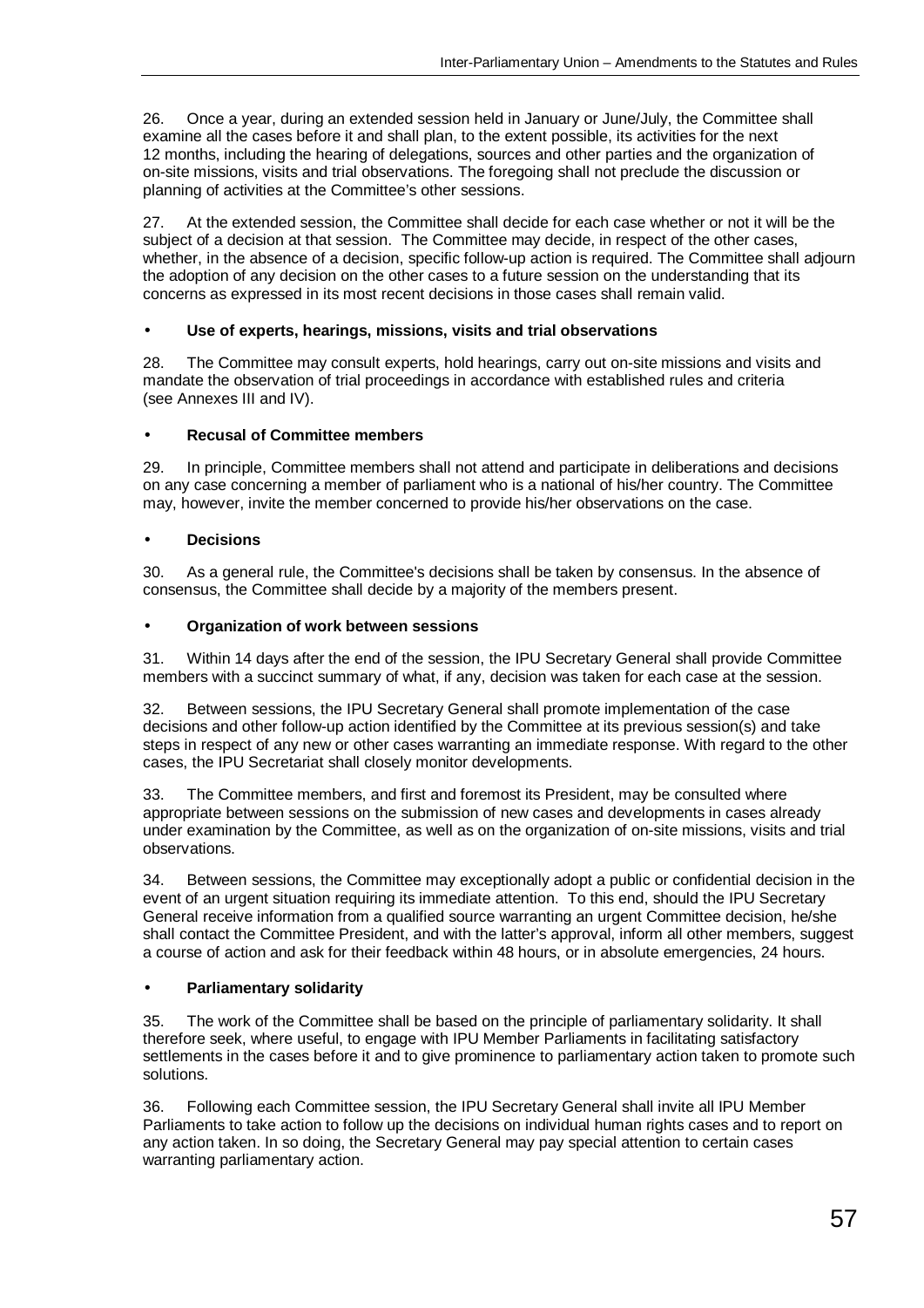26. Once a year, during an extended session held in January or June/July, the Committee shall examine all the cases before it and shall plan, to the extent possible, its activities for the next 12 months, including the hearing of delegations, sources and other parties and the organization of on-site missions, visits and trial observations. The foregoing shall not preclude the discussion or planning of activities at the Committee's other sessions.

27. At the extended session, the Committee shall decide for each case whether or not it will be the subject of a decision at that session. The Committee may decide, in respect of the other cases, whether, in the absence of a decision, specific follow-up action is required. The Committee shall adjourn the adoption of any decision on the other cases to a future session on the understanding that its concerns as expressed in its most recent decisions in those cases shall remain valid.

- **Use of experts, hearings, missions, visits and trial observations**

28. The Committee may consult experts, hold hearings, carry out on-site missions and visits and mandate the observation of trial proceedings in accordance with established rules and criteria (see Annexes III and IV).

- **Recusal of Committee members**

29. In principle, Committee members shall not attend and participate in deliberations and decisions on any case concerning a member of parliament who is a national of his/her country. The Committee may, however, invite the member concerned to provide his/her observations on the case.

- **Decisions**

30. As a general rule, the Committee's decisions shall be taken by consensus. In the absence of consensus, the Committee shall decide by a majority of the members present.

- **Organization of work between sessions**

31. Within 14 days after the end of the session, the IPU Secretary General shall provide Committee members with a succinct summary of what, if any, decision was taken for each case at the session.

32. Between sessions, the IPU Secretary General shall promote implementation of the case decisions and other follow-up action identified by the Committee at its previous session(s) and take steps in respect of any new or other cases warranting an immediate response. With regard to the other cases, the IPU Secretariat shall closely monitor developments.

33. The Committee members, and first and foremost its President, may be consulted where appropriate between sessions on the submission of new cases and developments in cases already under examination by the Committee, as well as on the organization of on-site missions, visits and trial observations.

34. Between sessions, the Committee may exceptionally adopt a public or confidential decision in the event of an urgent situation requiring its immediate attention. To this end, should the IPU Secretary General receive information from a qualified source warranting an urgent Committee decision, he/she shall contact the Committee President, and with the latter's approval, inform all other members, suggest a course of action and ask for their feedback within 48 hours, or in absolute emergencies, 24 hours.

- **Parliamentary solidarity**

35. The work of the Committee shall be based on the principle of parliamentary solidarity. It shall therefore seek, where useful, to engage with IPU Member Parliaments in facilitating satisfactory settlements in the cases before it and to give prominence to parliamentary action taken to promote such solutions.

36. Following each Committee session, the IPU Secretary General shall invite all IPU Member Parliaments to take action to follow up the decisions on individual human rights cases and to report on any action taken. In so doing, the Secretary General may pay special attention to certain cases warranting parliamentary action.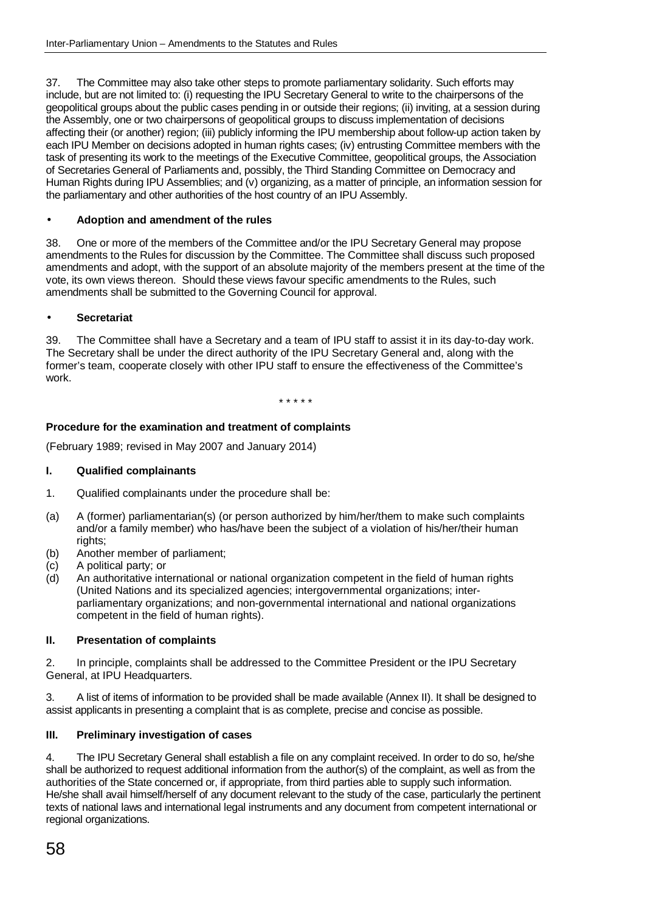37. The Committee may also take other steps to promote parliamentary solidarity. Such efforts may include, but are not limited to: (i) requesting the IPU Secretary General to write to the chairpersons of the geopolitical groups about the public cases pending in or outside their regions; (ii) inviting, at a session during the Assembly, one or two chairpersons of geopolitical groups to discuss implementation of decisions affecting their (or another) region; (iii) publicly informing the IPU membership about follow-up action taken by each IPU Member on decisions adopted in human rights cases; (iv) entrusting Committee members with the task of presenting its work to the meetings of the Executive Committee, geopolitical groups, the Association of Secretaries General of Parliaments and, possibly, the Third Standing Committee on Democracy and Human Rights during IPU Assemblies; and (v) organizing, as a matter of principle, an information session for the parliamentary and other authorities of the host country of an IPU Assembly.

- **Adoption and amendment of the rules**

38. One or more of the members of the Committee and/or the IPU Secretary General may propose amendments to the Rules for discussion by the Committee. The Committee shall discuss such proposed amendments and adopt, with the support of an absolute majority of the members present at the time of the vote, its own views thereon. Should these views favour specific amendments to the Rules, such amendments shall be submitted to the Governing Council for approval.

- **Secretariat**

39. The Committee shall have a Secretary and a team of IPU staff to assist it in its day-to-day work. The Secretary shall be under the direct authority of the IPU Secretary General and, along with the former's team, cooperate closely with other IPU staff to ensure the effectiveness of the Committee's work.

\* \* \* \* \*

**Procedure for the examination and treatment of complaints**

(February 1989; revised in May 2007 and January 2014)

**I. Qualified complainants**

1. Qualified complainants under the procedure shall be:

(a) A (former) parliamentarian(s) (or person authorized by him/her/them to make such complaints and/or a family member) who has/have been the subject of a violation of his/her/their human rights;
(b) Another member of parliament;
(c) A political party; or
(d) An authoritative international or national organization competent in the field of human rights (United Nations and its specialized agencies; intergovernmental organizations; inter-parliamentary organizations; and non-governmental international and national organizations competent in the field of human rights).

**II. Presentation of complaints**

2. In principle, complaints shall be addressed to the Committee President or the IPU Secretary General, at IPU Headquarters.

3. A list of items of information to be provided shall be made available (Annex II). It shall be designed to assist applicants in presenting a complaint that is as complete, precise and concise as possible.

**III. Preliminary investigation of cases**

4. The IPU Secretary General shall establish a file on any complaint received. In order to do so, he/she shall be authorized to request additional information from the author(s) of the complaint, as well as from the authorities of the State concerned or, if appropriate, from third parties able to supply such information. He/she shall avail himself/herself of any document relevant to the study of the case, particularly the pertinent texts of national laws and international legal instruments and any document from competent international or regional organizations.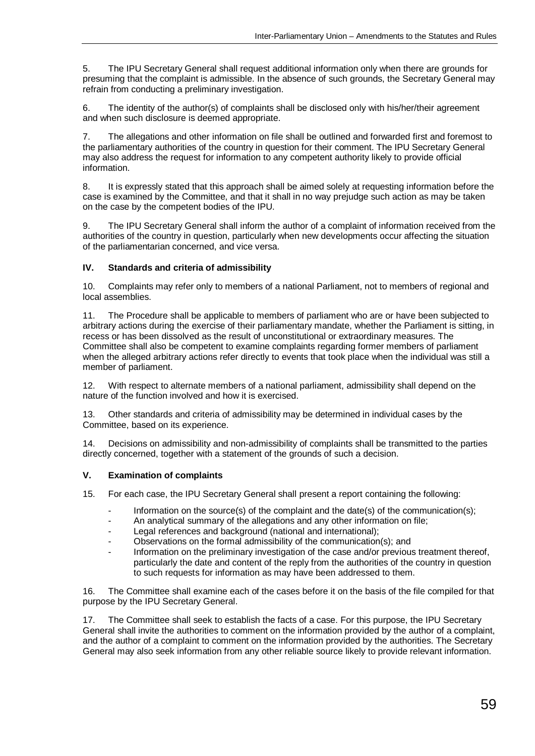5. The IPU Secretary General shall request additional information only when there are grounds for presuming that the complaint is admissible. In the absence of such grounds, the Secretary General may refrain from conducting a preliminary investigation.

6. The identity of the author(s) of complaints shall be disclosed only with his/her/their agreement and when such disclosure is deemed appropriate.

7. The allegations and other information on file shall be outlined and forwarded first and foremost to the parliamentary authorities of the country in question for their comment. The IPU Secretary General may also address the request for information to any competent authority likely to provide official information.

8. It is expressly stated that this approach shall be aimed solely at requesting information before the case is examined by the Committee, and that it shall in no way prejudge such action as may be taken on the case by the competent bodies of the IPU.

9. The IPU Secretary General shall inform the author of a complaint of information received from the authorities of the country in question, particularly when new developments occur affecting the situation of the parliamentarian concerned, and vice versa.

### IV. Standards and criteria of admissibility

10. Complaints may refer only to members of a national Parliament, not to members of regional and local assemblies.

11. The Procedure shall be applicable to members of parliament who are or have been subjected to arbitrary actions during the exercise of their parliamentary mandate, whether the Parliament is sitting, in recess or has been dissolved as the result of unconstitutional or extraordinary measures. The Committee shall also be competent to examine complaints regarding former members of parliament when the alleged arbitrary actions refer directly to events that took place when the individual was still a member of parliament.

12. With respect to alternate members of a national parliament, admissibility shall depend on the nature of the function involved and how it is exercised.

13. Other standards and criteria of admissibility may be determined in individual cases by the Committee, based on its experience.

14. Decisions on admissibility and non-admissibility of complaints shall be transmitted to the parties directly concerned, together with a statement of the grounds of such a decision.

### V. Examination of complaints

15. For each case, the IPU Secretary General shall present a report containing the following:

- Information on the source(s) of the complaint and the date(s) of the communication(s);
- An analytical summary of the allegations and any other information on file;
- Legal references and background (national and international);
- Observations on the formal admissibility of the communication(s); and
- Information on the preliminary investigation of the case and/or previous treatment thereof, particularly the date and content of the reply from the authorities of the country in question to such requests for information as may have been addressed to them.

16. The Committee shall examine each of the cases before it on the basis of the file compiled for that purpose by the IPU Secretary General.

17. The Committee shall seek to establish the facts of a case. For this purpose, the IPU Secretary General shall invite the authorities to comment on the information provided by the author of a complaint, and the author of a complaint to comment on the information provided by the authorities. The Secretary General may also seek information from any other reliable source likely to provide relevant information.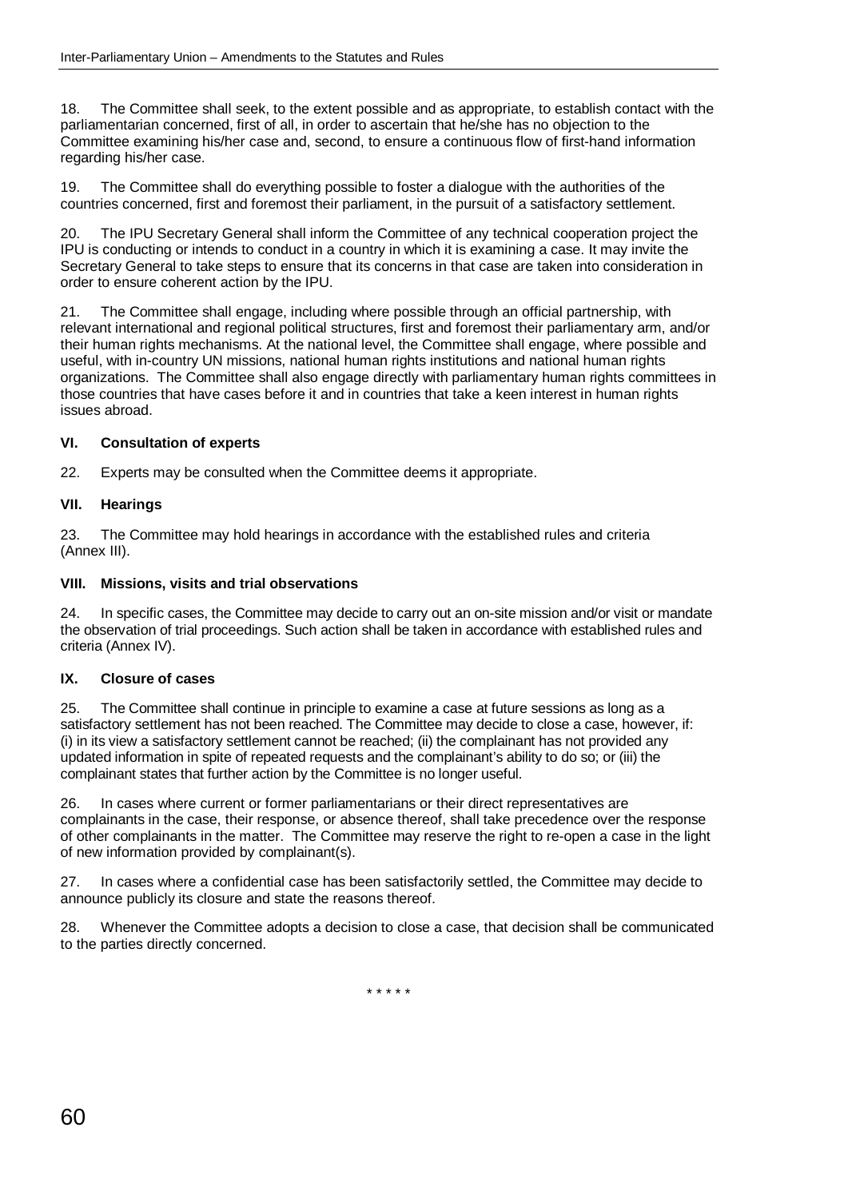18. The Committee shall seek, to the extent possible and as appropriate, to establish contact with the parliamentarian concerned, first of all, in order to ascertain that he/she has no objection to the Committee examining his/her case and, second, to ensure a continuous flow of first-hand information regarding his/her case.

19. The Committee shall do everything possible to foster a dialogue with the authorities of the countries concerned, first and foremost their parliament, in the pursuit of a satisfactory settlement.

20. The IPU Secretary General shall inform the Committee of any technical cooperation project the IPU is conducting or intends to conduct in a country in which it is examining a case. It may invite the Secretary General to take steps to ensure that its concerns in that case are taken into consideration in order to ensure coherent action by the IPU.

21. The Committee shall engage, including where possible through an official partnership, with relevant international and regional political structures, first and foremost their parliamentary arm, and/or their human rights mechanisms. At the national level, the Committee shall engage, where possible and useful, with in-country UN missions, national human rights institutions and national human rights organizations. The Committee shall also engage directly with parliamentary human rights committees in those countries that have cases before it and in countries that take a keen interest in human rights issues abroad.

### VI. Consultation of experts

22. Experts may be consulted when the Committee deems it appropriate.

### VII. Hearings

23. The Committee may hold hearings in accordance with the established rules and criteria (Annex III).

### VIII. Missions, visits and trial observations

24. In specific cases, the Committee may decide to carry out an on-site mission and/or visit or mandate the observation of trial proceedings. Such action shall be taken in accordance with established rules and criteria (Annex IV).

### IX. Closure of cases

25. The Committee shall continue in principle to examine a case at future sessions as long as a satisfactory settlement has not been reached. The Committee may decide to close a case, however, if: (i) in its view a satisfactory settlement cannot be reached; (ii) the complainant has not provided any updated information in spite of repeated requests and the complainant's ability to do so; or (iii) the complainant states that further action by the Committee is no longer useful.

26. In cases where current or former parliamentarians or their direct representatives are complainants in the case, their response, or absence thereof, shall take precedence over the response of other complainants in the matter. The Committee may reserve the right to re-open a case in the light of new information provided by complainant(s).

27. In cases where a confidential case has been satisfactorily settled, the Committee may decide to announce publicly its closure and state the reasons thereof.

28. Whenever the Committee adopts a decision to close a case, that decision shall be communicated to the parties directly concerned.

* * * * *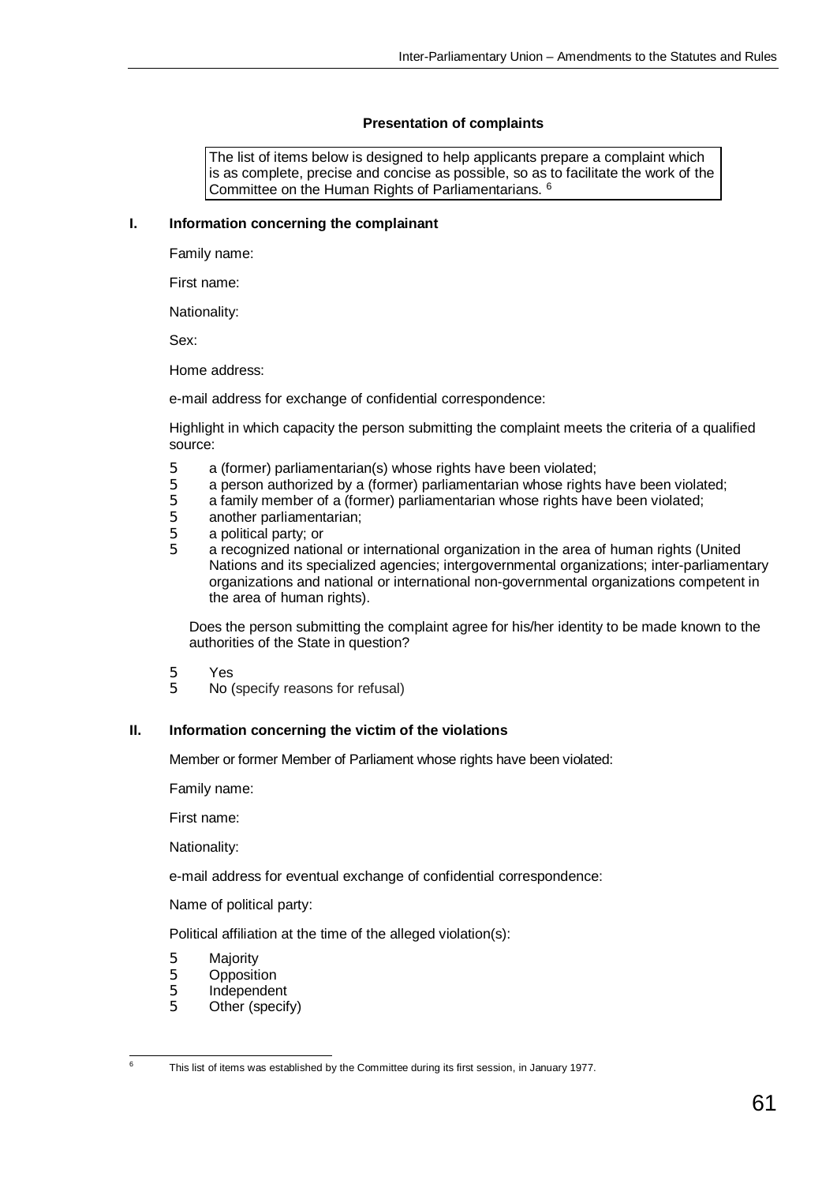**Presentation of complaints**

> The list of items below is designed to help applicants prepare a complaint which is as complete, precise and concise as possible, so as to facilitate the work of the Committee on the Human Rights of Parliamentarians. [6]

## I. Information concerning the complainant

Family name:

First name:

Nationality:

Sex:

Home address:

e-mail address for exchange of confidential correspondence:

Highlight in which capacity the person submitting the complaint meets the criteria of a qualified source:

- ☐ a (former) parliamentarian(s) whose rights have been violated;
- ☐ a person authorized by a (former) parliamentarian whose rights have been violated;
- ☐ a family member of a (former) parliamentarian whose rights have been violated;
- ☐ another parliamentarian;
- ☐ a political party; or
- ☐ a recognized national or international organization in the area of human rights (United Nations and its specialized agencies; intergovernmental organizations; inter-parliamentary organizations and national or international non-governmental organizations competent in the area of human rights).

Does the person submitting the complaint agree for his/her identity to be made known to the authorities of the State in question?

- ☐ Yes
- ☐ No (specify reasons for refusal)

## II. Information concerning the victim of the violations

Member or former Member of Parliament whose rights have been violated:

Family name:

First name:

Nationality:

e-mail address for eventual exchange of confidential correspondence:

Name of political party:

Political affiliation at the time of the alleged violation(s):

- ☐ Majority
- ☐ Opposition
- ☐ Independent
- ☐ Other (specify)

---

[6] This list of items was established by the Committee during its first session, in January 1977.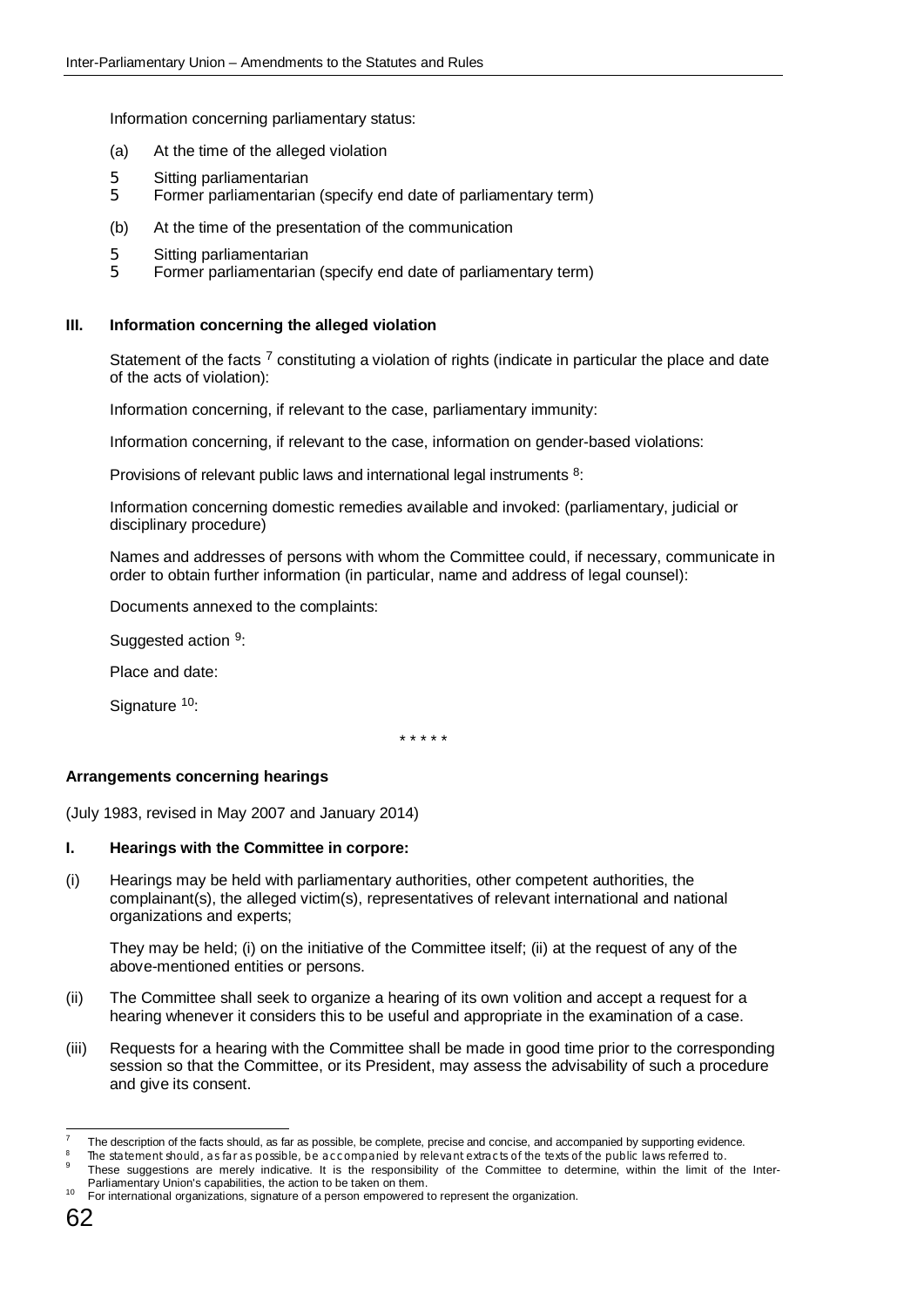Information concerning parliamentary status:

(a) At the time of the alleged violation

5 Sitting parliamentarian
5 Former parliamentarian (specify end date of parliamentary term)

(b) At the time of the presentation of the communication

5 Sitting parliamentarian
5 Former parliamentarian (specify end date of parliamentary term)

**III. Information concerning the alleged violation**

Statement of the facts [7] constituting a violation of rights (indicate in particular the place and date of the acts of violation):

Information concerning, if relevant to the case, parliamentary immunity:

Information concerning, if relevant to the case, information on gender-based violations:

Provisions of relevant public laws and international legal instruments [8]:

Information concerning domestic remedies available and invoked: (parliamentary, judicial or disciplinary procedure)

Names and addresses of persons with whom the Committee could, if necessary, communicate in order to obtain further information (in particular, name and address of legal counsel):

Documents annexed to the complaints:

Suggested action [9]:

Place and date:

Signature [10]:

\* \* \* \* \*

**Arrangements concerning hearings**

(July 1983, revised in May 2007 and January 2014)

**I. Hearings with the Committee in corpore:**

(i) Hearings may be held with parliamentary authorities, other competent authorities, the complainant(s), the alleged victim(s), representatives of relevant international and national organizations and experts;

They may be held; (i) on the initiative of the Committee itself; (ii) at the request of any of the above-mentioned entities or persons.

(ii) The Committee shall seek to organize a hearing of its own volition and accept a request for a hearing whenever it considers this to be useful and appropriate in the examination of a case.

(iii) Requests for a hearing with the Committee shall be made in good time prior to the corresponding session so that the Committee, or its President, may assess the advisability of such a procedure and give its consent.

---

[7] The description of the facts should, as far as possible, be complete, precise and concise, and accompanied by supporting evidence.

[8] The statement should, as far as possible, be accompanied by relevant extracts of the texts of the public laws referred to.

[9] These suggestions are merely indicative. It is the responsibility of the Committee to determine, within the limit of the Inter-Parliamentary Union's capabilities, the action to be taken on them.

[10] For international organizations, signature of a person empowered to represent the organization.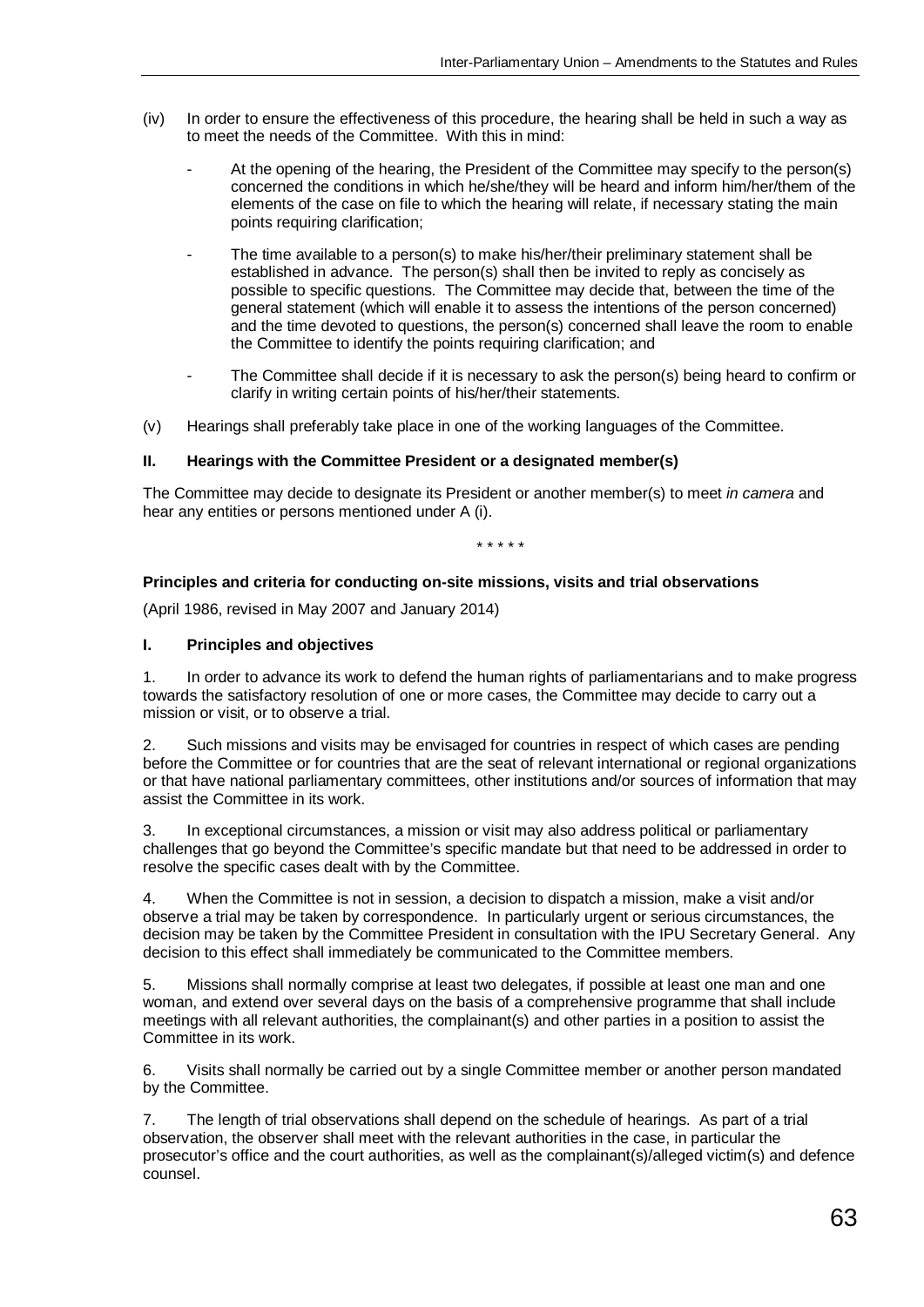(iv) In order to ensure the effectiveness of this procedure, the hearing shall be held in such a way as to meet the needs of the Committee. With this in mind:

- At the opening of the hearing, the President of the Committee may specify to the person(s) concerned the conditions in which he/she/they will be heard and inform him/her/them of the elements of the case on file to which the hearing will relate, if necessary stating the main points requiring clarification;

- The time available to a person(s) to make his/her/their preliminary statement shall be established in advance. The person(s) shall then be invited to reply as concisely as possible to specific questions. The Committee may decide that, between the time of the general statement (which will enable it to assess the intentions of the person concerned) and the time devoted to questions, the person(s) concerned shall leave the room to enable the Committee to identify the points requiring clarification; and

- The Committee shall decide if it is necessary to ask the person(s) being heard to confirm or clarify in writing certain points of his/her/their statements.

(v) Hearings shall preferably take place in one of the working languages of the Committee.

**II. Hearings with the Committee President or a designated member(s)**

The Committee may decide to designate its President or another member(s) to meet *in camera* and hear any entities or persons mentioned under A (i).

\* \* \* \* \*

**Principles and criteria for conducting on-site missions, visits and trial observations**

(April 1986, revised in May 2007 and January 2014)

**I. Principles and objectives**

1. In order to advance its work to defend the human rights of parliamentarians and to make progress towards the satisfactory resolution of one or more cases, the Committee may decide to carry out a mission or visit, or to observe a trial.

2. Such missions and visits may be envisaged for countries in respect of which cases are pending before the Committee or for countries that are the seat of relevant international or regional organizations or that have national parliamentary committees, other institutions and/or sources of information that may assist the Committee in its work.

3. In exceptional circumstances, a mission or visit may also address political or parliamentary challenges that go beyond the Committee's specific mandate but that need to be addressed in order to resolve the specific cases dealt with by the Committee.

4. When the Committee is not in session, a decision to dispatch a mission, make a visit and/or observe a trial may be taken by correspondence. In particularly urgent or serious circumstances, the decision may be taken by the Committee President in consultation with the IPU Secretary General. Any decision to this effect shall immediately be communicated to the Committee members.

5. Missions shall normally comprise at least two delegates, if possible at least one man and one woman, and extend over several days on the basis of a comprehensive programme that shall include meetings with all relevant authorities, the complainant(s) and other parties in a position to assist the Committee in its work.

6. Visits shall normally be carried out by a single Committee member or another person mandated by the Committee.

7. The length of trial observations shall depend on the schedule of hearings. As part of a trial observation, the observer shall meet with the relevant authorities in the case, in particular the prosecutor's office and the court authorities, as well as the complainant(s)/alleged victim(s) and defence counsel.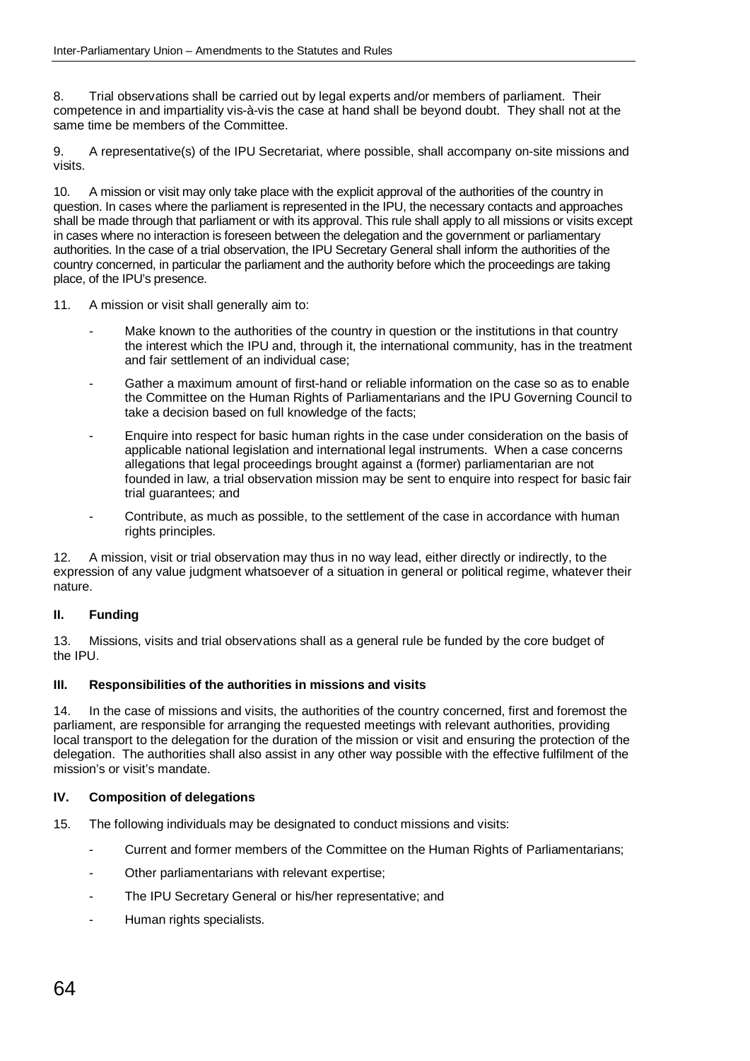8. Trial observations shall be carried out by legal experts and/or members of parliament. Their competence in and impartiality vis-à-vis the case at hand shall be beyond doubt. They shall not at the same time be members of the Committee.

9. A representative(s) of the IPU Secretariat, where possible, shall accompany on-site missions and visits.

10. A mission or visit may only take place with the explicit approval of the authorities of the country in question. In cases where the parliament is represented in the IPU, the necessary contacts and approaches shall be made through that parliament or with its approval. This rule shall apply to all missions or visits except in cases where no interaction is foreseen between the delegation and the government or parliamentary authorities. In the case of a trial observation, the IPU Secretary General shall inform the authorities of the country concerned, in particular the parliament and the authority before which the proceedings are taking place, of the IPU's presence.

11. A mission or visit shall generally aim to:

- Make known to the authorities of the country in question or the institutions in that country the interest which the IPU and, through it, the international community, has in the treatment and fair settlement of an individual case;
- Gather a maximum amount of first-hand or reliable information on the case so as to enable the Committee on the Human Rights of Parliamentarians and the IPU Governing Council to take a decision based on full knowledge of the facts;
- Enquire into respect for basic human rights in the case under consideration on the basis of applicable national legislation and international legal instruments. When a case concerns allegations that legal proceedings brought against a (former) parliamentarian are not founded in law, a trial observation mission may be sent to enquire into respect for basic fair trial guarantees; and
- Contribute, as much as possible, to the settlement of the case in accordance with human rights principles.

12. A mission, visit or trial observation may thus in no way lead, either directly or indirectly, to the expression of any value judgment whatsoever of a situation in general or political regime, whatever their nature.

## II. Funding

13. Missions, visits and trial observations shall as a general rule be funded by the core budget of the IPU.

## III. Responsibilities of the authorities in missions and visits

14. In the case of missions and visits, the authorities of the country concerned, first and foremost the parliament, are responsible for arranging the requested meetings with relevant authorities, providing local transport to the delegation for the duration of the mission or visit and ensuring the protection of the delegation. The authorities shall also assist in any other way possible with the effective fulfilment of the mission's or visit's mandate.

## IV. Composition of delegations

15. The following individuals may be designated to conduct missions and visits:

- Current and former members of the Committee on the Human Rights of Parliamentarians;
- Other parliamentarians with relevant expertise;
- The IPU Secretary General or his/her representative; and
- Human rights specialists.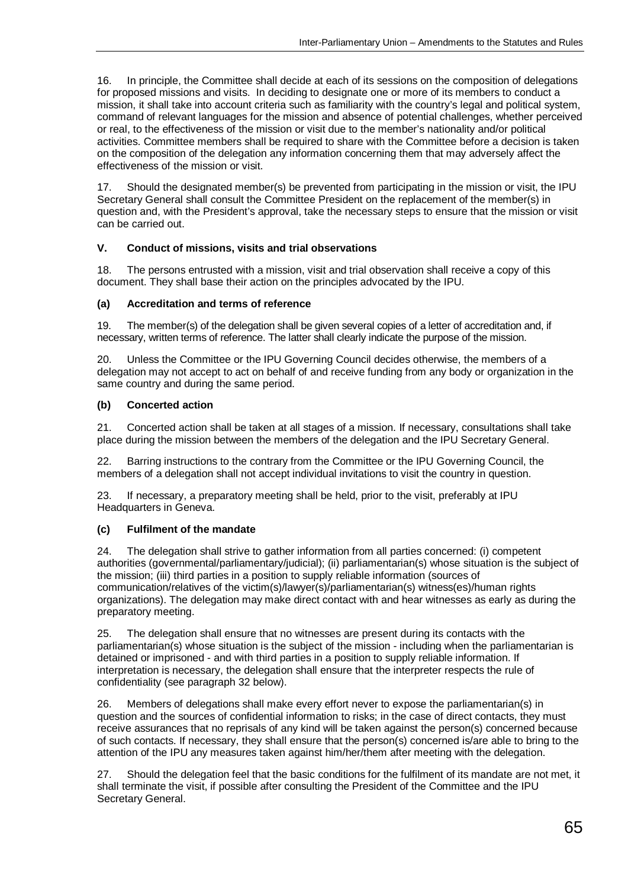16. In principle, the Committee shall decide at each of its sessions on the composition of delegations for proposed missions and visits. In deciding to designate one or more of its members to conduct a mission, it shall take into account criteria such as familiarity with the country's legal and political system, command of relevant languages for the mission and absence of potential challenges, whether perceived or real, to the effectiveness of the mission or visit due to the member's nationality and/or political activities. Committee members shall be required to share with the Committee before a decision is taken on the composition of the delegation any information concerning them that may adversely affect the effectiveness of the mission or visit.

17. Should the designated member(s) be prevented from participating in the mission or visit, the IPU Secretary General shall consult the Committee President on the replacement of the member(s) in question and, with the President's approval, take the necessary steps to ensure that the mission or visit can be carried out.

## V. Conduct of missions, visits and trial observations

18. The persons entrusted with a mission, visit and trial observation shall receive a copy of this document. They shall base their action on the principles advocated by the IPU.

### (a) Accreditation and terms of reference

19. The member(s) of the delegation shall be given several copies of a letter of accreditation and, if necessary, written terms of reference. The latter shall clearly indicate the purpose of the mission.

20. Unless the Committee or the IPU Governing Council decides otherwise, the members of a delegation may not accept to act on behalf of and receive funding from any body or organization in the same country and during the same period.

### (b) Concerted action

21. Concerted action shall be taken at all stages of a mission. If necessary, consultations shall take place during the mission between the members of the delegation and the IPU Secretary General.

22. Barring instructions to the contrary from the Committee or the IPU Governing Council, the members of a delegation shall not accept individual invitations to visit the country in question.

23. If necessary, a preparatory meeting shall be held, prior to the visit, preferably at IPU Headquarters in Geneva.

### (c) Fulfilment of the mandate

24. The delegation shall strive to gather information from all parties concerned: (i) competent authorities (governmental/parliamentary/judicial); (ii) parliamentarian(s) whose situation is the subject of the mission; (iii) third parties in a position to supply reliable information (sources of communication/relatives of the victim(s)/lawyer(s)/parliamentarian(s) witness(es)/human rights organizations). The delegation may make direct contact with and hear witnesses as early as during the preparatory meeting.

25. The delegation shall ensure that no witnesses are present during its contacts with the parliamentarian(s) whose situation is the subject of the mission - including when the parliamentarian is detained or imprisoned - and with third parties in a position to supply reliable information. If interpretation is necessary, the delegation shall ensure that the interpreter respects the rule of confidentiality (see paragraph 32 below).

26. Members of delegations shall make every effort never to expose the parliamentarian(s) in question and the sources of confidential information to risks; in the case of direct contacts, they must receive assurances that no reprisals of any kind will be taken against the person(s) concerned because of such contacts. If necessary, they shall ensure that the person(s) concerned is/are able to bring to the attention of the IPU any measures taken against him/her/them after meeting with the delegation.

27. Should the delegation feel that the basic conditions for the fulfilment of its mandate are not met, it shall terminate the visit, if possible after consulting the President of the Committee and the IPU Secretary General.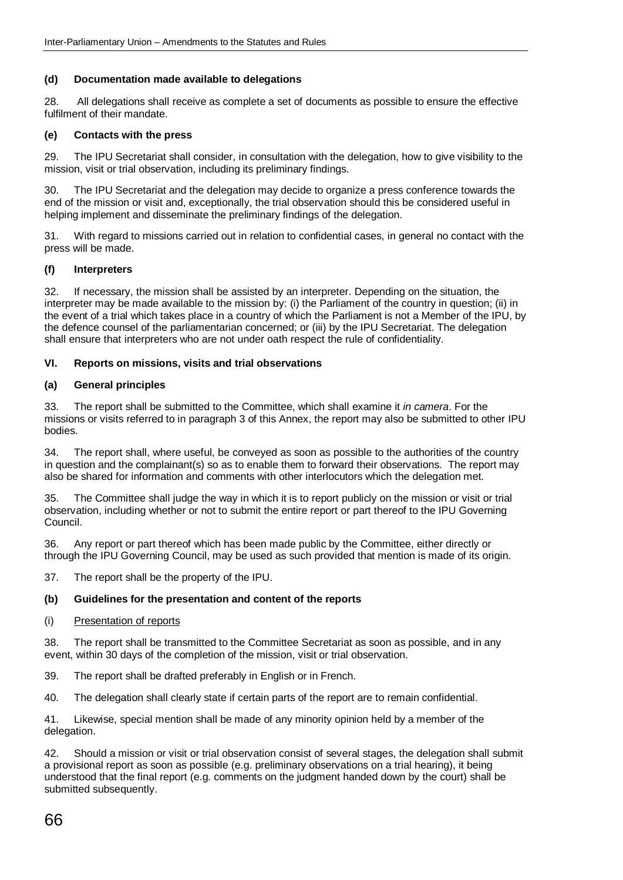### (d) Documentation made available to delegations

28. All delegations shall receive as complete a set of documents as possible to ensure the effective fulfilment of their mandate.

### (e) Contacts with the press

29. The IPU Secretariat shall consider, in consultation with the delegation, how to give visibility to the mission, visit or trial observation, including its preliminary findings.

30. The IPU Secretariat and the delegation may decide to organize a press conference towards the end of the mission or visit and, exceptionally, the trial observation should this be considered useful in helping implement and disseminate the preliminary findings of the delegation.

31. With regard to missions carried out in relation to confidential cases, in general no contact with the press will be made.

### (f) Interpreters

32. If necessary, the mission shall be assisted by an interpreter. Depending on the situation, the interpreter may be made available to the mission by: (i) the Parliament of the country in question; (ii) in the event of a trial which takes place in a country of which the Parliament is not a Member of the IPU, by the defence counsel of the parliamentarian concerned; or (iii) by the IPU Secretariat. The delegation shall ensure that interpreters who are not under oath respect the rule of confidentiality.

## VI. Reports on missions, visits and trial observations

### (a) General principles

33. The report shall be submitted to the Committee, which shall examine it *in camera*. For the missions or visits referred to in paragraph 3 of this Annex, the report may also be submitted to other IPU bodies.

34. The report shall, where useful, be conveyed as soon as possible to the authorities of the country in question and the complainant(s) so as to enable them to forward their observations. The report may also be shared for information and comments with other interlocutors which the delegation met.

35. The Committee shall judge the way in which it is to report publicly on the mission or visit or trial observation, including whether or not to submit the entire report or part thereof to the IPU Governing Council.

36. Any report or part thereof which has been made public by the Committee, either directly or through the IPU Governing Council, may be used as such provided that mention is made of its origin.

37. The report shall be the property of the IPU.

### (b) Guidelines for the presentation and content of the reports

(i) Presentation of reports

38. The report shall be transmitted to the Committee Secretariat as soon as possible, and in any event, within 30 days of the completion of the mission, visit or trial observation.

39. The report shall be drafted preferably in English or in French.

40. The delegation shall clearly state if certain parts of the report are to remain confidential.

41. Likewise, special mention shall be made of any minority opinion held by a member of the delegation.

42. Should a mission or visit or trial observation consist of several stages, the delegation shall submit a provisional report as soon as possible (e.g. preliminary observations on a trial hearing), it being understood that the final report (e.g. comments on the judgment handed down by the court) shall be submitted subsequently.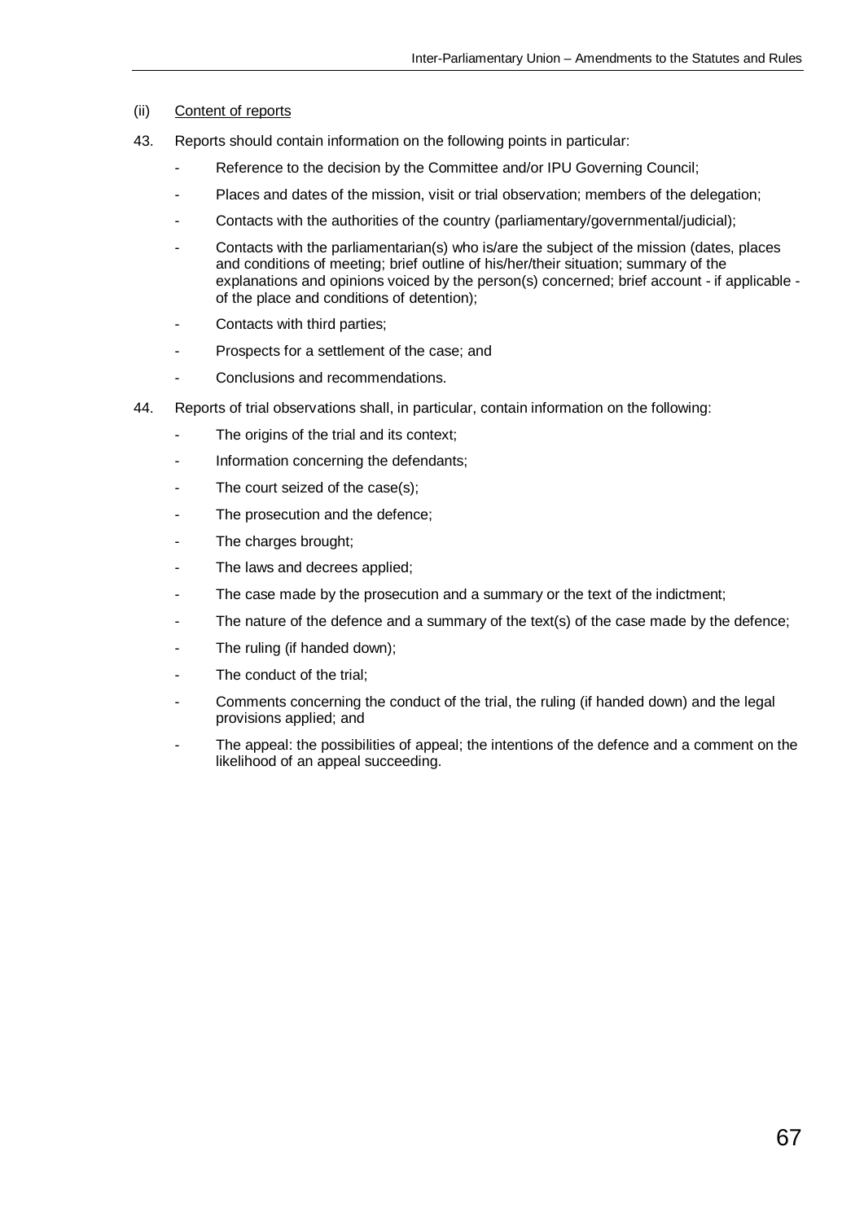(ii) Content of reports

43. Reports should contain information on the following points in particular:

- Reference to the decision by the Committee and/or IPU Governing Council;
- Places and dates of the mission, visit or trial observation; members of the delegation;
- Contacts with the authorities of the country (parliamentary/governmental/judicial);
- Contacts with the parliamentarian(s) who is/are the subject of the mission (dates, places and conditions of meeting; brief outline of his/her/their situation; summary of the explanations and opinions voiced by the person(s) concerned; brief account - if applicable - of the place and conditions of detention);
- Contacts with third parties;
- Prospects for a settlement of the case; and
- Conclusions and recommendations.

44. Reports of trial observations shall, in particular, contain information on the following:

- The origins of the trial and its context;
- Information concerning the defendants;
- The court seized of the case(s);
- The prosecution and the defence;
- The charges brought;
- The laws and decrees applied;
- The case made by the prosecution and a summary or the text of the indictment;
- The nature of the defence and a summary of the text(s) of the case made by the defence;
- The ruling (if handed down);
- The conduct of the trial;
- Comments concerning the conduct of the trial, the ruling (if handed down) and the legal provisions applied; and
- The appeal: the possibilities of appeal; the intentions of the defence and a comment on the likelihood of an appeal succeeding.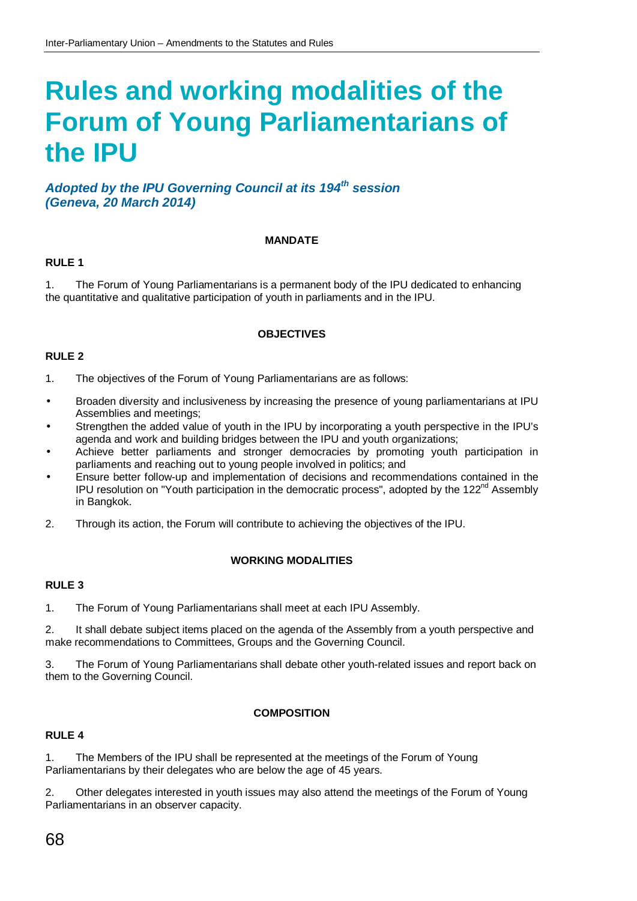# Rules and working modalities of the Forum of Young Parliamentarians of the IPU

***Adopted by the IPU Governing Council at its 194th session (Geneva, 20 March 2014)***

**MANDATE**

**RULE 1**

1. The Forum of Young Parliamentarians is a permanent body of the IPU dedicated to enhancing the quantitative and qualitative participation of youth in parliaments and in the IPU.

**OBJECTIVES**

**RULE 2**

1. The objectives of the Forum of Young Parliamentarians are as follows:

- Broaden diversity and inclusiveness by increasing the presence of young parliamentarians at IPU Assemblies and meetings;
- Strengthen the added value of youth in the IPU by incorporating a youth perspective in the IPU's agenda and work and building bridges between the IPU and youth organizations;
- Achieve better parliaments and stronger democracies by promoting youth participation in parliaments and reaching out to young people involved in politics; and
- Ensure better follow-up and implementation of decisions and recommendations contained in the IPU resolution on "Youth participation in the democratic process", adopted by the 122nd Assembly in Bangkok.

2. Through its action, the Forum will contribute to achieving the objectives of the IPU.

**WORKING MODALITIES**

**RULE 3**

1. The Forum of Young Parliamentarians shall meet at each IPU Assembly.

2. It shall debate subject items placed on the agenda of the Assembly from a youth perspective and make recommendations to Committees, Groups and the Governing Council.

3. The Forum of Young Parliamentarians shall debate other youth-related issues and report back on them to the Governing Council.

**COMPOSITION**

**RULE 4**

1. The Members of the IPU shall be represented at the meetings of the Forum of Young Parliamentarians by their delegates who are below the age of 45 years.

2. Other delegates interested in youth issues may also attend the meetings of the Forum of Young Parliamentarians in an observer capacity.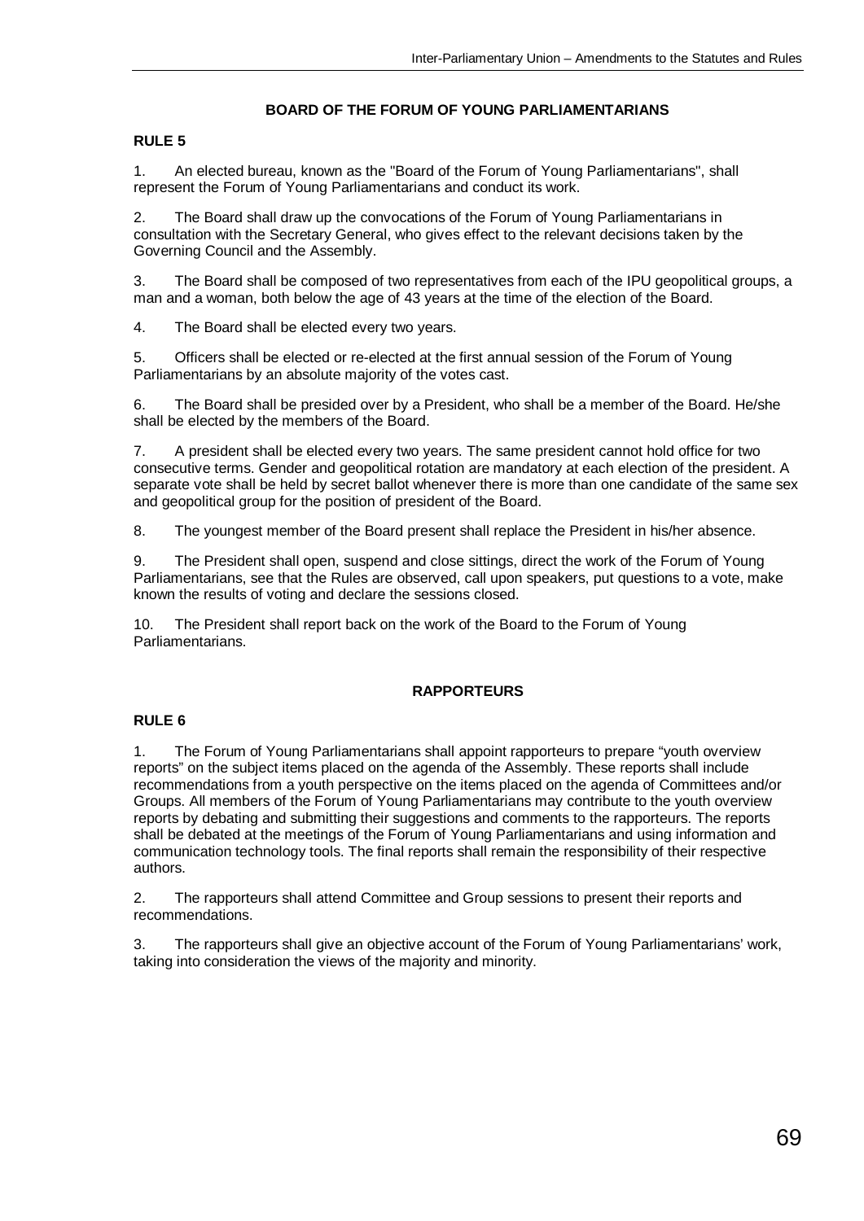## BOARD OF THE FORUM OF YOUNG PARLIAMENTARIANS

**RULE 5**

1. An elected bureau, known as the "Board of the Forum of Young Parliamentarians", shall represent the Forum of Young Parliamentarians and conduct its work.

2. The Board shall draw up the convocations of the Forum of Young Parliamentarians in consultation with the Secretary General, who gives effect to the relevant decisions taken by the Governing Council and the Assembly.

3. The Board shall be composed of two representatives from each of the IPU geopolitical groups, a man and a woman, both below the age of 43 years at the time of the election of the Board.

4. The Board shall be elected every two years.

5. Officers shall be elected or re-elected at the first annual session of the Forum of Young Parliamentarians by an absolute majority of the votes cast.

6. The Board shall be presided over by a President, who shall be a member of the Board. He/she shall be elected by the members of the Board.

7. A president shall be elected every two years. The same president cannot hold office for two consecutive terms. Gender and geopolitical rotation are mandatory at each election of the president. A separate vote shall be held by secret ballot whenever there is more than one candidate of the same sex and geopolitical group for the position of president of the Board.

8. The youngest member of the Board present shall replace the President in his/her absence.

9. The President shall open, suspend and close sittings, direct the work of the Forum of Young Parliamentarians, see that the Rules are observed, call upon speakers, put questions to a vote, make known the results of voting and declare the sessions closed.

10. The President shall report back on the work of the Board to the Forum of Young Parliamentarians.

## RAPPORTEURS

**RULE 6**

1. The Forum of Young Parliamentarians shall appoint rapporteurs to prepare "youth overview reports" on the subject items placed on the agenda of the Assembly. These reports shall include recommendations from a youth perspective on the items placed on the agenda of Committees and/or Groups. All members of the Forum of Young Parliamentarians may contribute to the youth overview reports by debating and submitting their suggestions and comments to the rapporteurs. The reports shall be debated at the meetings of the Forum of Young Parliamentarians and using information and communication technology tools. The final reports shall remain the responsibility of their respective authors.

2. The rapporteurs shall attend Committee and Group sessions to present their reports and recommendations.

3. The rapporteurs shall give an objective account of the Forum of Young Parliamentarians' work, taking into consideration the views of the majority and minority.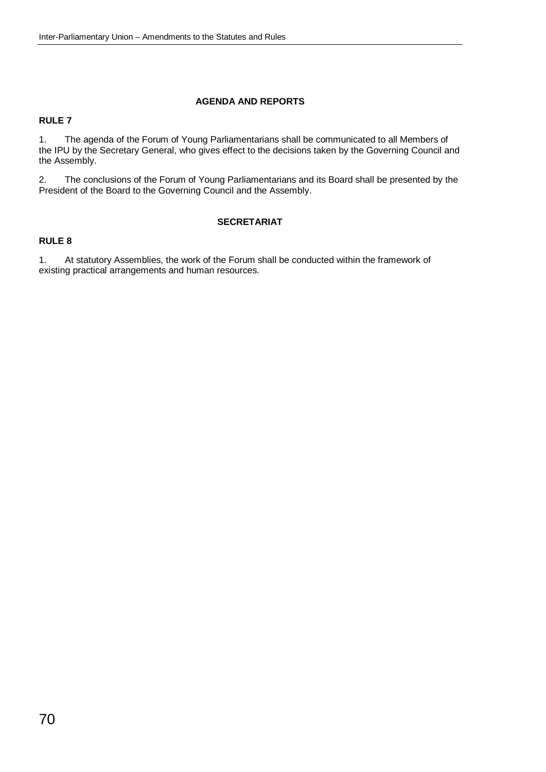### AGENDA AND REPORTS

**RULE 7**

1. The agenda of the Forum of Young Parliamentarians shall be communicated to all Members of the IPU by the Secretary General, who gives effect to the decisions taken by the Governing Council and the Assembly.

2. The conclusions of the Forum of Young Parliamentarians and its Board shall be presented by the President of the Board to the Governing Council and the Assembly.

### SECRETARIAT

**RULE 8**

1. At statutory Assemblies, the work of the Forum shall be conducted within the framework of existing practical arrangements and human resources.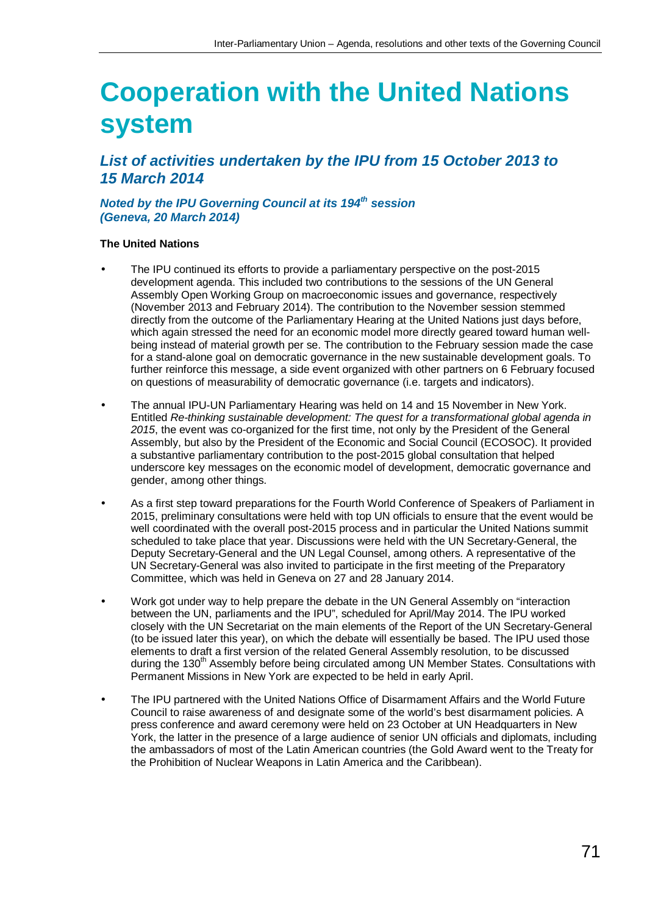# Cooperation with the United Nations system

## *List of activities undertaken by the IPU from 15 October 2013 to 15 March 2014*

***Noted by the IPU Governing Council at its 194th session (Geneva, 20 March 2014)***

**The United Nations**

- The IPU continued its efforts to provide a parliamentary perspective on the post-2015 development agenda. This included two contributions to the sessions of the UN General Assembly Open Working Group on macroeconomic issues and governance, respectively (November 2013 and February 2014). The contribution to the November session stemmed directly from the outcome of the Parliamentary Hearing at the United Nations just days before, which again stressed the need for an economic model more directly geared toward human well-being instead of material growth per se. The contribution to the February session made the case for a stand-alone goal on democratic governance in the new sustainable development goals. To further reinforce this message, a side event organized with other partners on 6 February focused on questions of measurability of democratic governance (i.e. targets and indicators).

- The annual IPU-UN Parliamentary Hearing was held on 14 and 15 November in New York. Entitled *Re-thinking sustainable development: The quest for a transformational global agenda in 2015*, the event was co-organized for the first time, not only by the President of the General Assembly, but also by the President of the Economic and Social Council (ECOSOC). It provided a substantive parliamentary contribution to the post-2015 global consultation that helped underscore key messages on the economic model of development, democratic governance and gender, among other things.

- As a first step toward preparations for the Fourth World Conference of Speakers of Parliament in 2015, preliminary consultations were held with top UN officials to ensure that the event would be well coordinated with the overall post-2015 process and in particular the United Nations summit scheduled to take place that year. Discussions were held with the UN Secretary-General, the Deputy Secretary-General and the UN Legal Counsel, among others. A representative of the UN Secretary-General was also invited to participate in the first meeting of the Preparatory Committee, which was held in Geneva on 27 and 28 January 2014.

- Work got under way to help prepare the debate in the UN General Assembly on "interaction between the UN, parliaments and the IPU", scheduled for April/May 2014. The IPU worked closely with the UN Secretariat on the main elements of the Report of the UN Secretary-General (to be issued later this year), on which the debate will essentially be based. The IPU used those elements to draft a first version of the related General Assembly resolution, to be discussed during the 130th Assembly before being circulated among UN Member States. Consultations with Permanent Missions in New York are expected to be held in early April.

- The IPU partnered with the United Nations Office of Disarmament Affairs and the World Future Council to raise awareness of and designate some of the world's best disarmament policies. A press conference and award ceremony were held on 23 October at UN Headquarters in New York, the latter in the presence of a large audience of senior UN officials and diplomats, including the ambassadors of most of the Latin American countries (the Gold Award went to the Treaty for the Prohibition of Nuclear Weapons in Latin America and the Caribbean).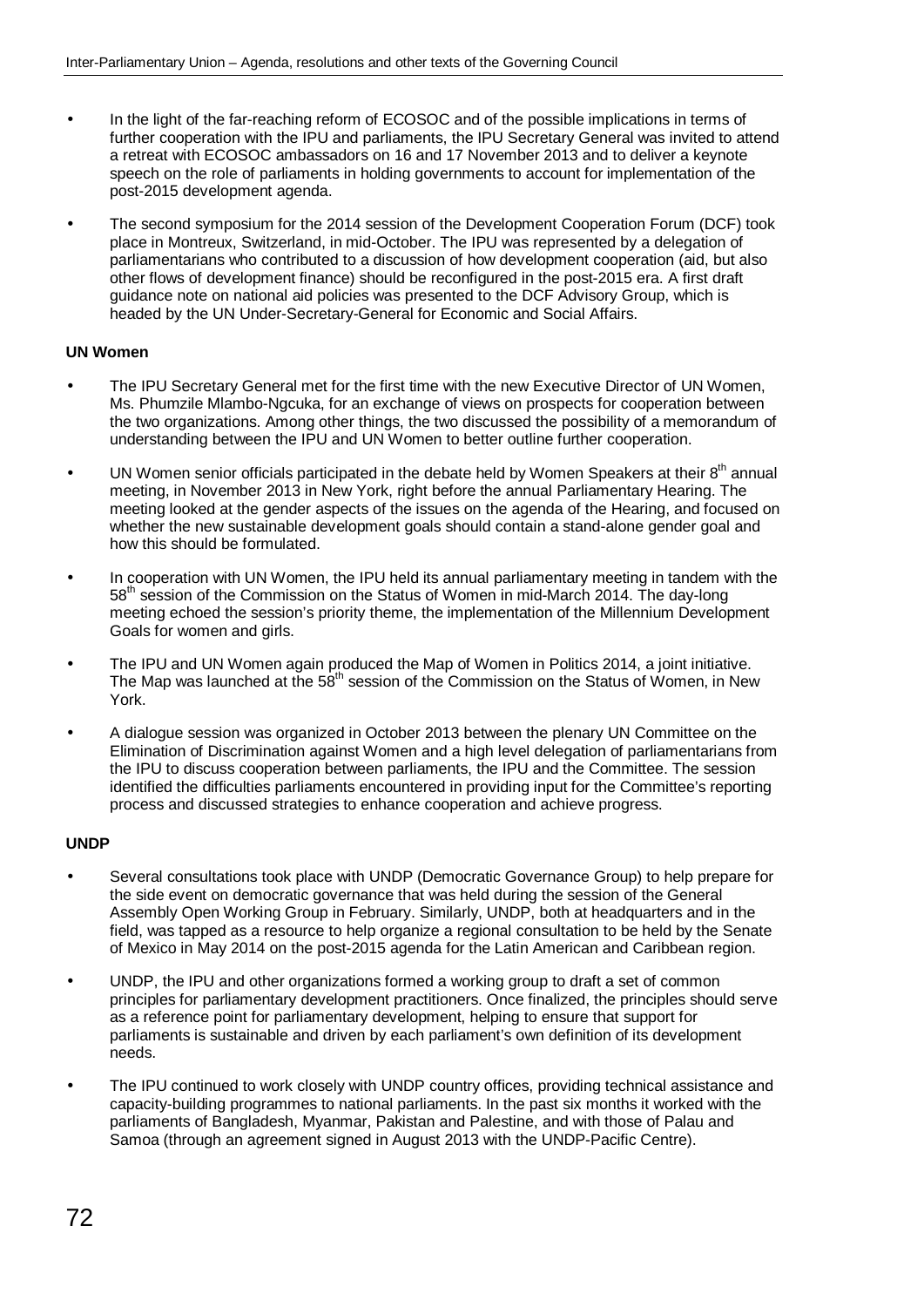- In the light of the far-reaching reform of ECOSOC and of the possible implications in terms of further cooperation with the IPU and parliaments, the IPU Secretary General was invited to attend a retreat with ECOSOC ambassadors on 16 and 17 November 2013 and to deliver a keynote speech on the role of parliaments in holding governments to account for implementation of the post-2015 development agenda.

- The second symposium for the 2014 session of the Development Cooperation Forum (DCF) took place in Montreux, Switzerland, in mid-October. The IPU was represented by a delegation of parliamentarians who contributed to a discussion of how development cooperation (aid, but also other flows of development finance) should be reconfigured in the post-2015 era. A first draft guidance note on national aid policies was presented to the DCF Advisory Group, which is headed by the UN Under-Secretary-General for Economic and Social Affairs.

**UN Women**

- The IPU Secretary General met for the first time with the new Executive Director of UN Women, Ms. Phumzile Mlambo-Ngcuka, for an exchange of views on prospects for cooperation between the two organizations. Among other things, the two discussed the possibility of a memorandum of understanding between the IPU and UN Women to better outline further cooperation.

- UN Women senior officials participated in the debate held by Women Speakers at their 8th annual meeting, in November 2013 in New York, right before the annual Parliamentary Hearing. The meeting looked at the gender aspects of the issues on the agenda of the Hearing, and focused on whether the new sustainable development goals should contain a stand-alone gender goal and how this should be formulated.

- In cooperation with UN Women, the IPU held its annual parliamentary meeting in tandem with the 58th session of the Commission on the Status of Women in mid-March 2014. The day-long meeting echoed the session's priority theme, the implementation of the Millennium Development Goals for women and girls.

- The IPU and UN Women again produced the Map of Women in Politics 2014, a joint initiative. The Map was launched at the 58th session of the Commission on the Status of Women, in New York.

- A dialogue session was organized in October 2013 between the plenary UN Committee on the Elimination of Discrimination against Women and a high level delegation of parliamentarians from the IPU to discuss cooperation between parliaments, the IPU and the Committee. The session identified the difficulties parliaments encountered in providing input for the Committee's reporting process and discussed strategies to enhance cooperation and achieve progress.

**UNDP**

- Several consultations took place with UNDP (Democratic Governance Group) to help prepare for the side event on democratic governance that was held during the session of the General Assembly Open Working Group in February. Similarly, UNDP, both at headquarters and in the field, was tapped as a resource to help organize a regional consultation to be held by the Senate of Mexico in May 2014 on the post-2015 agenda for the Latin American and Caribbean region.

- UNDP, the IPU and other organizations formed a working group to draft a set of common principles for parliamentary development practitioners. Once finalized, the principles should serve as a reference point for parliamentary development, helping to ensure that support for parliaments is sustainable and driven by each parliament's own definition of its development needs.

- The IPU continued to work closely with UNDP country offices, providing technical assistance and capacity-building programmes to national parliaments. In the past six months it worked with the parliaments of Bangladesh, Myanmar, Pakistan and Palestine, and with those of Palau and Samoa (through an agreement signed in August 2013 with the UNDP-Pacific Centre).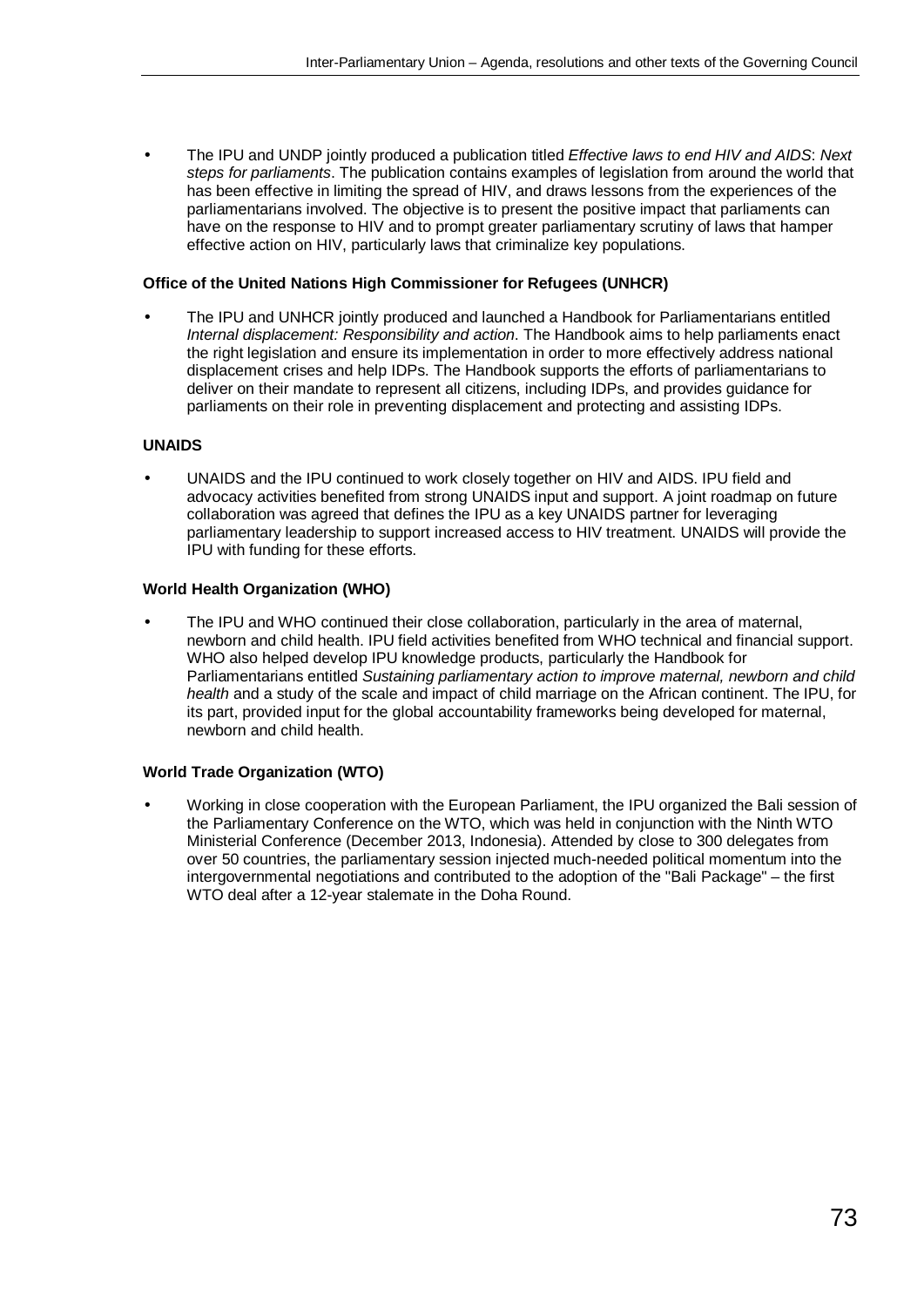- The IPU and UNDP jointly produced a publication titled *Effective laws to end HIV and AIDS*: *Next steps for parliaments*. The publication contains examples of legislation from around the world that has been effective in limiting the spread of HIV, and draws lessons from the experiences of the parliamentarians involved. The objective is to present the positive impact that parliaments can have on the response to HIV and to prompt greater parliamentary scrutiny of laws that hamper effective action on HIV, particularly laws that criminalize key populations.

**Office of the United Nations High Commissioner for Refugees (UNHCR)**

- The IPU and UNHCR jointly produced and launched a Handbook for Parliamentarians entitled *Internal displacement: Responsibility and action*. The Handbook aims to help parliaments enact the right legislation and ensure its implementation in order to more effectively address national displacement crises and help IDPs. The Handbook supports the efforts of parliamentarians to deliver on their mandate to represent all citizens, including IDPs, and provides guidance for parliaments on their role in preventing displacement and protecting and assisting IDPs.

**UNAIDS**

- UNAIDS and the IPU continued to work closely together on HIV and AIDS. IPU field and advocacy activities benefited from strong UNAIDS input and support. A joint roadmap on future collaboration was agreed that defines the IPU as a key UNAIDS partner for leveraging parliamentary leadership to support increased access to HIV treatment. UNAIDS will provide the IPU with funding for these efforts.

**World Health Organization (WHO)**

- The IPU and WHO continued their close collaboration, particularly in the area of maternal, newborn and child health. IPU field activities benefited from WHO technical and financial support. WHO also helped develop IPU knowledge products, particularly the Handbook for Parliamentarians entitled *Sustaining parliamentary action to improve maternal, newborn and child health* and a study of the scale and impact of child marriage on the African continent. The IPU, for its part, provided input for the global accountability frameworks being developed for maternal, newborn and child health.

**World Trade Organization (WTO)**

- Working in close cooperation with the European Parliament, the IPU organized the Bali session of the Parliamentary Conference on the WTO, which was held in conjunction with the Ninth WTO Ministerial Conference (December 2013, Indonesia). Attended by close to 300 delegates from over 50 countries, the parliamentary session injected much-needed political momentum into the intergovernmental negotiations and contributed to the adoption of the "Bali Package" – the first WTO deal after a 12-year stalemate in the Doha Round.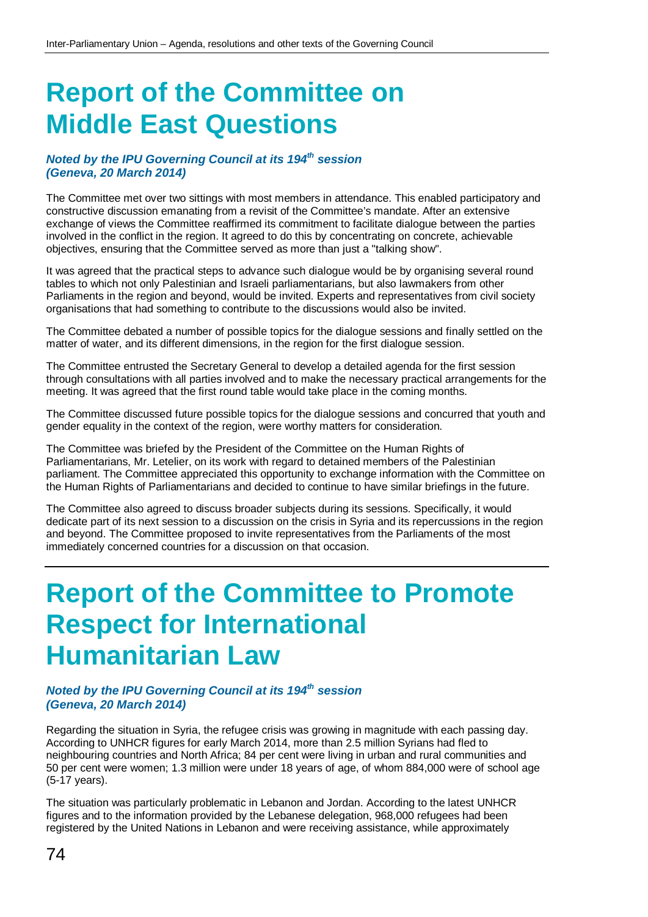# Report of the Committee on Middle East Questions

***Noted by the IPU Governing Council at its 194th session (Geneva, 20 March 2014)***

The Committee met over two sittings with most members in attendance. This enabled participatory and constructive discussion emanating from a revisit of the Committee's mandate. After an extensive exchange of views the Committee reaffirmed its commitment to facilitate dialogue between the parties involved in the conflict in the region. It agreed to do this by concentrating on concrete, achievable objectives, ensuring that the Committee served as more than just a "talking show".

It was agreed that the practical steps to advance such dialogue would be by organising several round tables to which not only Palestinian and Israeli parliamentarians, but also lawmakers from other Parliaments in the region and beyond, would be invited. Experts and representatives from civil society organisations that had something to contribute to the discussions would also be invited.

The Committee debated a number of possible topics for the dialogue sessions and finally settled on the matter of water, and its different dimensions, in the region for the first dialogue session.

The Committee entrusted the Secretary General to develop a detailed agenda for the first session through consultations with all parties involved and to make the necessary practical arrangements for the meeting. It was agreed that the first round table would take place in the coming months.

The Committee discussed future possible topics for the dialogue sessions and concurred that youth and gender equality in the context of the region, were worthy matters for consideration.

The Committee was briefed by the President of the Committee on the Human Rights of Parliamentarians, Mr. Letelier, on its work with regard to detained members of the Palestinian parliament. The Committee appreciated this opportunity to exchange information with the Committee on the Human Rights of Parliamentarians and decided to continue to have similar briefings in the future.

The Committee also agreed to discuss broader subjects during its sessions. Specifically, it would dedicate part of its next session to a discussion on the crisis in Syria and its repercussions in the region and beyond. The Committee proposed to invite representatives from the Parliaments of the most immediately concerned countries for a discussion on that occasion.

# Report of the Committee to Promote Respect for International Humanitarian Law

***Noted by the IPU Governing Council at its 194th session (Geneva, 20 March 2014)***

Regarding the situation in Syria, the refugee crisis was growing in magnitude with each passing day. According to UNHCR figures for early March 2014, more than 2.5 million Syrians had fled to neighbouring countries and North Africa; 84 per cent were living in urban and rural communities and 50 per cent were women; 1.3 million were under 18 years of age, of whom 884,000 were of school age (5-17 years).

The situation was particularly problematic in Lebanon and Jordan. According to the latest UNHCR figures and to the information provided by the Lebanese delegation, 968,000 refugees had been registered by the United Nations in Lebanon and were receiving assistance, while approximately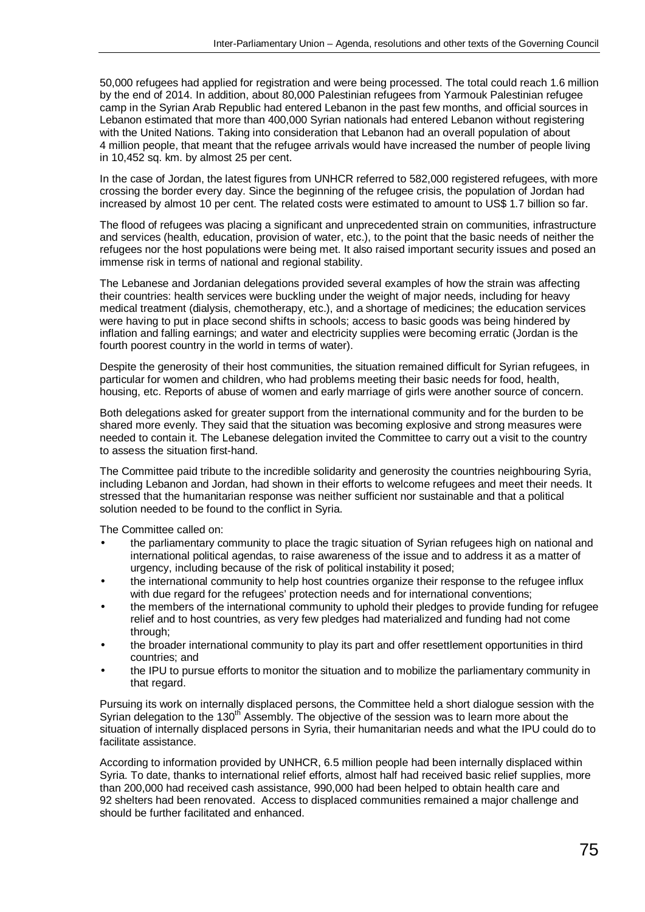50,000 refugees had applied for registration and were being processed. The total could reach 1.6 million by the end of 2014. In addition, about 80,000 Palestinian refugees from Yarmouk Palestinian refugee camp in the Syrian Arab Republic had entered Lebanon in the past few months, and official sources in Lebanon estimated that more than 400,000 Syrian nationals had entered Lebanon without registering with the United Nations. Taking into consideration that Lebanon had an overall population of about 4 million people, that meant that the refugee arrivals would have increased the number of people living in 10,452 sq. km. by almost 25 per cent.

In the case of Jordan, the latest figures from UNHCR referred to 582,000 registered refugees, with more crossing the border every day. Since the beginning of the refugee crisis, the population of Jordan had increased by almost 10 per cent. The related costs were estimated to amount to US$ 1.7 billion so far.

The flood of refugees was placing a significant and unprecedented strain on communities, infrastructure and services (health, education, provision of water, etc.), to the point that the basic needs of neither the refugees nor the host populations were being met. It also raised important security issues and posed an immense risk in terms of national and regional stability.

The Lebanese and Jordanian delegations provided several examples of how the strain was affecting their countries: health services were buckling under the weight of major needs, including for heavy medical treatment (dialysis, chemotherapy, etc.), and a shortage of medicines; the education services were having to put in place second shifts in schools; access to basic goods was being hindered by inflation and falling earnings; and water and electricity supplies were becoming erratic (Jordan is the fourth poorest country in the world in terms of water).

Despite the generosity of their host communities, the situation remained difficult for Syrian refugees, in particular for women and children, who had problems meeting their basic needs for food, health, housing, etc. Reports of abuse of women and early marriage of girls were another source of concern.

Both delegations asked for greater support from the international community and for the burden to be shared more evenly. They said that the situation was becoming explosive and strong measures were needed to contain it. The Lebanese delegation invited the Committee to carry out a visit to the country to assess the situation first-hand.

The Committee paid tribute to the incredible solidarity and generosity the countries neighbouring Syria, including Lebanon and Jordan, had shown in their efforts to welcome refugees and meet their needs. It stressed that the humanitarian response was neither sufficient nor sustainable and that a political solution needed to be found to the conflict in Syria.

The Committee called on:

- the parliamentary community to place the tragic situation of Syrian refugees high on national and international political agendas, to raise awareness of the issue and to address it as a matter of urgency, including because of the risk of political instability it posed;
- the international community to help host countries organize their response to the refugee influx with due regard for the refugees' protection needs and for international conventions;
- the members of the international community to uphold their pledges to provide funding for refugee relief and to host countries, as very few pledges had materialized and funding had not come through;
- the broader international community to play its part and offer resettlement opportunities in third countries; and
- the IPU to pursue efforts to monitor the situation and to mobilize the parliamentary community in that regard.

Pursuing its work on internally displaced persons, the Committee held a short dialogue session with the Syrian delegation to the 130th Assembly. The objective of the session was to learn more about the situation of internally displaced persons in Syria, their humanitarian needs and what the IPU could do to facilitate assistance.

According to information provided by UNHCR, 6.5 million people had been internally displaced within Syria. To date, thanks to international relief efforts, almost half had received basic relief supplies, more than 200,000 had received cash assistance, 990,000 had been helped to obtain health care and 92 shelters had been renovated. Access to displaced communities remained a major challenge and should be further facilitated and enhanced.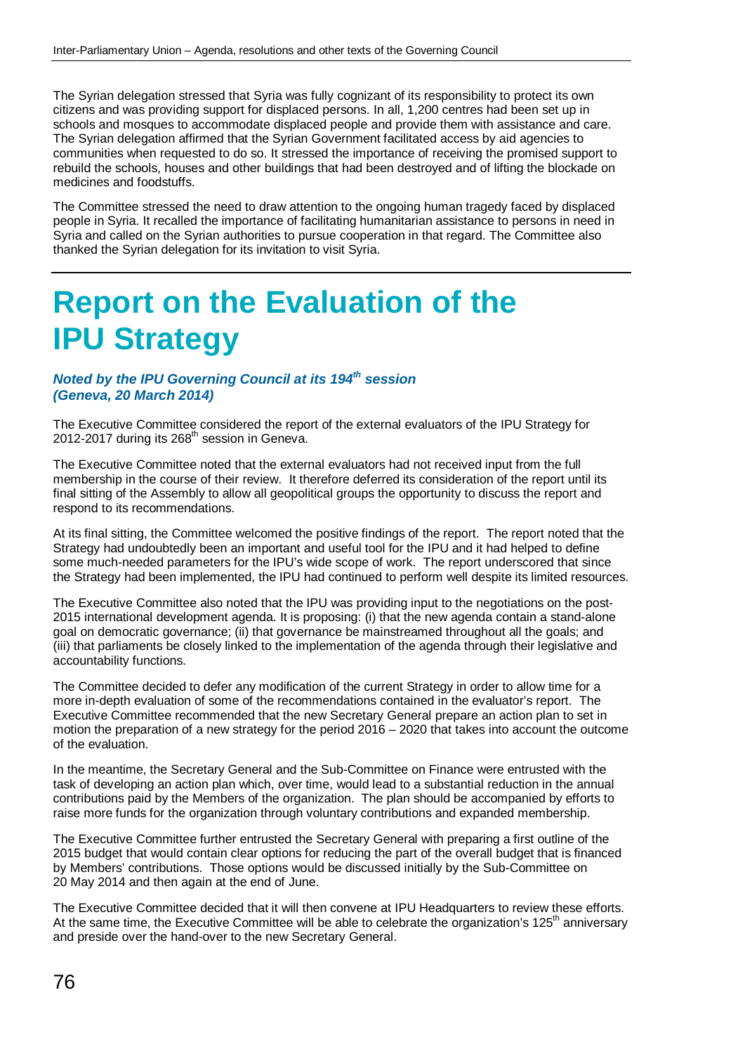The Syrian delegation stressed that Syria was fully cognizant of its responsibility to protect its own citizens and was providing support for displaced persons. In all, 1,200 centres had been set up in schools and mosques to accommodate displaced people and provide them with assistance and care. The Syrian delegation affirmed that the Syrian Government facilitated access by aid agencies to communities when requested to do so. It stressed the importance of receiving the promised support to rebuild the schools, houses and other buildings that had been destroyed and of lifting the blockade on medicines and foodstuffs.

The Committee stressed the need to draw attention to the ongoing human tragedy faced by displaced people in Syria. It recalled the importance of facilitating humanitarian assistance to persons in need in Syria and called on the Syrian authorities to pursue cooperation in that regard. The Committee also thanked the Syrian delegation for its invitation to visit Syria.

# Report on the Evaluation of the IPU Strategy

***Noted by the IPU Governing Council at its 194th session (Geneva, 20 March 2014)***

The Executive Committee considered the report of the external evaluators of the IPU Strategy for 2012-2017 during its 268th session in Geneva.

The Executive Committee noted that the external evaluators had not received input from the full membership in the course of their review. It therefore deferred its consideration of the report until its final sitting of the Assembly to allow all geopolitical groups the opportunity to discuss the report and respond to its recommendations.

At its final sitting, the Committee welcomed the positive findings of the report. The report noted that the Strategy had undoubtedly been an important and useful tool for the IPU and it had helped to define some much-needed parameters for the IPU's wide scope of work. The report underscored that since the Strategy had been implemented, the IPU had continued to perform well despite its limited resources.

The Executive Committee also noted that the IPU was providing input to the negotiations on the post-2015 international development agenda. It is proposing: (i) that the new agenda contain a stand-alone goal on democratic governance; (ii) that governance be mainstreamed throughout all the goals; and (iii) that parliaments be closely linked to the implementation of the agenda through their legislative and accountability functions.

The Committee decided to defer any modification of the current Strategy in order to allow time for a more in-depth evaluation of some of the recommendations contained in the evaluator's report. The Executive Committee recommended that the new Secretary General prepare an action plan to set in motion the preparation of a new strategy for the period 2016 – 2020 that takes into account the outcome of the evaluation.

In the meantime, the Secretary General and the Sub-Committee on Finance were entrusted with the task of developing an action plan which, over time, would lead to a substantial reduction in the annual contributions paid by the Members of the organization. The plan should be accompanied by efforts to raise more funds for the organization through voluntary contributions and expanded membership.

The Executive Committee further entrusted the Secretary General with preparing a first outline of the 2015 budget that would contain clear options for reducing the part of the overall budget that is financed by Members' contributions. Those options would be discussed initially by the Sub-Committee on 20 May 2014 and then again at the end of June.

The Executive Committee decided that it will then convene at IPU Headquarters to review these efforts. At the same time, the Executive Committee will be able to celebrate the organization's 125th anniversary and preside over the hand-over to the new Secretary General.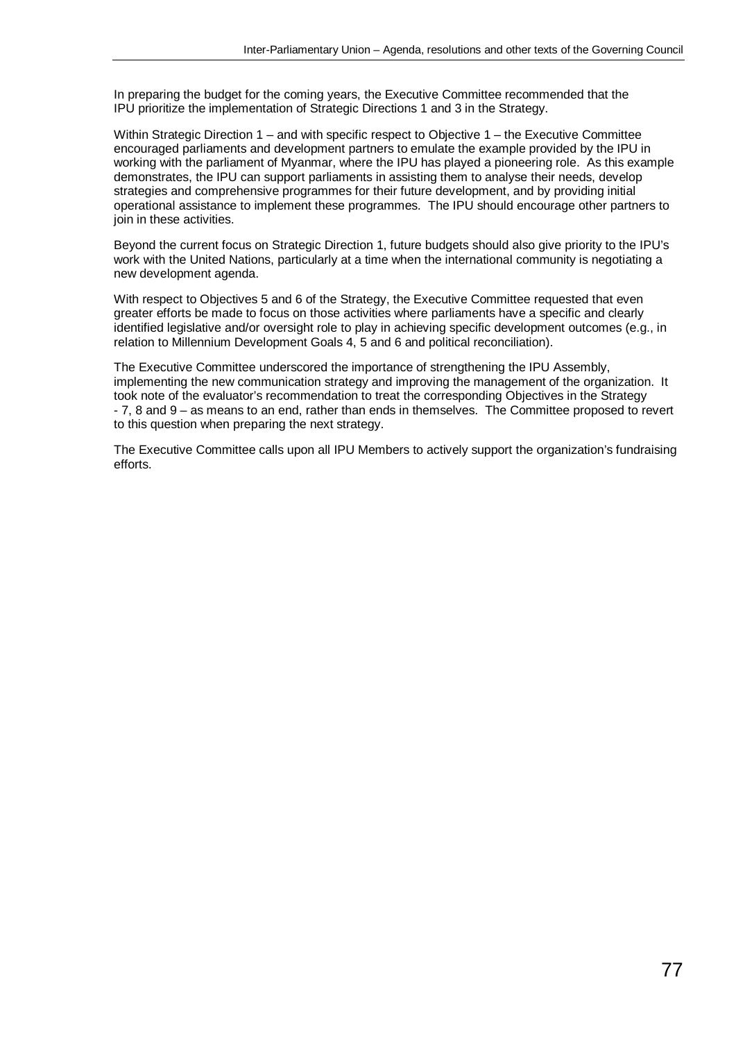In preparing the budget for the coming years, the Executive Committee recommended that the IPU prioritize the implementation of Strategic Directions 1 and 3 in the Strategy.

Within Strategic Direction 1 – and with specific respect to Objective 1 – the Executive Committee encouraged parliaments and development partners to emulate the example provided by the IPU in working with the parliament of Myanmar, where the IPU has played a pioneering role. As this example demonstrates, the IPU can support parliaments in assisting them to analyse their needs, develop strategies and comprehensive programmes for their future development, and by providing initial operational assistance to implement these programmes. The IPU should encourage other partners to join in these activities.

Beyond the current focus on Strategic Direction 1, future budgets should also give priority to the IPU's work with the United Nations, particularly at a time when the international community is negotiating a new development agenda.

With respect to Objectives 5 and 6 of the Strategy, the Executive Committee requested that even greater efforts be made to focus on those activities where parliaments have a specific and clearly identified legislative and/or oversight role to play in achieving specific development outcomes (e.g., in relation to Millennium Development Goals 4, 5 and 6 and political reconciliation).

The Executive Committee underscored the importance of strengthening the IPU Assembly, implementing the new communication strategy and improving the management of the organization. It took note of the evaluator's recommendation to treat the corresponding Objectives in the Strategy - 7, 8 and 9 – as means to an end, rather than ends in themselves. The Committee proposed to revert to this question when preparing the next strategy.

The Executive Committee calls upon all IPU Members to actively support the organization's fundraising efforts.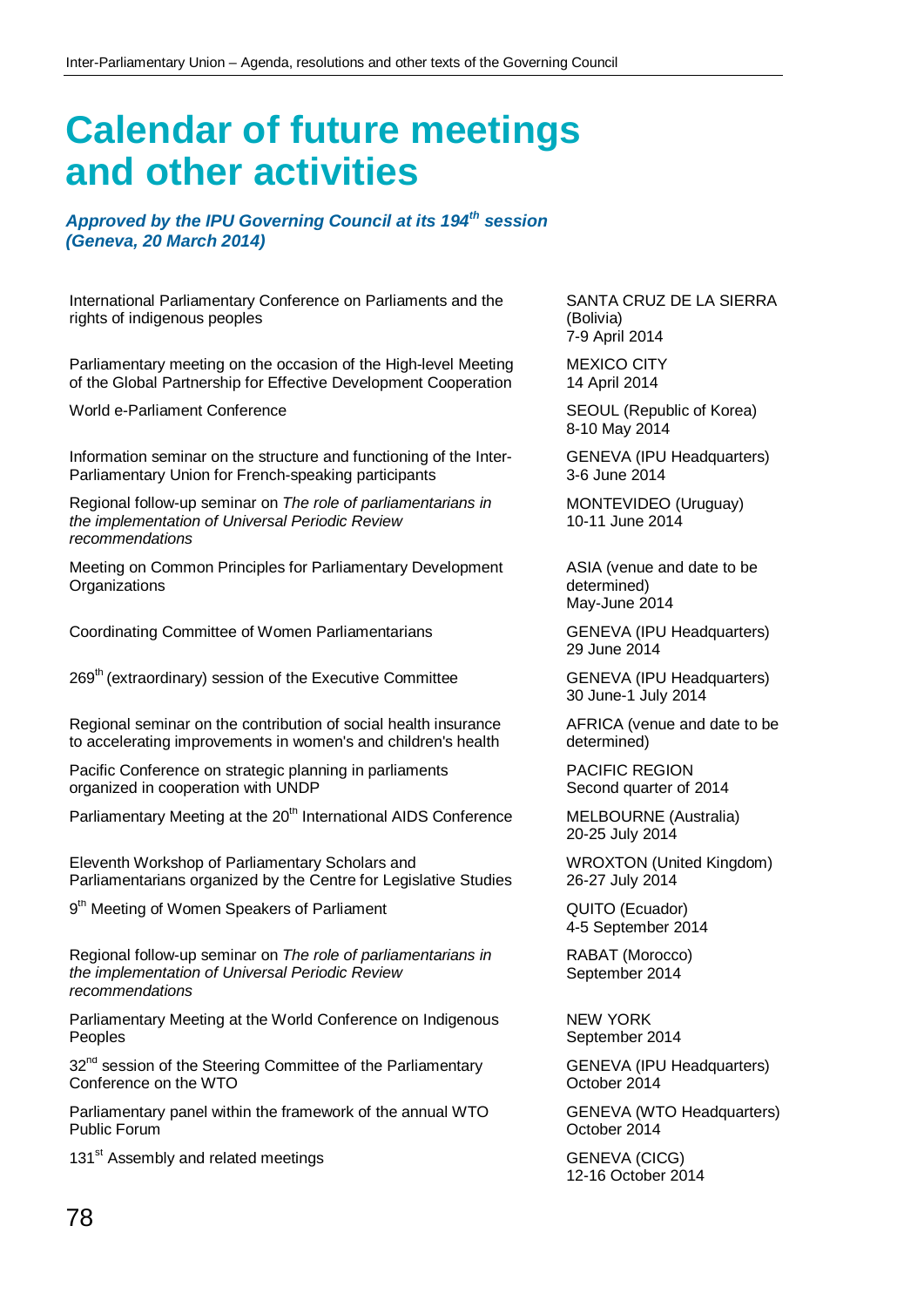# Calendar of future meetings and other activities

***Approved by the IPU Governing Council at its 194th session (Geneva, 20 March 2014)***

| | |
|---|---|
| International Parliamentary Conference on Parliaments and the rights of indigenous peoples | SANTA CRUZ DE LA SIERRA (Bolivia) 7-9 April 2014 |
| Parliamentary meeting on the occasion of the High-level Meeting of the Global Partnership for Effective Development Cooperation | MEXICO CITY 14 April 2014 |
| World e-Parliament Conference | SEOUL (Republic of Korea) 8-10 May 2014 |
| Information seminar on the structure and functioning of the Inter-Parliamentary Union for French-speaking participants | GENEVA (IPU Headquarters) 3-6 June 2014 |
| Regional follow-up seminar on *The role of parliamentarians in the implementation of Universal Periodic Review recommendations* | MONTEVIDEO (Uruguay) 10-11 June 2014 |
| Meeting on Common Principles for Parliamentary Development Organizations | ASIA (venue and date to be determined) May-June 2014 |
| Coordinating Committee of Women Parliamentarians | GENEVA (IPU Headquarters) 29 June 2014 |
| 269th (extraordinary) session of the Executive Committee | GENEVA (IPU Headquarters) 30 June-1 July 2014 |
| Regional seminar on the contribution of social health insurance to accelerating improvements in women's and children's health | AFRICA (venue and date to be determined) |
| Pacific Conference on strategic planning in parliaments organized in cooperation with UNDP | PACIFIC REGION Second quarter of 2014 |
| Parliamentary Meeting at the 20th International AIDS Conference | MELBOURNE (Australia) 20-25 July 2014 |
| Eleventh Workshop of Parliamentary Scholars and Parliamentarians organized by the Centre for Legislative Studies | WROXTON (United Kingdom) 26-27 July 2014 |
| 9th Meeting of Women Speakers of Parliament | QUITO (Ecuador) 4-5 September 2014 |
| Regional follow-up seminar on *The role of parliamentarians in the implementation of Universal Periodic Review recommendations* | RABAT (Morocco) September 2014 |
| Parliamentary Meeting at the World Conference on Indigenous Peoples | NEW YORK September 2014 |
| 32nd session of the Steering Committee of the Parliamentary Conference on the WTO | GENEVA (IPU Headquarters) October 2014 |
| Parliamentary panel within the framework of the annual WTO Public Forum | GENEVA (WTO Headquarters) October 2014 |
| 131st Assembly and related meetings | GENEVA (CICG) 12-16 October 2014 |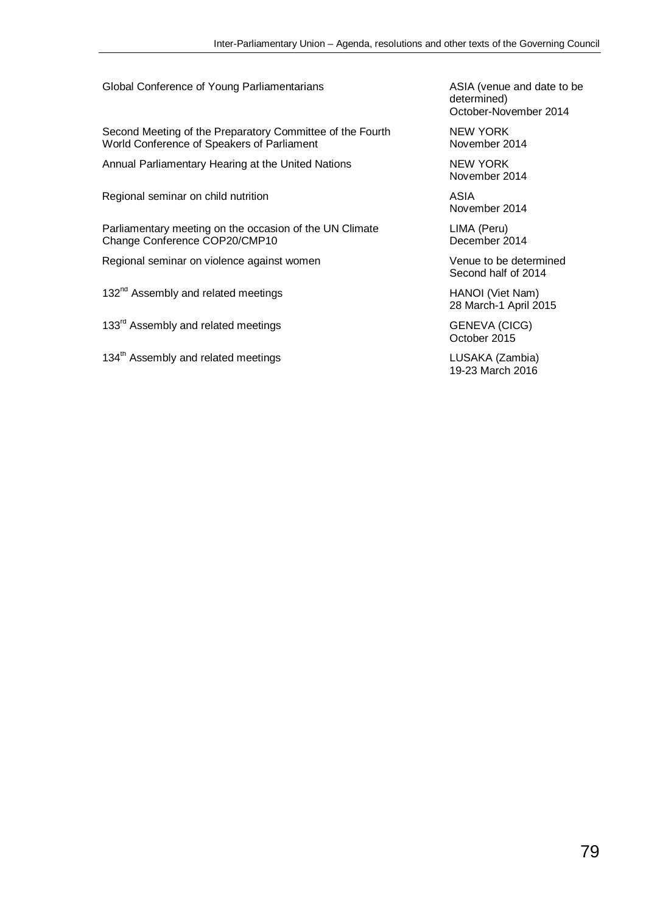| | |
|---|---|
| Global Conference of Young Parliamentarians | ASIA (venue and date to be determined) October-November 2014 |
| Second Meeting of the Preparatory Committee of the Fourth World Conference of Speakers of Parliament | NEW YORK November 2014 |
| Annual Parliamentary Hearing at the United Nations | NEW YORK November 2014 |
| Regional seminar on child nutrition | ASIA November 2014 |
| Parliamentary meeting on the occasion of the UN Climate Change Conference COP20/CMP10 | LIMA (Peru) December 2014 |
| Regional seminar on violence against women | Venue to be determined Second half of 2014 |
| 132nd Assembly and related meetings | HANOI (Viet Nam) 28 March-1 April 2015 |
| 133rd Assembly and related meetings | GENEVA (CICG) October 2015 |
| 134th Assembly and related meetings | LUSAKA (Zambia) 19-23 March 2016 |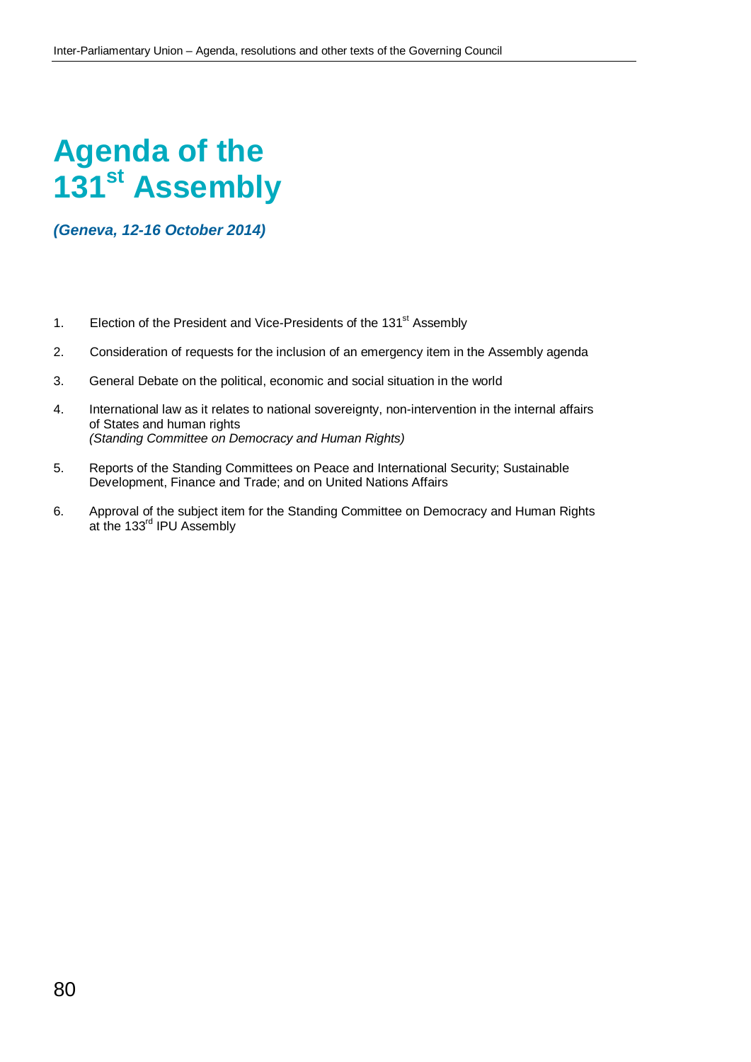# Agenda of the 131st Assembly

***(Geneva, 12-16 October 2014)***

1. Election of the President and Vice-Presidents of the 131st Assembly
2. Consideration of requests for the inclusion of an emergency item in the Assembly agenda
3. General Debate on the political, economic and social situation in the world
4. International law as it relates to national sovereignty, non-intervention in the internal affairs of States and human rights
   *(Standing Committee on Democracy and Human Rights)*
5. Reports of the Standing Committees on Peace and International Security; Sustainable Development, Finance and Trade; and on United Nations Affairs
6. Approval of the subject item for the Standing Committee on Democracy and Human Rights at the 133rd IPU Assembly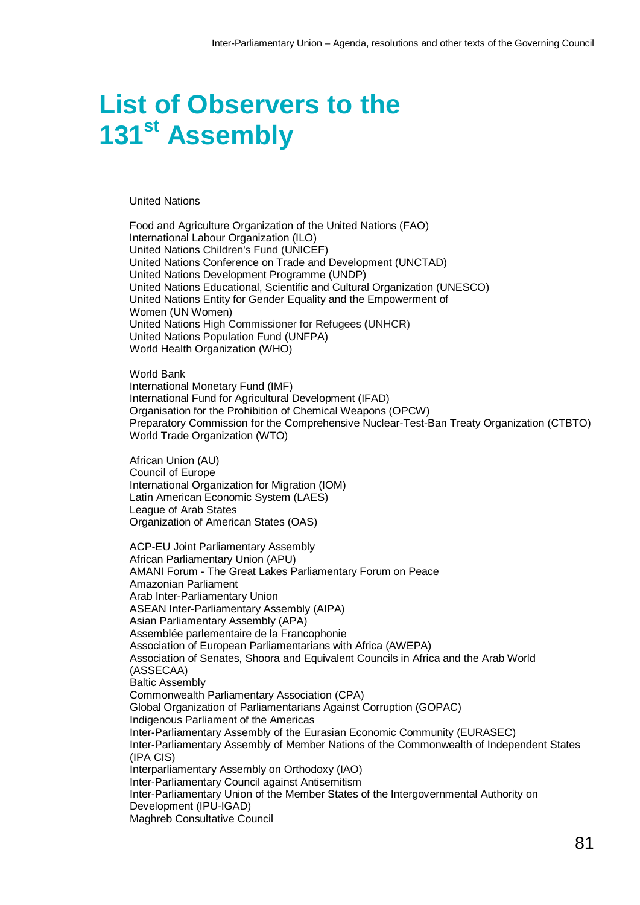# List of Observers to the 131st Assembly

United Nations

Food and Agriculture Organization of the United Nations (FAO)
International Labour Organization (ILO)
United Nations Children's Fund (UNICEF)
United Nations Conference on Trade and Development (UNCTAD)
United Nations Development Programme (UNDP)
United Nations Educational, Scientific and Cultural Organization (UNESCO)
United Nations Entity for Gender Equality and the Empowerment of Women (UN Women)
United Nations High Commissioner for Refugees (UNHCR)
United Nations Population Fund (UNFPA)
World Health Organization (WHO)

World Bank
International Monetary Fund (IMF)
International Fund for Agricultural Development (IFAD)
Organisation for the Prohibition of Chemical Weapons (OPCW)
Preparatory Commission for the Comprehensive Nuclear-Test-Ban Treaty Organization (CTBTO)
World Trade Organization (WTO)

African Union (AU)
Council of Europe
International Organization for Migration (IOM)
Latin American Economic System (LAES)
League of Arab States
Organization of American States (OAS)

ACP-EU Joint Parliamentary Assembly
African Parliamentary Union (APU)
AMANI Forum - The Great Lakes Parliamentary Forum on Peace
Amazonian Parliament
Arab Inter-Parliamentary Union
ASEAN Inter-Parliamentary Assembly (AIPA)
Asian Parliamentary Assembly (APA)
Assemblée parlementaire de la Francophonie
Association of European Parliamentarians with Africa (AWEPA)
Association of Senates, Shoora and Equivalent Councils in Africa and the Arab World (ASSECAA)
Baltic Assembly
Commonwealth Parliamentary Association (CPA)
Global Organization of Parliamentarians Against Corruption (GOPAC)
Indigenous Parliament of the Americas
Inter-Parliamentary Assembly of the Eurasian Economic Community (EURASEC)
Inter-Parliamentary Assembly of Member Nations of the Commonwealth of Independent States (IPA CIS)
Interparliamentary Assembly on Orthodoxy (IAO)
Inter-Parliamentary Council against Antisemitism
Inter-Parliamentary Union of the Member States of the Intergovernmental Authority on Development (IPU-IGAD)
Maghreb Consultative Council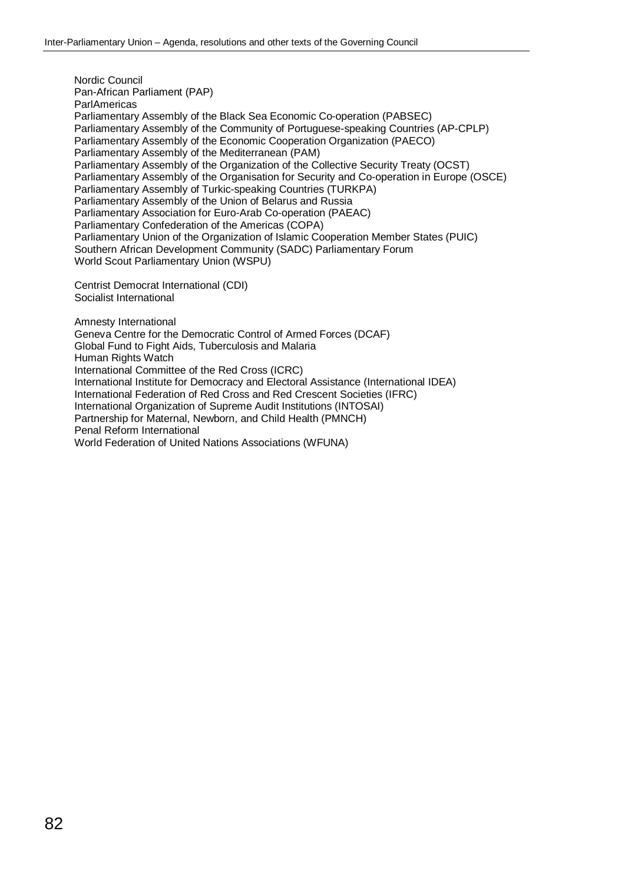Nordic Council
Pan-African Parliament (PAP)
ParlAmericas
Parliamentary Assembly of the Black Sea Economic Co-operation (PABSEC)
Parliamentary Assembly of the Community of Portuguese-speaking Countries (AP-CPLP)
Parliamentary Assembly of the Economic Cooperation Organization (PAECO)
Parliamentary Assembly of the Mediterranean (PAM)
Parliamentary Assembly of the Organization of the Collective Security Treaty (OCST)
Parliamentary Assembly of the Organisation for Security and Co-operation in Europe (OSCE)
Parliamentary Assembly of Turkic-speaking Countries (TURKPA)
Parliamentary Assembly of the Union of Belarus and Russia
Parliamentary Association for Euro-Arab Co-operation (PAEAC)
Parliamentary Confederation of the Americas (COPA)
Parliamentary Union of the Organization of Islamic Cooperation Member States (PUIC)
Southern African Development Community (SADC) Parliamentary Forum
World Scout Parliamentary Union (WSPU)

Centrist Democrat International (CDI)
Socialist International

Amnesty International
Geneva Centre for the Democratic Control of Armed Forces (DCAF)
Global Fund to Fight Aids, Tuberculosis and Malaria
Human Rights Watch
International Committee of the Red Cross (ICRC)
International Institute for Democracy and Electoral Assistance (International IDEA)
International Federation of Red Cross and Red Crescent Societies (IFRC)
International Organization of Supreme Audit Institutions (INTOSAI)
Partnership for Maternal, Newborn, and Child Health (PMNCH)
Penal Reform International
World Federation of United Nations Associations (WFUNA)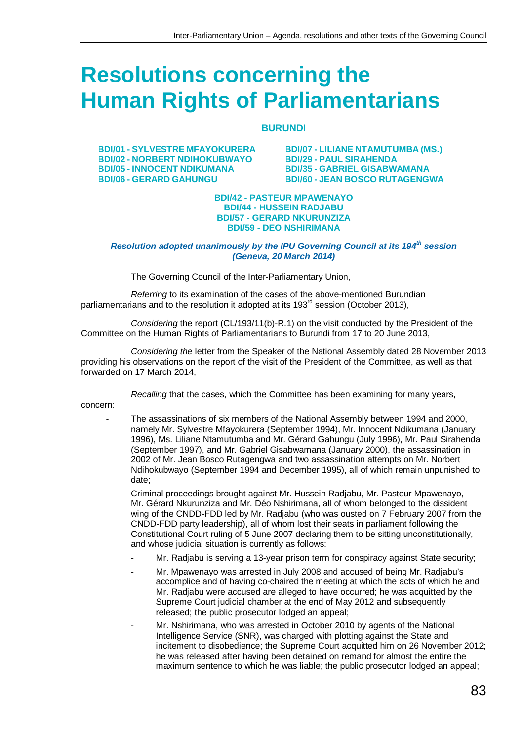# Resolutions concerning the Human Rights of Parliamentarians

## BURUNDI

**BDI/01 - SYLVESTRE MFAYOKURERA**
**BDI/02 - NORBERT NDIHOKUBWAYO**
**BDI/05 - INNOCENT NDIKUMANA**
**BDI/06 - GERARD GAHUNGU**
**BDI/07 - LILIANE NTAMUTUMBA (MS.)**
**BDI/29 - PAUL SIRAHENDA**
**BDI/35 - GABRIEL GISABWAMANA**
**BDI/60 - JEAN BOSCO RUTAGENGWA**

**BDI/42 - PASTEUR MPAWENAYO**
**BDI/44 - HUSSEIN RADJABU**
**BDI/57 - GERARD NKURUNZIZA**
**BDI/59 - DEO NSHIRIMANA**

***Resolution adopted unanimously by the IPU Governing Council at its 194th session (Geneva, 20 March 2014)***

The Governing Council of the Inter-Parliamentary Union,

*Referring* to its examination of the cases of the above-mentioned Burundian parliamentarians and to the resolution it adopted at its 193rd session (October 2013),

*Considering* the report (CL/193/11(b)-R.1) on the visit conducted by the President of the Committee on the Human Rights of Parliamentarians to Burundi from 17 to 20 June 2013,

*Considering the* letter from the Speaker of the National Assembly dated 28 November 2013 providing his observations on the report of the visit of the President of the Committee, as well as that forwarded on 17 March 2014,

*Recalling* that the cases, which the Committee has been examining for many years, concern:

- The assassinations of six members of the National Assembly between 1994 and 2000, namely Mr. Sylvestre Mfayokurera (September 1994), Mr. Innocent Ndikumana (January 1996), Ms. Liliane Ntamutumba and Mr. Gérard Gahungu (July 1996), Mr. Paul Sirahenda (September 1997), and Mr. Gabriel Gisabwamana (January 2000), the assassination in 2002 of Mr. Jean Bosco Rutagengwa and two assassination attempts on Mr. Norbert Ndihokubwayo (September 1994 and December 1995), all of which remain unpunished to date;
- Criminal proceedings brought against Mr. Hussein Radjabu, Mr. Pasteur Mpawenayo, Mr. Gérard Nkurunziza and Mr. Déo Nshirimana, all of whom belonged to the dissident wing of the CNDD-FDD led by Mr. Radjabu (who was ousted on 7 February 2007 from the CNDD-FDD party leadership), all of whom lost their seats in parliament following the Constitutional Court ruling of 5 June 2007 declaring them to be sitting unconstitutionally, and whose judicial situation is currently as follows:
    - Mr. Radjabu is serving a 13-year prison term for conspiracy against State security;
    - Mr. Mpawenayo was arrested in July 2008 and accused of being Mr. Radjabu's accomplice and of having co-chaired the meeting at which the acts of which he and Mr. Radjabu were accused are alleged to have occurred; he was acquitted by the Supreme Court judicial chamber at the end of May 2012 and subsequently released; the public prosecutor lodged an appeal;
    - Mr. Nshirimana, who was arrested in October 2010 by agents of the National Intelligence Service (SNR), was charged with plotting against the State and incitement to disobedience; the Supreme Court acquitted him on 26 November 2012; he was released after having been detained on remand for almost the entire the maximum sentence to which he was liable; the public prosecutor lodged an appeal;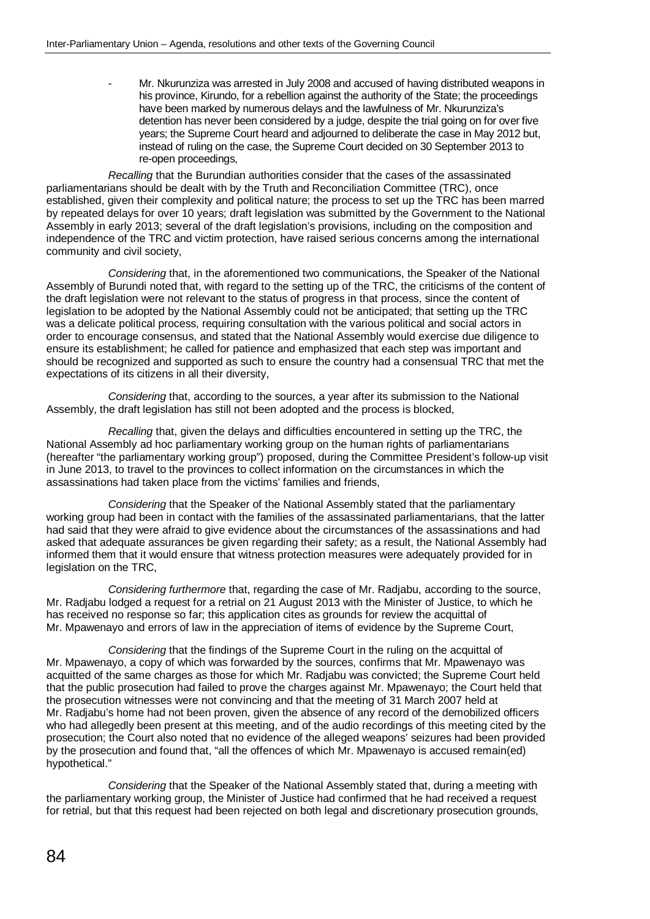- Mr. Nkurunziza was arrested in July 2008 and accused of having distributed weapons in his province, Kirundo, for a rebellion against the authority of the State; the proceedings have been marked by numerous delays and the lawfulness of Mr. Nkurunziza's detention has never been considered by a judge, despite the trial going on for over five years; the Supreme Court heard and adjourned to deliberate the case in May 2012 but, instead of ruling on the case, the Supreme Court decided on 30 September 2013 to re-open proceedings,

*Recalling* that the Burundian authorities consider that the cases of the assassinated parliamentarians should be dealt with by the Truth and Reconciliation Committee (TRC), once established, given their complexity and political nature; the process to set up the TRC has been marred by repeated delays for over 10 years; draft legislation was submitted by the Government to the National Assembly in early 2013; several of the draft legislation's provisions, including on the composition and independence of the TRC and victim protection, have raised serious concerns among the international community and civil society,

*Considering* that, in the aforementioned two communications, the Speaker of the National Assembly of Burundi noted that, with regard to the setting up of the TRC, the criticisms of the content of the draft legislation were not relevant to the status of progress in that process, since the content of legislation to be adopted by the National Assembly could not be anticipated; that setting up the TRC was a delicate political process, requiring consultation with the various political and social actors in order to encourage consensus, and stated that the National Assembly would exercise due diligence to ensure its establishment; he called for patience and emphasized that each step was important and should be recognized and supported as such to ensure the country had a consensual TRC that met the expectations of its citizens in all their diversity,

*Considering* that, according to the sources, a year after its submission to the National Assembly, the draft legislation has still not been adopted and the process is blocked,

*Recalling* that, given the delays and difficulties encountered in setting up the TRC, the National Assembly ad hoc parliamentary working group on the human rights of parliamentarians (hereafter "the parliamentary working group") proposed, during the Committee President's follow-up visit in June 2013, to travel to the provinces to collect information on the circumstances in which the assassinations had taken place from the victims' families and friends,

*Considering* that the Speaker of the National Assembly stated that the parliamentary working group had been in contact with the families of the assassinated parliamentarians, that the latter had said that they were afraid to give evidence about the circumstances of the assassinations and had asked that adequate assurances be given regarding their safety; as a result, the National Assembly had informed them that it would ensure that witness protection measures were adequately provided for in legislation on the TRC,

*Considering furthermore* that, regarding the case of Mr. Radjabu, according to the source, Mr. Radjabu lodged a request for a retrial on 21 August 2013 with the Minister of Justice, to which he has received no response so far; this application cites as grounds for review the acquittal of Mr. Mpawenayo and errors of law in the appreciation of items of evidence by the Supreme Court,

*Considering* that the findings of the Supreme Court in the ruling on the acquittal of Mr. Mpawenayo, a copy of which was forwarded by the sources, confirms that Mr. Mpawenayo was acquitted of the same charges as those for which Mr. Radjabu was convicted; the Supreme Court held that the public prosecution had failed to prove the charges against Mr. Mpawenayo; the Court held that the prosecution witnesses were not convincing and that the meeting of 31 March 2007 held at Mr. Radjabu's home had not been proven, given the absence of any record of the demobilized officers who had allegedly been present at this meeting, and of the audio recordings of this meeting cited by the prosecution; the Court also noted that no evidence of the alleged weapons' seizures had been provided by the prosecution and found that, "all the offences of which Mr. Mpawenayo is accused remain(ed) hypothetical."

*Considering* that the Speaker of the National Assembly stated that, during a meeting with the parliamentary working group, the Minister of Justice had confirmed that he had received a request for retrial, but that this request had been rejected on both legal and discretionary prosecution grounds,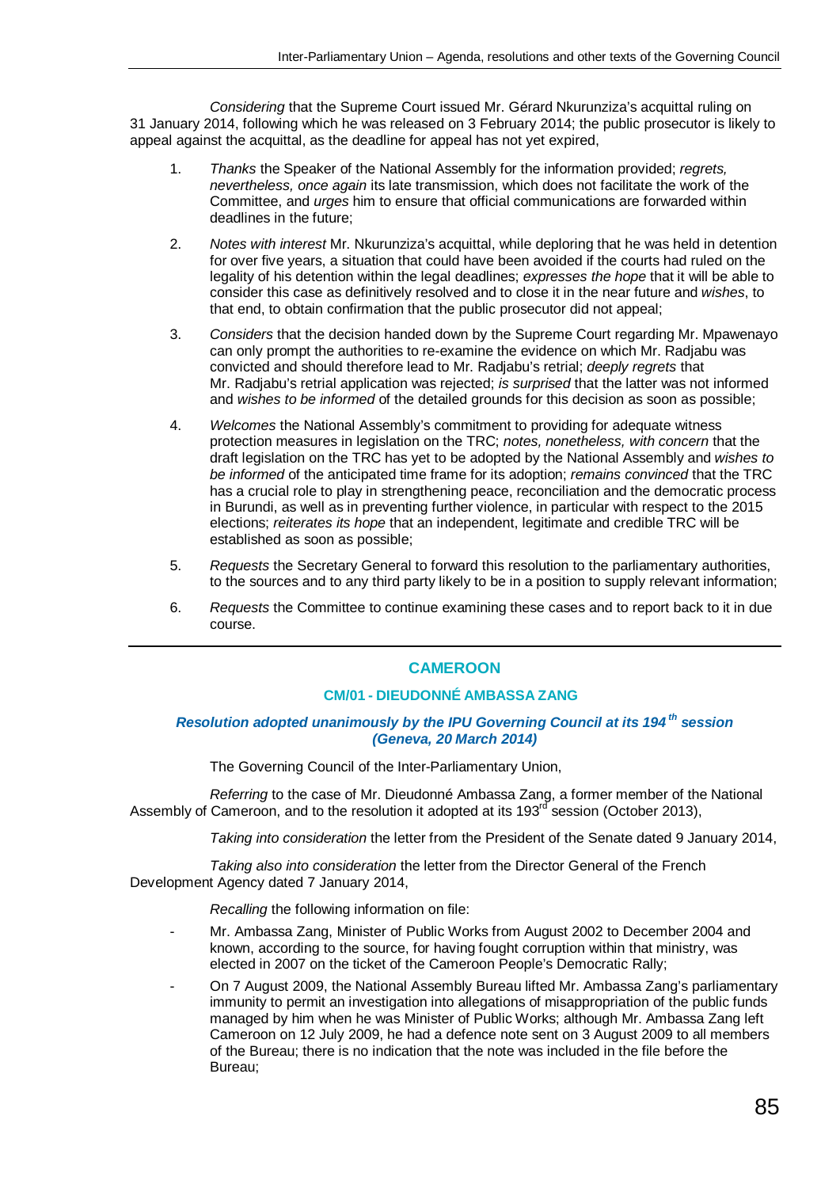*Considering* that the Supreme Court issued Mr. Gérard Nkurunziza's acquittal ruling on 31 January 2014, following which he was released on 3 February 2014; the public prosecutor is likely to appeal against the acquittal, as the deadline for appeal has not yet expired,

1. *Thanks* the Speaker of the National Assembly for the information provided; *regrets, nevertheless, once again* its late transmission, which does not facilitate the work of the Committee, and *urges* him to ensure that official communications are forwarded within deadlines in the future;

2. *Notes with interest* Mr. Nkurunziza's acquittal, while deploring that he was held in detention for over five years, a situation that could have been avoided if the courts had ruled on the legality of his detention within the legal deadlines; *expresses the hope* that it will be able to consider this case as definitively resolved and to close it in the near future and *wishes*, to that end, to obtain confirmation that the public prosecutor did not appeal;

3. *Considers* that the decision handed down by the Supreme Court regarding Mr. Mpawenayo can only prompt the authorities to re-examine the evidence on which Mr. Radjabu was convicted and should therefore lead to Mr. Radjabu's retrial; *deeply regrets* that Mr. Radjabu's retrial application was rejected; *is surprised* that the latter was not informed and *wishes to be informed* of the detailed grounds for this decision as soon as possible;

4. *Welcomes* the National Assembly's commitment to providing for adequate witness protection measures in legislation on the TRC; *notes, nonetheless, with concern* that the draft legislation on the TRC has yet to be adopted by the National Assembly and *wishes to be informed* of the anticipated time frame for its adoption; *remains convinced* that the TRC has a crucial role to play in strengthening peace, reconciliation and the democratic process in Burundi, as well as in preventing further violence, in particular with respect to the 2015 elections; *reiterates its hope* that an independent, legitimate and credible TRC will be established as soon as possible;

5. *Requests* the Secretary General to forward this resolution to the parliamentary authorities, to the sources and to any third party likely to be in a position to supply relevant information;

6. *Requests* the Committee to continue examining these cases and to report back to it in due course.

---

## CAMEROON

### CM/01 - DIEUDONNÉ AMBASSA ZANG

***Resolution adopted unanimously by the IPU Governing Council at its 194th session (Geneva, 20 March 2014)***

The Governing Council of the Inter-Parliamentary Union,

*Referring* to the case of Mr. Dieudonné Ambassa Zang, a former member of the National Assembly of Cameroon, and to the resolution it adopted at its 193rd session (October 2013),

*Taking into consideration* the letter from the President of the Senate dated 9 January 2014,

*Taking also into consideration* the letter from the Director General of the French Development Agency dated 7 January 2014,

*Recalling* the following information on file:

- Mr. Ambassa Zang, Minister of Public Works from August 2002 to December 2004 and known, according to the source, for having fought corruption within that ministry, was elected in 2007 on the ticket of the Cameroon People's Democratic Rally;
- On 7 August 2009, the National Assembly Bureau lifted Mr. Ambassa Zang's parliamentary immunity to permit an investigation into allegations of misappropriation of the public funds managed by him when he was Minister of Public Works; although Mr. Ambassa Zang left Cameroon on 12 July 2009, he had a defence note sent on 3 August 2009 to all members of the Bureau; there is no indication that the note was included in the file before the Bureau;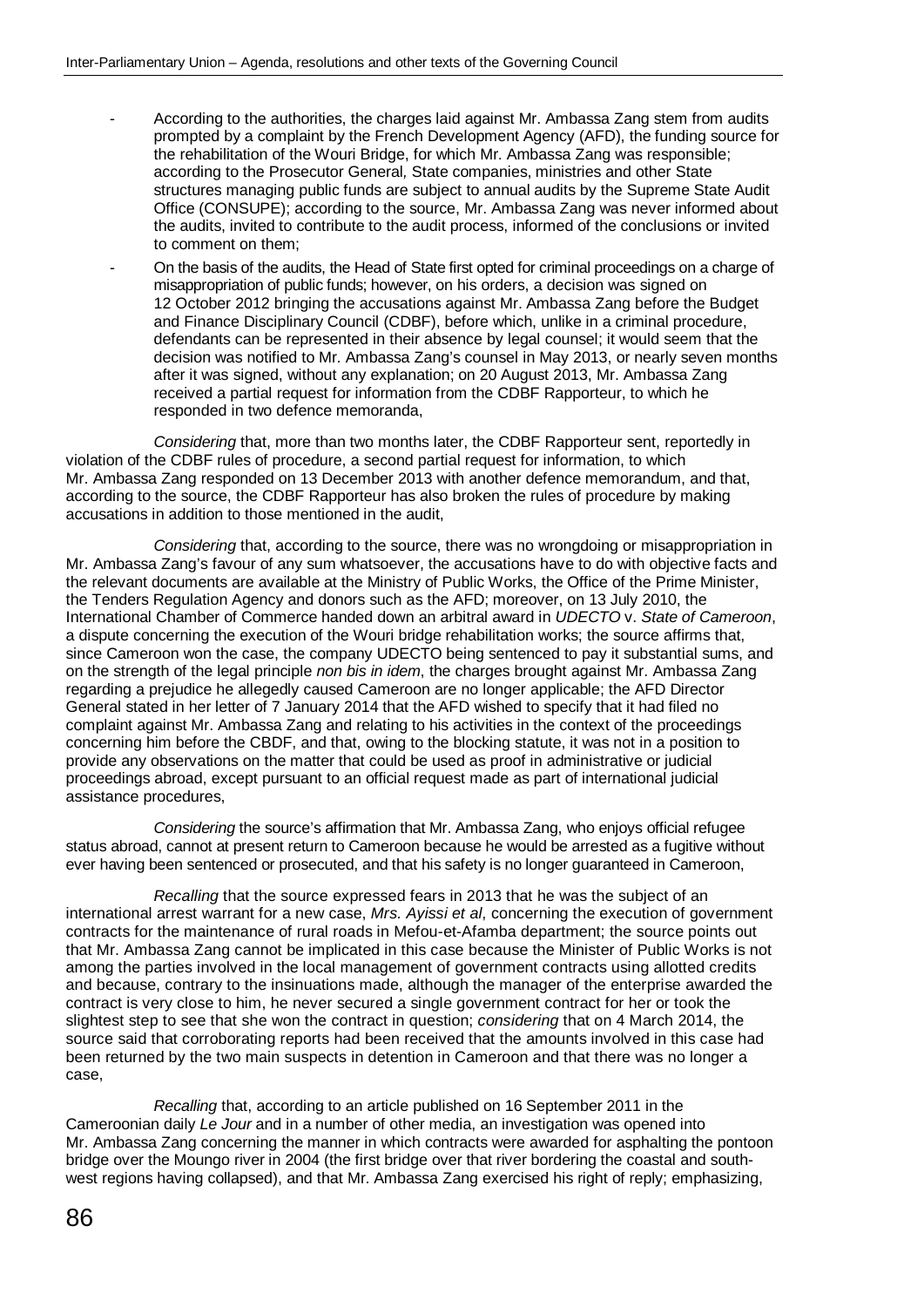- According to the authorities, the charges laid against Mr. Ambassa Zang stem from audits prompted by a complaint by the French Development Agency (AFD), the funding source for the rehabilitation of the Wouri Bridge, for which Mr. Ambassa Zang was responsible; according to the Prosecutor General, State companies, ministries and other State structures managing public funds are subject to annual audits by the Supreme State Audit Office (CONSUPE); according to the source, Mr. Ambassa Zang was never informed about the audits, invited to contribute to the audit process, informed of the conclusions or invited to comment on them;
- On the basis of the audits, the Head of State first opted for criminal proceedings on a charge of misappropriation of public funds; however, on his orders, a decision was signed on 12 October 2012 bringing the accusations against Mr. Ambassa Zang before the Budget and Finance Disciplinary Council (CDBF), before which, unlike in a criminal procedure, defendants can be represented in their absence by legal counsel; it would seem that the decision was notified to Mr. Ambassa Zang's counsel in May 2013, or nearly seven months after it was signed, without any explanation; on 20 August 2013, Mr. Ambassa Zang received a partial request for information from the CDBF Rapporteur, to which he responded in two defence memoranda,

*Considering* that, more than two months later, the CDBF Rapporteur sent, reportedly in violation of the CDBF rules of procedure, a second partial request for information, to which Mr. Ambassa Zang responded on 13 December 2013 with another defence memorandum, and that, according to the source, the CDBF Rapporteur has also broken the rules of procedure by making accusations in addition to those mentioned in the audit,

*Considering* that, according to the source, there was no wrongdoing or misappropriation in Mr. Ambassa Zang's favour of any sum whatsoever, the accusations have to do with objective facts and the relevant documents are available at the Ministry of Public Works, the Office of the Prime Minister, the Tenders Regulation Agency and donors such as the AFD; moreover, on 13 July 2010, the International Chamber of Commerce handed down an arbitral award in *UDECTO* v. *State of Cameroon*, a dispute concerning the execution of the Wouri bridge rehabilitation works; the source affirms that, since Cameroon won the case, the company UDECTO being sentenced to pay it substantial sums, and on the strength of the legal principle *non bis in idem*, the charges brought against Mr. Ambassa Zang regarding a prejudice he allegedly caused Cameroon are no longer applicable; the AFD Director General stated in her letter of 7 January 2014 that the AFD wished to specify that it had filed no complaint against Mr. Ambassa Zang and relating to his activities in the context of the proceedings concerning him before the CBDF, and that, owing to the blocking statute, it was not in a position to provide any observations on the matter that could be used as proof in administrative or judicial proceedings abroad, except pursuant to an official request made as part of international judicial assistance procedures,

*Considering* the source's affirmation that Mr. Ambassa Zang, who enjoys official refugee status abroad, cannot at present return to Cameroon because he would be arrested as a fugitive without ever having been sentenced or prosecuted, and that his safety is no longer guaranteed in Cameroon,

*Recalling* that the source expressed fears in 2013 that he was the subject of an international arrest warrant for a new case, *Mrs. Ayissi et al*, concerning the execution of government contracts for the maintenance of rural roads in Mefou-et-Afamba department; the source points out that Mr. Ambassa Zang cannot be implicated in this case because the Minister of Public Works is not among the parties involved in the local management of government contracts using allotted credits and because, contrary to the insinuations made, although the manager of the enterprise awarded the contract is very close to him, he never secured a single government contract for her or took the slightest step to see that she won the contract in question; *considering* that on 4 March 2014, the source said that corroborating reports had been received that the amounts involved in this case had been returned by the two main suspects in detention in Cameroon and that there was no longer a case,

*Recalling* that, according to an article published on 16 September 2011 in the Cameroonian daily *Le Jour* and in a number of other media, an investigation was opened into Mr. Ambassa Zang concerning the manner in which contracts were awarded for asphalting the pontoon bridge over the Moungo river in 2004 (the first bridge over that river bordering the coastal and south-west regions having collapsed), and that Mr. Ambassa Zang exercised his right of reply; emphasizing,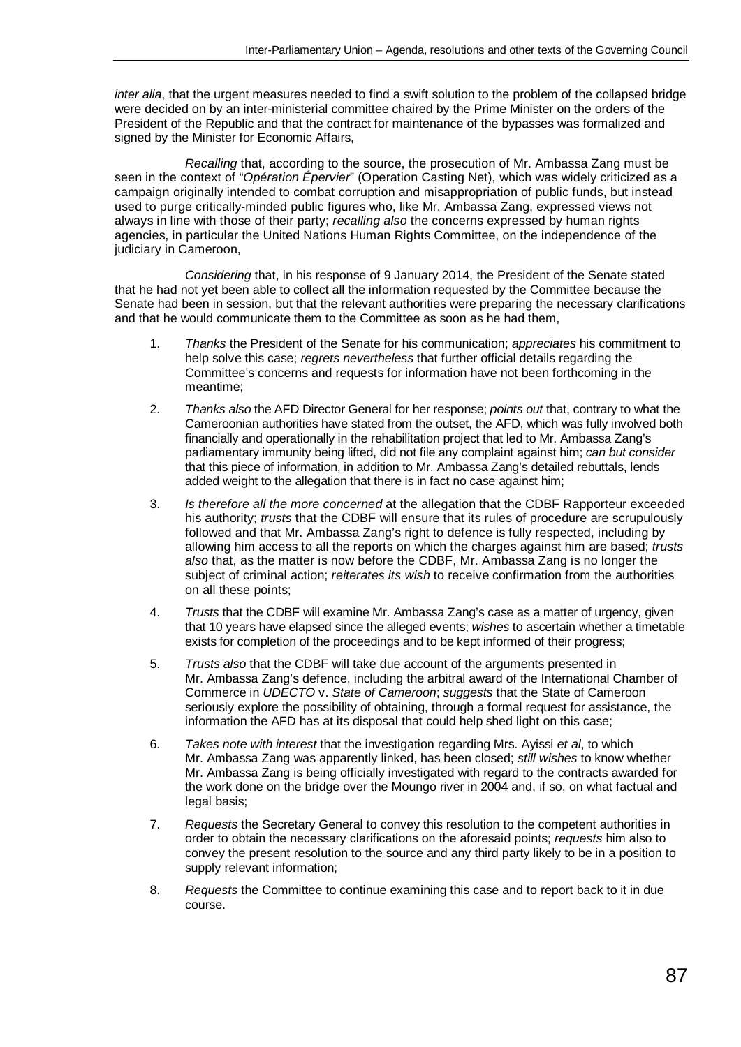*inter alia*, that the urgent measures needed to find a swift solution to the problem of the collapsed bridge were decided on by an inter-ministerial committee chaired by the Prime Minister on the orders of the President of the Republic and that the contract for maintenance of the bypasses was formalized and signed by the Minister for Economic Affairs,

*Recalling* that, according to the source, the prosecution of Mr. Ambassa Zang must be seen in the context of "*Opération Épervier*" (Operation Casting Net), which was widely criticized as a campaign originally intended to combat corruption and misappropriation of public funds, but instead used to purge critically-minded public figures who, like Mr. Ambassa Zang, expressed views not always in line with those of their party; *recalling also* the concerns expressed by human rights agencies, in particular the United Nations Human Rights Committee, on the independence of the judiciary in Cameroon,

*Considering* that, in his response of 9 January 2014, the President of the Senate stated that he had not yet been able to collect all the information requested by the Committee because the Senate had been in session, but that the relevant authorities were preparing the necessary clarifications and that he would communicate them to the Committee as soon as he had them,

1. *Thanks* the President of the Senate for his communication; *appreciates* his commitment to help solve this case; *regrets nevertheless* that further official details regarding the Committee's concerns and requests for information have not been forthcoming in the meantime;

2. *Thanks also* the AFD Director General for her response; *points out* that, contrary to what the Cameroonian authorities have stated from the outset, the AFD, which was fully involved both financially and operationally in the rehabilitation project that led to Mr. Ambassa Zang's parliamentary immunity being lifted, did not file any complaint against him; *can but consider* that this piece of information, in addition to Mr. Ambassa Zang's detailed rebuttals, lends added weight to the allegation that there is in fact no case against him;

3. *Is therefore all the more concerned* at the allegation that the CDBF Rapporteur exceeded his authority; *trusts* that the CDBF will ensure that its rules of procedure are scrupulously followed and that Mr. Ambassa Zang's right to defence is fully respected, including by allowing him access to all the reports on which the charges against him are based; *trusts also* that, as the matter is now before the CDBF, Mr. Ambassa Zang is no longer the subject of criminal action; *reiterates its wish* to receive confirmation from the authorities on all these points;

4. *Trusts* that the CDBF will examine Mr. Ambassa Zang's case as a matter of urgency, given that 10 years have elapsed since the alleged events; *wishes* to ascertain whether a timetable exists for completion of the proceedings and to be kept informed of their progress;

5. *Trusts also* that the CDBF will take due account of the arguments presented in Mr. Ambassa Zang's defence, including the arbitral award of the International Chamber of Commerce in *UDECTO* v. *State of Cameroon*; *suggests* that the State of Cameroon seriously explore the possibility of obtaining, through a formal request for assistance, the information the AFD has at its disposal that could help shed light on this case;

6. *Takes note with interest* that the investigation regarding Mrs. Ayissi *et al*, to which Mr. Ambassa Zang was apparently linked, has been closed; *still wishes* to know whether Mr. Ambassa Zang is being officially investigated with regard to the contracts awarded for the work done on the bridge over the Moungo river in 2004 and, if so, on what factual and legal basis;

7. *Requests* the Secretary General to convey this resolution to the competent authorities in order to obtain the necessary clarifications on the aforesaid points; *requests* him also to convey the present resolution to the source and any third party likely to be in a position to supply relevant information;

8. *Requests* the Committee to continue examining this case and to report back to it in due course.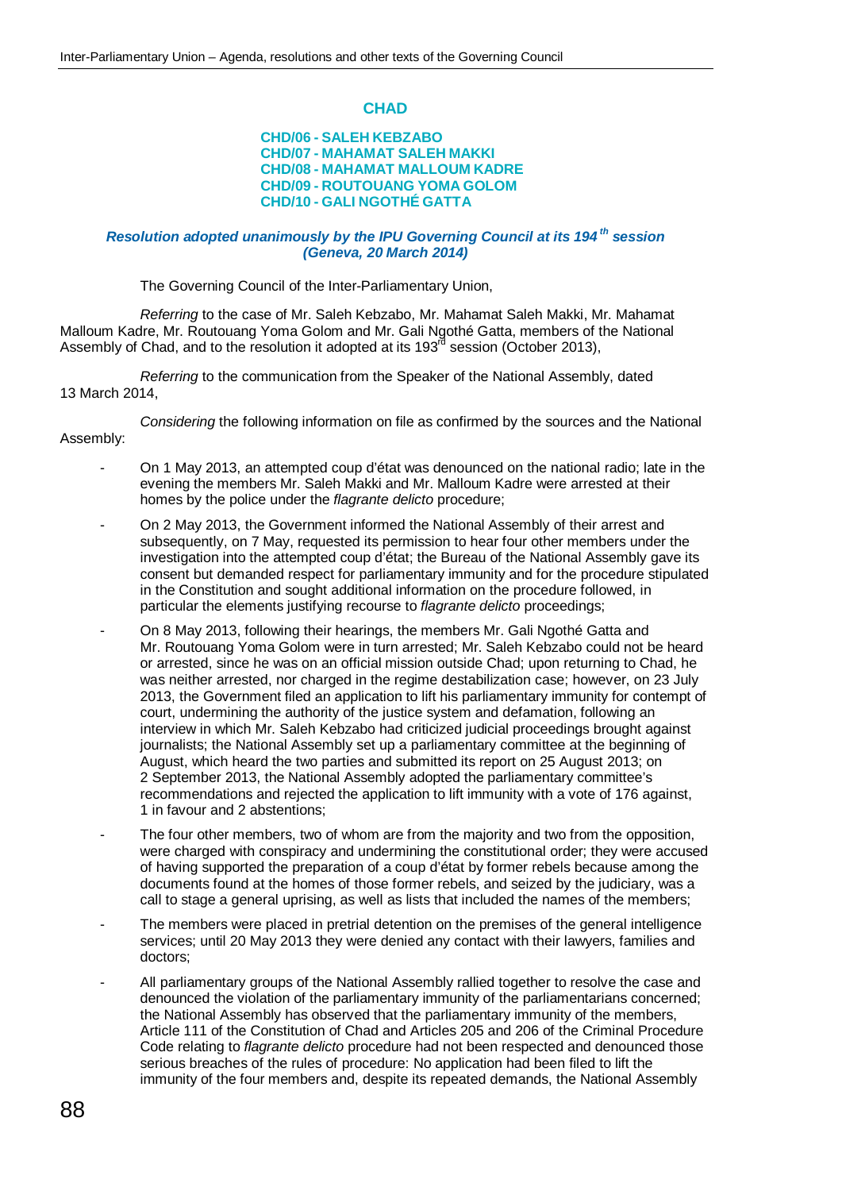## CHAD

**CHD/06 - SALEH KEBZABO**
**CHD/07 - MAHAMAT SALEH MAKKI**
**CHD/08 - MAHAMAT MALLOUM KADRE**
**CHD/09 - ROUTOUANG YOMA GOLOM**
**CHD/10 - GALI NGOTHÉ GATTA**

***Resolution adopted unanimously by the IPU Governing Council at its 194th session (Geneva, 20 March 2014)***

The Governing Council of the Inter-Parliamentary Union,

*Referring* to the case of Mr. Saleh Kebzabo, Mr. Mahamat Saleh Makki, Mr. Mahamat Malloum Kadre, Mr. Routouang Yoma Golom and Mr. Gali Ngothé Gatta, members of the National Assembly of Chad, and to the resolution it adopted at its 193rd session (October 2013),

*Referring* to the communication from the Speaker of the National Assembly, dated 13 March 2014,

*Considering* the following information on file as confirmed by the sources and the National Assembly:

- On 1 May 2013, an attempted coup d'état was denounced on the national radio; late in the evening the members Mr. Saleh Makki and Mr. Malloum Kadre were arrested at their homes by the police under the *flagrante delicto* procedure;
- On 2 May 2013, the Government informed the National Assembly of their arrest and subsequently, on 7 May, requested its permission to hear four other members under the investigation into the attempted coup d'état; the Bureau of the National Assembly gave its consent but demanded respect for parliamentary immunity and for the procedure stipulated in the Constitution and sought additional information on the procedure followed, in particular the elements justifying recourse to *flagrante delicto* proceedings;
- On 8 May 2013, following their hearings, the members Mr. Gali Ngothé Gatta and Mr. Routouang Yoma Golom were in turn arrested; Mr. Saleh Kebzabo could not be heard or arrested, since he was on an official mission outside Chad; upon returning to Chad, he was neither arrested, nor charged in the regime destabilization case; however, on 23 July 2013, the Government filed an application to lift his parliamentary immunity for contempt of court, undermining the authority of the justice system and defamation, following an interview in which Mr. Saleh Kebzabo had criticized judicial proceedings brought against journalists; the National Assembly set up a parliamentary committee at the beginning of August, which heard the two parties and submitted its report on 25 August 2013; on 2 September 2013, the National Assembly adopted the parliamentary committee's recommendations and rejected the application to lift immunity with a vote of 176 against, 1 in favour and 2 abstentions;
- The four other members, two of whom are from the majority and two from the opposition, were charged with conspiracy and undermining the constitutional order; they were accused of having supported the preparation of a coup d'état by former rebels because among the documents found at the homes of those former rebels, and seized by the judiciary, was a call to stage a general uprising, as well as lists that included the names of the members;
- The members were placed in pretrial detention on the premises of the general intelligence services; until 20 May 2013 they were denied any contact with their lawyers, families and doctors;
- All parliamentary groups of the National Assembly rallied together to resolve the case and denounced the violation of the parliamentary immunity of the parliamentarians concerned; the National Assembly has observed that the parliamentary immunity of the members, Article 111 of the Constitution of Chad and Articles 205 and 206 of the Criminal Procedure Code relating to *flagrante delicto* procedure had not been respected and denounced those serious breaches of the rules of procedure: No application had been filed to lift the immunity of the four members and, despite its repeated demands, the National Assembly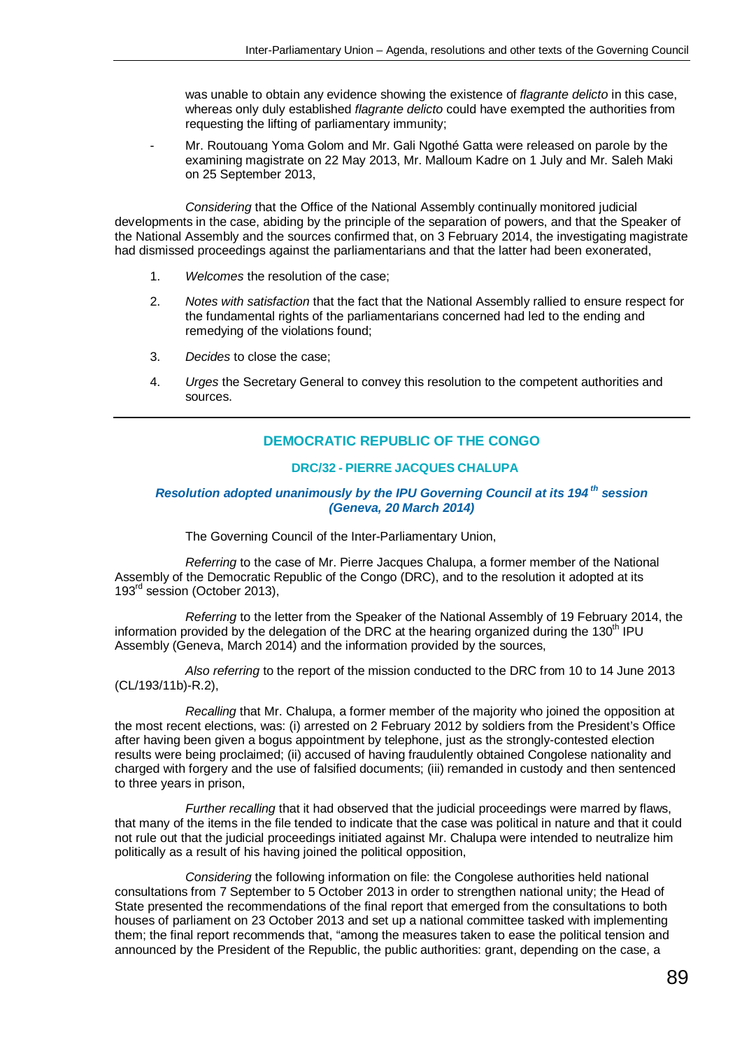was unable to obtain any evidence showing the existence of *flagrante delicto* in this case, whereas only duly established *flagrante delicto* could have exempted the authorities from requesting the lifting of parliamentary immunity;

- Mr. Routouang Yoma Golom and Mr. Gali Ngothé Gatta were released on parole by the examining magistrate on 22 May 2013, Mr. Malloum Kadre on 1 July and Mr. Saleh Maki on 25 September 2013,

*Considering* that the Office of the National Assembly continually monitored judicial developments in the case, abiding by the principle of the separation of powers, and that the Speaker of the National Assembly and the sources confirmed that, on 3 February 2014, the investigating magistrate had dismissed proceedings against the parliamentarians and that the latter had been exonerated,

1. *Welcomes* the resolution of the case;
2. *Notes with satisfaction* that the fact that the National Assembly rallied to ensure respect for the fundamental rights of the parliamentarians concerned had led to the ending and remedying of the violations found;
3. *Decides* to close the case;
4. *Urges* the Secretary General to convey this resolution to the competent authorities and sources.

---

## DEMOCRATIC REPUBLIC OF THE CONGO

### DRC/32 - PIERRE JACQUES CHALUPA

***Resolution adopted unanimously by the IPU Governing Council at its 194th session (Geneva, 20 March 2014)***

The Governing Council of the Inter-Parliamentary Union,

*Referring* to the case of Mr. Pierre Jacques Chalupa, a former member of the National Assembly of the Democratic Republic of the Congo (DRC), and to the resolution it adopted at its 193rd session (October 2013),

*Referring* to the letter from the Speaker of the National Assembly of 19 February 2014, the information provided by the delegation of the DRC at the hearing organized during the 130th IPU Assembly (Geneva, March 2014) and the information provided by the sources,

*Also referring* to the report of the mission conducted to the DRC from 10 to 14 June 2013 (CL/193/11b)-R.2),

*Recalling* that Mr. Chalupa, a former member of the majority who joined the opposition at the most recent elections, was: (i) arrested on 2 February 2012 by soldiers from the President's Office after having been given a bogus appointment by telephone, just as the strongly-contested election results were being proclaimed; (ii) accused of having fraudulently obtained Congolese nationality and charged with forgery and the use of falsified documents; (iii) remanded in custody and then sentenced to three years in prison,

*Further recalling* that it had observed that the judicial proceedings were marred by flaws, that many of the items in the file tended to indicate that the case was political in nature and that it could not rule out that the judicial proceedings initiated against Mr. Chalupa were intended to neutralize him politically as a result of his having joined the political opposition,

*Considering* the following information on file: the Congolese authorities held national consultations from 7 September to 5 October 2013 in order to strengthen national unity; the Head of State presented the recommendations of the final report that emerged from the consultations to both houses of parliament on 23 October 2013 and set up a national committee tasked with implementing them; the final report recommends that, "among the measures taken to ease the political tension and announced by the President of the Republic, the public authorities: grant, depending on the case, a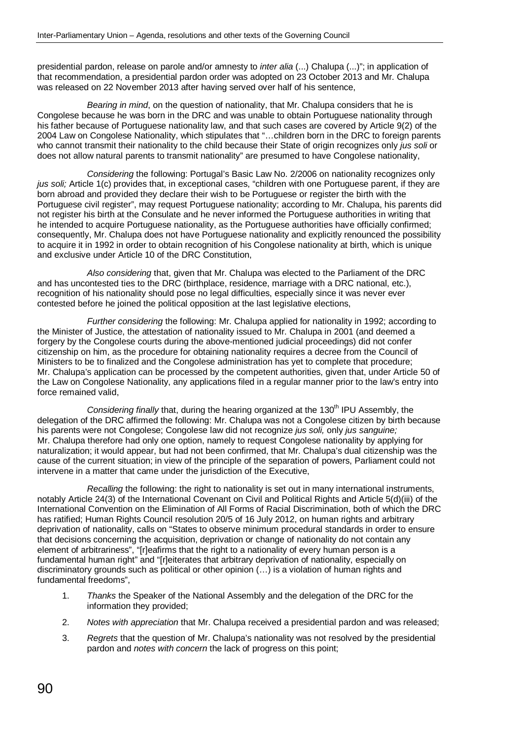presidential pardon, release on parole and/or amnesty to *inter alia* (...) Chalupa (...)"; in application of that recommendation, a presidential pardon order was adopted on 23 October 2013 and Mr. Chalupa was released on 22 November 2013 after having served over half of his sentence,

*Bearing in mind*, on the question of nationality, that Mr. Chalupa considers that he is Congolese because he was born in the DRC and was unable to obtain Portuguese nationality through his father because of Portuguese nationality law, and that such cases are covered by Article 9(2) of the 2004 Law on Congolese Nationality, which stipulates that "…children born in the DRC to foreign parents who cannot transmit their nationality to the child because their State of origin recognizes only *jus soli* or does not allow natural parents to transmit nationality" are presumed to have Congolese nationality,

*Considering* the following: Portugal's Basic Law No. 2/2006 on nationality recognizes only *jus soli;* Article 1(c) provides that, in exceptional cases, "children with one Portuguese parent, if they are born abroad and provided they declare their wish to be Portuguese or register the birth with the Portuguese civil register", may request Portuguese nationality; according to Mr. Chalupa, his parents did not register his birth at the Consulate and he never informed the Portuguese authorities in writing that he intended to acquire Portuguese nationality, as the Portuguese authorities have officially confirmed; consequently, Mr. Chalupa does not have Portuguese nationality and explicitly renounced the possibility to acquire it in 1992 in order to obtain recognition of his Congolese nationality at birth, which is unique and exclusive under Article 10 of the DRC Constitution,

*Also considering* that, given that Mr. Chalupa was elected to the Parliament of the DRC and has uncontested ties to the DRC (birthplace, residence, marriage with a DRC national, etc.), recognition of his nationality should pose no legal difficulties, especially since it was never ever contested before he joined the political opposition at the last legislative elections,

*Further considering* the following: Mr. Chalupa applied for nationality in 1992; according to the Minister of Justice, the attestation of nationality issued to Mr. Chalupa in 2001 (and deemed a forgery by the Congolese courts during the above-mentioned judicial proceedings) did not confer citizenship on him, as the procedure for obtaining nationality requires a decree from the Council of Ministers to be to finalized and the Congolese administration has yet to complete that procedure; Mr. Chalupa's application can be processed by the competent authorities, given that, under Article 50 of the Law on Congolese Nationality, any applications filed in a regular manner prior to the law's entry into force remained valid,

*Considering finally* that, during the hearing organized at the 130th IPU Assembly, the delegation of the DRC affirmed the following: Mr. Chalupa was not a Congolese citizen by birth because his parents were not Congolese; Congolese law did not recognize *jus soli,* only *jus sanguine;* Mr. Chalupa therefore had only one option, namely to request Congolese nationality by applying for naturalization; it would appear, but had not been confirmed, that Mr. Chalupa's dual citizenship was the cause of the current situation; in view of the principle of the separation of powers, Parliament could not intervene in a matter that came under the jurisdiction of the Executive,

*Recalling* the following: the right to nationality is set out in many international instruments, notably Article 24(3) of the International Covenant on Civil and Political Rights and Article 5(d)(iii) of the International Convention on the Elimination of All Forms of Racial Discrimination, both of which the DRC has ratified; Human Rights Council resolution 20/5 of 16 July 2012, on human rights and arbitrary deprivation of nationality, calls on "States to observe minimum procedural standards in order to ensure that decisions concerning the acquisition, deprivation or change of nationality do not contain any element of arbitrariness", "[r]eafirms that the right to a nationality of every human person is a fundamental human right" and "[r]eiterates that arbitrary deprivation of nationality, especially on discriminatory grounds such as political or other opinion (…) is a violation of human rights and fundamental freedoms",

1. *Thanks* the Speaker of the National Assembly and the delegation of the DRC for the information they provided;
2. *Notes with appreciation* that Mr. Chalupa received a presidential pardon and was released;
3. *Regrets* that the question of Mr. Chalupa's nationality was not resolved by the presidential pardon and *notes with concern* the lack of progress on this point;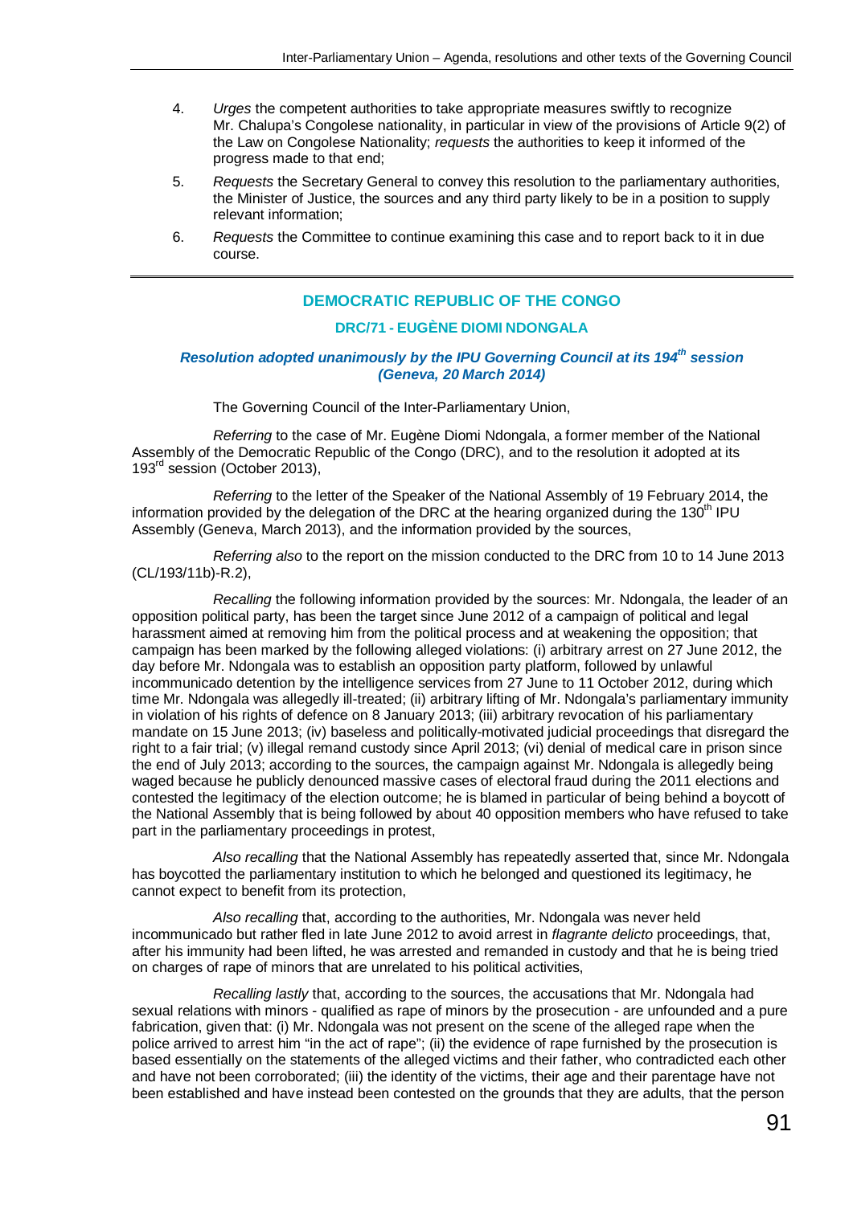4. *Urges* the competent authorities to take appropriate measures swiftly to recognize Mr. Chalupa's Congolese nationality, in particular in view of the provisions of Article 9(2) of the Law on Congolese Nationality; *requests* the authorities to keep it informed of the progress made to that end;

5. *Requests* the Secretary General to convey this resolution to the parliamentary authorities, the Minister of Justice, the sources and any third party likely to be in a position to supply relevant information;

6. *Requests* the Committee to continue examining this case and to report back to it in due course.

---

## DEMOCRATIC REPUBLIC OF THE CONGO

### DRC/71 - EUGÈNE DIOMI NDONGALA

***Resolution adopted unanimously by the IPU Governing Council at its 194th session (Geneva, 20 March 2014)***

The Governing Council of the Inter-Parliamentary Union,

*Referring* to the case of Mr. Eugène Diomi Ndongala, a former member of the National Assembly of the Democratic Republic of the Congo (DRC), and to the resolution it adopted at its 193rd session (October 2013),

*Referring* to the letter of the Speaker of the National Assembly of 19 February 2014, the information provided by the delegation of the DRC at the hearing organized during the 130th IPU Assembly (Geneva, March 2013), and the information provided by the sources,

*Referring also* to the report on the mission conducted to the DRC from 10 to 14 June 2013 (CL/193/11b)-R.2),

*Recalling* the following information provided by the sources: Mr. Ndongala, the leader of an opposition political party, has been the target since June 2012 of a campaign of political and legal harassment aimed at removing him from the political process and at weakening the opposition; that campaign has been marked by the following alleged violations: (i) arbitrary arrest on 27 June 2012, the day before Mr. Ndongala was to establish an opposition party platform, followed by unlawful incommunicado detention by the intelligence services from 27 June to 11 October 2012, during which time Mr. Ndongala was allegedly ill-treated; (ii) arbitrary lifting of Mr. Ndongala's parliamentary immunity in violation of his rights of defence on 8 January 2013; (iii) arbitrary revocation of his parliamentary mandate on 15 June 2013; (iv) baseless and politically-motivated judicial proceedings that disregard the right to a fair trial; (v) illegal remand custody since April 2013; (vi) denial of medical care in prison since the end of July 2013; according to the sources, the campaign against Mr. Ndongala is allegedly being waged because he publicly denounced massive cases of electoral fraud during the 2011 elections and contested the legitimacy of the election outcome; he is blamed in particular of being behind a boycott of the National Assembly that is being followed by about 40 opposition members who have refused to take part in the parliamentary proceedings in protest,

*Also recalling* that the National Assembly has repeatedly asserted that, since Mr. Ndongala has boycotted the parliamentary institution to which he belonged and questioned its legitimacy, he cannot expect to benefit from its protection,

*Also recalling* that, according to the authorities, Mr. Ndongala was never held incommunicado but rather fled in late June 2012 to avoid arrest in *flagrante delicto* proceedings, that, after his immunity had been lifted, he was arrested and remanded in custody and that he is being tried on charges of rape of minors that are unrelated to his political activities,

*Recalling lastly* that, according to the sources, the accusations that Mr. Ndongala had sexual relations with minors - qualified as rape of minors by the prosecution - are unfounded and a pure fabrication, given that: (i) Mr. Ndongala was not present on the scene of the alleged rape when the police arrived to arrest him "in the act of rape"; (ii) the evidence of rape furnished by the prosecution is based essentially on the statements of the alleged victims and their father, who contradicted each other and have not been corroborated; (iii) the identity of the victims, their age and their parentage have not been established and have instead been contested on the grounds that they are adults, that the person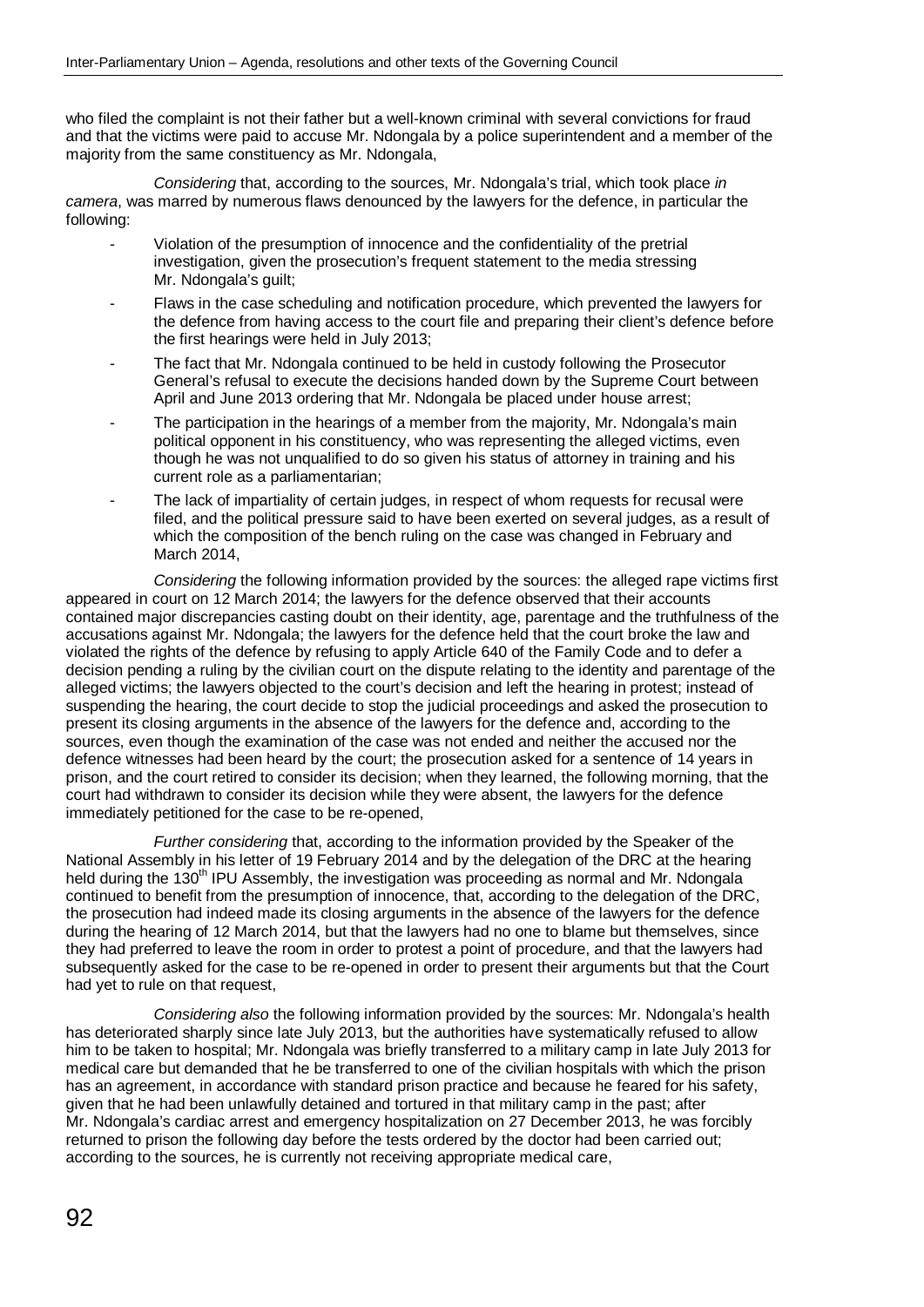who filed the complaint is not their father but a well-known criminal with several convictions for fraud and that the victims were paid to accuse Mr. Ndongala by a police superintendent and a member of the majority from the same constituency as Mr. Ndongala,

*Considering* that, according to the sources, Mr. Ndongala's trial, which took place *in camera*, was marred by numerous flaws denounced by the lawyers for the defence, in particular the following:

- Violation of the presumption of innocence and the confidentiality of the pretrial investigation, given the prosecution's frequent statement to the media stressing Mr. Ndongala's guilt;
- Flaws in the case scheduling and notification procedure, which prevented the lawyers for the defence from having access to the court file and preparing their client's defence before the first hearings were held in July 2013;
- The fact that Mr. Ndongala continued to be held in custody following the Prosecutor General's refusal to execute the decisions handed down by the Supreme Court between April and June 2013 ordering that Mr. Ndongala be placed under house arrest;
- The participation in the hearings of a member from the majority, Mr. Ndongala's main political opponent in his constituency, who was representing the alleged victims, even though he was not unqualified to do so given his status of attorney in training and his current role as a parliamentarian;
- The lack of impartiality of certain judges, in respect of whom requests for recusal were filed, and the political pressure said to have been exerted on several judges, as a result of which the composition of the bench ruling on the case was changed in February and March 2014,

*Considering* the following information provided by the sources: the alleged rape victims first appeared in court on 12 March 2014; the lawyers for the defence observed that their accounts contained major discrepancies casting doubt on their identity, age, parentage and the truthfulness of the accusations against Mr. Ndongala; the lawyers for the defence held that the court broke the law and violated the rights of the defence by refusing to apply Article 640 of the Family Code and to defer a decision pending a ruling by the civilian court on the dispute relating to the identity and parentage of the alleged victims; the lawyers objected to the court's decision and left the hearing in protest; instead of suspending the hearing, the court decide to stop the judicial proceedings and asked the prosecution to present its closing arguments in the absence of the lawyers for the defence and, according to the sources, even though the examination of the case was not ended and neither the accused nor the defence witnesses had been heard by the court; the prosecution asked for a sentence of 14 years in prison, and the court retired to consider its decision; when they learned, the following morning, that the court had withdrawn to consider its decision while they were absent, the lawyers for the defence immediately petitioned for the case to be re-opened,

*Further considering* that, according to the information provided by the Speaker of the National Assembly in his letter of 19 February 2014 and by the delegation of the DRC at the hearing held during the 130th IPU Assembly, the investigation was proceeding as normal and Mr. Ndongala continued to benefit from the presumption of innocence, that, according to the delegation of the DRC, the prosecution had indeed made its closing arguments in the absence of the lawyers for the defence during the hearing of 12 March 2014, but that the lawyers had no one to blame but themselves, since they had preferred to leave the room in order to protest a point of procedure, and that the lawyers had subsequently asked for the case to be re-opened in order to present their arguments but that the Court had yet to rule on that request,

*Considering also* the following information provided by the sources: Mr. Ndongala's health has deteriorated sharply since late July 2013, but the authorities have systematically refused to allow him to be taken to hospital; Mr. Ndongala was briefly transferred to a military camp in late July 2013 for medical care but demanded that he be transferred to one of the civilian hospitals with which the prison has an agreement, in accordance with standard prison practice and because he feared for his safety, given that he had been unlawfully detained and tortured in that military camp in the past; after Mr. Ndongala's cardiac arrest and emergency hospitalization on 27 December 2013, he was forcibly returned to prison the following day before the tests ordered by the doctor had been carried out; according to the sources, he is currently not receiving appropriate medical care,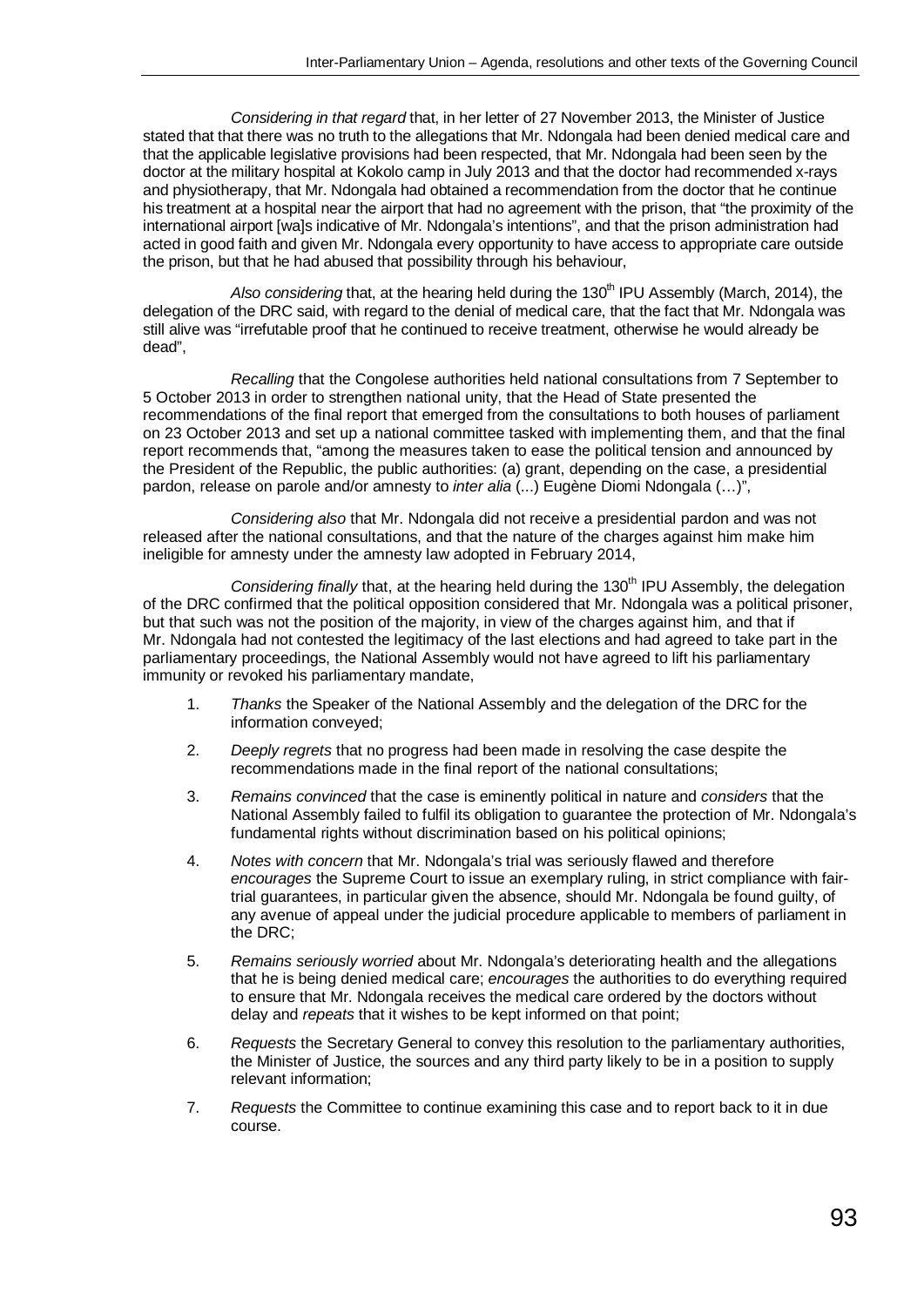*Considering in that regard* that, in her letter of 27 November 2013, the Minister of Justice stated that that there was no truth to the allegations that Mr. Ndongala had been denied medical care and that the applicable legislative provisions had been respected, that Mr. Ndongala had been seen by the doctor at the military hospital at Kokolo camp in July 2013 and that the doctor had recommended x-rays and physiotherapy, that Mr. Ndongala had obtained a recommendation from the doctor that he continue his treatment at a hospital near the airport that had no agreement with the prison, that "the proximity of the international airport [wa]s indicative of Mr. Ndongala's intentions", and that the prison administration had acted in good faith and given Mr. Ndongala every opportunity to have access to appropriate care outside the prison, but that he had abused that possibility through his behaviour,

*Also considering* that, at the hearing held during the 130th IPU Assembly (March, 2014), the delegation of the DRC said, with regard to the denial of medical care, that the fact that Mr. Ndongala was still alive was "irrefutable proof that he continued to receive treatment, otherwise he would already be dead",

*Recalling* that the Congolese authorities held national consultations from 7 September to 5 October 2013 in order to strengthen national unity, that the Head of State presented the recommendations of the final report that emerged from the consultations to both houses of parliament on 23 October 2013 and set up a national committee tasked with implementing them, and that the final report recommends that, "among the measures taken to ease the political tension and announced by the President of the Republic, the public authorities: (a) grant, depending on the case, a presidential pardon, release on parole and/or amnesty to *inter alia* (...) Eugène Diomi Ndongala (…)",

*Considering also* that Mr. Ndongala did not receive a presidential pardon and was not released after the national consultations, and that the nature of the charges against him make him ineligible for amnesty under the amnesty law adopted in February 2014,

*Considering finally* that, at the hearing held during the 130th IPU Assembly, the delegation of the DRC confirmed that the political opposition considered that Mr. Ndongala was a political prisoner, but that such was not the position of the majority, in view of the charges against him, and that if Mr. Ndongala had not contested the legitimacy of the last elections and had agreed to take part in the parliamentary proceedings, the National Assembly would not have agreed to lift his parliamentary immunity or revoked his parliamentary mandate,

1. *Thanks* the Speaker of the National Assembly and the delegation of the DRC for the information conveyed;
2. *Deeply regrets* that no progress had been made in resolving the case despite the recommendations made in the final report of the national consultations;
3. *Remains convinced* that the case is eminently political in nature and *considers* that the National Assembly failed to fulfil its obligation to guarantee the protection of Mr. Ndongala's fundamental rights without discrimination based on his political opinions;
4. *Notes with concern* that Mr. Ndongala's trial was seriously flawed and therefore *encourages* the Supreme Court to issue an exemplary ruling, in strict compliance with fair-trial guarantees, in particular given the absence, should Mr. Ndongala be found guilty, of any avenue of appeal under the judicial procedure applicable to members of parliament in the DRC;
5. *Remains seriously worried* about Mr. Ndongala's deteriorating health and the allegations that he is being denied medical care; *encourages* the authorities to do everything required to ensure that Mr. Ndongala receives the medical care ordered by the doctors without delay and *repeats* that it wishes to be kept informed on that point;
6. *Requests* the Secretary General to convey this resolution to the parliamentary authorities, the Minister of Justice, the sources and any third party likely to be in a position to supply relevant information;
7. *Requests* the Committee to continue examining this case and to report back to it in due course.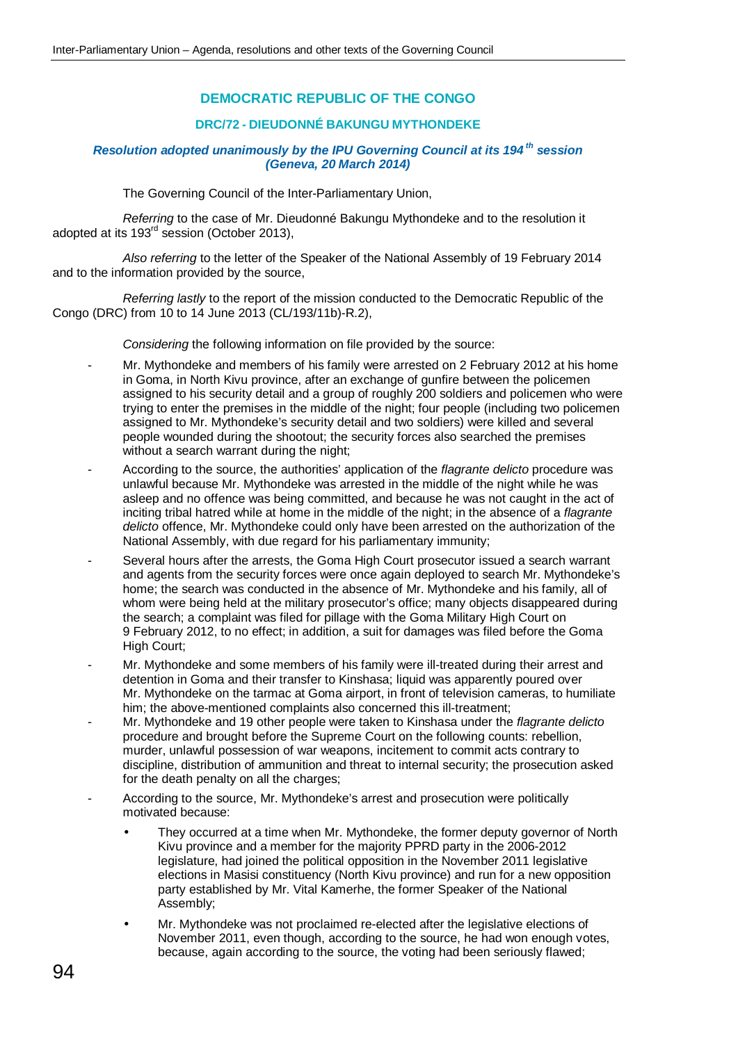## DEMOCRATIC REPUBLIC OF THE CONGO

### DRC/72 - DIEUDONNÉ BAKUNGU MYTHONDEKE

***Resolution adopted unanimously by the IPU Governing Council at its 194th session (Geneva, 20 March 2014)***

The Governing Council of the Inter-Parliamentary Union,

*Referring* to the case of Mr. Dieudonné Bakungu Mythondeke and to the resolution it adopted at its 193rd session (October 2013),

*Also referring* to the letter of the Speaker of the National Assembly of 19 February 2014 and to the information provided by the source,

*Referring lastly* to the report of the mission conducted to the Democratic Republic of the Congo (DRC) from 10 to 14 June 2013 (CL/193/11b)-R.2),

*Considering* the following information on file provided by the source:

- Mr. Mythondeke and members of his family were arrested on 2 February 2012 at his home in Goma, in North Kivu province, after an exchange of gunfire between the policemen assigned to his security detail and a group of roughly 200 soldiers and policemen who were trying to enter the premises in the middle of the night; four people (including two policemen assigned to Mr. Mythondeke's security detail and two soldiers) were killed and several people wounded during the shootout; the security forces also searched the premises without a search warrant during the night;
- According to the source, the authorities' application of the *flagrante delicto* procedure was unlawful because Mr. Mythondeke was arrested in the middle of the night while he was asleep and no offence was being committed, and because he was not caught in the act of inciting tribal hatred while at home in the middle of the night; in the absence of a *flagrante delicto* offence, Mr. Mythondeke could only have been arrested on the authorization of the National Assembly, with due regard for his parliamentary immunity;
- Several hours after the arrests, the Goma High Court prosecutor issued a search warrant and agents from the security forces were once again deployed to search Mr. Mythondeke's home; the search was conducted in the absence of Mr. Mythondeke and his family, all of whom were being held at the military prosecutor's office; many objects disappeared during the search; a complaint was filed for pillage with the Goma Military High Court on 9 February 2012, to no effect; in addition, a suit for damages was filed before the Goma High Court;
- Mr. Mythondeke and some members of his family were ill-treated during their arrest and detention in Goma and their transfer to Kinshasa; liquid was apparently poured over Mr. Mythondeke on the tarmac at Goma airport, in front of television cameras, to humiliate him; the above-mentioned complaints also concerned this ill-treatment;
- Mr. Mythondeke and 19 other people were taken to Kinshasa under the *flagrante delicto* procedure and brought before the Supreme Court on the following counts: rebellion, murder, unlawful possession of war weapons, incitement to commit acts contrary to discipline, distribution of ammunition and threat to internal security; the prosecution asked for the death penalty on all the charges;
- According to the source, Mr. Mythondeke's arrest and prosecution were politically motivated because:
    - They occurred at a time when Mr. Mythondeke, the former deputy governor of North Kivu province and a member for the majority PPRD party in the 2006-2012 legislature, had joined the political opposition in the November 2011 legislative elections in Masisi constituency (North Kivu province) and run for a new opposition party established by Mr. Vital Kamerhe, the former Speaker of the National Assembly;
    - Mr. Mythondeke was not proclaimed re-elected after the legislative elections of November 2011, even though, according to the source, he had won enough votes, because, again according to the source, the voting had been seriously flawed;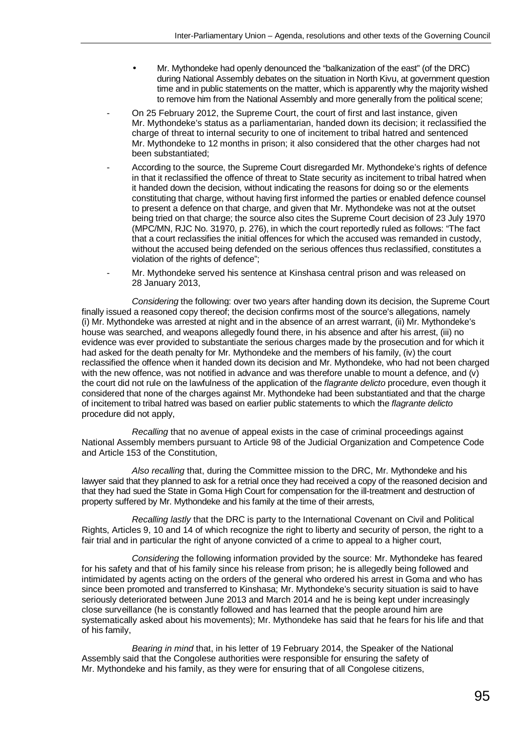- Mr. Mythondeke had openly denounced the "balkanization of the east" (of the DRC) during National Assembly debates on the situation in North Kivu, at government question time and in public statements on the matter, which is apparently why the majority wished to remove him from the National Assembly and more generally from the political scene;

- On 25 February 2012, the Supreme Court, the court of first and last instance, given Mr. Mythondeke's status as a parliamentarian, handed down its decision; it reclassified the charge of threat to internal security to one of incitement to tribal hatred and sentenced Mr. Mythondeke to 12 months in prison; it also considered that the other charges had not been substantiated;

- According to the source, the Supreme Court disregarded Mr. Mythondeke's rights of defence in that it reclassified the offence of threat to State security as incitement to tribal hatred when it handed down the decision, without indicating the reasons for doing so or the elements constituting that charge, without having first informed the parties or enabled defence counsel to present a defence on that charge, and given that Mr. Mythondeke was not at the outset being tried on that charge; the source also cites the Supreme Court decision of 23 July 1970 (MPC/MN, RJC No. 31970, p. 276), in which the court reportedly ruled as follows: "The fact that a court reclassifies the initial offences for which the accused was remanded in custody, without the accused being defended on the serious offences thus reclassified, constitutes a violation of the rights of defence";

- Mr. Mythondeke served his sentence at Kinshasa central prison and was released on 28 January 2013,

*Considering* the following: over two years after handing down its decision, the Supreme Court finally issued a reasoned copy thereof; the decision confirms most of the source's allegations, namely (i) Mr. Mythondeke was arrested at night and in the absence of an arrest warrant, (ii) Mr. Mythondeke's house was searched, and weapons allegedly found there, in his absence and after his arrest, (iii) no evidence was ever provided to substantiate the serious charges made by the prosecution and for which it had asked for the death penalty for Mr. Mythondeke and the members of his family, (iv) the court reclassified the offence when it handed down its decision and Mr. Mythondeke, who had not been charged with the new offence, was not notified in advance and was therefore unable to mount a defence, and (v) the court did not rule on the lawfulness of the application of the *flagrante delicto* procedure, even though it considered that none of the charges against Mr. Mythondeke had been substantiated and that the charge of incitement to tribal hatred was based on earlier public statements to which the *flagrante delicto* procedure did not apply,

*Recalling* that no avenue of appeal exists in the case of criminal proceedings against National Assembly members pursuant to Article 98 of the Judicial Organization and Competence Code and Article 153 of the Constitution,

*Also recalling* that, during the Committee mission to the DRC, Mr. Mythondeke and his lawyer said that they planned to ask for a retrial once they had received a copy of the reasoned decision and that they had sued the State in Goma High Court for compensation for the ill-treatment and destruction of property suffered by Mr. Mythondeke and his family at the time of their arrests,

*Recalling lastly* that the DRC is party to the International Covenant on Civil and Political Rights, Articles 9, 10 and 14 of which recognize the right to liberty and security of person, the right to a fair trial and in particular the right of anyone convicted of a crime to appeal to a higher court,

*Considering* the following information provided by the source: Mr. Mythondeke has feared for his safety and that of his family since his release from prison; he is allegedly being followed and intimidated by agents acting on the orders of the general who ordered his arrest in Goma and who has since been promoted and transferred to Kinshasa; Mr. Mythondeke's security situation is said to have seriously deteriorated between June 2013 and March 2014 and he is being kept under increasingly close surveillance (he is constantly followed and has learned that the people around him are systematically asked about his movements); Mr. Mythondeke has said that he fears for his life and that of his family,

*Bearing in mind* that, in his letter of 19 February 2014, the Speaker of the National Assembly said that the Congolese authorities were responsible for ensuring the safety of Mr. Mythondeke and his family, as they were for ensuring that of all Congolese citizens,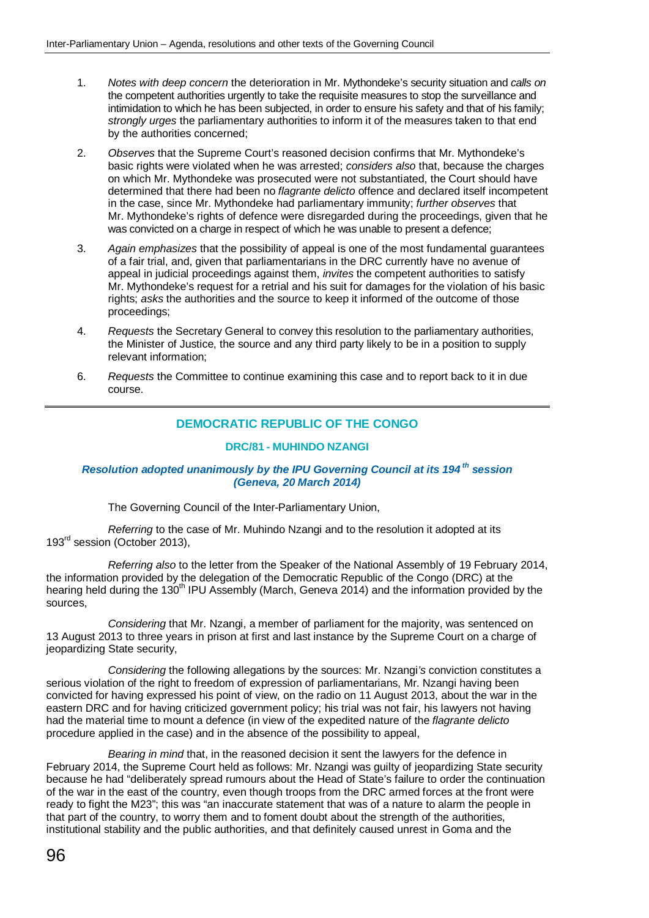1. *Notes with deep concern* the deterioration in Mr. Mythondeke's security situation and *calls on* the competent authorities urgently to take the requisite measures to stop the surveillance and intimidation to which he has been subjected, in order to ensure his safety and that of his family; *strongly urges* the parliamentary authorities to inform it of the measures taken to that end by the authorities concerned;

2. *Observes* that the Supreme Court's reasoned decision confirms that Mr. Mythondeke's basic rights were violated when he was arrested; *considers also* that, because the charges on which Mr. Mythondeke was prosecuted were not substantiated, the Court should have determined that there had been no *flagrante delicto* offence and declared itself incompetent in the case, since Mr. Mythondeke had parliamentary immunity; *further observes* that Mr. Mythondeke's rights of defence were disregarded during the proceedings, given that he was convicted on a charge in respect of which he was unable to present a defence;

3. *Again emphasizes* that the possibility of appeal is one of the most fundamental guarantees of a fair trial, and, given that parliamentarians in the DRC currently have no avenue of appeal in judicial proceedings against them, *invites* the competent authorities to satisfy Mr. Mythondeke's request for a retrial and his suit for damages for the violation of his basic rights; *asks* the authorities and the source to keep it informed of the outcome of those proceedings;

4. *Requests* the Secretary General to convey this resolution to the parliamentary authorities, the Minister of Justice, the source and any third party likely to be in a position to supply relevant information;

6. *Requests* the Committee to continue examining this case and to report back to it in due course.

---

## DEMOCRATIC REPUBLIC OF THE CONGO

### DRC/81 - MUHINDO NZANGI

***Resolution adopted unanimously by the IPU Governing Council at its 194th session (Geneva, 20 March 2014)***

The Governing Council of the Inter-Parliamentary Union,

*Referring* to the case of Mr. Muhindo Nzangi and to the resolution it adopted at its 193rd session (October 2013),

*Referring also* to the letter from the Speaker of the National Assembly of 19 February 2014, the information provided by the delegation of the Democratic Republic of the Congo (DRC) at the hearing held during the 130th IPU Assembly (March, Geneva 2014) and the information provided by the sources,

*Considering* that Mr. Nzangi, a member of parliament for the majority, was sentenced on 13 August 2013 to three years in prison at first and last instance by the Supreme Court on a charge of jeopardizing State security,

*Considering* the following allegations by the sources: Mr. Nzangi's conviction constitutes a serious violation of the right to freedom of expression of parliamentarians, Mr. Nzangi having been convicted for having expressed his point of view, on the radio on 11 August 2013, about the war in the eastern DRC and for having criticized government policy; his trial was not fair, his lawyers not having had the material time to mount a defence (in view of the expedited nature of the *flagrante delicto* procedure applied in the case) and in the absence of the possibility to appeal,

*Bearing in mind* that, in the reasoned decision it sent the lawyers for the defence in February 2014, the Supreme Court held as follows: Mr. Nzangi was guilty of jeopardizing State security because he had "deliberately spread rumours about the Head of State's failure to order the continuation of the war in the east of the country, even though troops from the DRC armed forces at the front were ready to fight the M23"; this was "an inaccurate statement that was of a nature to alarm the people in that part of the country, to worry them and to foment doubt about the strength of the authorities, institutional stability and the public authorities, and that definitely caused unrest in Goma and the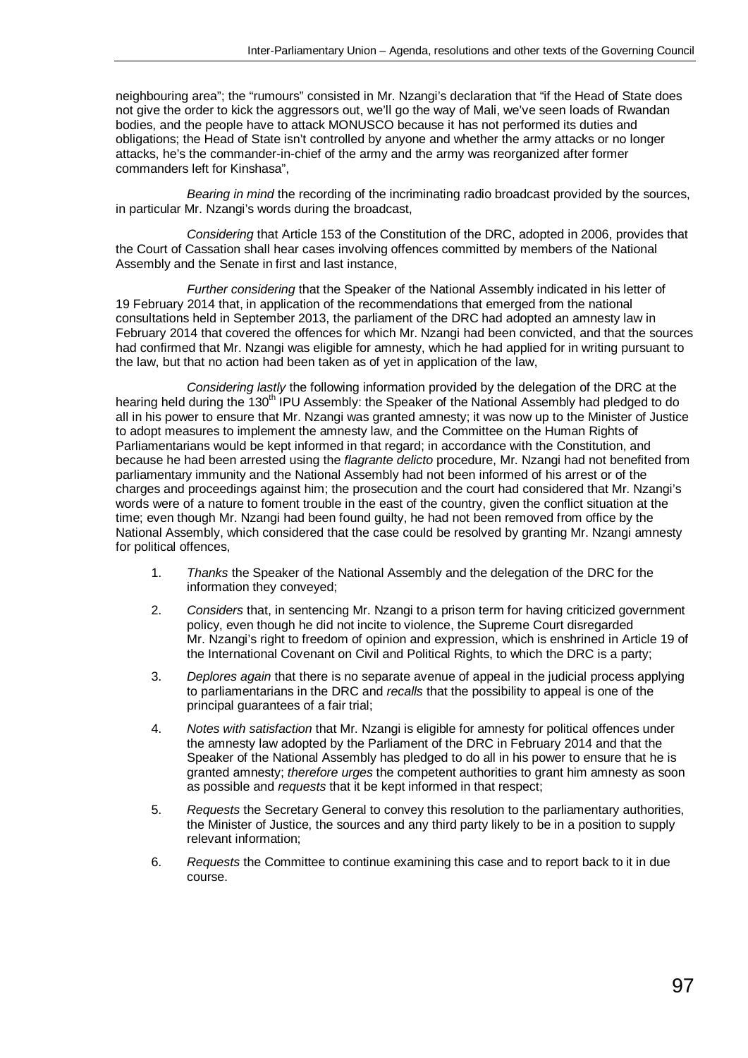neighbouring area"; the "rumours" consisted in Mr. Nzangi's declaration that "if the Head of State does not give the order to kick the aggressors out, we'll go the way of Mali, we've seen loads of Rwandan bodies, and the people have to attack MONUSCO because it has not performed its duties and obligations; the Head of State isn't controlled by anyone and whether the army attacks or no longer attacks, he's the commander-in-chief of the army and the army was reorganized after former commanders left for Kinshasa",

*Bearing in mind* the recording of the incriminating radio broadcast provided by the sources, in particular Mr. Nzangi's words during the broadcast,

*Considering* that Article 153 of the Constitution of the DRC, adopted in 2006, provides that the Court of Cassation shall hear cases involving offences committed by members of the National Assembly and the Senate in first and last instance,

*Further considering* that the Speaker of the National Assembly indicated in his letter of 19 February 2014 that, in application of the recommendations that emerged from the national consultations held in September 2013, the parliament of the DRC had adopted an amnesty law in February 2014 that covered the offences for which Mr. Nzangi had been convicted, and that the sources had confirmed that Mr. Nzangi was eligible for amnesty, which he had applied for in writing pursuant to the law, but that no action had been taken as of yet in application of the law,

*Considering lastly* the following information provided by the delegation of the DRC at the hearing held during the 130th IPU Assembly: the Speaker of the National Assembly had pledged to do all in his power to ensure that Mr. Nzangi was granted amnesty; it was now up to the Minister of Justice to adopt measures to implement the amnesty law, and the Committee on the Human Rights of Parliamentarians would be kept informed in that regard; in accordance with the Constitution, and because he had been arrested using the *flagrante delicto* procedure, Mr. Nzangi had not benefited from parliamentary immunity and the National Assembly had not been informed of his arrest or of the charges and proceedings against him; the prosecution and the court had considered that Mr. Nzangi's words were of a nature to foment trouble in the east of the country, given the conflict situation at the time; even though Mr. Nzangi had been found guilty, he had not been removed from office by the National Assembly, which considered that the case could be resolved by granting Mr. Nzangi amnesty for political offences,

1. *Thanks* the Speaker of the National Assembly and the delegation of the DRC for the information they conveyed;
2. *Considers* that, in sentencing Mr. Nzangi to a prison term for having criticized government policy, even though he did not incite to violence, the Supreme Court disregarded Mr. Nzangi's right to freedom of opinion and expression, which is enshrined in Article 19 of the International Covenant on Civil and Political Rights, to which the DRC is a party;
3. *Deplores again* that there is no separate avenue of appeal in the judicial process applying to parliamentarians in the DRC and *recalls* that the possibility to appeal is one of the principal guarantees of a fair trial;
4. *Notes with satisfaction* that Mr. Nzangi is eligible for amnesty for political offences under the amnesty law adopted by the Parliament of the DRC in February 2014 and that the Speaker of the National Assembly has pledged to do all in his power to ensure that he is granted amnesty; *therefore urges* the competent authorities to grant him amnesty as soon as possible and *requests* that it be kept informed in that respect;
5. *Requests* the Secretary General to convey this resolution to the parliamentary authorities, the Minister of Justice, the sources and any third party likely to be in a position to supply relevant information;
6. *Requests* the Committee to continue examining this case and to report back to it in due course.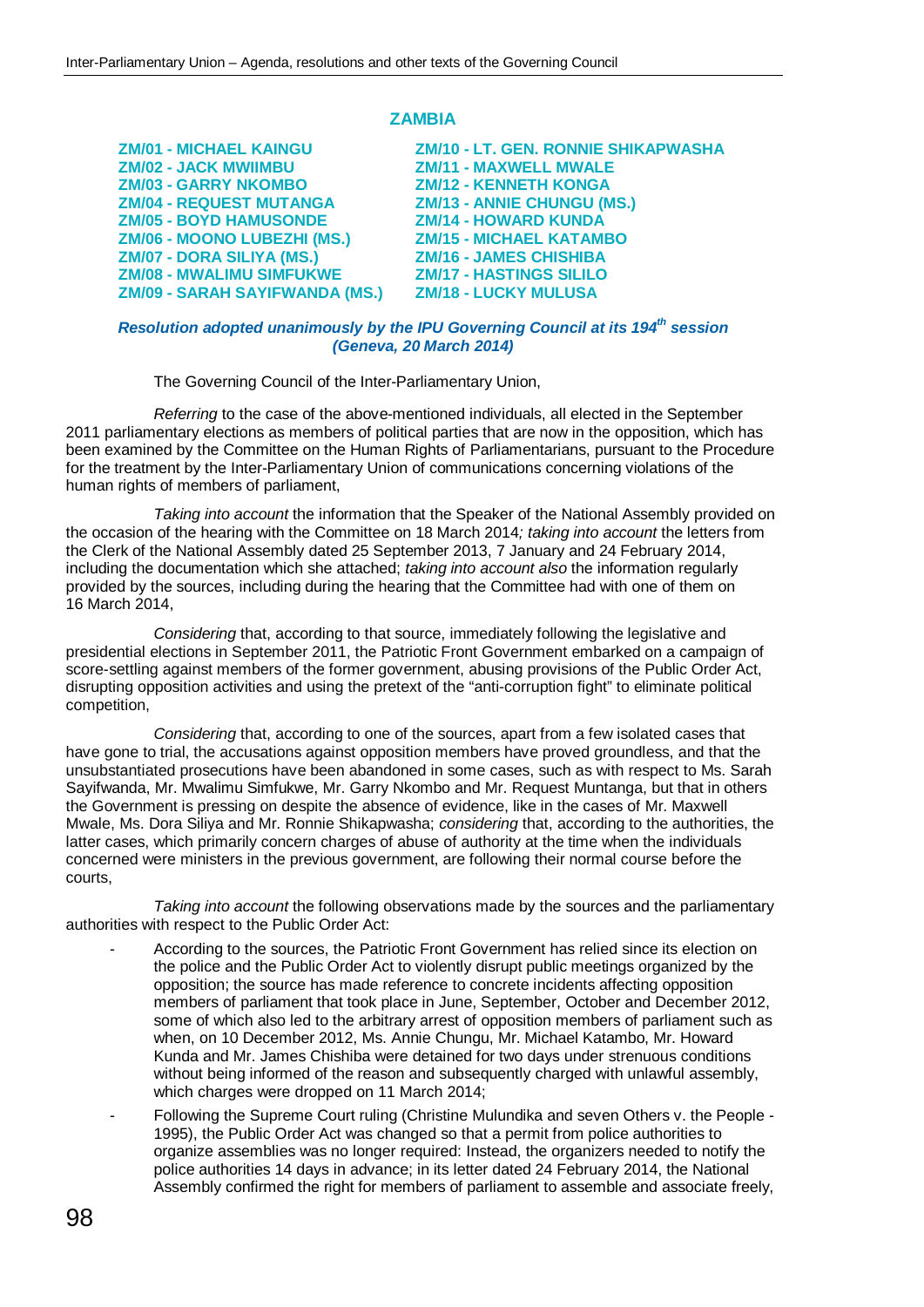## ZAMBIA

**ZM/01 - MICHAEL KAINGU**
**ZM/02 - JACK MWIIMBU**
**ZM/03 - GARRY NKOMBO**
**ZM/04 - REQUEST MUTANGA**
**ZM/05 - BOYD HAMUSONDE**
**ZM/06 - MOONO LUBEZHI (MS.)**
**ZM/07 - DORA SILIYA (MS.)**
**ZM/08 - MWALIMU SIMFUKWE**
**ZM/09 - SARAH SAYIFWANDA (MS.)**
**ZM/10 - LT. GEN. RONNIE SHIKAPWASHA**
**ZM/11 - MAXWELL MWALE**
**ZM/12 - KENNETH KONGA**
**ZM/13 - ANNIE CHUNGU (MS.)**
**ZM/14 - HOWARD KUNDA**
**ZM/15 - MICHAEL KATAMBO**
**ZM/16 - JAMES CHISHIBA**
**ZM/17 - HASTINGS SILILO**
**ZM/18 - LUCKY MULUSA**

***Resolution adopted unanimously by the IPU Governing Council at its 194th session (Geneva, 20 March 2014)***

The Governing Council of the Inter-Parliamentary Union,

*Referring* to the case of the above-mentioned individuals, all elected in the September 2011 parliamentary elections as members of political parties that are now in the opposition, which has been examined by the Committee on the Human Rights of Parliamentarians, pursuant to the Procedure for the treatment by the Inter-Parliamentary Union of communications concerning violations of the human rights of members of parliament,

*Taking into account* the information that the Speaker of the National Assembly provided on the occasion of the hearing with the Committee on 18 March 2014*; taking into account* the letters from the Clerk of the National Assembly dated 25 September 2013, 7 January and 24 February 2014, including the documentation which she attached; *taking into account also* the information regularly provided by the sources, including during the hearing that the Committee had with one of them on 16 March 2014,

*Considering* that, according to that source, immediately following the legislative and presidential elections in September 2011, the Patriotic Front Government embarked on a campaign of score-settling against members of the former government, abusing provisions of the Public Order Act, disrupting opposition activities and using the pretext of the "anti-corruption fight" to eliminate political competition,

*Considering* that, according to one of the sources, apart from a few isolated cases that have gone to trial, the accusations against opposition members have proved groundless, and that the unsubstantiated prosecutions have been abandoned in some cases, such as with respect to Ms. Sarah Sayifwanda, Mr. Mwalimu Simfukwe, Mr. Garry Nkombo and Mr. Request Muntanga, but that in others the Government is pressing on despite the absence of evidence, like in the cases of Mr. Maxwell Mwale, Ms. Dora Siliya and Mr. Ronnie Shikapwasha; *considering* that, according to the authorities, the latter cases, which primarily concern charges of abuse of authority at the time when the individuals concerned were ministers in the previous government, are following their normal course before the courts,

*Taking into account* the following observations made by the sources and the parliamentary authorities with respect to the Public Order Act:

- According to the sources, the Patriotic Front Government has relied since its election on the police and the Public Order Act to violently disrupt public meetings organized by the opposition; the source has made reference to concrete incidents affecting opposition members of parliament that took place in June, September, October and December 2012, some of which also led to the arbitrary arrest of opposition members of parliament such as when, on 10 December 2012, Ms. Annie Chungu, Mr. Michael Katambo, Mr. Howard Kunda and Mr. James Chishiba were detained for two days under strenuous conditions without being informed of the reason and subsequently charged with unlawful assembly, which charges were dropped on 11 March 2014;
- Following the Supreme Court ruling (Christine Mulundika and seven Others v. the People - 1995), the Public Order Act was changed so that a permit from police authorities to organize assemblies was no longer required: Instead, the organizers needed to notify the police authorities 14 days in advance; in its letter dated 24 February 2014, the National Assembly confirmed the right for members of parliament to assemble and associate freely,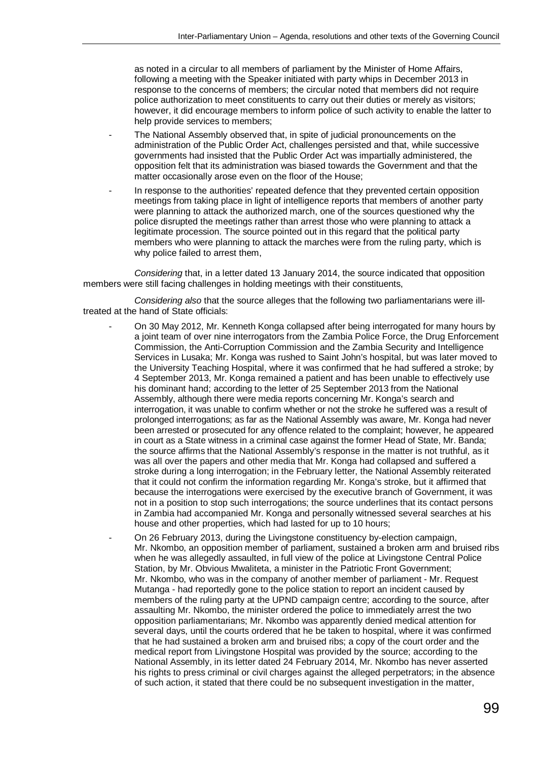as noted in a circular to all members of parliament by the Minister of Home Affairs, following a meeting with the Speaker initiated with party whips in December 2013 in response to the concerns of members; the circular noted that members did not require police authorization to meet constituents to carry out their duties or merely as visitors; however, it did encourage members to inform police of such activity to enable the latter to help provide services to members;

- The National Assembly observed that, in spite of judicial pronouncements on the administration of the Public Order Act, challenges persisted and that, while successive governments had insisted that the Public Order Act was impartially administered, the opposition felt that its administration was biased towards the Government and that the matter occasionally arose even on the floor of the House;
- In response to the authorities' repeated defence that they prevented certain opposition meetings from taking place in light of intelligence reports that members of another party were planning to attack the authorized march, one of the sources questioned why the police disrupted the meetings rather than arrest those who were planning to attack a legitimate procession. The source pointed out in this regard that the political party members who were planning to attack the marches were from the ruling party, which is why police failed to arrest them,

*Considering* that, in a letter dated 13 January 2014, the source indicated that opposition members were still facing challenges in holding meetings with their constituents,

*Considering also* that the source alleges that the following two parliamentarians were ill-treated at the hand of State officials:

- On 30 May 2012, Mr. Kenneth Konga collapsed after being interrogated for many hours by a joint team of over nine interrogators from the Zambia Police Force, the Drug Enforcement Commission, the Anti-Corruption Commission and the Zambia Security and Intelligence Services in Lusaka; Mr. Konga was rushed to Saint John's hospital, but was later moved to the University Teaching Hospital, where it was confirmed that he had suffered a stroke; by 4 September 2013, Mr. Konga remained a patient and has been unable to effectively use his dominant hand; according to the letter of 25 September 2013 from the National Assembly, although there were media reports concerning Mr. Konga's search and interrogation, it was unable to confirm whether or not the stroke he suffered was a result of prolonged interrogations; as far as the National Assembly was aware, Mr. Konga had never been arrested or prosecuted for any offence related to the complaint; however, he appeared in court as a State witness in a criminal case against the former Head of State, Mr. Banda; the source affirms that the National Assembly's response in the matter is not truthful, as it was all over the papers and other media that Mr. Konga had collapsed and suffered a stroke during a long interrogation; in the February letter, the National Assembly reiterated that it could not confirm the information regarding Mr. Konga's stroke, but it affirmed that because the interrogations were exercised by the executive branch of Government, it was not in a position to stop such interrogations; the source underlines that its contact persons in Zambia had accompanied Mr. Konga and personally witnessed several searches at his house and other properties, which had lasted for up to 10 hours;
- On 26 February 2013, during the Livingstone constituency by-election campaign, Mr. Nkombo, an opposition member of parliament, sustained a broken arm and bruised ribs when he was allegedly assaulted, in full view of the police at Livingstone Central Police Station, by Mr. Obvious Mwaliteta, a minister in the Patriotic Front Government; Mr. Nkombo, who was in the company of another member of parliament - Mr. Request Mutanga - had reportedly gone to the police station to report an incident caused by members of the ruling party at the UPND campaign centre; according to the source, after assaulting Mr. Nkombo, the minister ordered the police to immediately arrest the two opposition parliamentarians; Mr. Nkombo was apparently denied medical attention for several days, until the courts ordered that he be taken to hospital, where it was confirmed that he had sustained a broken arm and bruised ribs; a copy of the court order and the medical report from Livingstone Hospital was provided by the source; according to the National Assembly, in its letter dated 24 February 2014, Mr. Nkombo has never asserted his rights to press criminal or civil charges against the alleged perpetrators; in the absence of such action, it stated that there could be no subsequent investigation in the matter,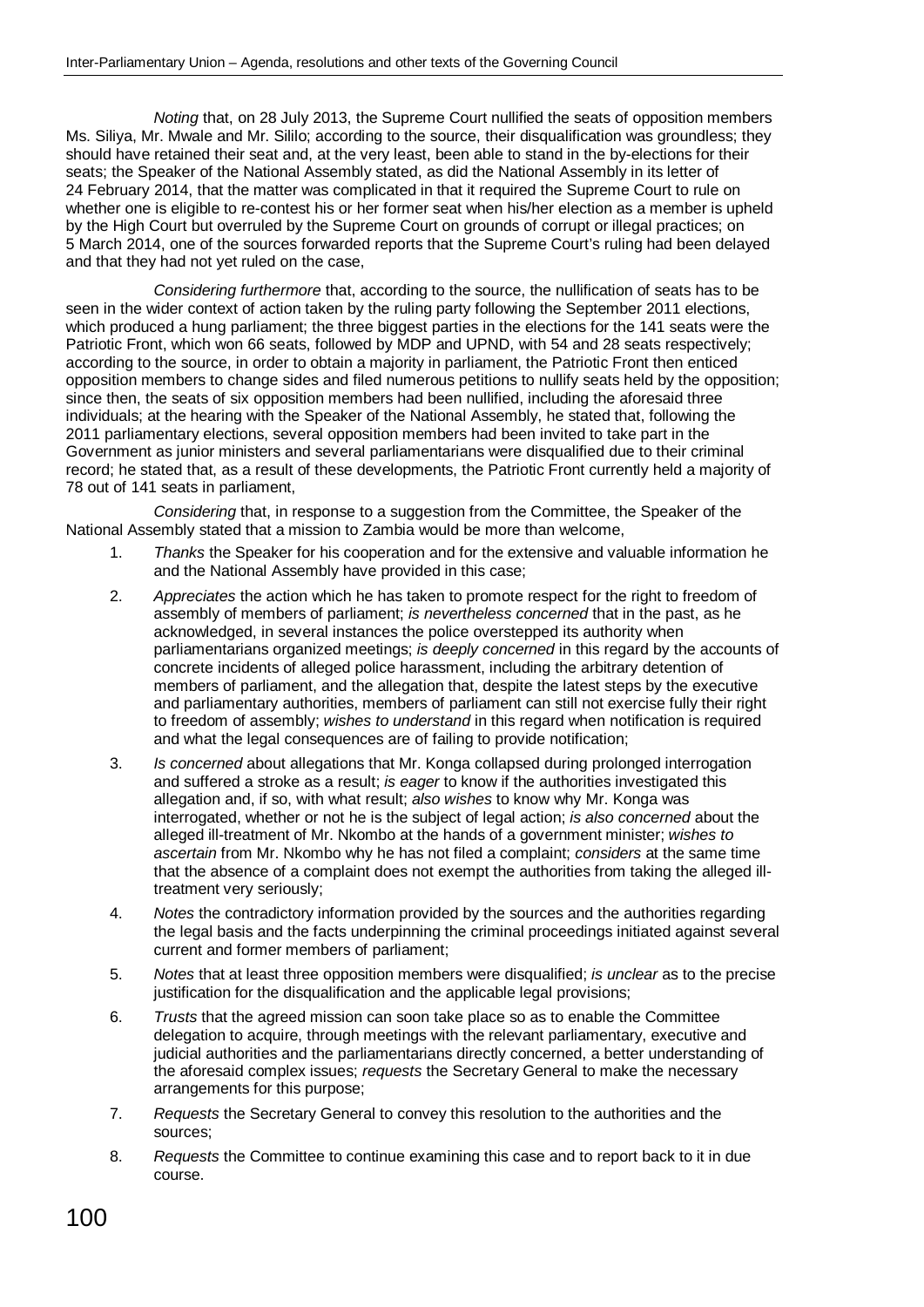*Noting* that, on 28 July 2013, the Supreme Court nullified the seats of opposition members Ms. Siliya, Mr. Mwale and Mr. Sililo; according to the source, their disqualification was groundless; they should have retained their seat and, at the very least, been able to stand in the by-elections for their seats; the Speaker of the National Assembly stated, as did the National Assembly in its letter of 24 February 2014, that the matter was complicated in that it required the Supreme Court to rule on whether one is eligible to re-contest his or her former seat when his/her election as a member is upheld by the High Court but overruled by the Supreme Court on grounds of corrupt or illegal practices; on 5 March 2014, one of the sources forwarded reports that the Supreme Court's ruling had been delayed and that they had not yet ruled on the case,

*Considering furthermore* that, according to the source, the nullification of seats has to be seen in the wider context of action taken by the ruling party following the September 2011 elections, which produced a hung parliament; the three biggest parties in the elections for the 141 seats were the Patriotic Front, which won 66 seats, followed by MDP and UPND, with 54 and 28 seats respectively; according to the source, in order to obtain a majority in parliament, the Patriotic Front then enticed opposition members to change sides and filed numerous petitions to nullify seats held by the opposition; since then, the seats of six opposition members had been nullified, including the aforesaid three individuals; at the hearing with the Speaker of the National Assembly, he stated that, following the 2011 parliamentary elections, several opposition members had been invited to take part in the Government as junior ministers and several parliamentarians were disqualified due to their criminal record; he stated that, as a result of these developments, the Patriotic Front currently held a majority of 78 out of 141 seats in parliament,

*Considering* that, in response to a suggestion from the Committee, the Speaker of the National Assembly stated that a mission to Zambia would be more than welcome,

1. *Thanks* the Speaker for his cooperation and for the extensive and valuable information he and the National Assembly have provided in this case;
2. *Appreciates* the action which he has taken to promote respect for the right to freedom of assembly of members of parliament; *is nevertheless concerned* that in the past, as he acknowledged, in several instances the police overstepped its authority when parliamentarians organized meetings; *is deeply concerned* in this regard by the accounts of concrete incidents of alleged police harassment, including the arbitrary detention of members of parliament, and the allegation that, despite the latest steps by the executive and parliamentary authorities, members of parliament can still not exercise fully their right to freedom of assembly; *wishes to understand* in this regard when notification is required and what the legal consequences are of failing to provide notification;
3. *Is concerned* about allegations that Mr. Konga collapsed during prolonged interrogation and suffered a stroke as a result; *is eager* to know if the authorities investigated this allegation and, if so, with what result; *also wishes* to know why Mr. Konga was interrogated, whether or not he is the subject of legal action; *is also concerned* about the alleged ill-treatment of Mr. Nkombo at the hands of a government minister; *wishes to ascertain* from Mr. Nkombo why he has not filed a complaint; *considers* at the same time that the absence of a complaint does not exempt the authorities from taking the alleged ill-treatment very seriously;
4. *Notes* the contradictory information provided by the sources and the authorities regarding the legal basis and the facts underpinning the criminal proceedings initiated against several current and former members of parliament;
5. *Notes* that at least three opposition members were disqualified; *is unclear* as to the precise justification for the disqualification and the applicable legal provisions;
6. *Trusts* that the agreed mission can soon take place so as to enable the Committee delegation to acquire, through meetings with the relevant parliamentary, executive and judicial authorities and the parliamentarians directly concerned, a better understanding of the aforesaid complex issues; *requests* the Secretary General to make the necessary arrangements for this purpose;
7. *Requests* the Secretary General to convey this resolution to the authorities and the sources;
8. *Requests* the Committee to continue examining this case and to report back to it in due course.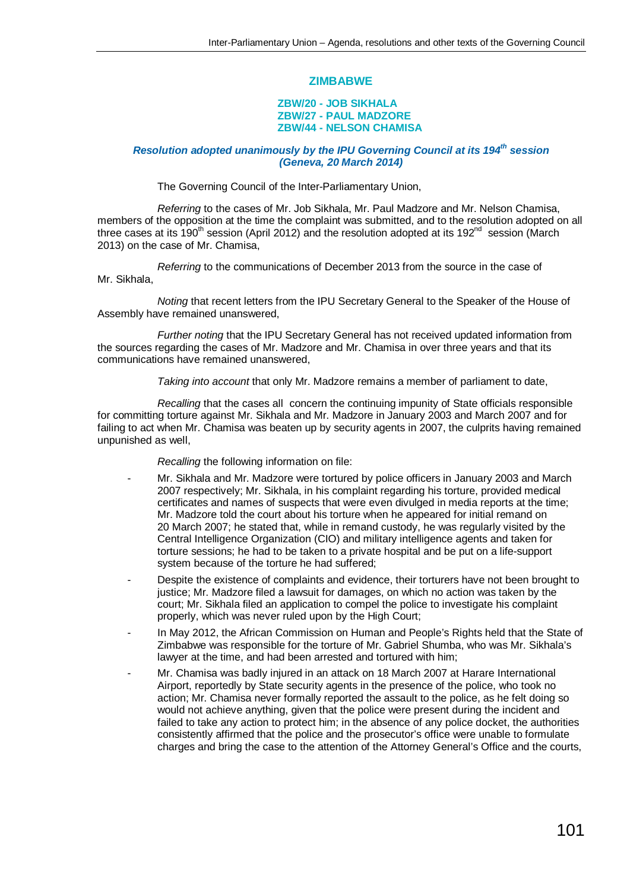## ZIMBABWE

### ZBW/20 - JOB SIKHALA
### ZBW/27 - PAUL MADZORE
### ZBW/44 - NELSON CHAMISA

***Resolution adopted unanimously by the IPU Governing Council at its 194th session (Geneva, 20 March 2014)***

The Governing Council of the Inter-Parliamentary Union,

*Referring* to the cases of Mr. Job Sikhala, Mr. Paul Madzore and Mr. Nelson Chamisa, members of the opposition at the time the complaint was submitted, and to the resolution adopted on all three cases at its 190th session (April 2012) and the resolution adopted at its 192nd session (March 2013) on the case of Mr. Chamisa,

*Referring* to the communications of December 2013 from the source in the case of Mr. Sikhala,

*Noting* that recent letters from the IPU Secretary General to the Speaker of the House of Assembly have remained unanswered,

*Further noting* that the IPU Secretary General has not received updated information from the sources regarding the cases of Mr. Madzore and Mr. Chamisa in over three years and that its communications have remained unanswered,

*Taking into account* that only Mr. Madzore remains a member of parliament to date,

*Recalling* that the cases all concern the continuing impunity of State officials responsible for committing torture against Mr. Sikhala and Mr. Madzore in January 2003 and March 2007 and for failing to act when Mr. Chamisa was beaten up by security agents in 2007, the culprits having remained unpunished as well,

*Recalling* the following information on file:

- Mr. Sikhala and Mr. Madzore were tortured by police officers in January 2003 and March 2007 respectively; Mr. Sikhala, in his complaint regarding his torture, provided medical certificates and names of suspects that were even divulged in media reports at the time; Mr. Madzore told the court about his torture when he appeared for initial remand on 20 March 2007; he stated that, while in remand custody, he was regularly visited by the Central Intelligence Organization (CIO) and military intelligence agents and taken for torture sessions; he had to be taken to a private hospital and be put on a life-support system because of the torture he had suffered;
- Despite the existence of complaints and evidence, their torturers have not been brought to justice; Mr. Madzore filed a lawsuit for damages, on which no action was taken by the court; Mr. Sikhala filed an application to compel the police to investigate his complaint properly, which was never ruled upon by the High Court;
- In May 2012, the African Commission on Human and People's Rights held that the State of Zimbabwe was responsible for the torture of Mr. Gabriel Shumba, who was Mr. Sikhala's lawyer at the time, and had been arrested and tortured with him;
- Mr. Chamisa was badly injured in an attack on 18 March 2007 at Harare International Airport, reportedly by State security agents in the presence of the police, who took no action; Mr. Chamisa never formally reported the assault to the police, as he felt doing so would not achieve anything, given that the police were present during the incident and failed to take any action to protect him; in the absence of any police docket, the authorities consistently affirmed that the police and the prosecutor's office were unable to formulate charges and bring the case to the attention of the Attorney General's Office and the courts,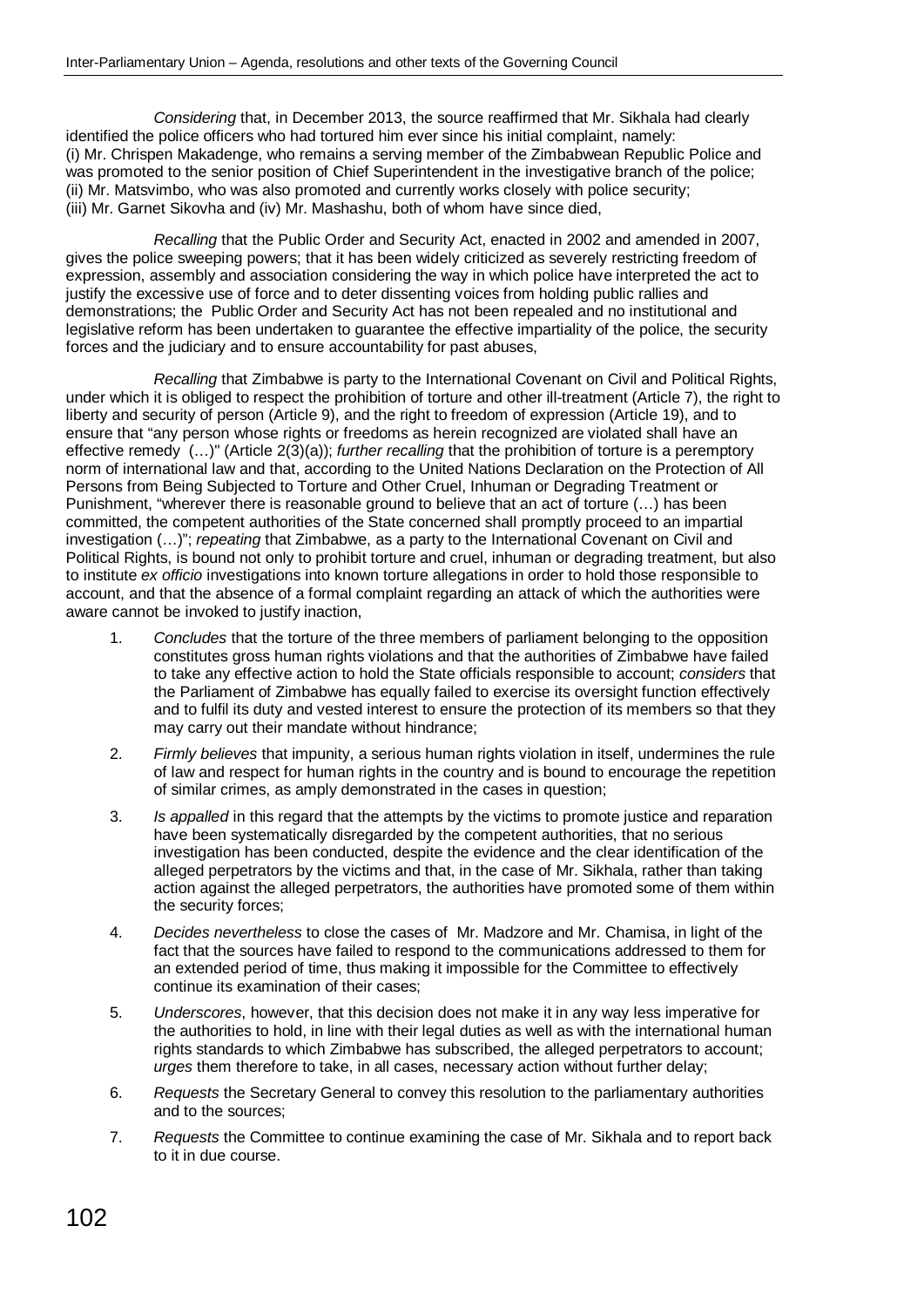*Considering* that, in December 2013, the source reaffirmed that Mr. Sikhala had clearly identified the police officers who had tortured him ever since his initial complaint, namely: (i) Mr. Chrispen Makadenge, who remains a serving member of the Zimbabwean Republic Police and was promoted to the senior position of Chief Superintendent in the investigative branch of the police; (ii) Mr. Matsvimbo, who was also promoted and currently works closely with police security; (iii) Mr. Garnet Sikovha and (iv) Mr. Mashashu, both of whom have since died,

*Recalling* that the Public Order and Security Act, enacted in 2002 and amended in 2007, gives the police sweeping powers; that it has been widely criticized as severely restricting freedom of expression, assembly and association considering the way in which police have interpreted the act to justify the excessive use of force and to deter dissenting voices from holding public rallies and demonstrations; the Public Order and Security Act has not been repealed and no institutional and legislative reform has been undertaken to guarantee the effective impartiality of the police, the security forces and the judiciary and to ensure accountability for past abuses,

*Recalling* that Zimbabwe is party to the International Covenant on Civil and Political Rights, under which it is obliged to respect the prohibition of torture and other ill-treatment (Article 7), the right to liberty and security of person (Article 9), and the right to freedom of expression (Article 19), and to ensure that "any person whose rights or freedoms as herein recognized are violated shall have an effective remedy (…)" (Article 2(3)(a)); *further recalling* that the prohibition of torture is a peremptory norm of international law and that, according to the United Nations Declaration on the Protection of All Persons from Being Subjected to Torture and Other Cruel, Inhuman or Degrading Treatment or Punishment, "wherever there is reasonable ground to believe that an act of torture (…) has been committed, the competent authorities of the State concerned shall promptly proceed to an impartial investigation (…)"; *repeating* that Zimbabwe, as a party to the International Covenant on Civil and Political Rights, is bound not only to prohibit torture and cruel, inhuman or degrading treatment, but also to institute *ex officio* investigations into known torture allegations in order to hold those responsible to account, and that the absence of a formal complaint regarding an attack of which the authorities were aware cannot be invoked to justify inaction,

1. *Concludes* that the torture of the three members of parliament belonging to the opposition constitutes gross human rights violations and that the authorities of Zimbabwe have failed to take any effective action to hold the State officials responsible to account; *considers* that the Parliament of Zimbabwe has equally failed to exercise its oversight function effectively and to fulfil its duty and vested interest to ensure the protection of its members so that they may carry out their mandate without hindrance;

2. *Firmly believes* that impunity, a serious human rights violation in itself, undermines the rule of law and respect for human rights in the country and is bound to encourage the repetition of similar crimes, as amply demonstrated in the cases in question;

3. *Is appalled* in this regard that the attempts by the victims to promote justice and reparation have been systematically disregarded by the competent authorities, that no serious investigation has been conducted, despite the evidence and the clear identification of the alleged perpetrators by the victims and that, in the case of Mr. Sikhala, rather than taking action against the alleged perpetrators, the authorities have promoted some of them within the security forces;

4. *Decides nevertheless* to close the cases of Mr. Madzore and Mr. Chamisa, in light of the fact that the sources have failed to respond to the communications addressed to them for an extended period of time, thus making it impossible for the Committee to effectively continue its examination of their cases;

5. *Underscores*, however, that this decision does not make it in any way less imperative for the authorities to hold, in line with their legal duties as well as with the international human rights standards to which Zimbabwe has subscribed, the alleged perpetrators to account; *urges* them therefore to take, in all cases, necessary action without further delay;

6. *Requests* the Secretary General to convey this resolution to the parliamentary authorities and to the sources;

7. *Requests* the Committee to continue examining the case of Mr. Sikhala and to report back to it in due course.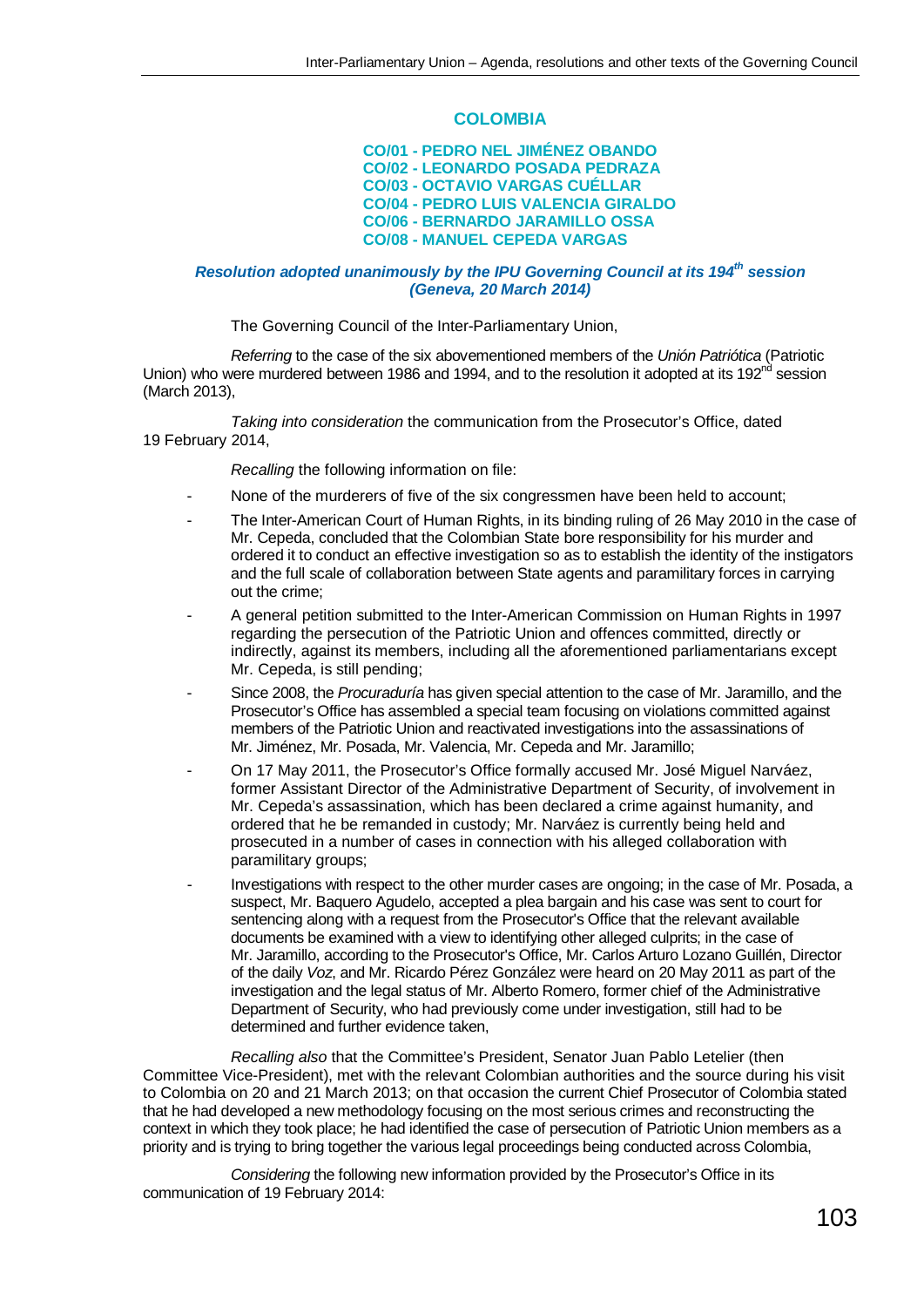# COLOMBIA

**CO/01 - PEDRO NEL JIMÉNEZ OBANDO**
**CO/02 - LEONARDO POSADA PEDRAZA**
**CO/03 - OCTAVIO VARGAS CUÉLLAR**
**CO/04 - PEDRO LUIS VALENCIA GIRALDO**
**CO/06 - BERNARDO JARAMILLO OSSA**
**CO/08 - MANUEL CEPEDA VARGAS**

***Resolution adopted unanimously by the IPU Governing Council at its 194th session (Geneva, 20 March 2014)***

The Governing Council of the Inter-Parliamentary Union,

*Referring* to the case of the six abovementioned members of the *Unión Patriótica* (Patriotic Union) who were murdered between 1986 and 1994, and to the resolution it adopted at its 192nd session (March 2013),

*Taking into consideration* the communication from the Prosecutor's Office, dated 19 February 2014,

*Recalling* the following information on file:

- None of the murderers of five of the six congressmen have been held to account;
- The Inter-American Court of Human Rights, in its binding ruling of 26 May 2010 in the case of Mr. Cepeda, concluded that the Colombian State bore responsibility for his murder and ordered it to conduct an effective investigation so as to establish the identity of the instigators and the full scale of collaboration between State agents and paramilitary forces in carrying out the crime;
- A general petition submitted to the Inter-American Commission on Human Rights in 1997 regarding the persecution of the Patriotic Union and offences committed, directly or indirectly, against its members, including all the aforementioned parliamentarians except Mr. Cepeda, is still pending;
- Since 2008, the *Procuraduría* has given special attention to the case of Mr. Jaramillo, and the Prosecutor's Office has assembled a special team focusing on violations committed against members of the Patriotic Union and reactivated investigations into the assassinations of Mr. Jiménez, Mr. Posada, Mr. Valencia, Mr. Cepeda and Mr. Jaramillo;
- On 17 May 2011, the Prosecutor's Office formally accused Mr. José Miguel Narváez, former Assistant Director of the Administrative Department of Security, of involvement in Mr. Cepeda's assassination, which has been declared a crime against humanity, and ordered that he be remanded in custody; Mr. Narváez is currently being held and prosecuted in a number of cases in connection with his alleged collaboration with paramilitary groups;
- Investigations with respect to the other murder cases are ongoing; in the case of Mr. Posada, a suspect, Mr. Baquero Agudelo, accepted a plea bargain and his case was sent to court for sentencing along with a request from the Prosecutor's Office that the relevant available documents be examined with a view to identifying other alleged culprits; in the case of Mr. Jaramillo, according to the Prosecutor's Office, Mr. Carlos Arturo Lozano Guillén, Director of the daily *Voz*, and Mr. Ricardo Pérez González were heard on 20 May 2011 as part of the investigation and the legal status of Mr. Alberto Romero, former chief of the Administrative Department of Security, who had previously come under investigation, still had to be determined and further evidence taken,

*Recalling also* that the Committee's President, Senator Juan Pablo Letelier (then Committee Vice-President), met with the relevant Colombian authorities and the source during his visit to Colombia on 20 and 21 March 2013; on that occasion the current Chief Prosecutor of Colombia stated that he had developed a new methodology focusing on the most serious crimes and reconstructing the context in which they took place; he had identified the case of persecution of Patriotic Union members as a priority and is trying to bring together the various legal proceedings being conducted across Colombia,

*Considering* the following new information provided by the Prosecutor's Office in its communication of 19 February 2014: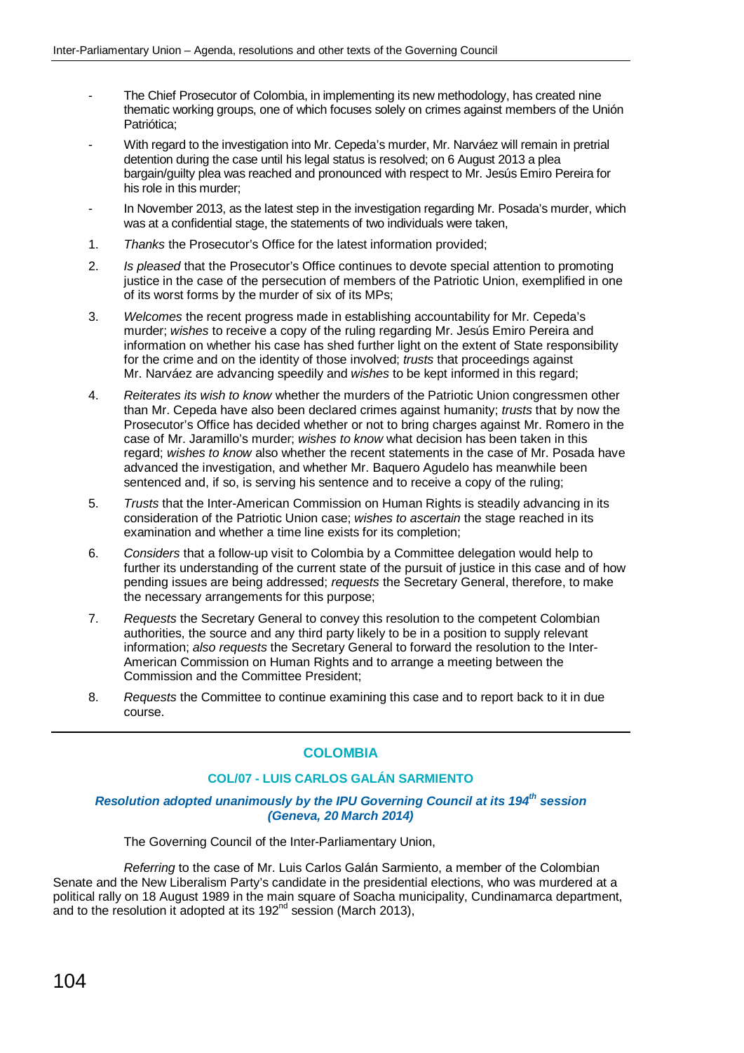- The Chief Prosecutor of Colombia, in implementing its new methodology, has created nine thematic working groups, one of which focuses solely on crimes against members of the Unión Patriótica;
- With regard to the investigation into Mr. Cepeda's murder, Mr. Narváez will remain in pretrial detention during the case until his legal status is resolved; on 6 August 2013 a plea bargain/guilty plea was reached and pronounced with respect to Mr. Jesús Emiro Pereira for his role in this murder;
- In November 2013, as the latest step in the investigation regarding Mr. Posada's murder, which was at a confidential stage, the statements of two individuals were taken,

1. *Thanks* the Prosecutor's Office for the latest information provided;
2. *Is pleased* that the Prosecutor's Office continues to devote special attention to promoting justice in the case of the persecution of members of the Patriotic Union, exemplified in one of its worst forms by the murder of six of its MPs;
3. *Welcomes* the recent progress made in establishing accountability for Mr. Cepeda's murder; *wishes* to receive a copy of the ruling regarding Mr. Jesús Emiro Pereira and information on whether his case has shed further light on the extent of State responsibility for the crime and on the identity of those involved; *trusts* that proceedings against Mr. Narváez are advancing speedily and *wishes* to be kept informed in this regard;
4. *Reiterates its wish to know* whether the murders of the Patriotic Union congressmen other than Mr. Cepeda have also been declared crimes against humanity; *trusts* that by now the Prosecutor's Office has decided whether or not to bring charges against Mr. Romero in the case of Mr. Jaramillo's murder; *wishes to know* what decision has been taken in this regard; *wishes to know* also whether the recent statements in the case of Mr. Posada have advanced the investigation, and whether Mr. Baquero Agudelo has meanwhile been sentenced and, if so, is serving his sentence and to receive a copy of the ruling;
5. *Trusts* that the Inter-American Commission on Human Rights is steadily advancing in its consideration of the Patriotic Union case; *wishes to ascertain* the stage reached in its examination and whether a time line exists for its completion;
6. *Considers* that a follow-up visit to Colombia by a Committee delegation would help to further its understanding of the current state of the pursuit of justice in this case and of how pending issues are being addressed; *requests* the Secretary General, therefore, to make the necessary arrangements for this purpose;
7. *Requests* the Secretary General to convey this resolution to the competent Colombian authorities, the source and any third party likely to be in a position to supply relevant information; *also requests* the Secretary General to forward the resolution to the Inter-American Commission on Human Rights and to arrange a meeting between the Commission and the Committee President;
8. *Requests* the Committee to continue examining this case and to report back to it in due course.

---

## COLOMBIA

### COL/07 - LUIS CARLOS GALÁN SARMIENTO

***Resolution adopted unanimously by the IPU Governing Council at its 194th session (Geneva, 20 March 2014)***

The Governing Council of the Inter-Parliamentary Union,

*Referring* to the case of Mr. Luis Carlos Galán Sarmiento, a member of the Colombian Senate and the New Liberalism Party's candidate in the presidential elections, who was murdered at a political rally on 18 August 1989 in the main square of Soacha municipality, Cundinamarca department, and to the resolution it adopted at its 192nd session (March 2013),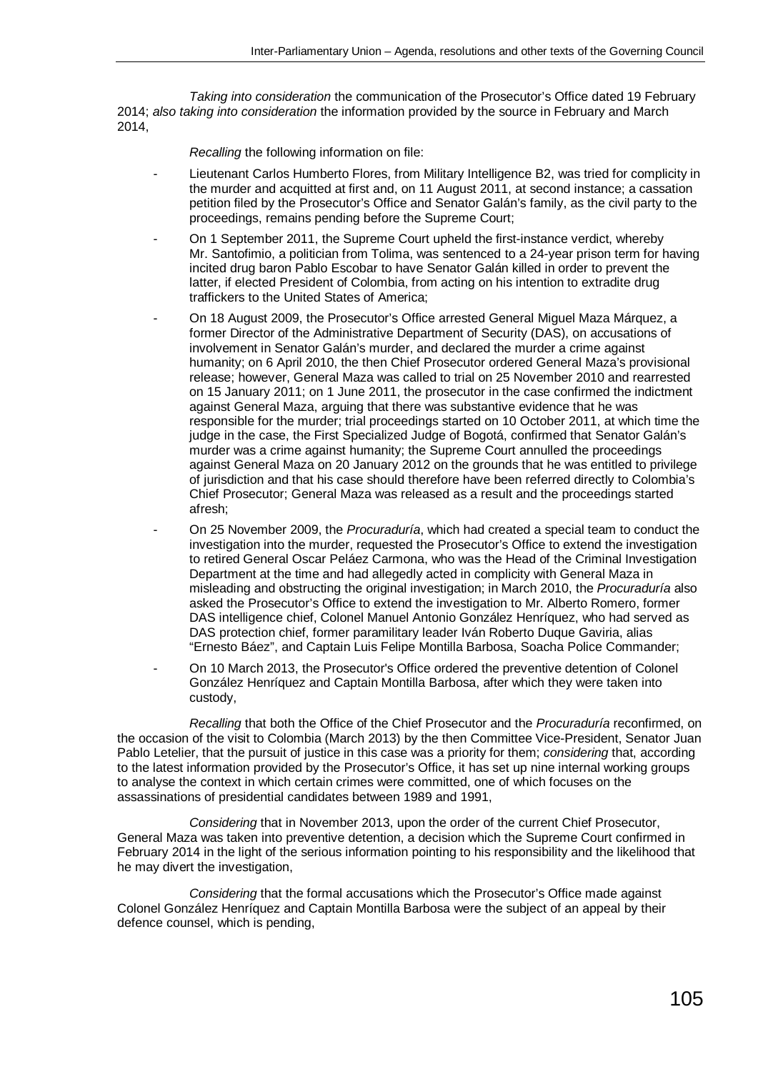*Taking into consideration* the communication of the Prosecutor's Office dated 19 February 2014; *also taking into consideration* the information provided by the source in February and March 2014,

*Recalling* the following information on file:

- Lieutenant Carlos Humberto Flores, from Military Intelligence B2, was tried for complicity in the murder and acquitted at first and, on 11 August 2011, at second instance; a cassation petition filed by the Prosecutor's Office and Senator Galán's family, as the civil party to the proceedings, remains pending before the Supreme Court;
- On 1 September 2011, the Supreme Court upheld the first-instance verdict, whereby Mr. Santofimio, a politician from Tolima, was sentenced to a 24-year prison term for having incited drug baron Pablo Escobar to have Senator Galán killed in order to prevent the latter, if elected President of Colombia, from acting on his intention to extradite drug traffickers to the United States of America;
- On 18 August 2009, the Prosecutor's Office arrested General Miguel Maza Márquez, a former Director of the Administrative Department of Security (DAS), on accusations of involvement in Senator Galán's murder, and declared the murder a crime against humanity; on 6 April 2010, the then Chief Prosecutor ordered General Maza's provisional release; however, General Maza was called to trial on 25 November 2010 and rearrested on 15 January 2011; on 1 June 2011, the prosecutor in the case confirmed the indictment against General Maza, arguing that there was substantive evidence that he was responsible for the murder; trial proceedings started on 10 October 2011, at which time the judge in the case, the First Specialized Judge of Bogotá, confirmed that Senator Galán's murder was a crime against humanity; the Supreme Court annulled the proceedings against General Maza on 20 January 2012 on the grounds that he was entitled to privilege of jurisdiction and that his case should therefore have been referred directly to Colombia's Chief Prosecutor; General Maza was released as a result and the proceedings started afresh;
- On 25 November 2009, the *Procuraduría*, which had created a special team to conduct the investigation into the murder, requested the Prosecutor's Office to extend the investigation to retired General Oscar Peláez Carmona, who was the Head of the Criminal Investigation Department at the time and had allegedly acted in complicity with General Maza in misleading and obstructing the original investigation; in March 2010, the *Procuraduría* also asked the Prosecutor's Office to extend the investigation to Mr. Alberto Romero, former DAS intelligence chief, Colonel Manuel Antonio González Henríquez, who had served as DAS protection chief, former paramilitary leader Iván Roberto Duque Gaviria, alias "Ernesto Báez", and Captain Luis Felipe Montilla Barbosa, Soacha Police Commander;
- On 10 March 2013, the Prosecutor's Office ordered the preventive detention of Colonel González Henríquez and Captain Montilla Barbosa, after which they were taken into custody,

*Recalling* that both the Office of the Chief Prosecutor and the *Procuraduría* reconfirmed, on the occasion of the visit to Colombia (March 2013) by the then Committee Vice-President, Senator Juan Pablo Letelier, that the pursuit of justice in this case was a priority for them; *considering* that, according to the latest information provided by the Prosecutor's Office, it has set up nine internal working groups to analyse the context in which certain crimes were committed, one of which focuses on the assassinations of presidential candidates between 1989 and 1991,

*Considering* that in November 2013, upon the order of the current Chief Prosecutor, General Maza was taken into preventive detention, a decision which the Supreme Court confirmed in February 2014 in the light of the serious information pointing to his responsibility and the likelihood that he may divert the investigation,

*Considering* that the formal accusations which the Prosecutor's Office made against Colonel González Henríquez and Captain Montilla Barbosa were the subject of an appeal by their defence counsel, which is pending,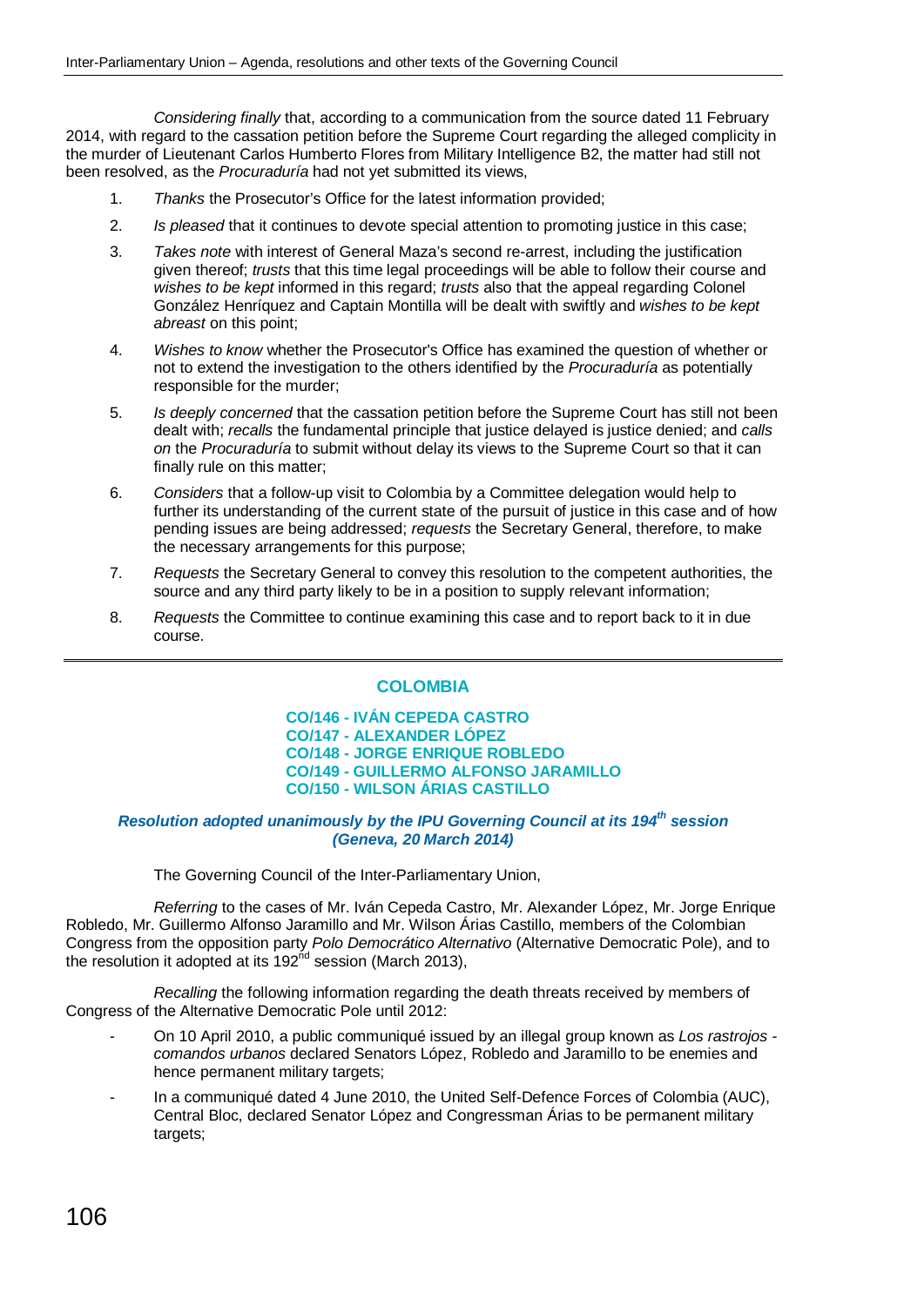*Considering finally* that, according to a communication from the source dated 11 February 2014, with regard to the cassation petition before the Supreme Court regarding the alleged complicity in the murder of Lieutenant Carlos Humberto Flores from Military Intelligence B2, the matter had still not been resolved, as the *Procuraduría* had not yet submitted its views,

1. *Thanks* the Prosecutor's Office for the latest information provided;
2. *Is pleased* that it continues to devote special attention to promoting justice in this case;
3. *Takes note* with interest of General Maza's second re-arrest, including the justification given thereof; *trusts* that this time legal proceedings will be able to follow their course and *wishes to be kept* informed in this regard; *trusts* also that the appeal regarding Colonel González Henríquez and Captain Montilla will be dealt with swiftly and *wishes to be kept abreast* on this point;
4. *Wishes to know* whether the Prosecutor's Office has examined the question of whether or not to extend the investigation to the others identified by the *Procuraduría* as potentially responsible for the murder;
5. *Is deeply concerned* that the cassation petition before the Supreme Court has still not been dealt with; *recalls* the fundamental principle that justice delayed is justice denied; and *calls on* the *Procuraduría* to submit without delay its views to the Supreme Court so that it can finally rule on this matter;
6. *Considers* that a follow-up visit to Colombia by a Committee delegation would help to further its understanding of the current state of the pursuit of justice in this case and of how pending issues are being addressed; *requests* the Secretary General, therefore, to make the necessary arrangements for this purpose;
7. *Requests* the Secretary General to convey this resolution to the competent authorities, the source and any third party likely to be in a position to supply relevant information;
8. *Requests* the Committee to continue examining this case and to report back to it in due course.

---

## COLOMBIA

### CO/146 - IVÁN CEPEDA CASTRO
### CO/147 - ALEXANDER LÓPEZ
### CO/148 - JORGE ENRIQUE ROBLEDO
### CO/149 - GUILLERMO ALFONSO JARAMILLO
### CO/150 - WILSON ÁRIAS CASTILLO

***Resolution adopted unanimously by the IPU Governing Council at its 194th session (Geneva, 20 March 2014)***

The Governing Council of the Inter-Parliamentary Union,

*Referring* to the cases of Mr. Iván Cepeda Castro, Mr. Alexander López, Mr. Jorge Enrique Robledo, Mr. Guillermo Alfonso Jaramillo and Mr. Wilson Árias Castillo, members of the Colombian Congress from the opposition party *Polo Democrático Alternativo* (Alternative Democratic Pole), and to the resolution it adopted at its 192nd session (March 2013),

*Recalling* the following information regarding the death threats received by members of Congress of the Alternative Democratic Pole until 2012:

- On 10 April 2010, a public communiqué issued by an illegal group known as *Los rastrojos - comandos urbanos* declared Senators López, Robledo and Jaramillo to be enemies and hence permanent military targets;
- In a communiqué dated 4 June 2010, the United Self-Defence Forces of Colombia (AUC), Central Bloc, declared Senator López and Congressman Árias to be permanent military targets;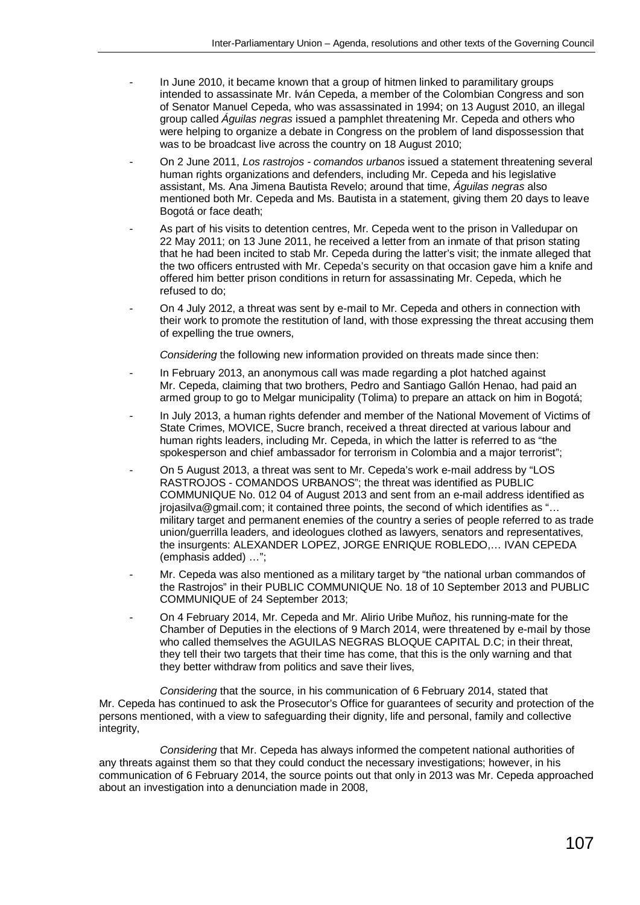- In June 2010, it became known that a group of hitmen linked to paramilitary groups intended to assassinate Mr. Iván Cepeda, a member of the Colombian Congress and son of Senator Manuel Cepeda, who was assassinated in 1994; on 13 August 2010, an illegal group called *Águilas negras* issued a pamphlet threatening Mr. Cepeda and others who were helping to organize a debate in Congress on the problem of land dispossession that was to be broadcast live across the country on 18 August 2010;
- On 2 June 2011, *Los rastrojos - comandos urbanos* issued a statement threatening several human rights organizations and defenders, including Mr. Cepeda and his legislative assistant, Ms. Ana Jimena Bautista Revelo; around that time, *Águilas negras* also mentioned both Mr. Cepeda and Ms. Bautista in a statement, giving them 20 days to leave Bogotá or face death;
- As part of his visits to detention centres, Mr. Cepeda went to the prison in Valledupar on 22 May 2011; on 13 June 2011, he received a letter from an inmate of that prison stating that he had been incited to stab Mr. Cepeda during the latter's visit; the inmate alleged that the two officers entrusted with Mr. Cepeda's security on that occasion gave him a knife and offered him better prison conditions in return for assassinating Mr. Cepeda, which he refused to do;
- On 4 July 2012, a threat was sent by e-mail to Mr. Cepeda and others in connection with their work to promote the restitution of land, with those expressing the threat accusing them of expelling the true owners,

*Considering* the following new information provided on threats made since then:

- In February 2013, an anonymous call was made regarding a plot hatched against Mr. Cepeda, claiming that two brothers, Pedro and Santiago Gallón Henao, had paid an armed group to go to Melgar municipality (Tolima) to prepare an attack on him in Bogotá;
- In July 2013, a human rights defender and member of the National Movement of Victims of State Crimes, MOVICE, Sucre branch, received a threat directed at various labour and human rights leaders, including Mr. Cepeda, in which the latter is referred to as "the spokesperson and chief ambassador for terrorism in Colombia and a major terrorist";
- On 5 August 2013, a threat was sent to Mr. Cepeda's work e-mail address by "LOS RASTROJOS - COMANDOS URBANOS"; the threat was identified as PUBLIC COMMUNIQUE No. 012 04 of August 2013 and sent from an e-mail address identified as jrojasilva@gmail.com; it contained three points, the second of which identifies as "… military target and permanent enemies of the country a series of people referred to as trade union/guerrilla leaders, and ideologues clothed as lawyers, senators and representatives, the insurgents: ALEXANDER LOPEZ, JORGE ENRIQUE ROBLEDO,… IVAN CEPEDA (emphasis added) …";
- Mr. Cepeda was also mentioned as a military target by "the national urban commandos of the Rastrojos" in their PUBLIC COMMUNIQUE No. 18 of 10 September 2013 and PUBLIC COMMUNIQUE of 24 September 2013;
- On 4 February 2014, Mr. Cepeda and Mr. Alirio Uribe Muñoz, his running-mate for the Chamber of Deputies in the elections of 9 March 2014, were threatened by e-mail by those who called themselves the AGUILAS NEGRAS BLOQUE CAPITAL D.C; in their threat, they tell their two targets that their time has come, that this is the only warning and that they better withdraw from politics and save their lives,

*Considering* that the source, in his communication of 6 February 2014, stated that Mr. Cepeda has continued to ask the Prosecutor's Office for guarantees of security and protection of the persons mentioned, with a view to safeguarding their dignity, life and personal, family and collective integrity,

*Considering* that Mr. Cepeda has always informed the competent national authorities of any threats against them so that they could conduct the necessary investigations; however, in his communication of 6 February 2014, the source points out that only in 2013 was Mr. Cepeda approached about an investigation into a denunciation made in 2008,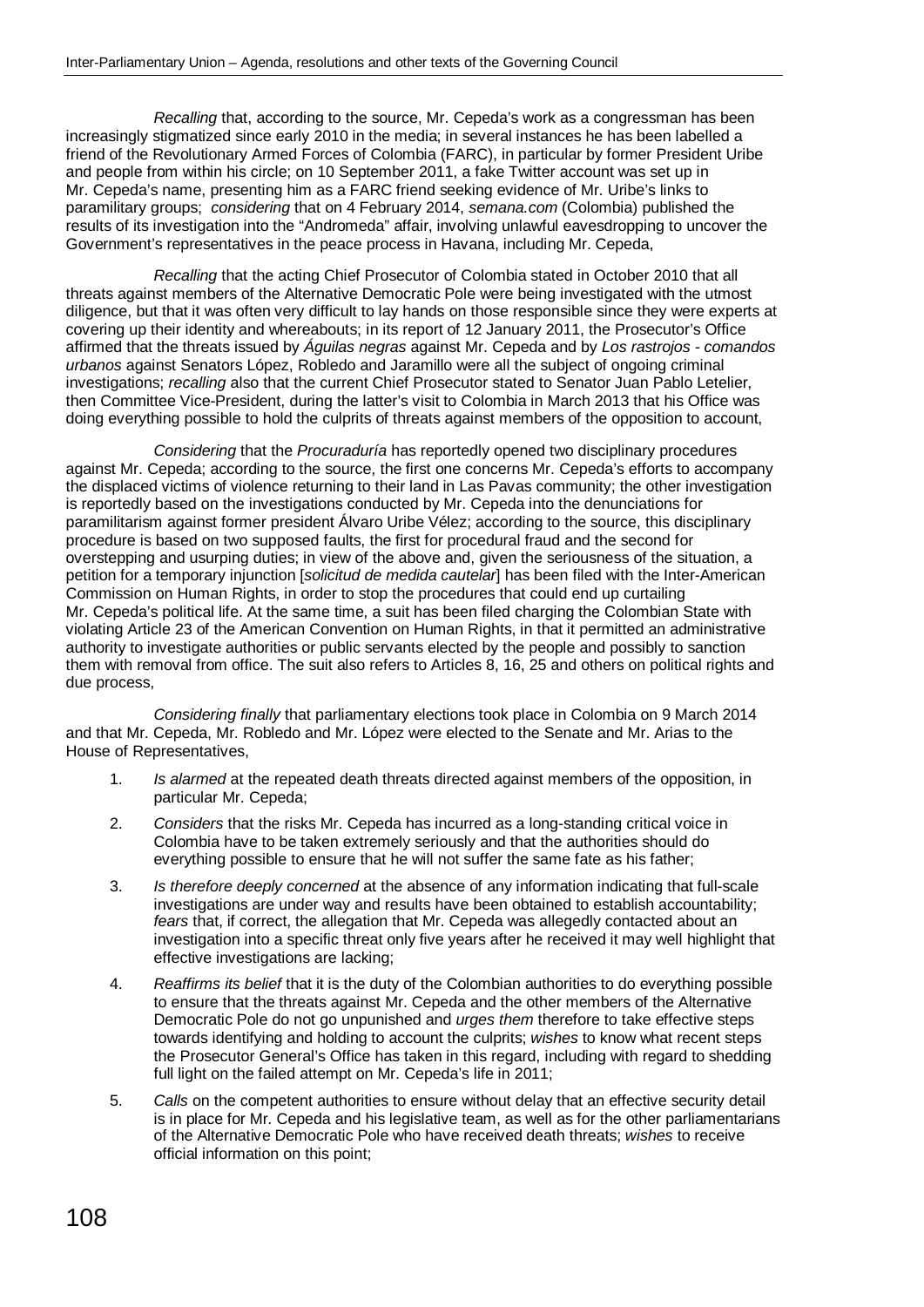*Recalling* that, according to the source, Mr. Cepeda's work as a congressman has been increasingly stigmatized since early 2010 in the media; in several instances he has been labelled a friend of the Revolutionary Armed Forces of Colombia (FARC), in particular by former President Uribe and people from within his circle; on 10 September 2011, a fake Twitter account was set up in Mr. Cepeda's name, presenting him as a FARC friend seeking evidence of Mr. Uribe's links to paramilitary groups; *considering* that on 4 February 2014, *semana.com* (Colombia) published the results of its investigation into the "Andromeda" affair, involving unlawful eavesdropping to uncover the Government's representatives in the peace process in Havana, including Mr. Cepeda,

*Recalling* that the acting Chief Prosecutor of Colombia stated in October 2010 that all threats against members of the Alternative Democratic Pole were being investigated with the utmost diligence, but that it was often very difficult to lay hands on those responsible since they were experts at covering up their identity and whereabouts; in its report of 12 January 2011, the Prosecutor's Office affirmed that the threats issued by *Águilas negras* against Mr. Cepeda and by *Los rastrojos - comandos urbanos* against Senators López, Robledo and Jaramillo were all the subject of ongoing criminal investigations; *recalling* also that the current Chief Prosecutor stated to Senator Juan Pablo Letelier, then Committee Vice-President, during the latter's visit to Colombia in March 2013 that his Office was doing everything possible to hold the culprits of threats against members of the opposition to account,

*Considering* that the *Procuraduría* has reportedly opened two disciplinary procedures against Mr. Cepeda; according to the source, the first one concerns Mr. Cepeda's efforts to accompany the displaced victims of violence returning to their land in Las Pavas community; the other investigation is reportedly based on the investigations conducted by Mr. Cepeda into the denunciations for paramilitarism against former president Álvaro Uribe Vélez; according to the source, this disciplinary procedure is based on two supposed faults, the first for procedural fraud and the second for overstepping and usurping duties; in view of the above and, given the seriousness of the situation, a petition for a temporary injunction [*solicitud de medida cautelar*] has been filed with the Inter-American Commission on Human Rights, in order to stop the procedures that could end up curtailing Mr. Cepeda's political life. At the same time, a suit has been filed charging the Colombian State with violating Article 23 of the American Convention on Human Rights, in that it permitted an administrative authority to investigate authorities or public servants elected by the people and possibly to sanction them with removal from office. The suit also refers to Articles 8, 16, 25 and others on political rights and due process,

*Considering finally* that parliamentary elections took place in Colombia on 9 March 2014 and that Mr. Cepeda, Mr. Robledo and Mr. López were elected to the Senate and Mr. Arias to the House of Representatives,

1. *Is alarmed* at the repeated death threats directed against members of the opposition, in particular Mr. Cepeda;
2. *Considers* that the risks Mr. Cepeda has incurred as a long-standing critical voice in Colombia have to be taken extremely seriously and that the authorities should do everything possible to ensure that he will not suffer the same fate as his father;
3. *Is therefore deeply concerned* at the absence of any information indicating that full-scale investigations are under way and results have been obtained to establish accountability; *fears* that, if correct, the allegation that Mr. Cepeda was allegedly contacted about an investigation into a specific threat only five years after he received it may well highlight that effective investigations are lacking;
4. *Reaffirms its belief* that it is the duty of the Colombian authorities to do everything possible to ensure that the threats against Mr. Cepeda and the other members of the Alternative Democratic Pole do not go unpunished and *urges them* therefore to take effective steps towards identifying and holding to account the culprits; *wishes* to know what recent steps the Prosecutor General's Office has taken in this regard, including with regard to shedding full light on the failed attempt on Mr. Cepeda's life in 2011;
5. *Calls* on the competent authorities to ensure without delay that an effective security detail is in place for Mr. Cepeda and his legislative team, as well as for the other parliamentarians of the Alternative Democratic Pole who have received death threats; *wishes* to receive official information on this point;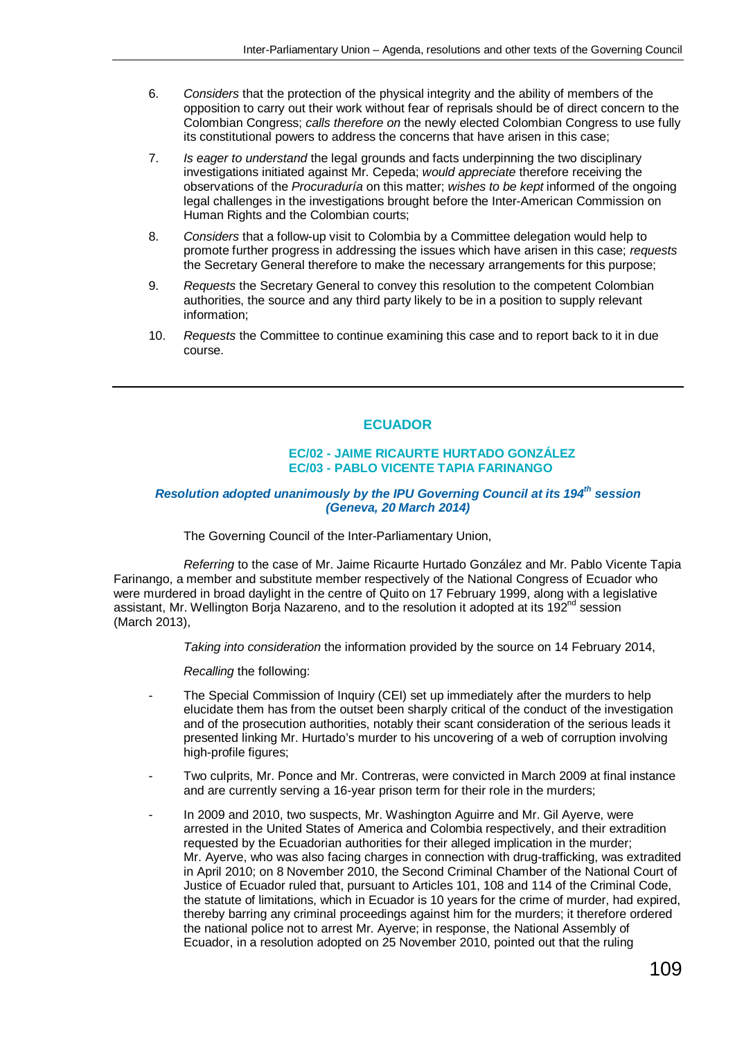6. *Considers* that the protection of the physical integrity and the ability of members of the opposition to carry out their work without fear of reprisals should be of direct concern to the Colombian Congress; *calls therefore on* the newly elected Colombian Congress to use fully its constitutional powers to address the concerns that have arisen in this case;

7. *Is eager to understand* the legal grounds and facts underpinning the two disciplinary investigations initiated against Mr. Cepeda; *would appreciate* therefore receiving the observations of the *Procuraduría* on this matter; *wishes to be kept* informed of the ongoing legal challenges in the investigations brought before the Inter-American Commission on Human Rights and the Colombian courts;

8. *Considers* that a follow-up visit to Colombia by a Committee delegation would help to promote further progress in addressing the issues which have arisen in this case; *requests* the Secretary General therefore to make the necessary arrangements for this purpose;

9. *Requests* the Secretary General to convey this resolution to the competent Colombian authorities, the source and any third party likely to be in a position to supply relevant information;

10. *Requests* the Committee to continue examining this case and to report back to it in due course.

---

## ECUADOR

### EC/02 - JAIME RICAURTE HURTADO GONZÁLEZ
### EC/03 - PABLO VICENTE TAPIA FARINANGO

***Resolution adopted unanimously by the IPU Governing Council at its 194th session (Geneva, 20 March 2014)***

The Governing Council of the Inter-Parliamentary Union,

*Referring* to the case of Mr. Jaime Ricaurte Hurtado González and Mr. Pablo Vicente Tapia Farinango, a member and substitute member respectively of the National Congress of Ecuador who were murdered in broad daylight in the centre of Quito on 17 February 1999, along with a legislative assistant, Mr. Wellington Borja Nazareno, and to the resolution it adopted at its 192nd session (March 2013),

*Taking into consideration* the information provided by the source on 14 February 2014,

*Recalling* the following:

- The Special Commission of Inquiry (CEI) set up immediately after the murders to help elucidate them has from the outset been sharply critical of the conduct of the investigation and of the prosecution authorities, notably their scant consideration of the serious leads it presented linking Mr. Hurtado's murder to his uncovering of a web of corruption involving high-profile figures;

- Two culprits, Mr. Ponce and Mr. Contreras, were convicted in March 2009 at final instance and are currently serving a 16-year prison term for their role in the murders;

- In 2009 and 2010, two suspects, Mr. Washington Aguirre and Mr. Gil Ayerve, were arrested in the United States of America and Colombia respectively, and their extradition requested by the Ecuadorian authorities for their alleged implication in the murder; Mr. Ayerve, who was also facing charges in connection with drug-trafficking, was extradited in April 2010; on 8 November 2010, the Second Criminal Chamber of the National Court of Justice of Ecuador ruled that, pursuant to Articles 101, 108 and 114 of the Criminal Code, the statute of limitations, which in Ecuador is 10 years for the crime of murder, had expired, thereby barring any criminal proceedings against him for the murders; it therefore ordered the national police not to arrest Mr. Ayerve; in response, the National Assembly of Ecuador, in a resolution adopted on 25 November 2010, pointed out that the ruling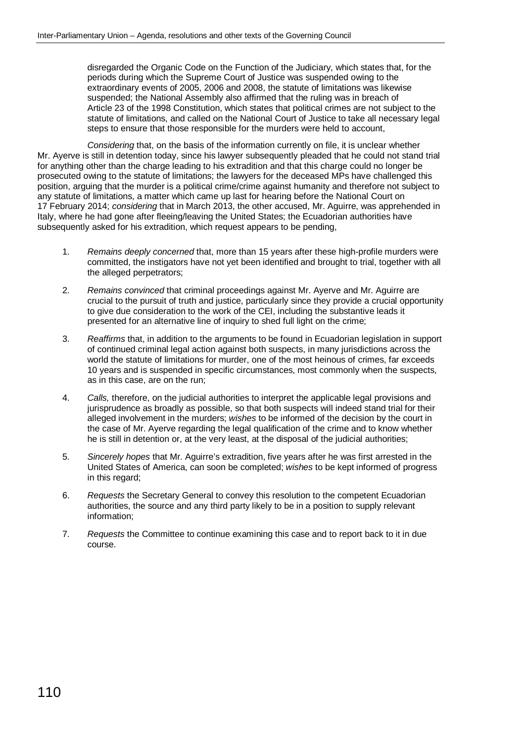disregarded the Organic Code on the Function of the Judiciary, which states that, for the periods during which the Supreme Court of Justice was suspended owing to the extraordinary events of 2005, 2006 and 2008, the statute of limitations was likewise suspended; the National Assembly also affirmed that the ruling was in breach of Article 23 of the 1998 Constitution, which states that political crimes are not subject to the statute of limitations, and called on the National Court of Justice to take all necessary legal steps to ensure that those responsible for the murders were held to account,

*Considering* that, on the basis of the information currently on file, it is unclear whether Mr. Ayerve is still in detention today, since his lawyer subsequently pleaded that he could not stand trial for anything other than the charge leading to his extradition and that this charge could no longer be prosecuted owing to the statute of limitations; the lawyers for the deceased MPs have challenged this position, arguing that the murder is a political crime/crime against humanity and therefore not subject to any statute of limitations, a matter which came up last for hearing before the National Court on 17 February 2014; *considering* that in March 2013, the other accused, Mr. Aguirre, was apprehended in Italy, where he had gone after fleeing/leaving the United States; the Ecuadorian authorities have subsequently asked for his extradition, which request appears to be pending,

1. *Remains deeply concerned* that, more than 15 years after these high-profile murders were committed, the instigators have not yet been identified and brought to trial, together with all the alleged perpetrators;
2. *Remains convinced* that criminal proceedings against Mr. Ayerve and Mr. Aguirre are crucial to the pursuit of truth and justice, particularly since they provide a crucial opportunity to give due consideration to the work of the CEI, including the substantive leads it presented for an alternative line of inquiry to shed full light on the crime;
3. *Reaffirms* that, in addition to the arguments to be found in Ecuadorian legislation in support of continued criminal legal action against both suspects, in many jurisdictions across the world the statute of limitations for murder, one of the most heinous of crimes, far exceeds 10 years and is suspended in specific circumstances, most commonly when the suspects, as in this case, are on the run;
4. *Calls,* therefore, on the judicial authorities to interpret the applicable legal provisions and jurisprudence as broadly as possible, so that both suspects will indeed stand trial for their alleged involvement in the murders; *wishes* to be informed of the decision by the court in the case of Mr. Ayerve regarding the legal qualification of the crime and to know whether he is still in detention or, at the very least, at the disposal of the judicial authorities;
5. *Sincerely hopes* that Mr. Aguirre's extradition, five years after he was first arrested in the United States of America, can soon be completed; *wishes* to be kept informed of progress in this regard;
6. *Requests* the Secretary General to convey this resolution to the competent Ecuadorian authorities, the source and any third party likely to be in a position to supply relevant information;
7. *Requests* the Committee to continue examining this case and to report back to it in due course.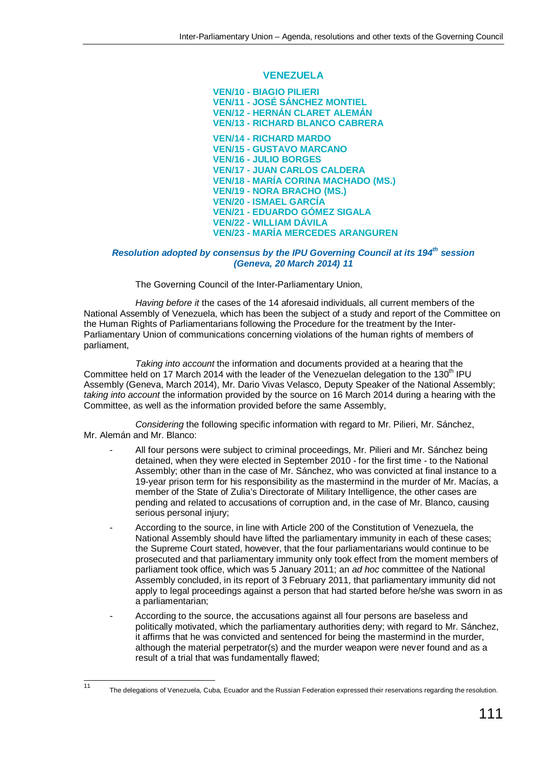## VENEZUELA

**VEN/10 - BIAGIO PILIERI**
**VEN/11 - JOSÉ SÁNCHEZ MONTIEL**
**VEN/12 - HERNÁN CLARET ALEMÁN**
**VEN/13 - RICHARD BLANCO CABRERA**

**VEN/14 - RICHARD MARDO**
**VEN/15 - GUSTAVO MARCANO**
**VEN/16 - JULIO BORGES**
**VEN/17 - JUAN CARLOS CALDERA**
**VEN/18 - MARÍA CORINA MACHADO (MS.)**
**VEN/19 - NORA BRACHO (MS.)**
**VEN/20 - ISMAEL GARCÍA**
**VEN/21 - EDUARDO GÓMEZ SIGALA**
**VEN/22 - WILLIAM DÁVILA**
**VEN/23 - MARÍA MERCEDES ARANGUREN**

***Resolution adopted by consensus by the IPU Governing Council at its 194th session (Geneva, 20 March 2014) 11***

The Governing Council of the Inter-Parliamentary Union,

*Having before it* the cases of the 14 aforesaid individuals, all current members of the National Assembly of Venezuela, which has been the subject of a study and report of the Committee on the Human Rights of Parliamentarians following the Procedure for the treatment by the Inter-Parliamentary Union of communications concerning violations of the human rights of members of parliament,

*Taking into account* the information and documents provided at a hearing that the Committee held on 17 March 2014 with the leader of the Venezuelan delegation to the 130th IPU Assembly (Geneva, March 2014), Mr. Dario Vivas Velasco, Deputy Speaker of the National Assembly; *taking into account* the information provided by the source on 16 March 2014 during a hearing with the Committee, as well as the information provided before the same Assembly,

*Considering* the following specific information with regard to Mr. Pilieri, Mr. Sánchez, Mr. Alemán and Mr. Blanco:

- All four persons were subject to criminal proceedings, Mr. Pilieri and Mr. Sánchez being detained, when they were elected in September 2010 - for the first time - to the National Assembly; other than in the case of Mr. Sánchez, who was convicted at final instance to a 19-year prison term for his responsibility as the mastermind in the murder of Mr. Macías, a member of the State of Zulia's Directorate of Military Intelligence, the other cases are pending and related to accusations of corruption and, in the case of Mr. Blanco, causing serious personal injury;
- According to the source, in line with Article 200 of the Constitution of Venezuela, the National Assembly should have lifted the parliamentary immunity in each of these cases; the Supreme Court stated, however, that the four parliamentarians would continue to be prosecuted and that parliamentary immunity only took effect from the moment members of parliament took office, which was 5 January 2011; an *ad hoc* committee of the National Assembly concluded, in its report of 3 February 2011, that parliamentary immunity did not apply to legal proceedings against a person that had started before he/she was sworn in as a parliamentarian;
- According to the source, the accusations against all four persons are baseless and politically motivated, which the parliamentary authorities deny; with regard to Mr. Sánchez, it affirms that he was convicted and sentenced for being the mastermind in the murder, although the material perpetrator(s) and the murder weapon were never found and as a result of a trial that was fundamentally flawed;

---

11 The delegations of Venezuela, Cuba, Ecuador and the Russian Federation expressed their reservations regarding the resolution.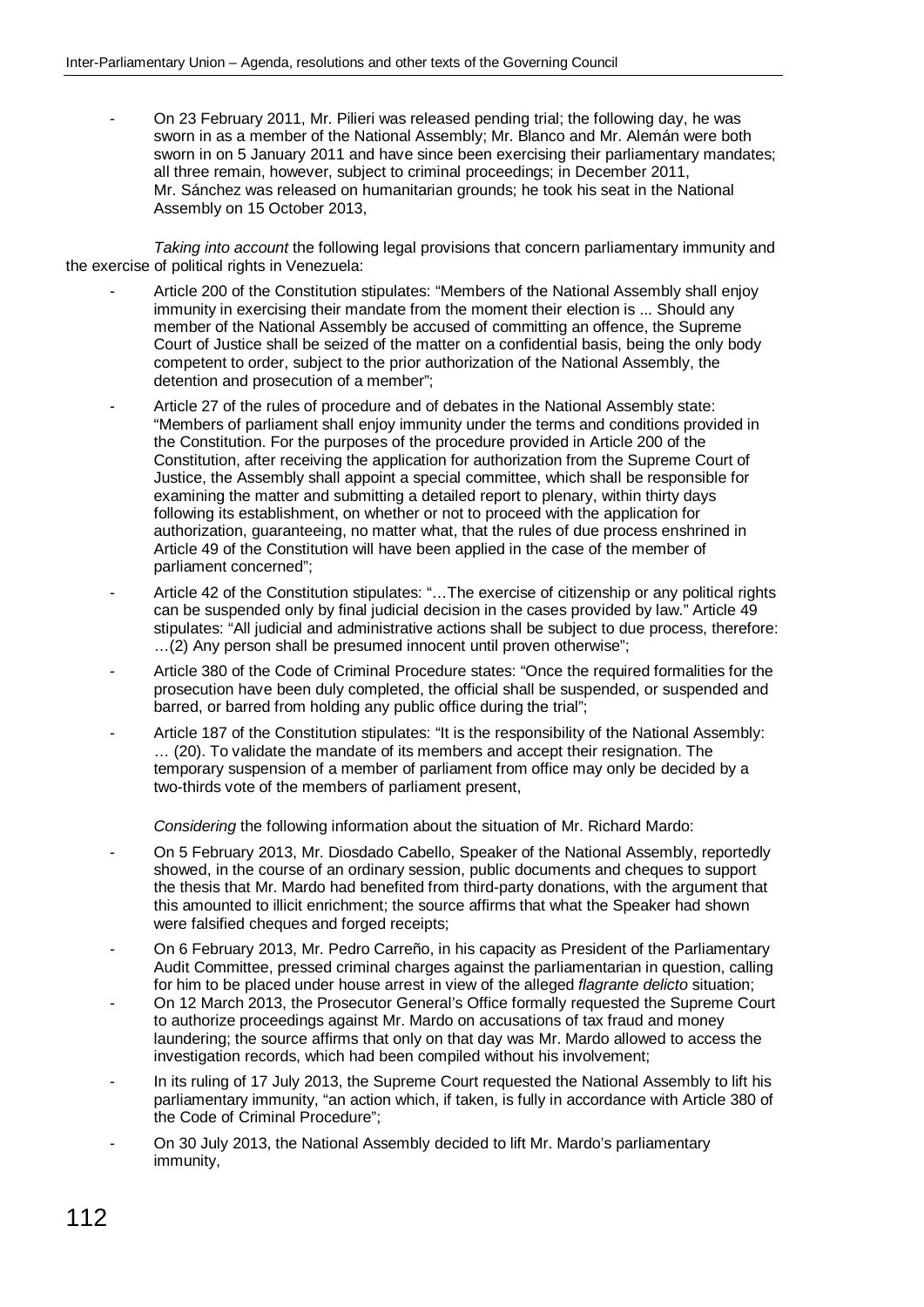- On 23 February 2011, Mr. Pilieri was released pending trial; the following day, he was sworn in as a member of the National Assembly; Mr. Blanco and Mr. Alemán were both sworn in on 5 January 2011 and have since been exercising their parliamentary mandates; all three remain, however, subject to criminal proceedings; in December 2011, Mr. Sánchez was released on humanitarian grounds; he took his seat in the National Assembly on 15 October 2013,

*Taking into account* the following legal provisions that concern parliamentary immunity and the exercise of political rights in Venezuela:

- Article 200 of the Constitution stipulates: "Members of the National Assembly shall enjoy immunity in exercising their mandate from the moment their election is ... Should any member of the National Assembly be accused of committing an offence, the Supreme Court of Justice shall be seized of the matter on a confidential basis, being the only body competent to order, subject to the prior authorization of the National Assembly, the detention and prosecution of a member";
- Article 27 of the rules of procedure and of debates in the National Assembly state: "Members of parliament shall enjoy immunity under the terms and conditions provided in the Constitution. For the purposes of the procedure provided in Article 200 of the Constitution, after receiving the application for authorization from the Supreme Court of Justice, the Assembly shall appoint a special committee, which shall be responsible for examining the matter and submitting a detailed report to plenary, within thirty days following its establishment, on whether or not to proceed with the application for authorization, guaranteeing, no matter what, that the rules of due process enshrined in Article 49 of the Constitution will have been applied in the case of the member of parliament concerned";
- Article 42 of the Constitution stipulates: "…The exercise of citizenship or any political rights can be suspended only by final judicial decision in the cases provided by law." Article 49 stipulates: "All judicial and administrative actions shall be subject to due process, therefore: …(2) Any person shall be presumed innocent until proven otherwise";
- Article 380 of the Code of Criminal Procedure states: "Once the required formalities for the prosecution have been duly completed, the official shall be suspended, or suspended and barred, or barred from holding any public office during the trial";
- Article 187 of the Constitution stipulates: "It is the responsibility of the National Assembly: … (20). To validate the mandate of its members and accept their resignation. The temporary suspension of a member of parliament from office may only be decided by a two-thirds vote of the members of parliament present,

*Considering* the following information about the situation of Mr. Richard Mardo:

- On 5 February 2013, Mr. Diosdado Cabello, Speaker of the National Assembly, reportedly showed, in the course of an ordinary session, public documents and cheques to support the thesis that Mr. Mardo had benefited from third-party donations, with the argument that this amounted to illicit enrichment; the source affirms that what the Speaker had shown were falsified cheques and forged receipts;
- On 6 February 2013, Mr. Pedro Carreño, in his capacity as President of the Parliamentary Audit Committee, pressed criminal charges against the parliamentarian in question, calling for him to be placed under house arrest in view of the alleged *flagrante delicto* situation;
- On 12 March 2013, the Prosecutor General's Office formally requested the Supreme Court to authorize proceedings against Mr. Mardo on accusations of tax fraud and money laundering; the source affirms that only on that day was Mr. Mardo allowed to access the investigation records, which had been compiled without his involvement;
- In its ruling of 17 July 2013, the Supreme Court requested the National Assembly to lift his parliamentary immunity, "an action which, if taken, is fully in accordance with Article 380 of the Code of Criminal Procedure";
- On 30 July 2013, the National Assembly decided to lift Mr. Mardo's parliamentary immunity,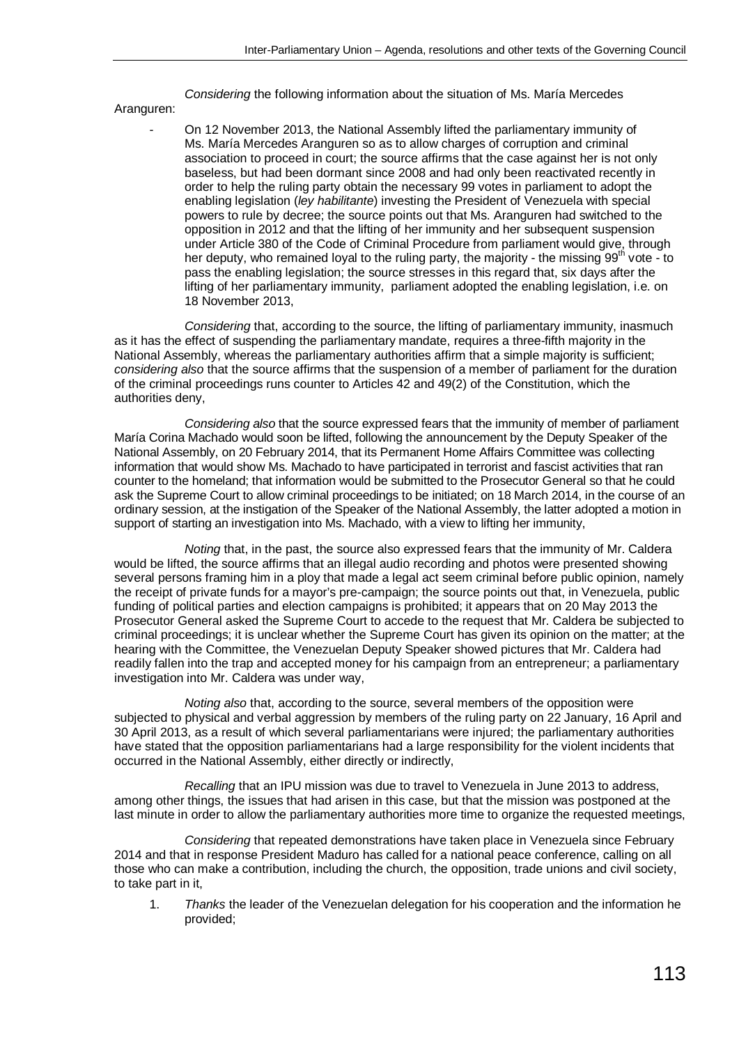*Considering* the following information about the situation of Ms. María Mercedes Aranguren:

- On 12 November 2013, the National Assembly lifted the parliamentary immunity of Ms. María Mercedes Aranguren so as to allow charges of corruption and criminal association to proceed in court; the source affirms that the case against her is not only baseless, but had been dormant since 2008 and had only been reactivated recently in order to help the ruling party obtain the necessary 99 votes in parliament to adopt the enabling legislation (*ley habilitante*) investing the President of Venezuela with special powers to rule by decree; the source points out that Ms. Aranguren had switched to the opposition in 2012 and that the lifting of her immunity and her subsequent suspension under Article 380 of the Code of Criminal Procedure from parliament would give, through her deputy, who remained loyal to the ruling party, the majority - the missing 99th vote - to pass the enabling legislation; the source stresses in this regard that, six days after the lifting of her parliamentary immunity, parliament adopted the enabling legislation, i.e. on 18 November 2013,

*Considering* that, according to the source, the lifting of parliamentary immunity, inasmuch as it has the effect of suspending the parliamentary mandate, requires a three-fifth majority in the National Assembly, whereas the parliamentary authorities affirm that a simple majority is sufficient; *considering also* that the source affirms that the suspension of a member of parliament for the duration of the criminal proceedings runs counter to Articles 42 and 49(2) of the Constitution, which the authorities deny,

*Considering also* that the source expressed fears that the immunity of member of parliament María Corina Machado would soon be lifted, following the announcement by the Deputy Speaker of the National Assembly, on 20 February 2014, that its Permanent Home Affairs Committee was collecting information that would show Ms. Machado to have participated in terrorist and fascist activities that ran counter to the homeland; that information would be submitted to the Prosecutor General so that he could ask the Supreme Court to allow criminal proceedings to be initiated; on 18 March 2014, in the course of an ordinary session, at the instigation of the Speaker of the National Assembly, the latter adopted a motion in support of starting an investigation into Ms. Machado, with a view to lifting her immunity,

*Noting* that, in the past, the source also expressed fears that the immunity of Mr. Caldera would be lifted, the source affirms that an illegal audio recording and photos were presented showing several persons framing him in a ploy that made a legal act seem criminal before public opinion, namely the receipt of private funds for a mayor's pre-campaign; the source points out that, in Venezuela, public funding of political parties and election campaigns is prohibited; it appears that on 20 May 2013 the Prosecutor General asked the Supreme Court to accede to the request that Mr. Caldera be subjected to criminal proceedings; it is unclear whether the Supreme Court has given its opinion on the matter; at the hearing with the Committee, the Venezuelan Deputy Speaker showed pictures that Mr. Caldera had readily fallen into the trap and accepted money for his campaign from an entrepreneur; a parliamentary investigation into Mr. Caldera was under way,

*Noting also* that, according to the source, several members of the opposition were subjected to physical and verbal aggression by members of the ruling party on 22 January, 16 April and 30 April 2013, as a result of which several parliamentarians were injured; the parliamentary authorities have stated that the opposition parliamentarians had a large responsibility for the violent incidents that occurred in the National Assembly, either directly or indirectly,

*Recalling* that an IPU mission was due to travel to Venezuela in June 2013 to address, among other things, the issues that had arisen in this case, but that the mission was postponed at the last minute in order to allow the parliamentary authorities more time to organize the requested meetings,

*Considering* that repeated demonstrations have taken place in Venezuela since February 2014 and that in response President Maduro has called for a national peace conference, calling on all those who can make a contribution, including the church, the opposition, trade unions and civil society, to take part in it,

1. *Thanks* the leader of the Venezuelan delegation for his cooperation and the information he provided;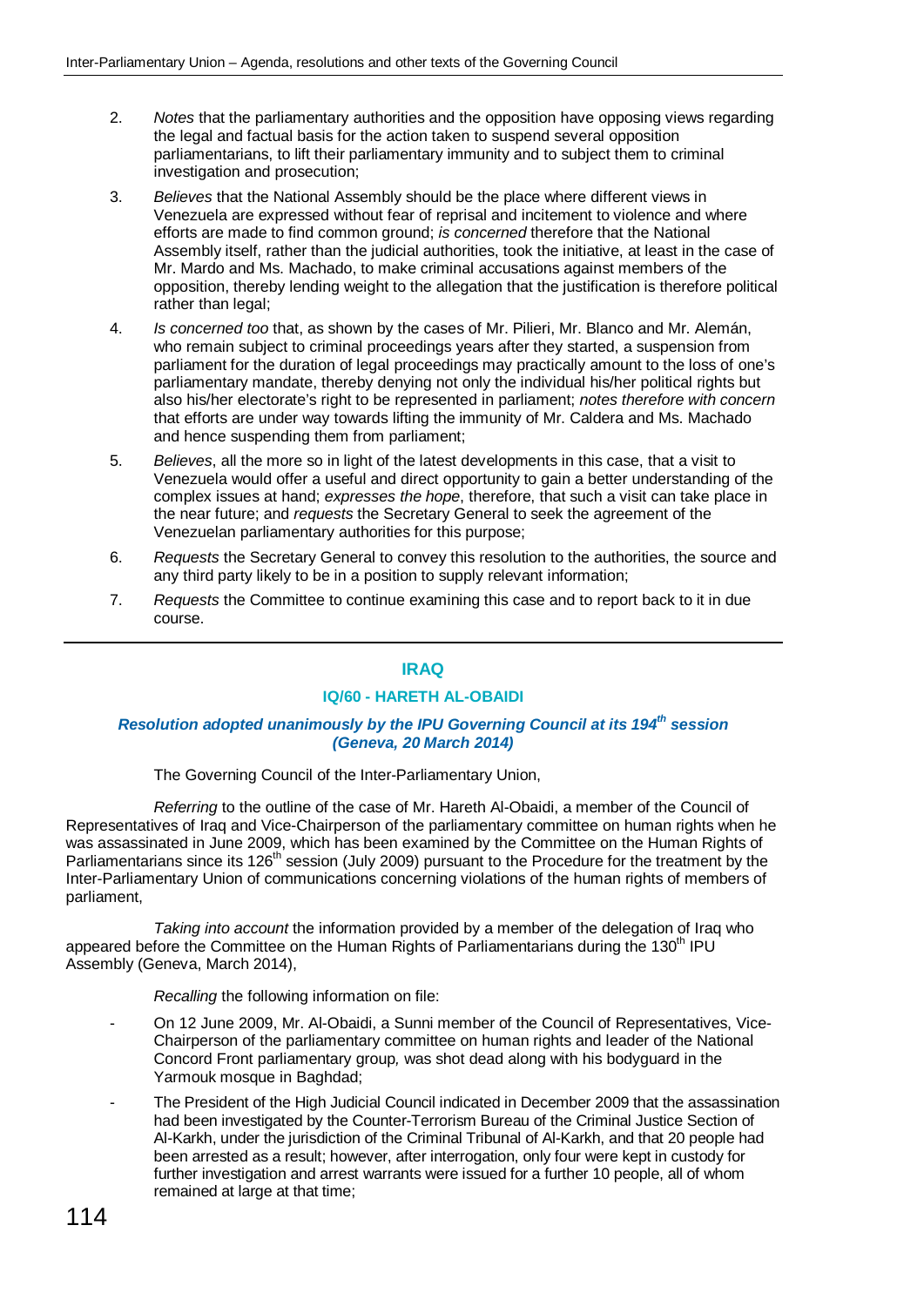2. *Notes* that the parliamentary authorities and the opposition have opposing views regarding the legal and factual basis for the action taken to suspend several opposition parliamentarians, to lift their parliamentary immunity and to subject them to criminal investigation and prosecution;

3. *Believes* that the National Assembly should be the place where different views in Venezuela are expressed without fear of reprisal and incitement to violence and where efforts are made to find common ground; *is concerned* therefore that the National Assembly itself, rather than the judicial authorities, took the initiative, at least in the case of Mr. Mardo and Ms. Machado, to make criminal accusations against members of the opposition, thereby lending weight to the allegation that the justification is therefore political rather than legal;

4. *Is concerned too* that, as shown by the cases of Mr. Pilieri, Mr. Blanco and Mr. Alemán, who remain subject to criminal proceedings years after they started, a suspension from parliament for the duration of legal proceedings may practically amount to the loss of one's parliamentary mandate, thereby denying not only the individual his/her political rights but also his/her electorate's right to be represented in parliament; *notes therefore with concern* that efforts are under way towards lifting the immunity of Mr. Caldera and Ms. Machado and hence suspending them from parliament;

5. *Believes*, all the more so in light of the latest developments in this case, that a visit to Venezuela would offer a useful and direct opportunity to gain a better understanding of the complex issues at hand; *expresses the hope*, therefore, that such a visit can take place in the near future; and *requests* the Secretary General to seek the agreement of the Venezuelan parliamentary authorities for this purpose;

6. *Requests* the Secretary General to convey this resolution to the authorities, the source and any third party likely to be in a position to supply relevant information;

7. *Requests* the Committee to continue examining this case and to report back to it in due course.

---

## IRAQ

### IQ/60 - HARETH AL-OBAIDI

***Resolution adopted unanimously by the IPU Governing Council at its 194th session (Geneva, 20 March 2014)***

The Governing Council of the Inter-Parliamentary Union,

*Referring* to the outline of the case of Mr. Hareth Al-Obaidi, a member of the Council of Representatives of Iraq and Vice-Chairperson of the parliamentary committee on human rights when he was assassinated in June 2009, which has been examined by the Committee on the Human Rights of Parliamentarians since its 126th session (July 2009) pursuant to the Procedure for the treatment by the Inter-Parliamentary Union of communications concerning violations of the human rights of members of parliament,

*Taking into account* the information provided by a member of the delegation of Iraq who appeared before the Committee on the Human Rights of Parliamentarians during the 130th IPU Assembly (Geneva, March 2014),

*Recalling* the following information on file:

- On 12 June 2009, Mr. Al-Obaidi, a Sunni member of the Council of Representatives, Vice-Chairperson of the parliamentary committee on human rights and leader of the National Concord Front parliamentary group, was shot dead along with his bodyguard in the Yarmouk mosque in Baghdad;
- The President of the High Judicial Council indicated in December 2009 that the assassination had been investigated by the Counter-Terrorism Bureau of the Criminal Justice Section of Al-Karkh, under the jurisdiction of the Criminal Tribunal of Al-Karkh, and that 20 people had been arrested as a result; however, after interrogation, only four were kept in custody for further investigation and arrest warrants were issued for a further 10 people, all of whom remained at large at that time;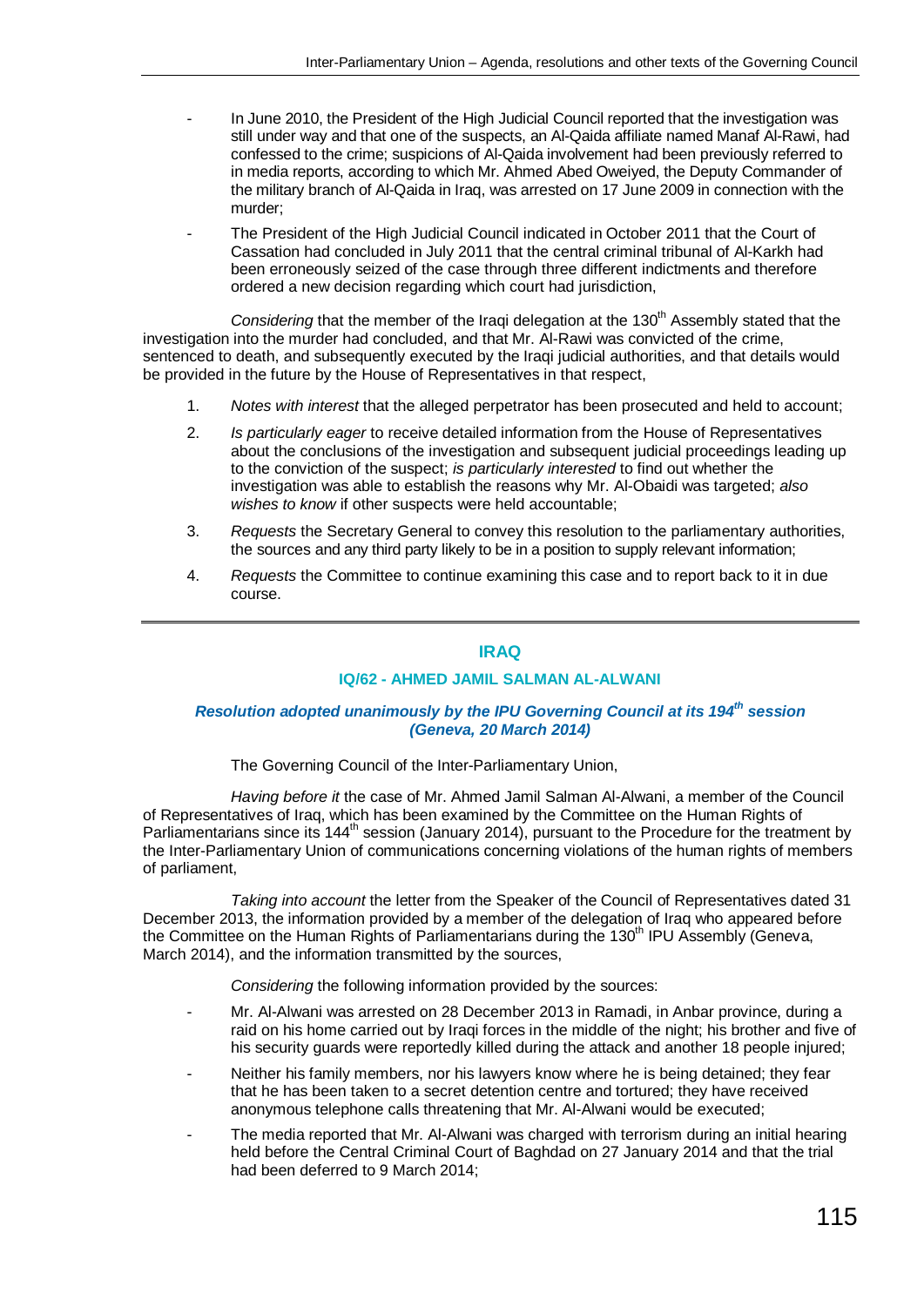- In June 2010, the President of the High Judicial Council reported that the investigation was still under way and that one of the suspects, an Al-Qaida affiliate named Manaf Al-Rawi, had confessed to the crime; suspicions of Al-Qaida involvement had been previously referred to in media reports, according to which Mr. Ahmed Abed Oweiyed, the Deputy Commander of the military branch of Al-Qaida in Iraq, was arrested on 17 June 2009 in connection with the murder;
- The President of the High Judicial Council indicated in October 2011 that the Court of Cassation had concluded in July 2011 that the central criminal tribunal of Al-Karkh had been erroneously seized of the case through three different indictments and therefore ordered a new decision regarding which court had jurisdiction,

*Considering* that the member of the Iraqi delegation at the 130th Assembly stated that the investigation into the murder had concluded, and that Mr. Al-Rawi was convicted of the crime, sentenced to death, and subsequently executed by the Iraqi judicial authorities, and that details would be provided in the future by the House of Representatives in that respect,

1. *Notes with interest* that the alleged perpetrator has been prosecuted and held to account;
2. *Is particularly eager* to receive detailed information from the House of Representatives about the conclusions of the investigation and subsequent judicial proceedings leading up to the conviction of the suspect; *is particularly interested* to find out whether the investigation was able to establish the reasons why Mr. Al-Obaidi was targeted; *also wishes to know* if other suspects were held accountable;
3. *Requests* the Secretary General to convey this resolution to the parliamentary authorities, the sources and any third party likely to be in a position to supply relevant information;
4. *Requests* the Committee to continue examining this case and to report back to it in due course.

---

## IRAQ

### IQ/62 - AHMED JAMIL SALMAN AL-ALWANI

***Resolution adopted unanimously by the IPU Governing Council at its 194th session (Geneva, 20 March 2014)***

The Governing Council of the Inter-Parliamentary Union,

*Having before it* the case of Mr. Ahmed Jamil Salman Al-Alwani, a member of the Council of Representatives of Iraq, which has been examined by the Committee on the Human Rights of Parliamentarians since its 144th session (January 2014), pursuant to the Procedure for the treatment by the Inter-Parliamentary Union of communications concerning violations of the human rights of members of parliament,

*Taking into account* the letter from the Speaker of the Council of Representatives dated 31 December 2013, the information provided by a member of the delegation of Iraq who appeared before the Committee on the Human Rights of Parliamentarians during the 130th IPU Assembly (Geneva, March 2014), and the information transmitted by the sources,

*Considering* the following information provided by the sources:

- Mr. Al-Alwani was arrested on 28 December 2013 in Ramadi, in Anbar province, during a raid on his home carried out by Iraqi forces in the middle of the night; his brother and five of his security guards were reportedly killed during the attack and another 18 people injured;
- Neither his family members, nor his lawyers know where he is being detained; they fear that he has been taken to a secret detention centre and tortured; they have received anonymous telephone calls threatening that Mr. Al-Alwani would be executed;
- The media reported that Mr. Al-Alwani was charged with terrorism during an initial hearing held before the Central Criminal Court of Baghdad on 27 January 2014 and that the trial had been deferred to 9 March 2014;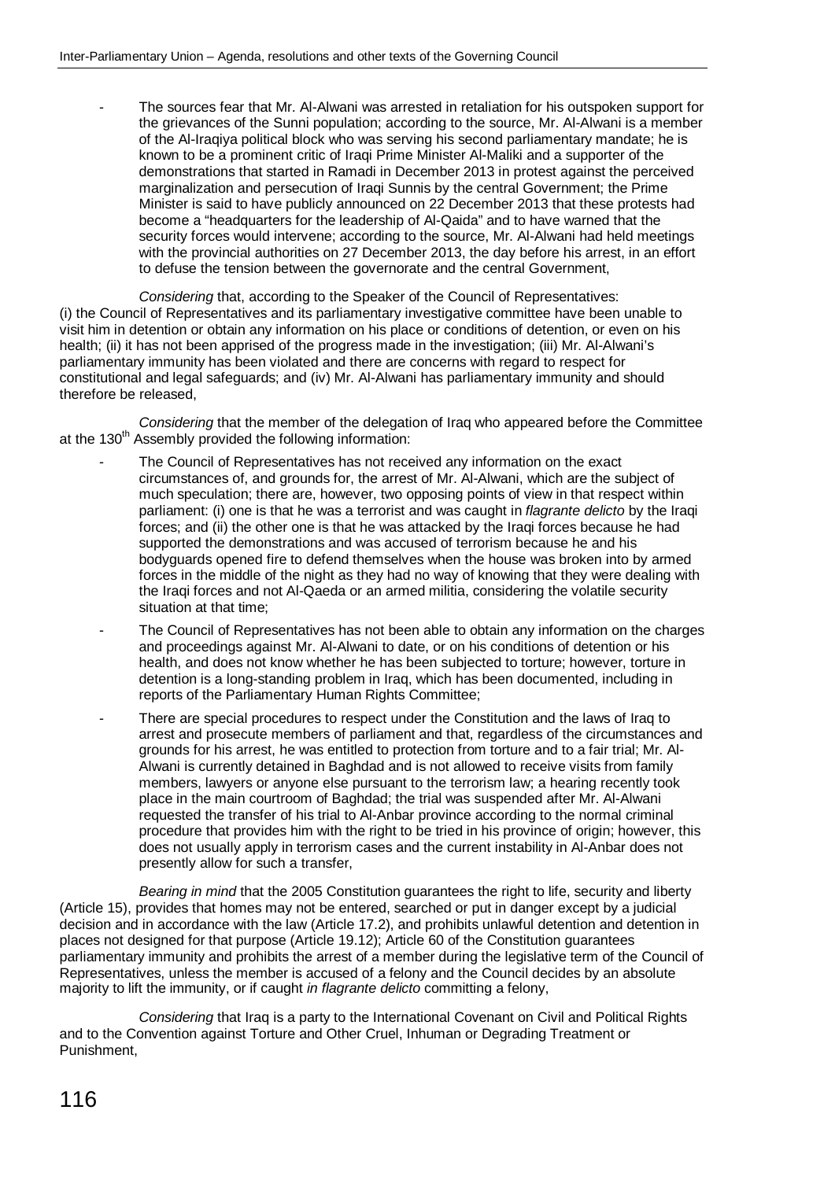- The sources fear that Mr. Al-Alwani was arrested in retaliation for his outspoken support for the grievances of the Sunni population; according to the source, Mr. Al-Alwani is a member of the Al-Iraqiya political block who was serving his second parliamentary mandate; he is known to be a prominent critic of Iraqi Prime Minister Al-Maliki and a supporter of the demonstrations that started in Ramadi in December 2013 in protest against the perceived marginalization and persecution of Iraqi Sunnis by the central Government; the Prime Minister is said to have publicly announced on 22 December 2013 that these protests had become a "headquarters for the leadership of Al-Qaida" and to have warned that the security forces would intervene; according to the source, Mr. Al-Alwani had held meetings with the provincial authorities on 27 December 2013, the day before his arrest, in an effort to defuse the tension between the governorate and the central Government,

*Considering* that, according to the Speaker of the Council of Representatives: (i) the Council of Representatives and its parliamentary investigative committee have been unable to visit him in detention or obtain any information on his place or conditions of detention, or even on his health; (ii) it has not been apprised of the progress made in the investigation; (iii) Mr. Al-Alwani's parliamentary immunity has been violated and there are concerns with regard to respect for constitutional and legal safeguards; and (iv) Mr. Al-Alwani has parliamentary immunity and should therefore be released,

*Considering* that the member of the delegation of Iraq who appeared before the Committee at the 130th Assembly provided the following information:

- The Council of Representatives has not received any information on the exact circumstances of, and grounds for, the arrest of Mr. Al-Alwani, which are the subject of much speculation; there are, however, two opposing points of view in that respect within parliament: (i) one is that he was a terrorist and was caught in *flagrante delicto* by the Iraqi forces; and (ii) the other one is that he was attacked by the Iraqi forces because he had supported the demonstrations and was accused of terrorism because he and his bodyguards opened fire to defend themselves when the house was broken into by armed forces in the middle of the night as they had no way of knowing that they were dealing with the Iraqi forces and not Al-Qaeda or an armed militia, considering the volatile security situation at that time;
- The Council of Representatives has not been able to obtain any information on the charges and proceedings against Mr. Al-Alwani to date, or on his conditions of detention or his health, and does not know whether he has been subjected to torture; however, torture in detention is a long-standing problem in Iraq, which has been documented, including in reports of the Parliamentary Human Rights Committee;
- There are special procedures to respect under the Constitution and the laws of Iraq to arrest and prosecute members of parliament and that, regardless of the circumstances and grounds for his arrest, he was entitled to protection from torture and to a fair trial; Mr. Al-Alwani is currently detained in Baghdad and is not allowed to receive visits from family members, lawyers or anyone else pursuant to the terrorism law; a hearing recently took place in the main courtroom of Baghdad; the trial was suspended after Mr. Al-Alwani requested the transfer of his trial to Al-Anbar province according to the normal criminal procedure that provides him with the right to be tried in his province of origin; however, this does not usually apply in terrorism cases and the current instability in Al-Anbar does not presently allow for such a transfer,

*Bearing in mind* that the 2005 Constitution guarantees the right to life, security and liberty (Article 15), provides that homes may not be entered, searched or put in danger except by a judicial decision and in accordance with the law (Article 17.2), and prohibits unlawful detention and detention in places not designed for that purpose (Article 19.12); Article 60 of the Constitution guarantees parliamentary immunity and prohibits the arrest of a member during the legislative term of the Council of Representatives, unless the member is accused of a felony and the Council decides by an absolute majority to lift the immunity, or if caught *in flagrante delicto* committing a felony,

*Considering* that Iraq is a party to the International Covenant on Civil and Political Rights and to the Convention against Torture and Other Cruel, Inhuman or Degrading Treatment or Punishment,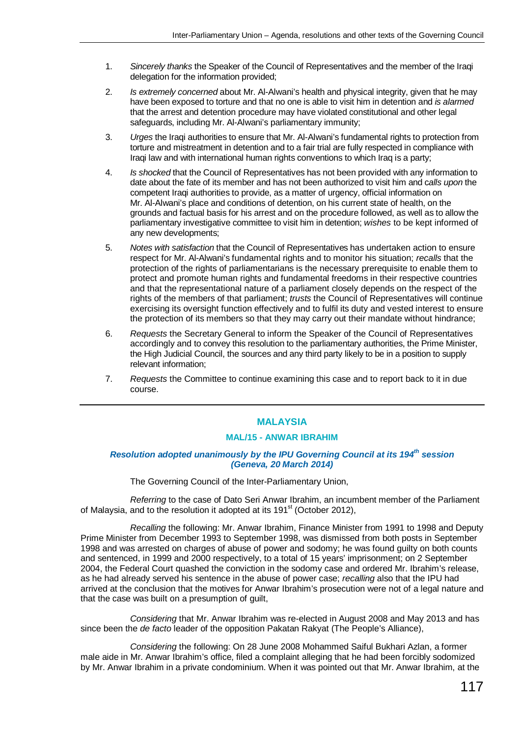1. *Sincerely thanks* the Speaker of the Council of Representatives and the member of the Iraqi delegation for the information provided;

2. *Is extremely concerned* about Mr. Al-Alwani's health and physical integrity, given that he may have been exposed to torture and that no one is able to visit him in detention and *is alarmed* that the arrest and detention procedure may have violated constitutional and other legal safeguards, including Mr. Al-Alwani's parliamentary immunity;

3. *Urges* the Iraqi authorities to ensure that Mr. Al-Alwani's fundamental rights to protection from torture and mistreatment in detention and to a fair trial are fully respected in compliance with Iraqi law and with international human rights conventions to which Iraq is a party;

4. *Is shocked* that the Council of Representatives has not been provided with any information to date about the fate of its member and has not been authorized to visit him and *calls upon* the competent Iraqi authorities to provide, as a matter of urgency, official information on Mr. Al-Alwani's place and conditions of detention, on his current state of health, on the grounds and factual basis for his arrest and on the procedure followed, as well as to allow the parliamentary investigative committee to visit him in detention; *wishes* to be kept informed of any new developments;

5. *Notes with satisfaction* that the Council of Representatives has undertaken action to ensure respect for Mr. Al-Alwani's fundamental rights and to monitor his situation; *recalls* that the protection of the rights of parliamentarians is the necessary prerequisite to enable them to protect and promote human rights and fundamental freedoms in their respective countries and that the representational nature of a parliament closely depends on the respect of the rights of the members of that parliament; *trusts* the Council of Representatives will continue exercising its oversight function effectively and to fulfil its duty and vested interest to ensure the protection of its members so that they may carry out their mandate without hindrance;

6. *Requests* the Secretary General to inform the Speaker of the Council of Representatives accordingly and to convey this resolution to the parliamentary authorities, the Prime Minister, the High Judicial Council, the sources and any third party likely to be in a position to supply relevant information;

7. *Requests* the Committee to continue examining this case and to report back to it in due course.

---

## MALAYSIA

### MAL/15 - ANWAR IBRAHIM

***Resolution adopted unanimously by the IPU Governing Council at its 194th session (Geneva, 20 March 2014)***

The Governing Council of the Inter-Parliamentary Union,

*Referring* to the case of Dato Seri Anwar Ibrahim, an incumbent member of the Parliament of Malaysia, and to the resolution it adopted at its 191st (October 2012),

*Recalling* the following: Mr. Anwar Ibrahim, Finance Minister from 1991 to 1998 and Deputy Prime Minister from December 1993 to September 1998, was dismissed from both posts in September 1998 and was arrested on charges of abuse of power and sodomy; he was found guilty on both counts and sentenced, in 1999 and 2000 respectively, to a total of 15 years' imprisonment; on 2 September 2004, the Federal Court quashed the conviction in the sodomy case and ordered Mr. Ibrahim's release, as he had already served his sentence in the abuse of power case; *recalling* also that the IPU had arrived at the conclusion that the motives for Anwar Ibrahim's prosecution were not of a legal nature and that the case was built on a presumption of guilt,

*Considering* that Mr. Anwar Ibrahim was re-elected in August 2008 and May 2013 and has since been the *de facto* leader of the opposition Pakatan Rakyat (The People's Alliance),

*Considering* the following: On 28 June 2008 Mohammed Saiful Bukhari Azlan, a former male aide in Mr. Anwar Ibrahim's office, filed a complaint alleging that he had been forcibly sodomized by Mr. Anwar Ibrahim in a private condominium. When it was pointed out that Mr. Anwar Ibrahim, at the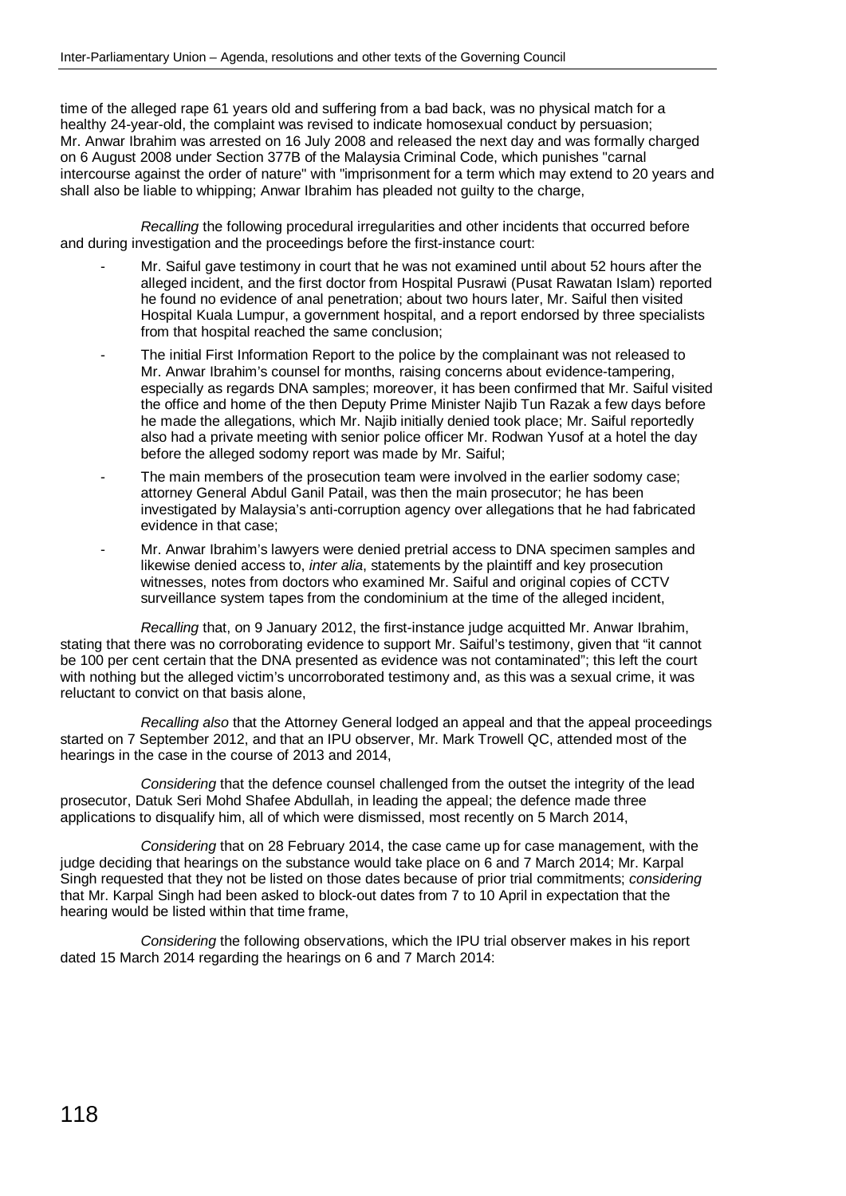time of the alleged rape 61 years old and suffering from a bad back, was no physical match for a healthy 24-year-old, the complaint was revised to indicate homosexual conduct by persuasion; Mr. Anwar Ibrahim was arrested on 16 July 2008 and released the next day and was formally charged on 6 August 2008 under Section 377B of the Malaysia Criminal Code, which punishes "carnal intercourse against the order of nature" with "imprisonment for a term which may extend to 20 years and shall also be liable to whipping; Anwar Ibrahim has pleaded not guilty to the charge,

*Recalling* the following procedural irregularities and other incidents that occurred before and during investigation and the proceedings before the first-instance court:

- Mr. Saiful gave testimony in court that he was not examined until about 52 hours after the alleged incident, and the first doctor from Hospital Pusrawi (Pusat Rawatan Islam) reported he found no evidence of anal penetration; about two hours later, Mr. Saiful then visited Hospital Kuala Lumpur, a government hospital, and a report endorsed by three specialists from that hospital reached the same conclusion;
- The initial First Information Report to the police by the complainant was not released to Mr. Anwar Ibrahim's counsel for months, raising concerns about evidence-tampering, especially as regards DNA samples; moreover, it has been confirmed that Mr. Saiful visited the office and home of the then Deputy Prime Minister Najib Tun Razak a few days before he made the allegations, which Mr. Najib initially denied took place; Mr. Saiful reportedly also had a private meeting with senior police officer Mr. Rodwan Yusof at a hotel the day before the alleged sodomy report was made by Mr. Saiful;
- The main members of the prosecution team were involved in the earlier sodomy case; attorney General Abdul Ganil Patail, was then the main prosecutor; he has been investigated by Malaysia's anti-corruption agency over allegations that he had fabricated evidence in that case;
- Mr. Anwar Ibrahim's lawyers were denied pretrial access to DNA specimen samples and likewise denied access to, *inter alia*, statements by the plaintiff and key prosecution witnesses, notes from doctors who examined Mr. Saiful and original copies of CCTV surveillance system tapes from the condominium at the time of the alleged incident,

*Recalling* that, on 9 January 2012, the first-instance judge acquitted Mr. Anwar Ibrahim, stating that there was no corroborating evidence to support Mr. Saiful's testimony, given that "it cannot be 100 per cent certain that the DNA presented as evidence was not contaminated"; this left the court with nothing but the alleged victim's uncorroborated testimony and, as this was a sexual crime, it was reluctant to convict on that basis alone,

*Recalling also* that the Attorney General lodged an appeal and that the appeal proceedings started on 7 September 2012, and that an IPU observer, Mr. Mark Trowell QC, attended most of the hearings in the case in the course of 2013 and 2014,

*Considering* that the defence counsel challenged from the outset the integrity of the lead prosecutor, Datuk Seri Mohd Shafee Abdullah, in leading the appeal; the defence made three applications to disqualify him, all of which were dismissed, most recently on 5 March 2014,

*Considering* that on 28 February 2014, the case came up for case management, with the judge deciding that hearings on the substance would take place on 6 and 7 March 2014; Mr. Karpal Singh requested that they not be listed on those dates because of prior trial commitments; *considering* that Mr. Karpal Singh had been asked to block-out dates from 7 to 10 April in expectation that the hearing would be listed within that time frame,

*Considering* the following observations, which the IPU trial observer makes in his report dated 15 March 2014 regarding the hearings on 6 and 7 March 2014: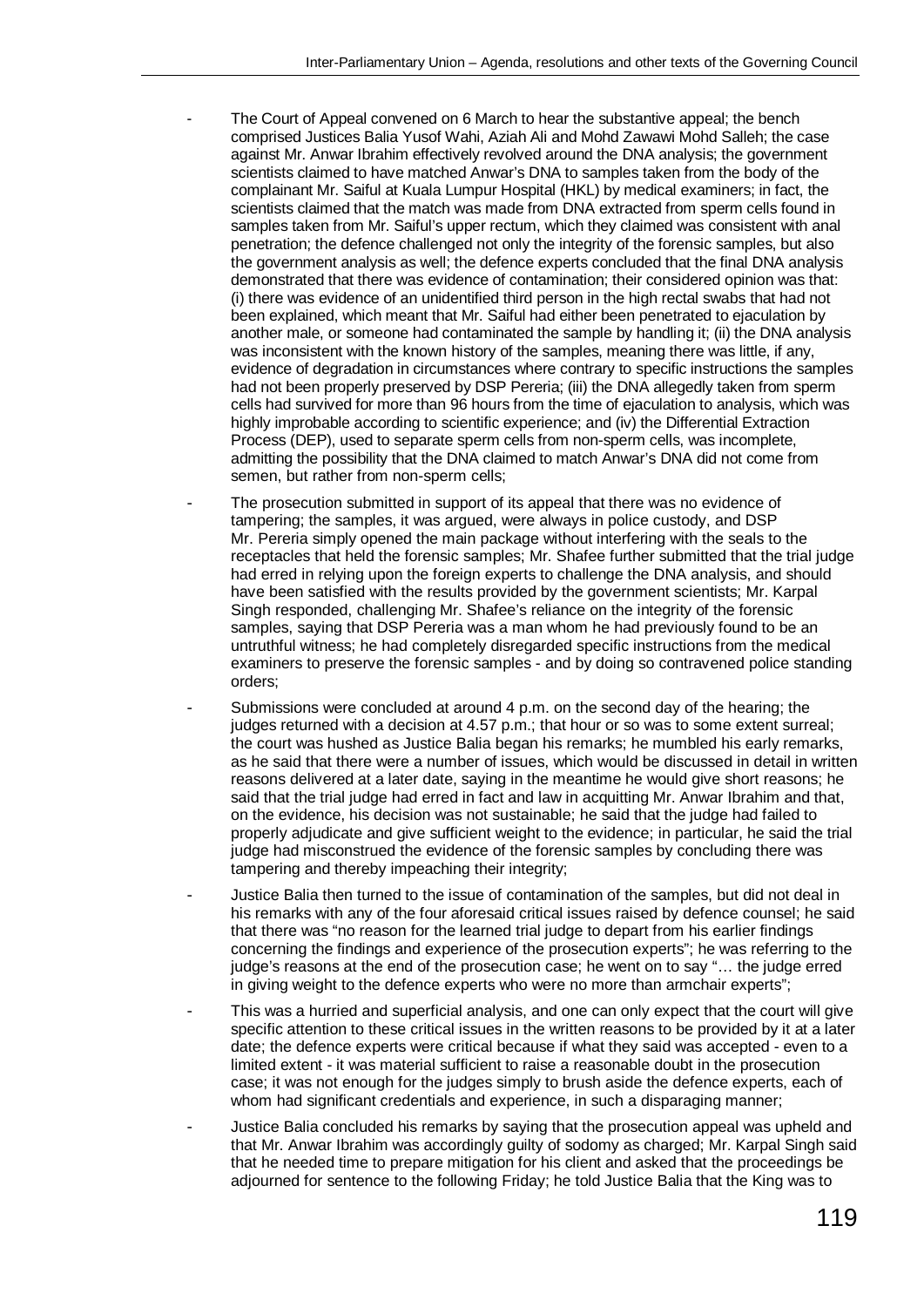- The Court of Appeal convened on 6 March to hear the substantive appeal; the bench comprised Justices Balia Yusof Wahi, Aziah Ali and Mohd Zawawi Mohd Salleh; the case against Mr. Anwar Ibrahim effectively revolved around the DNA analysis; the government scientists claimed to have matched Anwar's DNA to samples taken from the body of the complainant Mr. Saiful at Kuala Lumpur Hospital (HKL) by medical examiners; in fact, the scientists claimed that the match was made from DNA extracted from sperm cells found in samples taken from Mr. Saiful's upper rectum, which they claimed was consistent with anal penetration; the defence challenged not only the integrity of the forensic samples, but also the government analysis as well; the defence experts concluded that the final DNA analysis demonstrated that there was evidence of contamination; their considered opinion was that: (i) there was evidence of an unidentified third person in the high rectal swabs that had not been explained, which meant that Mr. Saiful had either been penetrated to ejaculation by another male, or someone had contaminated the sample by handling it; (ii) the DNA analysis was inconsistent with the known history of the samples, meaning there was little, if any, evidence of degradation in circumstances where contrary to specific instructions the samples had not been properly preserved by DSP Pereria; (iii) the DNA allegedly taken from sperm cells had survived for more than 96 hours from the time of ejaculation to analysis, which was highly improbable according to scientific experience; and (iv) the Differential Extraction Process (DEP), used to separate sperm cells from non-sperm cells, was incomplete, admitting the possibility that the DNA claimed to match Anwar's DNA did not come from semen, but rather from non-sperm cells;
- The prosecution submitted in support of its appeal that there was no evidence of tampering; the samples, it was argued, were always in police custody, and DSP Mr. Pereria simply opened the main package without interfering with the seals to the receptacles that held the forensic samples; Mr. Shafee further submitted that the trial judge had erred in relying upon the foreign experts to challenge the DNA analysis, and should have been satisfied with the results provided by the government scientists; Mr. Karpal Singh responded, challenging Mr. Shafee's reliance on the integrity of the forensic samples, saying that DSP Pereria was a man whom he had previously found to be an untruthful witness; he had completely disregarded specific instructions from the medical examiners to preserve the forensic samples - and by doing so contravened police standing orders;
- Submissions were concluded at around 4 p.m. on the second day of the hearing; the judges returned with a decision at 4.57 p.m.; that hour or so was to some extent surreal; the court was hushed as Justice Balia began his remarks; he mumbled his early remarks, as he said that there were a number of issues, which would be discussed in detail in written reasons delivered at a later date, saying in the meantime he would give short reasons; he said that the trial judge had erred in fact and law in acquitting Mr. Anwar Ibrahim and that, on the evidence, his decision was not sustainable; he said that the judge had failed to properly adjudicate and give sufficient weight to the evidence; in particular, he said the trial judge had misconstrued the evidence of the forensic samples by concluding there was tampering and thereby impeaching their integrity;
- Justice Balia then turned to the issue of contamination of the samples, but did not deal in his remarks with any of the four aforesaid critical issues raised by defence counsel; he said that there was "no reason for the learned trial judge to depart from his earlier findings concerning the findings and experience of the prosecution experts"; he was referring to the judge's reasons at the end of the prosecution case; he went on to say "… the judge erred in giving weight to the defence experts who were no more than armchair experts";
- This was a hurried and superficial analysis, and one can only expect that the court will give specific attention to these critical issues in the written reasons to be provided by it at a later date; the defence experts were critical because if what they said was accepted - even to a limited extent - it was material sufficient to raise a reasonable doubt in the prosecution case; it was not enough for the judges simply to brush aside the defence experts, each of whom had significant credentials and experience, in such a disparaging manner;
- Justice Balia concluded his remarks by saying that the prosecution appeal was upheld and that Mr. Anwar Ibrahim was accordingly guilty of sodomy as charged; Mr. Karpal Singh said that he needed time to prepare mitigation for his client and asked that the proceedings be adjourned for sentence to the following Friday; he told Justice Balia that the King was to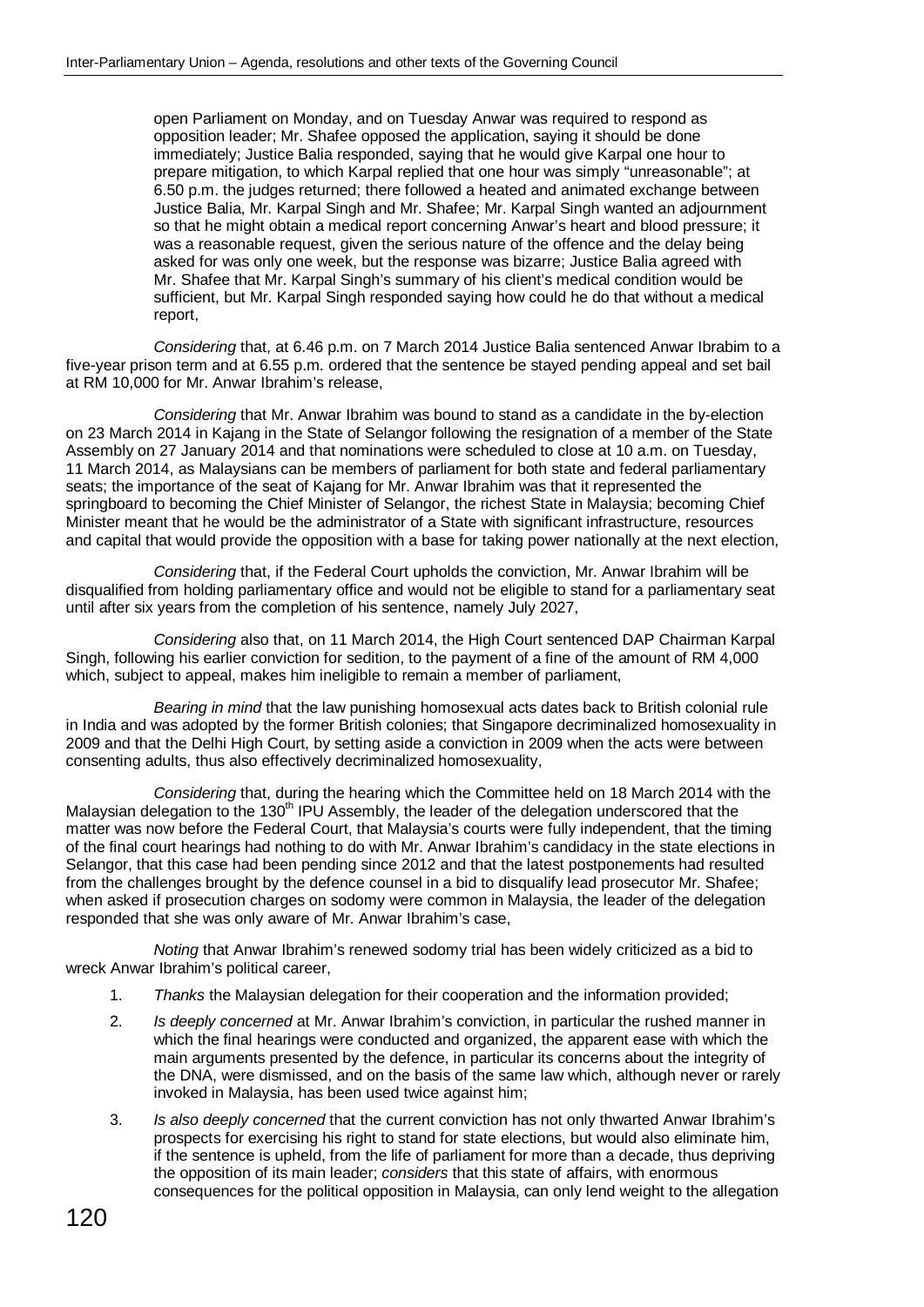open Parliament on Monday, and on Tuesday Anwar was required to respond as opposition leader; Mr. Shafee opposed the application, saying it should be done immediately; Justice Balia responded, saying that he would give Karpal one hour to prepare mitigation, to which Karpal replied that one hour was simply "unreasonable"; at 6.50 p.m. the judges returned; there followed a heated and animated exchange between Justice Balia, Mr. Karpal Singh and Mr. Shafee; Mr. Karpal Singh wanted an adjournment so that he might obtain a medical report concerning Anwar's heart and blood pressure; it was a reasonable request, given the serious nature of the offence and the delay being asked for was only one week, but the response was bizarre; Justice Balia agreed with Mr. Shafee that Mr. Karpal Singh's summary of his client's medical condition would be sufficient, but Mr. Karpal Singh responded saying how could he do that without a medical report,

*Considering* that, at 6.46 p.m. on 7 March 2014 Justice Balia sentenced Anwar Ibrabim to a five-year prison term and at 6.55 p.m. ordered that the sentence be stayed pending appeal and set bail at RM 10,000 for Mr. Anwar Ibrahim's release,

*Considering* that Mr. Anwar Ibrahim was bound to stand as a candidate in the by-election on 23 March 2014 in Kajang in the State of Selangor following the resignation of a member of the State Assembly on 27 January 2014 and that nominations were scheduled to close at 10 a.m. on Tuesday, 11 March 2014, as Malaysians can be members of parliament for both state and federal parliamentary seats; the importance of the seat of Kajang for Mr. Anwar Ibrahim was that it represented the springboard to becoming the Chief Minister of Selangor, the richest State in Malaysia; becoming Chief Minister meant that he would be the administrator of a State with significant infrastructure, resources and capital that would provide the opposition with a base for taking power nationally at the next election,

*Considering* that, if the Federal Court upholds the conviction, Mr. Anwar Ibrahim will be disqualified from holding parliamentary office and would not be eligible to stand for a parliamentary seat until after six years from the completion of his sentence, namely July 2027,

*Considering* also that, on 11 March 2014, the High Court sentenced DAP Chairman Karpal Singh, following his earlier conviction for sedition, to the payment of a fine of the amount of RM 4,000 which, subject to appeal, makes him ineligible to remain a member of parliament,

*Bearing in mind* that the law punishing homosexual acts dates back to British colonial rule in India and was adopted by the former British colonies; that Singapore decriminalized homosexuality in 2009 and that the Delhi High Court, by setting aside a conviction in 2009 when the acts were between consenting adults, thus also effectively decriminalized homosexuality,

*Considering* that, during the hearing which the Committee held on 18 March 2014 with the Malaysian delegation to the 130th IPU Assembly, the leader of the delegation underscored that the matter was now before the Federal Court, that Malaysia's courts were fully independent, that the timing of the final court hearings had nothing to do with Mr. Anwar Ibrahim's candidacy in the state elections in Selangor, that this case had been pending since 2012 and that the latest postponements had resulted from the challenges brought by the defence counsel in a bid to disqualify lead prosecutor Mr. Shafee; when asked if prosecution charges on sodomy were common in Malaysia, the leader of the delegation responded that she was only aware of Mr. Anwar Ibrahim's case,

*Noting* that Anwar Ibrahim's renewed sodomy trial has been widely criticized as a bid to wreck Anwar Ibrahim's political career,

1. *Thanks* the Malaysian delegation for their cooperation and the information provided;
2. *Is deeply concerned* at Mr. Anwar Ibrahim's conviction, in particular the rushed manner in which the final hearings were conducted and organized, the apparent ease with which the main arguments presented by the defence, in particular its concerns about the integrity of the DNA, were dismissed, and on the basis of the same law which, although never or rarely invoked in Malaysia, has been used twice against him;
3. *Is also deeply concerned* that the current conviction has not only thwarted Anwar Ibrahim's prospects for exercising his right to stand for state elections, but would also eliminate him, if the sentence is upheld, from the life of parliament for more than a decade, thus depriving the opposition of its main leader; *considers* that this state of affairs, with enormous consequences for the political opposition in Malaysia, can only lend weight to the allegation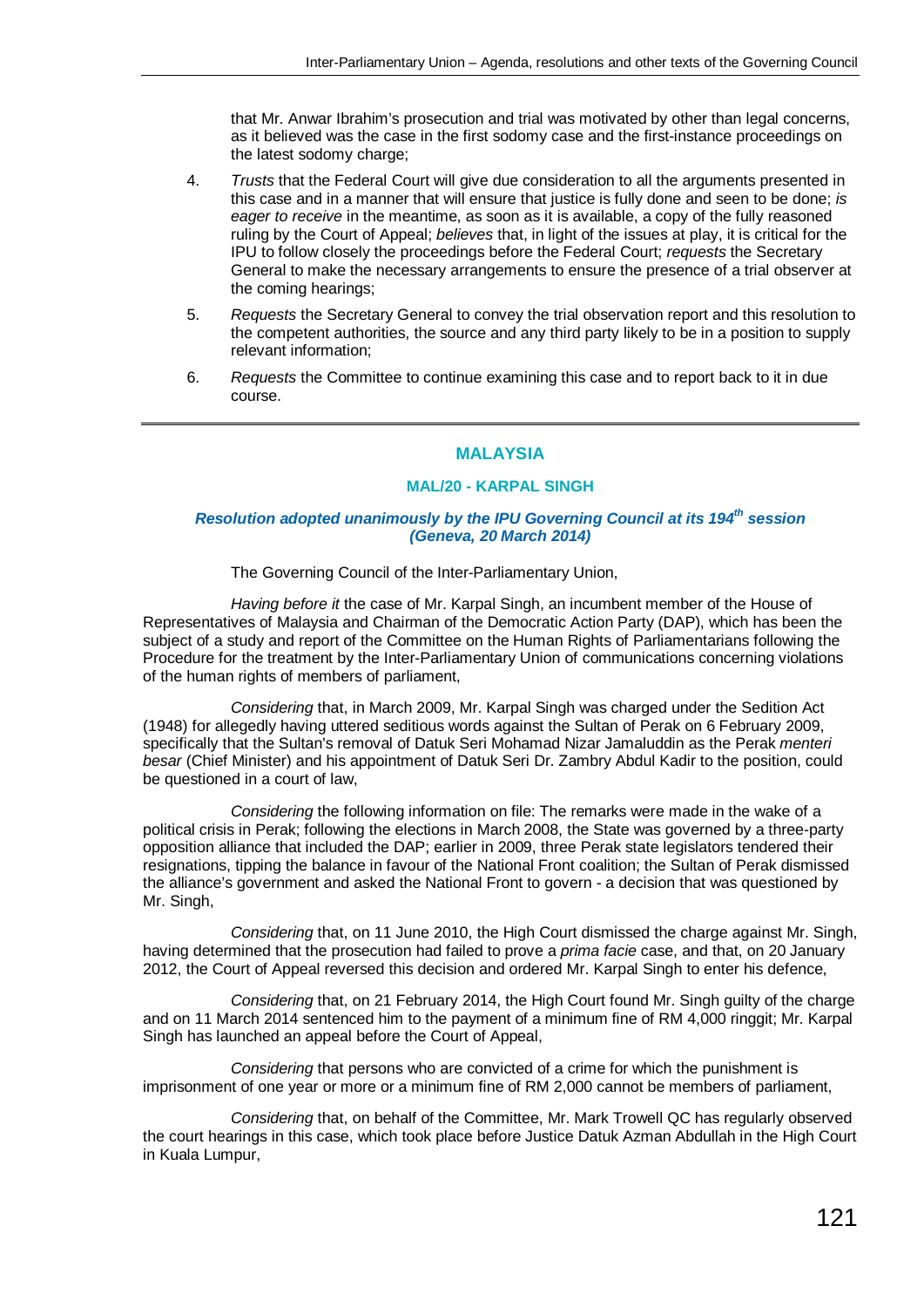that Mr. Anwar Ibrahim's prosecution and trial was motivated by other than legal concerns, as it believed was the case in the first sodomy case and the first-instance proceedings on the latest sodomy charge;

4. *Trusts* that the Federal Court will give due consideration to all the arguments presented in this case and in a manner that will ensure that justice is fully done and seen to be done; *is eager to receive* in the meantime, as soon as it is available, a copy of the fully reasoned ruling by the Court of Appeal; *believes* that, in light of the issues at play, it is critical for the IPU to follow closely the proceedings before the Federal Court; *requests* the Secretary General to make the necessary arrangements to ensure the presence of a trial observer at the coming hearings;

5. *Requests* the Secretary General to convey the trial observation report and this resolution to the competent authorities, the source and any third party likely to be in a position to supply relevant information;

6. *Requests* the Committee to continue examining this case and to report back to it in due course.

---

## MALAYSIA

### MAL/20 - KARPAL SINGH

***Resolution adopted unanimously by the IPU Governing Council at its 194th session (Geneva, 20 March 2014)***

The Governing Council of the Inter-Parliamentary Union,

*Having before it* the case of Mr. Karpal Singh, an incumbent member of the House of Representatives of Malaysia and Chairman of the Democratic Action Party (DAP), which has been the subject of a study and report of the Committee on the Human Rights of Parliamentarians following the Procedure for the treatment by the Inter-Parliamentary Union of communications concerning violations of the human rights of members of parliament,

*Considering* that, in March 2009, Mr. Karpal Singh was charged under the Sedition Act (1948) for allegedly having uttered seditious words against the Sultan of Perak on 6 February 2009, specifically that the Sultan's removal of Datuk Seri Mohamad Nizar Jamaluddin as the Perak *menteri besar* (Chief Minister) and his appointment of Datuk Seri Dr. Zambry Abdul Kadir to the position, could be questioned in a court of law,

*Considering* the following information on file: The remarks were made in the wake of a political crisis in Perak; following the elections in March 2008, the State was governed by a three-party opposition alliance that included the DAP; earlier in 2009, three Perak state legislators tendered their resignations, tipping the balance in favour of the National Front coalition; the Sultan of Perak dismissed the alliance's government and asked the National Front to govern - a decision that was questioned by Mr. Singh,

*Considering* that, on 11 June 2010, the High Court dismissed the charge against Mr. Singh, having determined that the prosecution had failed to prove a *prima facie* case, and that, on 20 January 2012, the Court of Appeal reversed this decision and ordered Mr. Karpal Singh to enter his defence,

*Considering* that, on 21 February 2014, the High Court found Mr. Singh guilty of the charge and on 11 March 2014 sentenced him to the payment of a minimum fine of RM 4,000 ringgit; Mr. Karpal Singh has launched an appeal before the Court of Appeal,

*Considering* that persons who are convicted of a crime for which the punishment is imprisonment of one year or more or a minimum fine of RM 2,000 cannot be members of parliament,

*Considering* that, on behalf of the Committee, Mr. Mark Trowell QC has regularly observed the court hearings in this case, which took place before Justice Datuk Azman Abdullah in the High Court in Kuala Lumpur,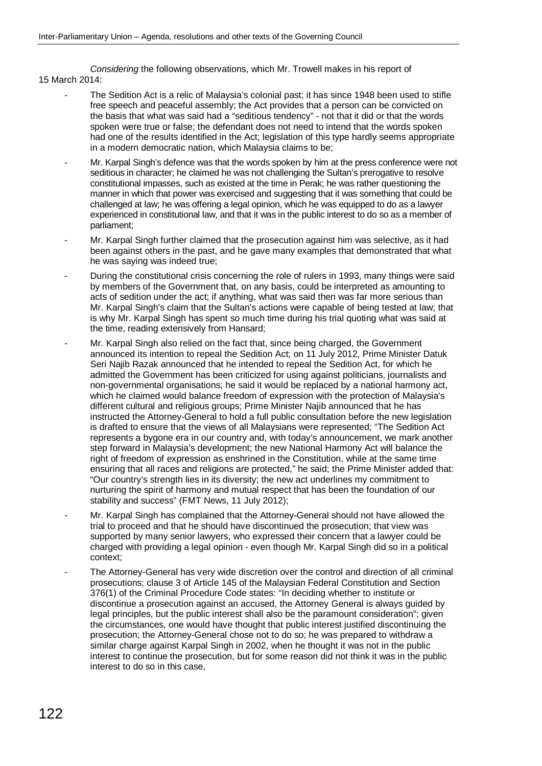*Considering* the following observations, which Mr. Trowell makes in his report of 15 March 2014:

- The Sedition Act is a relic of Malaysia's colonial past; it has since 1948 been used to stifle free speech and peaceful assembly; the Act provides that a person can be convicted on the basis that what was said had a "seditious tendency" - not that it did or that the words spoken were true or false; the defendant does not need to intend that the words spoken had one of the results identified in the Act; legislation of this type hardly seems appropriate in a modern democratic nation, which Malaysia claims to be;
- Mr. Karpal Singh's defence was that the words spoken by him at the press conference were not seditious in character; he claimed he was not challenging the Sultan's prerogative to resolve constitutional impasses, such as existed at the time in Perak; he was rather questioning the manner in which that power was exercised and suggesting that it was something that could be challenged at law; he was offering a legal opinion, which he was equipped to do as a lawyer experienced in constitutional law, and that it was in the public interest to do so as a member of parliament;
- Mr. Karpal Singh further claimed that the prosecution against him was selective, as it had been against others in the past, and he gave many examples that demonstrated that what he was saying was indeed true;
- During the constitutional crisis concerning the role of rulers in 1993, many things were said by members of the Government that, on any basis, could be interpreted as amounting to acts of sedition under the act; if anything, what was said then was far more serious than Mr. Karpal Singh's claim that the Sultan's actions were capable of being tested at law; that is why Mr. Karpal Singh has spent so much time during his trial quoting what was said at the time, reading extensively from Hansard;
- Mr. Karpal Singh also relied on the fact that, since being charged, the Government announced its intention to repeal the Sedition Act; on 11 July 2012, Prime Minister Datuk Seri Najib Razak announced that he intended to repeal the Sedition Act, for which he admitted the Government has been criticized for using against politicians, journalists and non-governmental organisations; he said it would be replaced by a national harmony act, which he claimed would balance freedom of expression with the protection of Malaysia's different cultural and religious groups; Prime Minister Najib announced that he has instructed the Attorney-General to hold a full public consultation before the new legislation is drafted to ensure that the views of all Malaysians were represented; "The Sedition Act represents a bygone era in our country and, with today's announcement, we mark another step forward in Malaysia's development; the new National Harmony Act will balance the right of freedom of expression as enshrined in the Constitution, while at the same time ensuring that all races and religions are protected," he said; the Prime Minister added that: "Our country's strength lies in its diversity; the new act underlines my commitment to nurturing the spirit of harmony and mutual respect that has been the foundation of our stability and success" (FMT News, 11 July 2012);
- Mr. Karpal Singh has complained that the Attorney-General should not have allowed the trial to proceed and that he should have discontinued the prosecution; that view was supported by many senior lawyers, who expressed their concern that a lawyer could be charged with providing a legal opinion - even though Mr. Karpal Singh did so in a political context;
- The Attorney-General has very wide discretion over the control and direction of all criminal prosecutions; clause 3 of Article 145 of the Malaysian Federal Constitution and Section 376(1) of the Criminal Procedure Code states: "In deciding whether to institute or discontinue a prosecution against an accused, the Attorney General is always guided by legal principles, but the public interest shall also be the paramount consideration"; given the circumstances, one would have thought that public interest justified discontinuing the prosecution; the Attorney-General chose not to do so; he was prepared to withdraw a similar charge against Karpal Singh in 2002, when he thought it was not in the public interest to continue the prosecution, but for some reason did not think it was in the public interest to do so in this case,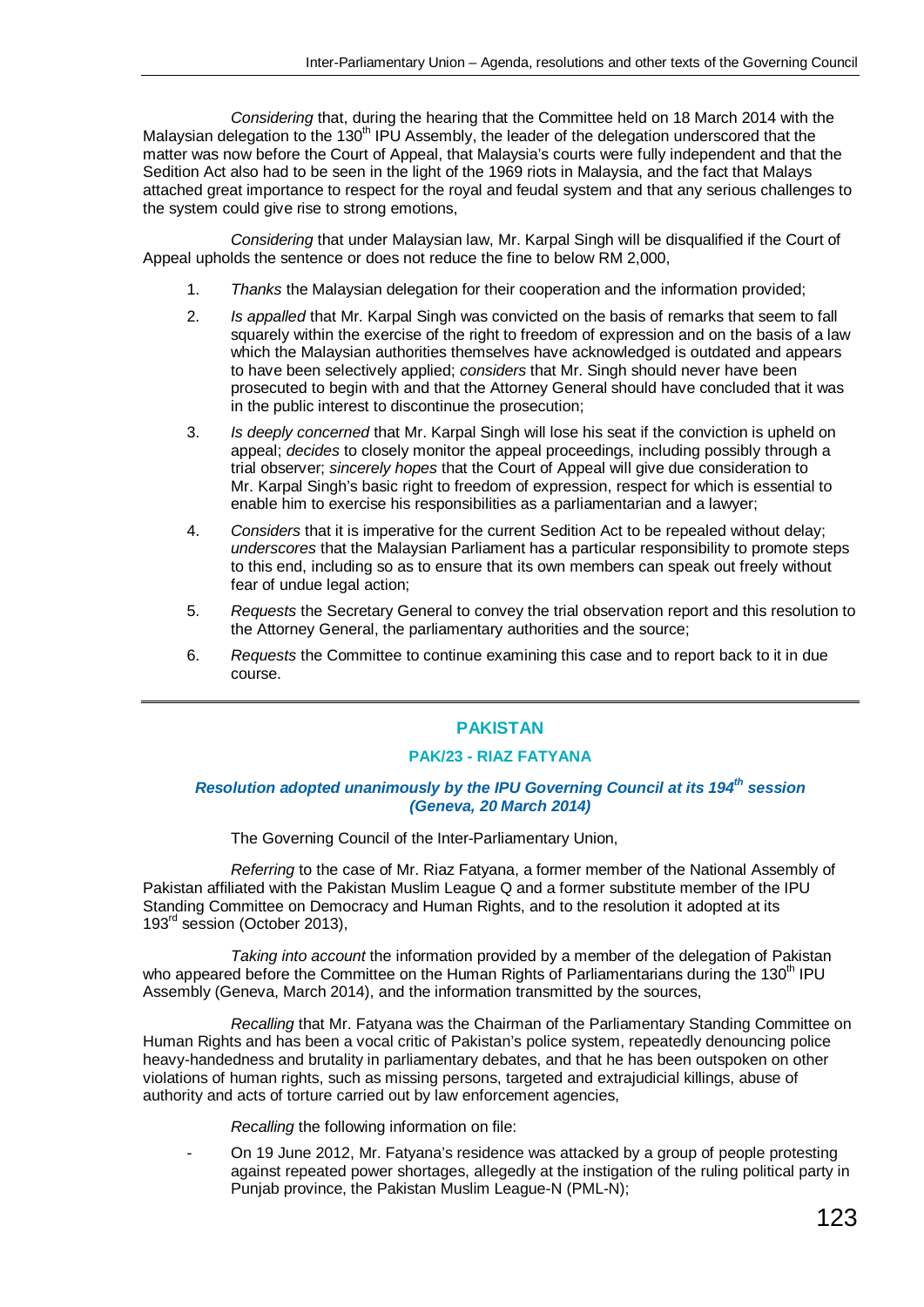*Considering* that, during the hearing that the Committee held on 18 March 2014 with the Malaysian delegation to the 130th IPU Assembly, the leader of the delegation underscored that the matter was now before the Court of Appeal, that Malaysia's courts were fully independent and that the Sedition Act also had to be seen in the light of the 1969 riots in Malaysia, and the fact that Malays attached great importance to respect for the royal and feudal system and that any serious challenges to the system could give rise to strong emotions,

*Considering* that under Malaysian law, Mr. Karpal Singh will be disqualified if the Court of Appeal upholds the sentence or does not reduce the fine to below RM 2,000,

1. *Thanks* the Malaysian delegation for their cooperation and the information provided;
2. *Is appalled* that Mr. Karpal Singh was convicted on the basis of remarks that seem to fall squarely within the exercise of the right to freedom of expression and on the basis of a law which the Malaysian authorities themselves have acknowledged is outdated and appears to have been selectively applied; *considers* that Mr. Singh should never have been prosecuted to begin with and that the Attorney General should have concluded that it was in the public interest to discontinue the prosecution;
3. *Is deeply concerned* that Mr. Karpal Singh will lose his seat if the conviction is upheld on appeal; *decides* to closely monitor the appeal proceedings, including possibly through a trial observer; *sincerely hopes* that the Court of Appeal will give due consideration to Mr. Karpal Singh's basic right to freedom of expression, respect for which is essential to enable him to exercise his responsibilities as a parliamentarian and a lawyer;
4. *Considers* that it is imperative for the current Sedition Act to be repealed without delay; *underscores* that the Malaysian Parliament has a particular responsibility to promote steps to this end, including so as to ensure that its own members can speak out freely without fear of undue legal action;
5. *Requests* the Secretary General to convey the trial observation report and this resolution to the Attorney General, the parliamentary authorities and the source;
6. *Requests* the Committee to continue examining this case and to report back to it in due course.

---

## PAKISTAN

### PAK/23 - RIAZ FATYANA

***Resolution adopted unanimously by the IPU Governing Council at its 194th session (Geneva, 20 March 2014)***

The Governing Council of the Inter-Parliamentary Union,

*Referring* to the case of Mr. Riaz Fatyana, a former member of the National Assembly of Pakistan affiliated with the Pakistan Muslim League Q and a former substitute member of the IPU Standing Committee on Democracy and Human Rights, and to the resolution it adopted at its 193rd session (October 2013),

*Taking into account* the information provided by a member of the delegation of Pakistan who appeared before the Committee on the Human Rights of Parliamentarians during the 130th IPU Assembly (Geneva, March 2014), and the information transmitted by the sources,

*Recalling* that Mr. Fatyana was the Chairman of the Parliamentary Standing Committee on Human Rights and has been a vocal critic of Pakistan's police system, repeatedly denouncing police heavy-handedness and brutality in parliamentary debates, and that he has been outspoken on other violations of human rights, such as missing persons, targeted and extrajudicial killings, abuse of authority and acts of torture carried out by law enforcement agencies,

*Recalling* the following information on file:

- On 19 June 2012, Mr. Fatyana's residence was attacked by a group of people protesting against repeated power shortages, allegedly at the instigation of the ruling political party in Punjab province, the Pakistan Muslim League-N (PML-N);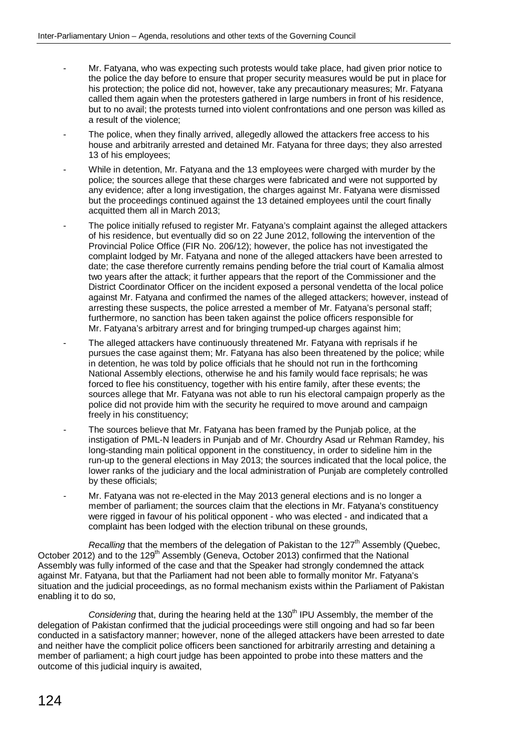- Mr. Fatyana, who was expecting such protests would take place, had given prior notice to the police the day before to ensure that proper security measures would be put in place for his protection; the police did not, however, take any precautionary measures; Mr. Fatyana called them again when the protesters gathered in large numbers in front of his residence, but to no avail; the protests turned into violent confrontations and one person was killed as a result of the violence;
- The police, when they finally arrived, allegedly allowed the attackers free access to his house and arbitrarily arrested and detained Mr. Fatyana for three days; they also arrested 13 of his employees;
- While in detention, Mr. Fatyana and the 13 employees were charged with murder by the police; the sources allege that these charges were fabricated and were not supported by any evidence; after a long investigation, the charges against Mr. Fatyana were dismissed but the proceedings continued against the 13 detained employees until the court finally acquitted them all in March 2013;
- The police initially refused to register Mr. Fatyana's complaint against the alleged attackers of his residence, but eventually did so on 22 June 2012, following the intervention of the Provincial Police Office (FIR No. 206/12); however, the police has not investigated the complaint lodged by Mr. Fatyana and none of the alleged attackers have been arrested to date; the case therefore currently remains pending before the trial court of Kamalia almost two years after the attack; it further appears that the report of the Commissioner and the District Coordinator Officer on the incident exposed a personal vendetta of the local police against Mr. Fatyana and confirmed the names of the alleged attackers; however, instead of arresting these suspects, the police arrested a member of Mr. Fatyana's personal staff; furthermore, no sanction has been taken against the police officers responsible for Mr. Fatyana's arbitrary arrest and for bringing trumped-up charges against him;
- The alleged attackers have continuously threatened Mr. Fatyana with reprisals if he pursues the case against them; Mr. Fatyana has also been threatened by the police; while in detention, he was told by police officials that he should not run in the forthcoming National Assembly elections, otherwise he and his family would face reprisals; he was forced to flee his constituency, together with his entire family, after these events; the sources allege that Mr. Fatyana was not able to run his electoral campaign properly as the police did not provide him with the security he required to move around and campaign freely in his constituency;
- The sources believe that Mr. Fatyana has been framed by the Punjab police, at the instigation of PML-N leaders in Punjab and of Mr. Chourdry Asad ur Rehman Ramdey, his long-standing main political opponent in the constituency, in order to sideline him in the run-up to the general elections in May 2013; the sources indicated that the local police, the lower ranks of the judiciary and the local administration of Punjab are completely controlled by these officials;
- Mr. Fatyana was not re-elected in the May 2013 general elections and is no longer a member of parliament; the sources claim that the elections in Mr. Fatyana's constituency were rigged in favour of his political opponent - who was elected - and indicated that a complaint has been lodged with the election tribunal on these grounds,

*Recalling* that the members of the delegation of Pakistan to the 127th Assembly (Quebec, October 2012) and to the 129th Assembly (Geneva, October 2013) confirmed that the National Assembly was fully informed of the case and that the Speaker had strongly condemned the attack against Mr. Fatyana, but that the Parliament had not been able to formally monitor Mr. Fatyana's situation and the judicial proceedings, as no formal mechanism exists within the Parliament of Pakistan enabling it to do so,

*Considering* that, during the hearing held at the 130th IPU Assembly, the member of the delegation of Pakistan confirmed that the judicial proceedings were still ongoing and had so far been conducted in a satisfactory manner; however, none of the alleged attackers have been arrested to date and neither have the complicit police officers been sanctioned for arbitrarily arresting and detaining a member of parliament; a high court judge has been appointed to probe into these matters and the outcome of this judicial inquiry is awaited,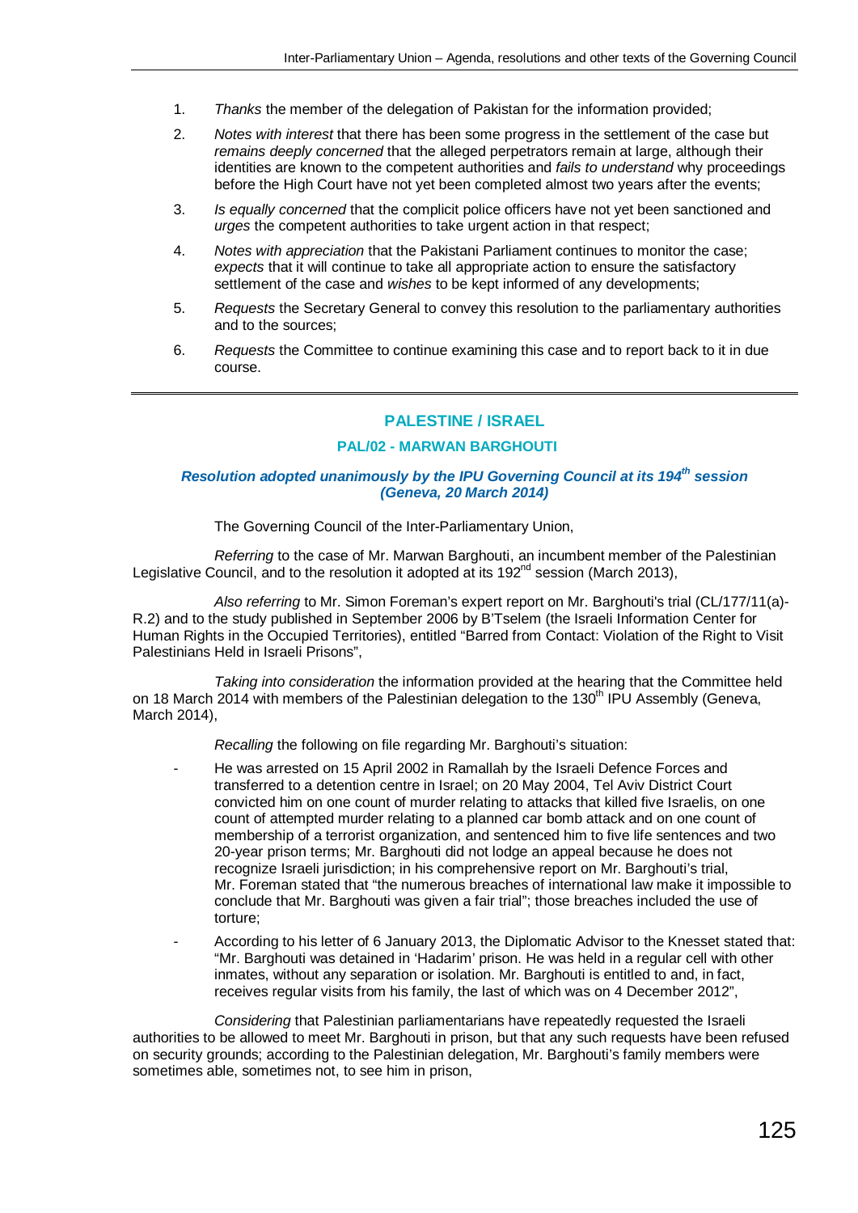1. *Thanks* the member of the delegation of Pakistan for the information provided;

2. *Notes with interest* that there has been some progress in the settlement of the case but *remains deeply concerned* that the alleged perpetrators remain at large, although their identities are known to the competent authorities and *fails to understand* why proceedings before the High Court have not yet been completed almost two years after the events;

3. *Is equally concerned* that the complicit police officers have not yet been sanctioned and *urges* the competent authorities to take urgent action in that respect;

4. *Notes with appreciation* that the Pakistani Parliament continues to monitor the case; *expects* that it will continue to take all appropriate action to ensure the satisfactory settlement of the case and *wishes* to be kept informed of any developments;

5. *Requests* the Secretary General to convey this resolution to the parliamentary authorities and to the sources;

6. *Requests* the Committee to continue examining this case and to report back to it in due course.

---

## PALESTINE / ISRAEL

### PAL/02 - MARWAN BARGHOUTI

***Resolution adopted unanimously by the IPU Governing Council at its 194th session (Geneva, 20 March 2014)***

The Governing Council of the Inter-Parliamentary Union,

*Referring* to the case of Mr. Marwan Barghouti, an incumbent member of the Palestinian Legislative Council, and to the resolution it adopted at its 192nd session (March 2013),

*Also referring* to Mr. Simon Foreman's expert report on Mr. Barghouti's trial (CL/177/11(a)-R.2) and to the study published in September 2006 by B'Tselem (the Israeli Information Center for Human Rights in the Occupied Territories), entitled "Barred from Contact: Violation of the Right to Visit Palestinians Held in Israeli Prisons",

*Taking into consideration* the information provided at the hearing that the Committee held on 18 March 2014 with members of the Palestinian delegation to the 130th IPU Assembly (Geneva, March 2014),

*Recalling* the following on file regarding Mr. Barghouti's situation:

- He was arrested on 15 April 2002 in Ramallah by the Israeli Defence Forces and transferred to a detention centre in Israel; on 20 May 2004, Tel Aviv District Court convicted him on one count of murder relating to attacks that killed five Israelis, on one count of attempted murder relating to a planned car bomb attack and on one count of membership of a terrorist organization, and sentenced him to five life sentences and two 20-year prison terms; Mr. Barghouti did not lodge an appeal because he does not recognize Israeli jurisdiction; in his comprehensive report on Mr. Barghouti's trial, Mr. Foreman stated that "the numerous breaches of international law make it impossible to conclude that Mr. Barghouti was given a fair trial"; those breaches included the use of torture;
- According to his letter of 6 January 2013, the Diplomatic Advisor to the Knesset stated that: "Mr. Barghouti was detained in 'Hadarim' prison. He was held in a regular cell with other inmates, without any separation or isolation. Mr. Barghouti is entitled to and, in fact, receives regular visits from his family, the last of which was on 4 December 2012",

*Considering* that Palestinian parliamentarians have repeatedly requested the Israeli authorities to be allowed to meet Mr. Barghouti in prison, but that any such requests have been refused on security grounds; according to the Palestinian delegation, Mr. Barghouti's family members were sometimes able, sometimes not, to see him in prison,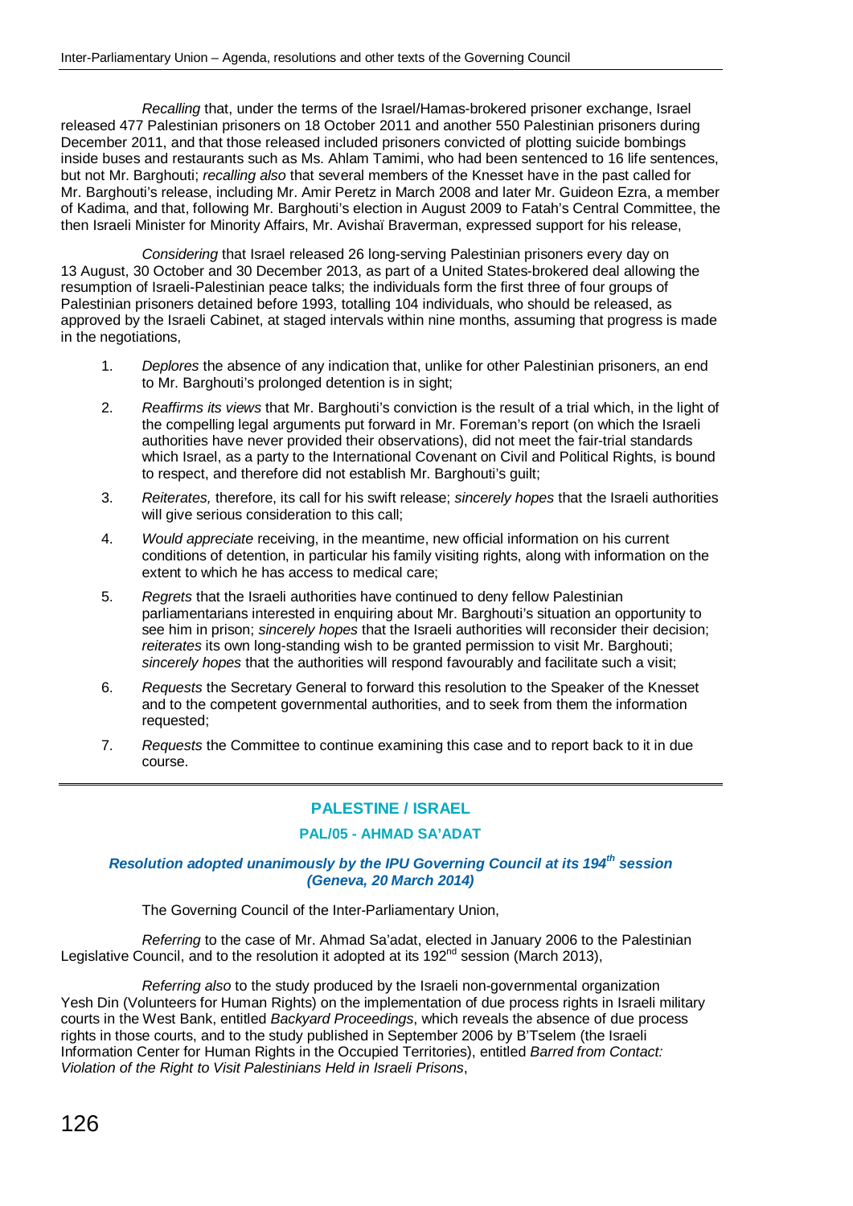*Recalling* that, under the terms of the Israel/Hamas-brokered prisoner exchange, Israel released 477 Palestinian prisoners on 18 October 2011 and another 550 Palestinian prisoners during December 2011, and that those released included prisoners convicted of plotting suicide bombings inside buses and restaurants such as Ms. Ahlam Tamimi, who had been sentenced to 16 life sentences, but not Mr. Barghouti; *recalling also* that several members of the Knesset have in the past called for Mr. Barghouti's release, including Mr. Amir Peretz in March 2008 and later Mr. Guideon Ezra, a member of Kadima, and that, following Mr. Barghouti's election in August 2009 to Fatah's Central Committee, the then Israeli Minister for Minority Affairs, Mr. Avishaï Braverman, expressed support for his release,

*Considering* that Israel released 26 long-serving Palestinian prisoners every day on 13 August, 30 October and 30 December 2013, as part of a United States-brokered deal allowing the resumption of Israeli-Palestinian peace talks; the individuals form the first three of four groups of Palestinian prisoners detained before 1993, totalling 104 individuals, who should be released, as approved by the Israeli Cabinet, at staged intervals within nine months, assuming that progress is made in the negotiations,

1. *Deplores* the absence of any indication that, unlike for other Palestinian prisoners, an end to Mr. Barghouti's prolonged detention is in sight;
2. *Reaffirms its views* that Mr. Barghouti's conviction is the result of a trial which, in the light of the compelling legal arguments put forward in Mr. Foreman's report (on which the Israeli authorities have never provided their observations), did not meet the fair-trial standards which Israel, as a party to the International Covenant on Civil and Political Rights, is bound to respect, and therefore did not establish Mr. Barghouti's guilt;
3. *Reiterates,* therefore, its call for his swift release; *sincerely hopes* that the Israeli authorities will give serious consideration to this call;
4. *Would appreciate* receiving, in the meantime, new official information on his current conditions of detention, in particular his family visiting rights, along with information on the extent to which he has access to medical care;
5. *Regrets* that the Israeli authorities have continued to deny fellow Palestinian parliamentarians interested in enquiring about Mr. Barghouti's situation an opportunity to see him in prison; *sincerely hopes* that the Israeli authorities will reconsider their decision; *reiterates* its own long-standing wish to be granted permission to visit Mr. Barghouti; *sincerely hopes* that the authorities will respond favourably and facilitate such a visit;
6. *Requests* the Secretary General to forward this resolution to the Speaker of the Knesset and to the competent governmental authorities, and to seek from them the information requested;
7. *Requests* the Committee to continue examining this case and to report back to it in due course.

---

## PALESTINE / ISRAEL

### PAL/05 - AHMAD SA'ADAT

***Resolution adopted unanimously by the IPU Governing Council at its 194th session (Geneva, 20 March 2014)***

The Governing Council of the Inter-Parliamentary Union,

*Referring* to the case of Mr. Ahmad Sa'adat, elected in January 2006 to the Palestinian Legislative Council, and to the resolution it adopted at its 192nd session (March 2013),

*Referring also* to the study produced by the Israeli non-governmental organization Yesh Din (Volunteers for Human Rights) on the implementation of due process rights in Israeli military courts in the West Bank, entitled *Backyard Proceedings*, which reveals the absence of due process rights in those courts, and to the study published in September 2006 by B'Tselem (the Israeli Information Center for Human Rights in the Occupied Territories), entitled *Barred from Contact: Violation of the Right to Visit Palestinians Held in Israeli Prisons*,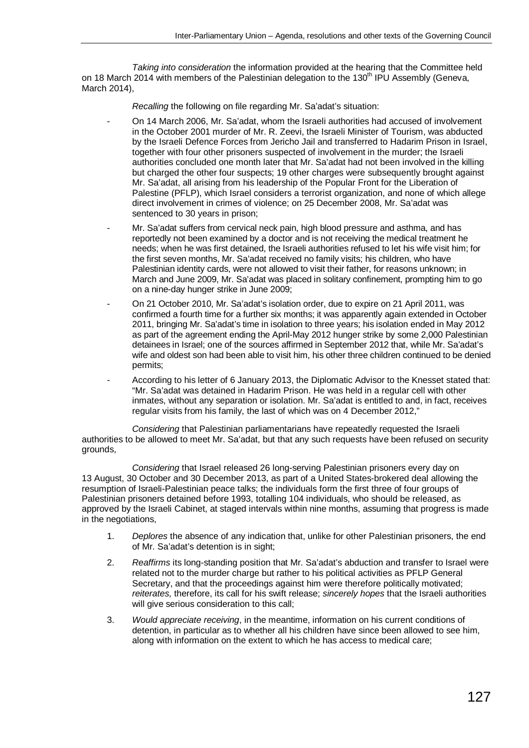*Taking into consideration* the information provided at the hearing that the Committee held on 18 March 2014 with members of the Palestinian delegation to the 130th IPU Assembly (Geneva, March 2014),

*Recalling* the following on file regarding Mr. Sa'adat's situation:

- On 14 March 2006, Mr. Sa'adat, whom the Israeli authorities had accused of involvement in the October 2001 murder of Mr. R. Zeevi, the Israeli Minister of Tourism, was abducted by the Israeli Defence Forces from Jericho Jail and transferred to Hadarim Prison in Israel, together with four other prisoners suspected of involvement in the murder; the Israeli authorities concluded one month later that Mr. Sa'adat had not been involved in the killing but charged the other four suspects; 19 other charges were subsequently brought against Mr. Sa'adat, all arising from his leadership of the Popular Front for the Liberation of Palestine (PFLP), which Israel considers a terrorist organization, and none of which allege direct involvement in crimes of violence; on 25 December 2008, Mr. Sa'adat was sentenced to 30 years in prison;
- Mr. Sa'adat suffers from cervical neck pain, high blood pressure and asthma, and has reportedly not been examined by a doctor and is not receiving the medical treatment he needs; when he was first detained, the Israeli authorities refused to let his wife visit him; for the first seven months, Mr. Sa'adat received no family visits; his children, who have Palestinian identity cards, were not allowed to visit their father, for reasons unknown; in March and June 2009, Mr. Sa'adat was placed in solitary confinement, prompting him to go on a nine-day hunger strike in June 2009;
- On 21 October 2010, Mr. Sa'adat's isolation order, due to expire on 21 April 2011, was confirmed a fourth time for a further six months; it was apparently again extended in October 2011, bringing Mr. Sa'adat's time in isolation to three years; his isolation ended in May 2012 as part of the agreement ending the April-May 2012 hunger strike by some 2,000 Palestinian detainees in Israel; one of the sources affirmed in September 2012 that, while Mr. Sa'adat's wife and oldest son had been able to visit him, his other three children continued to be denied permits;
- According to his letter of 6 January 2013, the Diplomatic Advisor to the Knesset stated that: "Mr. Sa'adat was detained in Hadarim Prison. He was held in a regular cell with other inmates, without any separation or isolation. Mr. Sa'adat is entitled to and, in fact, receives regular visits from his family, the last of which was on 4 December 2012,"

*Considering* that Palestinian parliamentarians have repeatedly requested the Israeli authorities to be allowed to meet Mr. Sa'adat, but that any such requests have been refused on security grounds,

*Considering* that Israel released 26 long-serving Palestinian prisoners every day on 13 August, 30 October and 30 December 2013, as part of a United States-brokered deal allowing the resumption of Israeli-Palestinian peace talks; the individuals form the first three of four groups of Palestinian prisoners detained before 1993, totalling 104 individuals, who should be released, as approved by the Israeli Cabinet, at staged intervals within nine months, assuming that progress is made in the negotiations,

1. *Deplores* the absence of any indication that, unlike for other Palestinian prisoners, the end of Mr. Sa'adat's detention is in sight;
2. *Reaffirms* its long-standing position that Mr. Sa'adat's abduction and transfer to Israel were related not to the murder charge but rather to his political activities as PFLP General Secretary, and that the proceedings against him were therefore politically motivated; *reiterates,* therefore, its call for his swift release; *sincerely hopes* that the Israeli authorities will give serious consideration to this call;
3. *Would appreciate receiving*, in the meantime, information on his current conditions of detention, in particular as to whether all his children have since been allowed to see him, along with information on the extent to which he has access to medical care;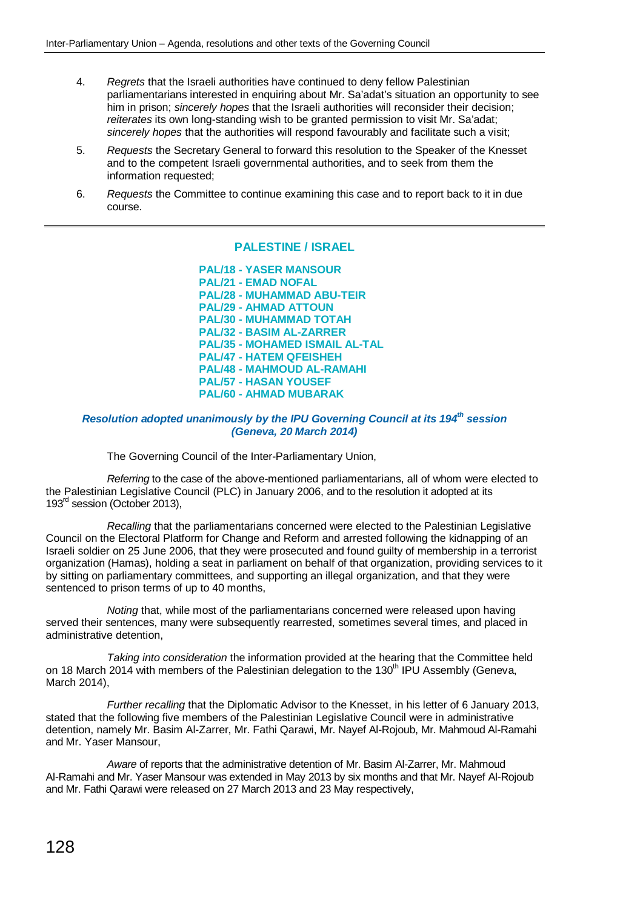4. *Regrets* that the Israeli authorities have continued to deny fellow Palestinian parliamentarians interested in enquiring about Mr. Sa'adat's situation an opportunity to see him in prison; *sincerely hopes* that the Israeli authorities will reconsider their decision; *reiterates* its own long-standing wish to be granted permission to visit Mr. Sa'adat; *sincerely hopes* that the authorities will respond favourably and facilitate such a visit;

5. *Requests* the Secretary General to forward this resolution to the Speaker of the Knesset and to the competent Israeli governmental authorities, and to seek from them the information requested;

6. *Requests* the Committee to continue examining this case and to report back to it in due course.

---

## PALESTINE / ISRAEL

**PAL/18 - YASER MANSOUR**
**PAL/21 - EMAD NOFAL**
**PAL/28 - MUHAMMAD ABU-TEIR**
**PAL/29 - AHMAD ATTOUN**
**PAL/30 - MUHAMMAD TOTAH**
**PAL/32 - BASIM AL-ZARRER**
**PAL/35 - MOHAMED ISMAIL AL-TAL**
**PAL/47 - HATEM QFEISHEH**
**PAL/48 - MAHMOUD AL-RAMAHI**
**PAL/57 - HASAN YOUSEF**
**PAL/60 - AHMAD MUBARAK**

***Resolution adopted unanimously by the IPU Governing Council at its 194th session (Geneva, 20 March 2014)***

The Governing Council of the Inter-Parliamentary Union,

*Referring* to the case of the above-mentioned parliamentarians, all of whom were elected to the Palestinian Legislative Council (PLC) in January 2006, and to the resolution it adopted at its 193rd session (October 2013),

*Recalling* that the parliamentarians concerned were elected to the Palestinian Legislative Council on the Electoral Platform for Change and Reform and arrested following the kidnapping of an Israeli soldier on 25 June 2006, that they were prosecuted and found guilty of membership in a terrorist organization (Hamas), holding a seat in parliament on behalf of that organization, providing services to it by sitting on parliamentary committees, and supporting an illegal organization, and that they were sentenced to prison terms of up to 40 months,

*Noting* that, while most of the parliamentarians concerned were released upon having served their sentences, many were subsequently rearrested, sometimes several times, and placed in administrative detention,

*Taking into consideration* the information provided at the hearing that the Committee held on 18 March 2014 with members of the Palestinian delegation to the 130th IPU Assembly (Geneva, March 2014),

*Further recalling* that the Diplomatic Advisor to the Knesset, in his letter of 6 January 2013, stated that the following five members of the Palestinian Legislative Council were in administrative detention, namely Mr. Basim Al-Zarrer, Mr. Fathi Qarawi, Mr. Nayef Al-Rojoub, Mr. Mahmoud Al-Ramahi and Mr. Yaser Mansour,

*Aware* of reports that the administrative detention of Mr. Basim Al-Zarrer, Mr. Mahmoud Al-Ramahi and Mr. Yaser Mansour was extended in May 2013 by six months and that Mr. Nayef Al-Rojoub and Mr. Fathi Qarawi were released on 27 March 2013 and 23 May respectively,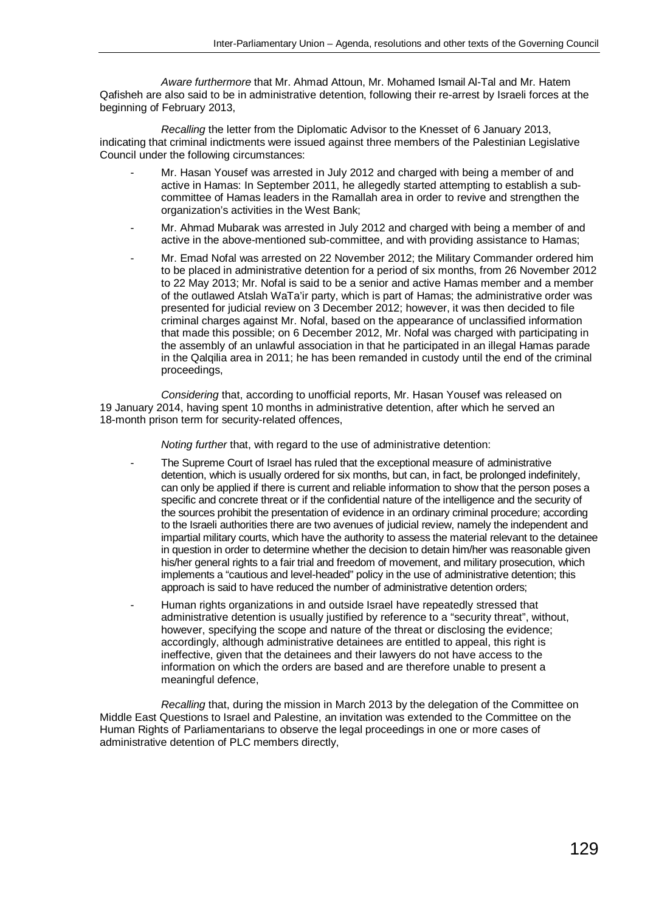*Aware furthermore* that Mr. Ahmad Attoun, Mr. Mohamed Ismail Al-Tal and Mr. Hatem Qafisheh are also said to be in administrative detention, following their re-arrest by Israeli forces at the beginning of February 2013,

*Recalling* the letter from the Diplomatic Advisor to the Knesset of 6 January 2013, indicating that criminal indictments were issued against three members of the Palestinian Legislative Council under the following circumstances:

- Mr. Hasan Yousef was arrested in July 2012 and charged with being a member of and active in Hamas: In September 2011, he allegedly started attempting to establish a sub-committee of Hamas leaders in the Ramallah area in order to revive and strengthen the organization's activities in the West Bank;
- Mr. Ahmad Mubarak was arrested in July 2012 and charged with being a member of and active in the above-mentioned sub-committee, and with providing assistance to Hamas;
- Mr. Emad Nofal was arrested on 22 November 2012; the Military Commander ordered him to be placed in administrative detention for a period of six months, from 26 November 2012 to 22 May 2013; Mr. Nofal is said to be a senior and active Hamas member and a member of the outlawed Atslah WaTa'ir party, which is part of Hamas; the administrative order was presented for judicial review on 3 December 2012; however, it was then decided to file criminal charges against Mr. Nofal, based on the appearance of unclassified information that made this possible; on 6 December 2012, Mr. Nofal was charged with participating in the assembly of an unlawful association in that he participated in an illegal Hamas parade in the Qalqilia area in 2011; he has been remanded in custody until the end of the criminal proceedings,

*Considering* that, according to unofficial reports, Mr. Hasan Yousef was released on 19 January 2014, having spent 10 months in administrative detention, after which he served an 18-month prison term for security-related offences,

*Noting further* that, with regard to the use of administrative detention:

- The Supreme Court of Israel has ruled that the exceptional measure of administrative detention, which is usually ordered for six months, but can, in fact, be prolonged indefinitely, can only be applied if there is current and reliable information to show that the person poses a specific and concrete threat or if the confidential nature of the intelligence and the security of the sources prohibit the presentation of evidence in an ordinary criminal procedure; according to the Israeli authorities there are two avenues of judicial review, namely the independent and impartial military courts, which have the authority to assess the material relevant to the detainee in question in order to determine whether the decision to detain him/her was reasonable given his/her general rights to a fair trial and freedom of movement, and military prosecution, which implements a "cautious and level-headed" policy in the use of administrative detention; this approach is said to have reduced the number of administrative detention orders;
- Human rights organizations in and outside Israel have repeatedly stressed that administrative detention is usually justified by reference to a "security threat", without, however, specifying the scope and nature of the threat or disclosing the evidence; accordingly, although administrative detainees are entitled to appeal, this right is ineffective, given that the detainees and their lawyers do not have access to the information on which the orders are based and are therefore unable to present a meaningful defence,

*Recalling* that, during the mission in March 2013 by the delegation of the Committee on Middle East Questions to Israel and Palestine, an invitation was extended to the Committee on the Human Rights of Parliamentarians to observe the legal proceedings in one or more cases of administrative detention of PLC members directly,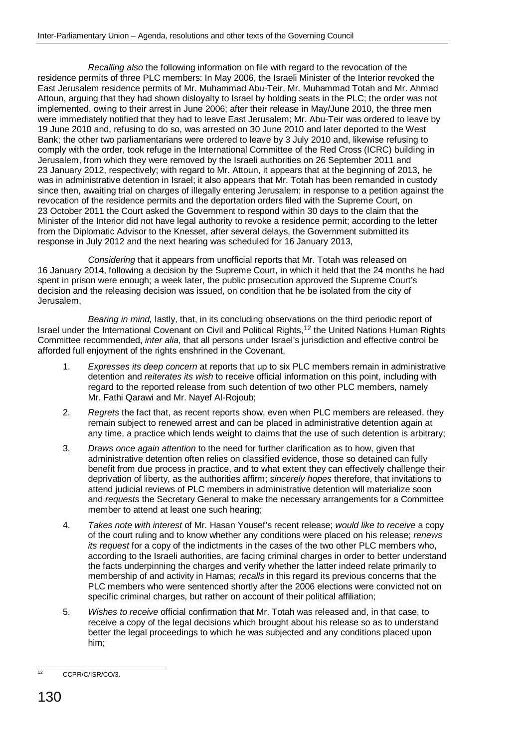*Recalling also* the following information on file with regard to the revocation of the residence permits of three PLC members: In May 2006, the Israeli Minister of the Interior revoked the East Jerusalem residence permits of Mr. Muhammad Abu-Teir, Mr. Muhammad Totah and Mr. Ahmad Attoun, arguing that they had shown disloyalty to Israel by holding seats in the PLC; the order was not implemented, owing to their arrest in June 2006; after their release in May/June 2010, the three men were immediately notified that they had to leave East Jerusalem; Mr. Abu-Teir was ordered to leave by 19 June 2010 and, refusing to do so, was arrested on 30 June 2010 and later deported to the West Bank; the other two parliamentarians were ordered to leave by 3 July 2010 and, likewise refusing to comply with the order, took refuge in the International Committee of the Red Cross (ICRC) building in Jerusalem, from which they were removed by the Israeli authorities on 26 September 2011 and 23 January 2012, respectively; with regard to Mr. Attoun, it appears that at the beginning of 2013, he was in administrative detention in Israel; it also appears that Mr. Totah has been remanded in custody since then, awaiting trial on charges of illegally entering Jerusalem; in response to a petition against the revocation of the residence permits and the deportation orders filed with the Supreme Court, on 23 October 2011 the Court asked the Government to respond within 30 days to the claim that the Minister of the Interior did not have legal authority to revoke a residence permit; according to the letter from the Diplomatic Advisor to the Knesset, after several delays, the Government submitted its response in July 2012 and the next hearing was scheduled for 16 January 2013,

*Considering* that it appears from unofficial reports that Mr. Totah was released on 16 January 2014, following a decision by the Supreme Court, in which it held that the 24 months he had spent in prison were enough; a week later, the public prosecution approved the Supreme Court's decision and the releasing decision was issued, on condition that he be isolated from the city of Jerusalem,

*Bearing in mind,* lastly, that, in its concluding observations on the third periodic report of Israel under the International Covenant on Civil and Political Rights,[12] the United Nations Human Rights Committee recommended, *inter alia*, that all persons under Israel's jurisdiction and effective control be afforded full enjoyment of the rights enshrined in the Covenant,

1. *Expresses its deep concern* at reports that up to six PLC members remain in administrative detention and *reiterates its wish* to receive official information on this point, including with regard to the reported release from such detention of two other PLC members, namely Mr. Fathi Qarawi and Mr. Nayef Al-Rojoub;
2. *Regrets* the fact that, as recent reports show, even when PLC members are released, they remain subject to renewed arrest and can be placed in administrative detention again at any time, a practice which lends weight to claims that the use of such detention is arbitrary;
3. *Draws once again attention* to the need for further clarification as to how, given that administrative detention often relies on classified evidence, those so detained can fully benefit from due process in practice, and to what extent they can effectively challenge their deprivation of liberty, as the authorities affirm; *sincerely hopes* therefore, that invitations to attend judicial reviews of PLC members in administrative detention will materialize soon and *requests* the Secretary General to make the necessary arrangements for a Committee member to attend at least one such hearing;
4. *Takes note with interest* of Mr. Hasan Yousef's recent release; *would like to receive* a copy of the court ruling and to know whether any conditions were placed on his release; *renews its request* for a copy of the indictments in the cases of the two other PLC members who, according to the Israeli authorities, are facing criminal charges in order to better understand the facts underpinning the charges and verify whether the latter indeed relate primarily to membership of and activity in Hamas; *recalls* in this regard its previous concerns that the PLC members who were sentenced shortly after the 2006 elections were convicted not on specific criminal charges, but rather on account of their political affiliation;
5. *Wishes to receive* official confirmation that Mr. Totah was released and, in that case, to receive a copy of the legal decisions which brought about his release so as to understand better the legal proceedings to which he was subjected and any conditions placed upon him;

---

[12] CCPR/C/ISR/CO/3.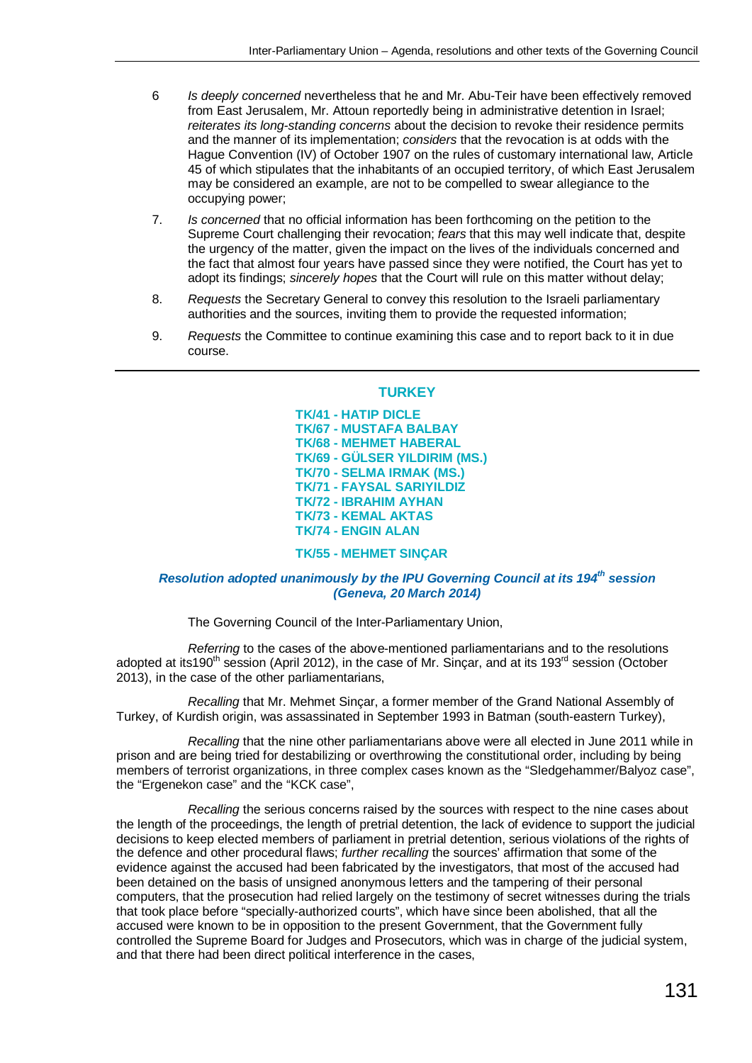6 *Is deeply concerned* nevertheless that he and Mr. Abu-Teir have been effectively removed from East Jerusalem, Mr. Attoun reportedly being in administrative detention in Israel; *reiterates its long-standing concerns* about the decision to revoke their residence permits and the manner of its implementation; *considers* that the revocation is at odds with the Hague Convention (IV) of October 1907 on the rules of customary international law, Article 45 of which stipulates that the inhabitants of an occupied territory, of which East Jerusalem may be considered an example, are not to be compelled to swear allegiance to the occupying power;

7. *Is concerned* that no official information has been forthcoming on the petition to the Supreme Court challenging their revocation; *fears* that this may well indicate that, despite the urgency of the matter, given the impact on the lives of the individuals concerned and the fact that almost four years have passed since they were notified, the Court has yet to adopt its findings; *sincerely hopes* that the Court will rule on this matter without delay;

8. *Requests* the Secretary General to convey this resolution to the Israeli parliamentary authorities and the sources, inviting them to provide the requested information;

9. *Requests* the Committee to continue examining this case and to report back to it in due course.

---

## TURKEY

**TK/41 - HATIP DICLE**
**TK/67 - MUSTAFA BALBAY**
**TK/68 - MEHMET HABERAL**
**TK/69 - GÜLSER YILDIRIM (MS.)**
**TK/70 - SELMA IRMAK (MS.)**
**TK/71 - FAYSAL SARIYILDIZ**
**TK/72 - IBRAHIM AYHAN**
**TK/73 - KEMAL AKTAS**
**TK/74 - ENGIN ALAN**

**TK/55 - MEHMET SINÇAR**

***Resolution adopted unanimously by the IPU Governing Council at its 194th session (Geneva, 20 March 2014)***

The Governing Council of the Inter-Parliamentary Union,

*Referring* to the cases of the above-mentioned parliamentarians and to the resolutions adopted at its190th session (April 2012), in the case of Mr. Sinçar, and at its 193rd session (October 2013), in the case of the other parliamentarians,

*Recalling* that Mr. Mehmet Sinçar, a former member of the Grand National Assembly of Turkey, of Kurdish origin, was assassinated in September 1993 in Batman (south-eastern Turkey),

*Recalling* that the nine other parliamentarians above were all elected in June 2011 while in prison and are being tried for destabilizing or overthrowing the constitutional order, including by being members of terrorist organizations, in three complex cases known as the "Sledgehammer/Balyoz case", the "Ergenekon case" and the "KCK case",

*Recalling* the serious concerns raised by the sources with respect to the nine cases about the length of the proceedings, the length of pretrial detention, the lack of evidence to support the judicial decisions to keep elected members of parliament in pretrial detention, serious violations of the rights of the defence and other procedural flaws; *further recalling* the sources' affirmation that some of the evidence against the accused had been fabricated by the investigators, that most of the accused had been detained on the basis of unsigned anonymous letters and the tampering of their personal computers, that the prosecution had relied largely on the testimony of secret witnesses during the trials that took place before "specially-authorized courts", which have since been abolished, that all the accused were known to be in opposition to the present Government, that the Government fully controlled the Supreme Board for Judges and Prosecutors, which was in charge of the judicial system, and that there had been direct political interference in the cases,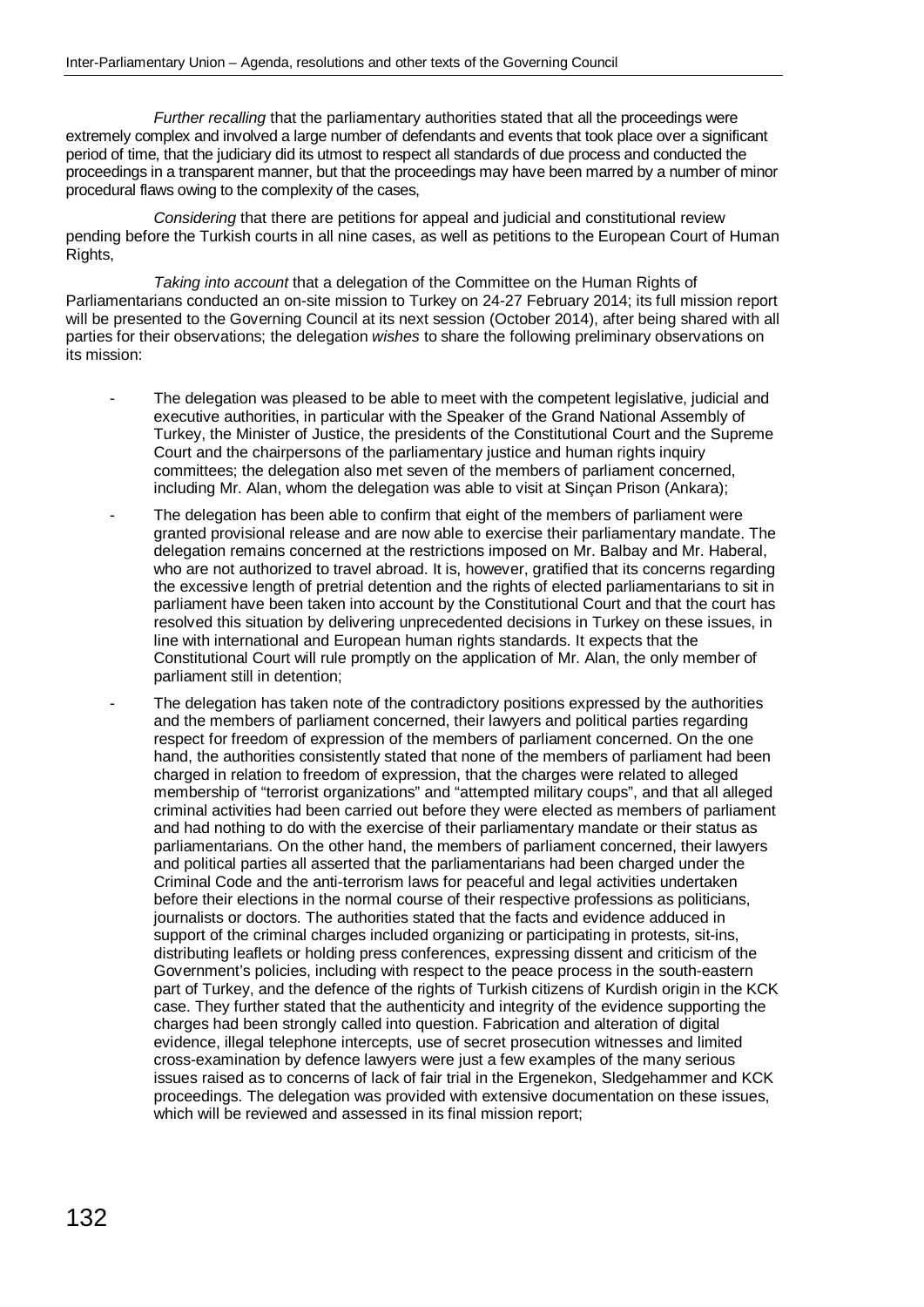*Further recalling* that the parliamentary authorities stated that all the proceedings were extremely complex and involved a large number of defendants and events that took place over a significant period of time, that the judiciary did its utmost to respect all standards of due process and conducted the proceedings in a transparent manner, but that the proceedings may have been marred by a number of minor procedural flaws owing to the complexity of the cases,

*Considering* that there are petitions for appeal and judicial and constitutional review pending before the Turkish courts in all nine cases, as well as petitions to the European Court of Human Rights,

*Taking into account* that a delegation of the Committee on the Human Rights of Parliamentarians conducted an on-site mission to Turkey on 24-27 February 2014; its full mission report will be presented to the Governing Council at its next session (October 2014), after being shared with all parties for their observations; the delegation *wishes* to share the following preliminary observations on its mission:

- The delegation was pleased to be able to meet with the competent legislative, judicial and executive authorities, in particular with the Speaker of the Grand National Assembly of Turkey, the Minister of Justice, the presidents of the Constitutional Court and the Supreme Court and the chairpersons of the parliamentary justice and human rights inquiry committees; the delegation also met seven of the members of parliament concerned, including Mr. Alan, whom the delegation was able to visit at Sinçan Prison (Ankara);
- The delegation has been able to confirm that eight of the members of parliament were granted provisional release and are now able to exercise their parliamentary mandate. The delegation remains concerned at the restrictions imposed on Mr. Balbay and Mr. Haberal, who are not authorized to travel abroad. It is, however, gratified that its concerns regarding the excessive length of pretrial detention and the rights of elected parliamentarians to sit in parliament have been taken into account by the Constitutional Court and that the court has resolved this situation by delivering unprecedented decisions in Turkey on these issues, in line with international and European human rights standards. It expects that the Constitutional Court will rule promptly on the application of Mr. Alan, the only member of parliament still in detention;
- The delegation has taken note of the contradictory positions expressed by the authorities and the members of parliament concerned, their lawyers and political parties regarding respect for freedom of expression of the members of parliament concerned. On the one hand, the authorities consistently stated that none of the members of parliament had been charged in relation to freedom of expression, that the charges were related to alleged membership of "terrorist organizations" and "attempted military coups", and that all alleged criminal activities had been carried out before they were elected as members of parliament and had nothing to do with the exercise of their parliamentary mandate or their status as parliamentarians. On the other hand, the members of parliament concerned, their lawyers and political parties all asserted that the parliamentarians had been charged under the Criminal Code and the anti-terrorism laws for peaceful and legal activities undertaken before their elections in the normal course of their respective professions as politicians, journalists or doctors. The authorities stated that the facts and evidence adduced in support of the criminal charges included organizing or participating in protests, sit-ins, distributing leaflets or holding press conferences, expressing dissent and criticism of the Government's policies, including with respect to the peace process in the south-eastern part of Turkey, and the defence of the rights of Turkish citizens of Kurdish origin in the KCK case. They further stated that the authenticity and integrity of the evidence supporting the charges had been strongly called into question. Fabrication and alteration of digital evidence, illegal telephone intercepts, use of secret prosecution witnesses and limited cross-examination by defence lawyers were just a few examples of the many serious issues raised as to concerns of lack of fair trial in the Ergenekon, Sledgehammer and KCK proceedings. The delegation was provided with extensive documentation on these issues, which will be reviewed and assessed in its final mission report;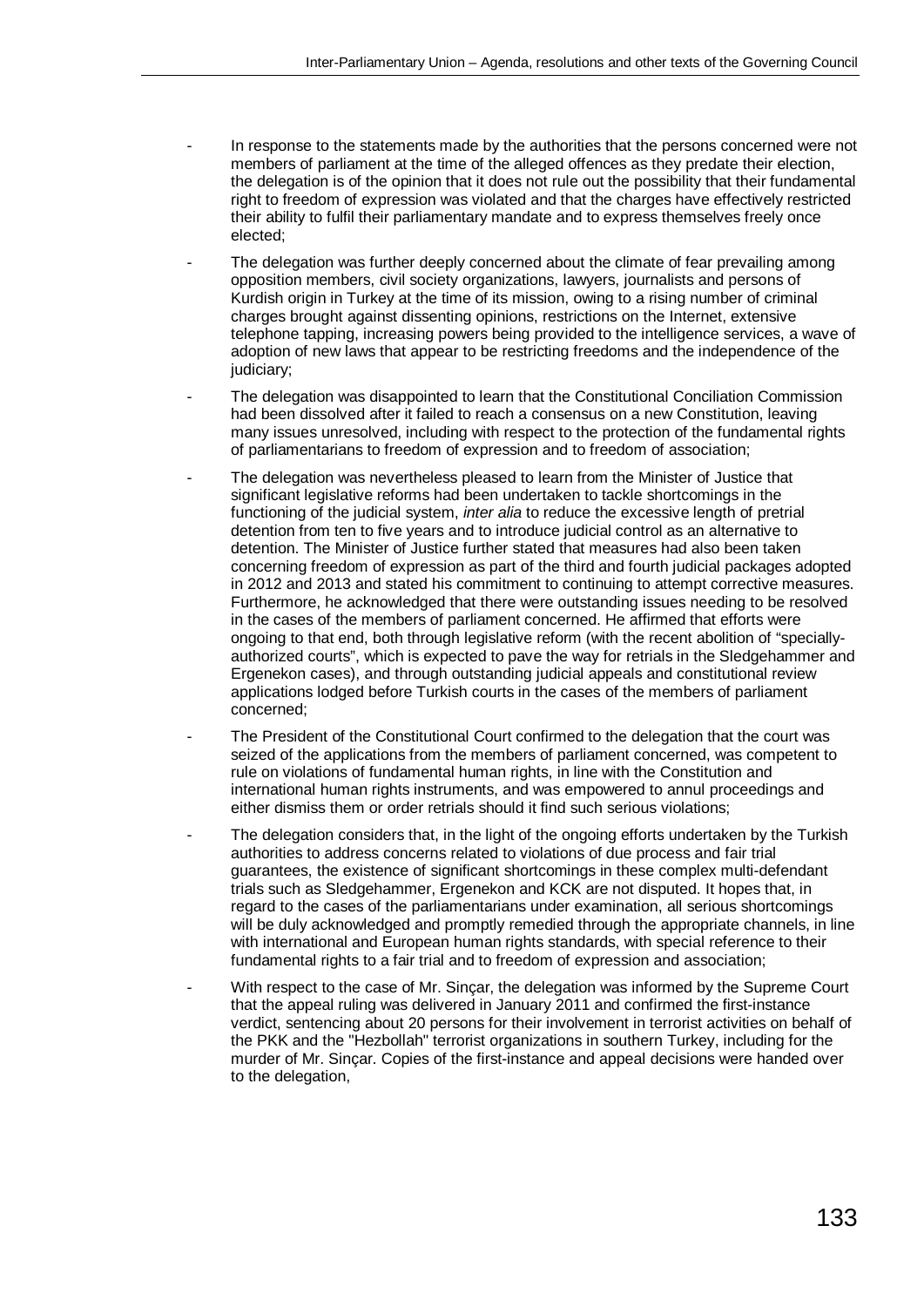- In response to the statements made by the authorities that the persons concerned were not members of parliament at the time of the alleged offences as they predate their election, the delegation is of the opinion that it does not rule out the possibility that their fundamental right to freedom of expression was violated and that the charges have effectively restricted their ability to fulfil their parliamentary mandate and to express themselves freely once elected;
- The delegation was further deeply concerned about the climate of fear prevailing among opposition members, civil society organizations, lawyers, journalists and persons of Kurdish origin in Turkey at the time of its mission, owing to a rising number of criminal charges brought against dissenting opinions, restrictions on the Internet, extensive telephone tapping, increasing powers being provided to the intelligence services, a wave of adoption of new laws that appear to be restricting freedoms and the independence of the judiciary;
- The delegation was disappointed to learn that the Constitutional Conciliation Commission had been dissolved after it failed to reach a consensus on a new Constitution, leaving many issues unresolved, including with respect to the protection of the fundamental rights of parliamentarians to freedom of expression and to freedom of association;
- The delegation was nevertheless pleased to learn from the Minister of Justice that significant legislative reforms had been undertaken to tackle shortcomings in the functioning of the judicial system, *inter alia* to reduce the excessive length of pretrial detention from ten to five years and to introduce judicial control as an alternative to detention. The Minister of Justice further stated that measures had also been taken concerning freedom of expression as part of the third and fourth judicial packages adopted in 2012 and 2013 and stated his commitment to continuing to attempt corrective measures. Furthermore, he acknowledged that there were outstanding issues needing to be resolved in the cases of the members of parliament concerned. He affirmed that efforts were ongoing to that end, both through legislative reform (with the recent abolition of "specially-authorized courts", which is expected to pave the way for retrials in the Sledgehammer and Ergenekon cases), and through outstanding judicial appeals and constitutional review applications lodged before Turkish courts in the cases of the members of parliament concerned;
- The President of the Constitutional Court confirmed to the delegation that the court was seized of the applications from the members of parliament concerned, was competent to rule on violations of fundamental human rights, in line with the Constitution and international human rights instruments, and was empowered to annul proceedings and either dismiss them or order retrials should it find such serious violations;
- The delegation considers that, in the light of the ongoing efforts undertaken by the Turkish authorities to address concerns related to violations of due process and fair trial guarantees, the existence of significant shortcomings in these complex multi-defendant trials such as Sledgehammer, Ergenekon and KCK are not disputed. It hopes that, in regard to the cases of the parliamentarians under examination, all serious shortcomings will be duly acknowledged and promptly remedied through the appropriate channels, in line with international and European human rights standards, with special reference to their fundamental rights to a fair trial and to freedom of expression and association;
- With respect to the case of Mr. Sinçar, the delegation was informed by the Supreme Court that the appeal ruling was delivered in January 2011 and confirmed the first-instance verdict, sentencing about 20 persons for their involvement in terrorist activities on behalf of the PKK and the "Hezbollah" terrorist organizations in southern Turkey, including for the murder of Mr. Sinçar. Copies of the first-instance and appeal decisions were handed over to the delegation,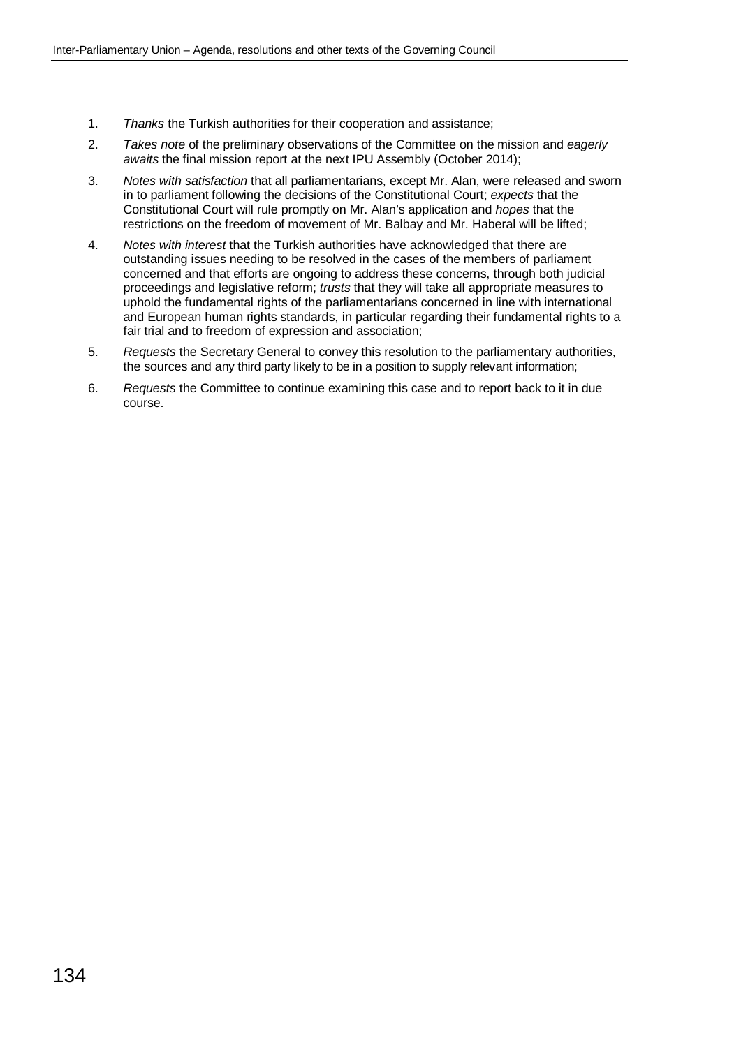1. *Thanks* the Turkish authorities for their cooperation and assistance;
2. *Takes note* of the preliminary observations of the Committee on the mission and *eagerly awaits* the final mission report at the next IPU Assembly (October 2014);
3. *Notes with satisfaction* that all parliamentarians, except Mr. Alan, were released and sworn in to parliament following the decisions of the Constitutional Court; *expects* that the Constitutional Court will rule promptly on Mr. Alan's application and *hopes* that the restrictions on the freedom of movement of Mr. Balbay and Mr. Haberal will be lifted;
4. *Notes with interest* that the Turkish authorities have acknowledged that there are outstanding issues needing to be resolved in the cases of the members of parliament concerned and that efforts are ongoing to address these concerns, through both judicial proceedings and legislative reform; *trusts* that they will take all appropriate measures to uphold the fundamental rights of the parliamentarians concerned in line with international and European human rights standards, in particular regarding their fundamental rights to a fair trial and to freedom of expression and association;
5. *Requests* the Secretary General to convey this resolution to the parliamentary authorities, the sources and any third party likely to be in a position to supply relevant information;
6. *Requests* the Committee to continue examining this case and to report back to it in due course.